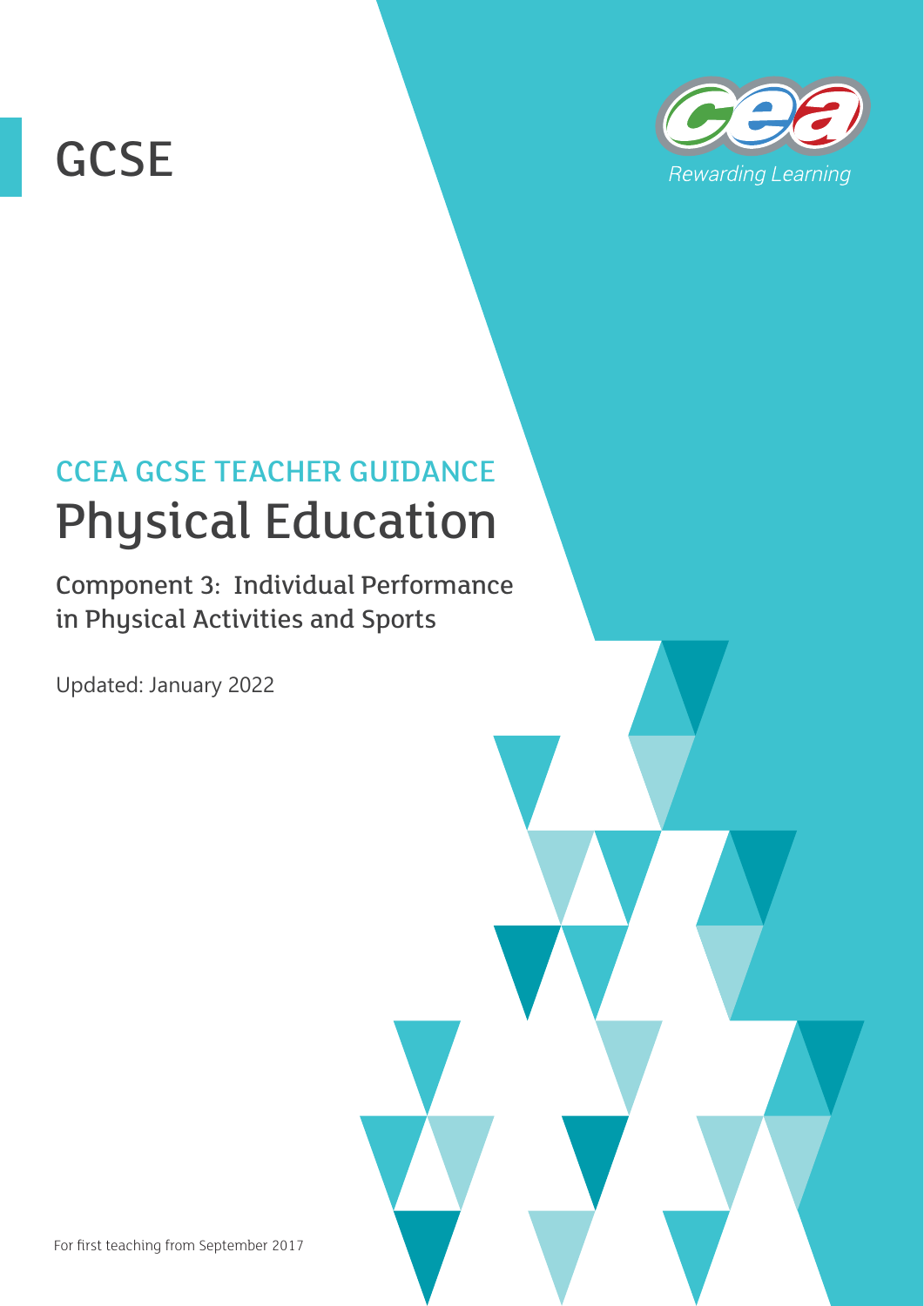GCSE

Rewarding Learning

## CCEA GCSE TEACHER GUIDANCE

# Physical Education

### Component 3: Individual Performance in Physical Activities and Sports

Updated: January 2022

For first teaching from September 2017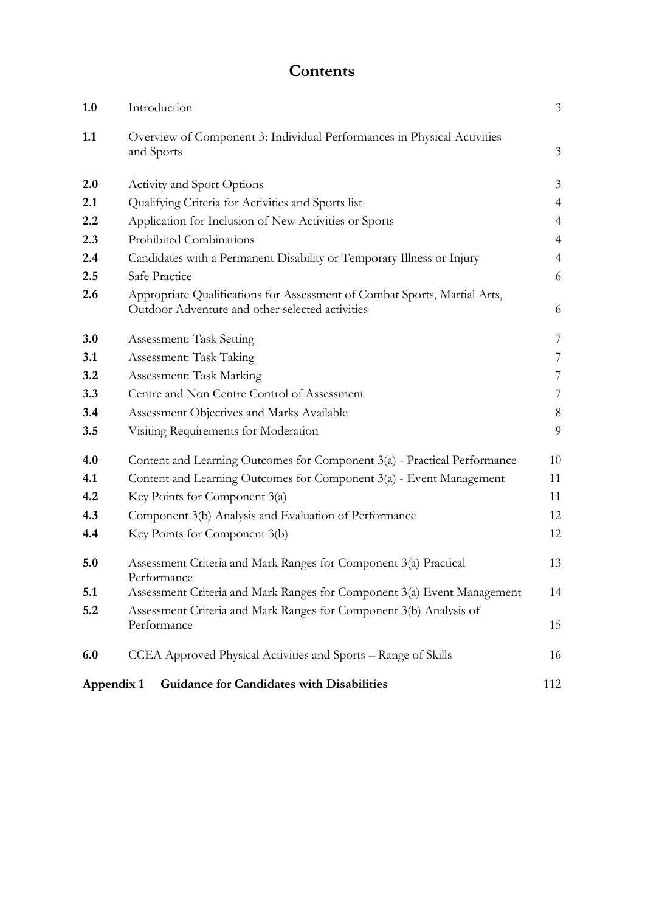# Contents

| | | |
|---|---|---|
| **1.0** | Introduction | 3 |
| **1.1** | Overview of Component 3: Individual Performances in Physical Activities and Sports | 3 |
| **2.0** | Activity and Sport Options | 3 |
| **2.1** | Qualifying Criteria for Activities and Sports list | 4 |
| **2.2** | Application for Inclusion of New Activities or Sports | 4 |
| **2.3** | Prohibited Combinations | 4 |
| **2.4** | Candidates with a Permanent Disability or Temporary Illness or Injury | 4 |
| **2.5** | Safe Practice | 6 |
| **2.6** | Appropriate Qualifications for Assessment of Combat Sports, Martial Arts, Outdoor Adventure and other selected activities | 6 |
| **3.0** | Assessment: Task Setting | 7 |
| **3.1** | Assessment: Task Taking | 7 |
| **3.2** | Assessment: Task Marking | 7 |
| **3.3** | Centre and Non Centre Control of Assessment | 7 |
| **3.4** | Assessment Objectives and Marks Available | 8 |
| **3.5** | Visiting Requirements for Moderation | 9 |
| **4.0** | Content and Learning Outcomes for Component 3(a) - Practical Performance | 10 |
| **4.1** | Content and Learning Outcomes for Component 3(a) - Event Management | 11 |
| **4.2** | Key Points for Component 3(a) | 11 |
| **4.3** | Component 3(b) Analysis and Evaluation of Performance | 12 |
| **4.4** | Key Points for Component 3(b) | 12 |
| **5.0** | Assessment Criteria and Mark Ranges for Component 3(a) Practical Performance | 13 |
| **5.1** | Assessment Criteria and Mark Ranges for Component 3(a) Event Management | 14 |
| **5.2** | Assessment Criteria and Mark Ranges for Component 3(b) Analysis of Performance | 15 |
| **6.0** | CCEA Approved Physical Activities and Sports – Range of Skills | 16 |
| **Appendix 1** | **Guidance for Candidates with Disabilities** | 112 |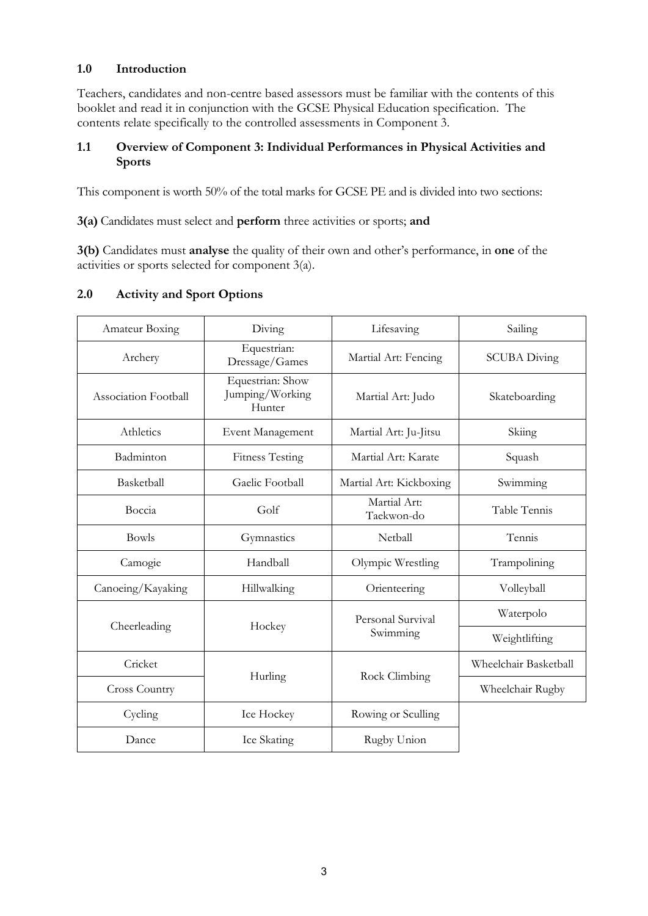## 1.0 Introduction

Teachers, candidates and non-centre based assessors must be familiar with the contents of this booklet and read it in conjunction with the GCSE Physical Education specification. The contents relate specifically to the controlled assessments in Component 3.

### 1.1 Overview of Component 3: Individual Performances in Physical Activities and Sports

This component is worth 50% of the total marks for GCSE PE and is divided into two sections:

**3(a)** Candidates must select and **perform** three activities or sports; **and**

**3(b)** Candidates must **analyse** the quality of their own and other's performance, in **one** of the activities or sports selected for component 3(a).

## 2.0 Activity and Sport Options

| | | | |
|---|---|---|---|
| Amateur Boxing | Diving | Lifesaving | Sailing |
| Archery | Equestrian: Dressage/Games | Martial Art: Fencing | SCUBA Diving |
| Association Football | Equestrian: Show Jumping/Working Hunter | Martial Art: Judo | Skateboarding |
| Athletics | Event Management | Martial Art: Ju-Jitsu | Skiing |
| Badminton | Fitness Testing | Martial Art: Karate | Squash |
| Basketball | Gaelic Football | Martial Art: Kickboxing | Swimming |
| Boccia | Golf | Martial Art: Taekwon-do | Table Tennis |
| Bowls | Gymnastics | Netball | Tennis |
| Camogie | Handball | Olympic Wrestling | Trampolining |
| Canoeing/Kayaking | Hillwalking | Orienteering | Volleyball |
| Cheerleading | Hockey | Personal Survival Swimming | Waterpolo |
| | | | Weightlifting |
| Cricket | Hurling | Rock Climbing | Wheelchair Basketball |
| Cross Country | | | Wheelchair Rugby |
| Cycling | Ice Hockey | Rowing or Sculling | |
| Dance | Ice Skating | Rugby Union | |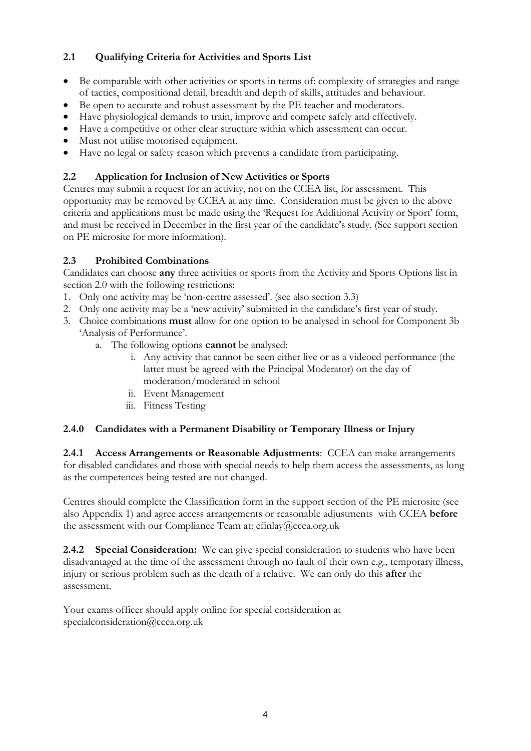## 2.1 Qualifying Criteria for Activities and Sports List

- Be comparable with other activities or sports in terms of: complexity of strategies and range of tactics, compositional detail, breadth and depth of skills, attitudes and behaviour.
- Be open to accurate and robust assessment by the PE teacher and moderators.
- Have physiological demands to train, improve and compete safely and effectively.
- Have a competitive or other clear structure within which assessment can occur.
- Must not utilise motorised equipment.
- Have no legal or safety reason which prevents a candidate from participating.

## 2.2 Application for Inclusion of New Activities or Sports

Centres may submit a request for an activity, not on the CCEA list, for assessment. This opportunity may be removed by CCEA at any time. Consideration must be given to the above criteria and applications must be made using the 'Request for Additional Activity or Sport' form, and must be received in December in the first year of the candidate's study. (See support section on PE microsite for more information).

## 2.3 Prohibited Combinations

Candidates can choose **any** three activities or sports from the Activity and Sports Options list in section 2.0 with the following restrictions:

1. Only one activity may be 'non-centre assessed'. (see also section 3.3)
2. Only one activity may be a 'new activity' submitted in the candidate's first year of study.
3. Choice combinations **must** allow for one option to be analysed in school for Component 3b 'Analysis of Performance'.
   a. The following options **cannot** be analysed:
      i. Any activity that cannot be seen either live or as a videoed performance (the latter must be agreed with the Principal Moderator) on the day of moderation/moderated in school
      ii. Event Management
      iii. Fitness Testing

## 2.4.0 Candidates with a Permanent Disability or Temporary Illness or Injury

**2.4.1 Access Arrangements or Reasonable Adjustments**: CCEA can make arrangements for disabled candidates and those with special needs to help them access the assessments, as long as the competences being tested are not changed.

Centres should complete the Classification form in the support section of the PE microsite (see also Appendix 1) and agree access arrangements or reasonable adjustments with CCEA **before** the assessment with our Compliance Team at: efinlay@ccea.org.uk

**2.4.2 Special Consideration:** We can give special consideration to students who have been disadvantaged at the time of the assessment through no fault of their own e.g., temporary illness, injury or serious problem such as the death of a relative. We can only do this **after** the assessment.

Your exams officer should apply online for special consideration at specialconsideration@ccea.org.uk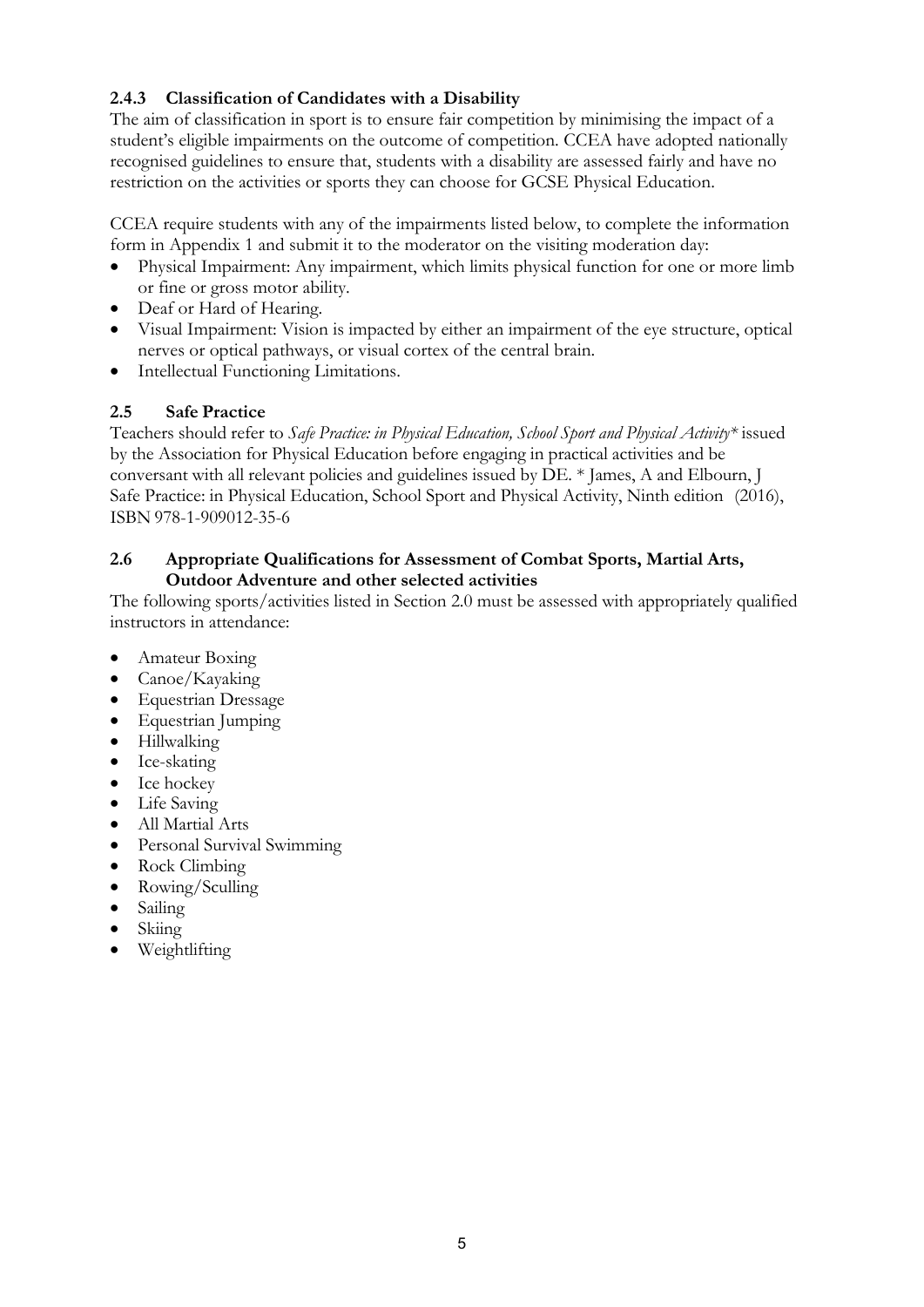### 2.4.3 Classification of Candidates with a Disability

The aim of classification in sport is to ensure fair competition by minimising the impact of a student's eligible impairments on the outcome of competition. CCEA have adopted nationally recognised guidelines to ensure that, students with a disability are assessed fairly and have no restriction on the activities or sports they can choose for GCSE Physical Education.

CCEA require students with any of the impairments listed below, to complete the information form in Appendix 1 and submit it to the moderator on the visiting moderation day:

- Physical Impairment: Any impairment, which limits physical function for one or more limb or fine or gross motor ability.
- Deaf or Hard of Hearing.
- Visual Impairment: Vision is impacted by either an impairment of the eye structure, optical nerves or optical pathways, or visual cortex of the central brain.
- Intellectual Functioning Limitations.

## 2.5 Safe Practice

Teachers should refer to *Safe Practice: in Physical Education, School Sport and Physical Activity** issued by the Association for Physical Education before engaging in practical activities and be conversant with all relevant policies and guidelines issued by DE. * James, A and Elbourn, J Safe Practice: in Physical Education, School Sport and Physical Activity, Ninth edition (2016), ISBN 978-1-909012-35-6

## 2.6 Appropriate Qualifications for Assessment of Combat Sports, Martial Arts, Outdoor Adventure and other selected activities

The following sports/activities listed in Section 2.0 must be assessed with appropriately qualified instructors in attendance:

- Amateur Boxing
- Canoe/Kayaking
- Equestrian Dressage
- Equestrian Jumping
- Hillwalking
- Ice-skating
- Ice hockey
- Life Saving
- All Martial Arts
- Personal Survival Swimming
- Rock Climbing
- Rowing/Sculling
- Sailing
- Skiing
- Weightlifting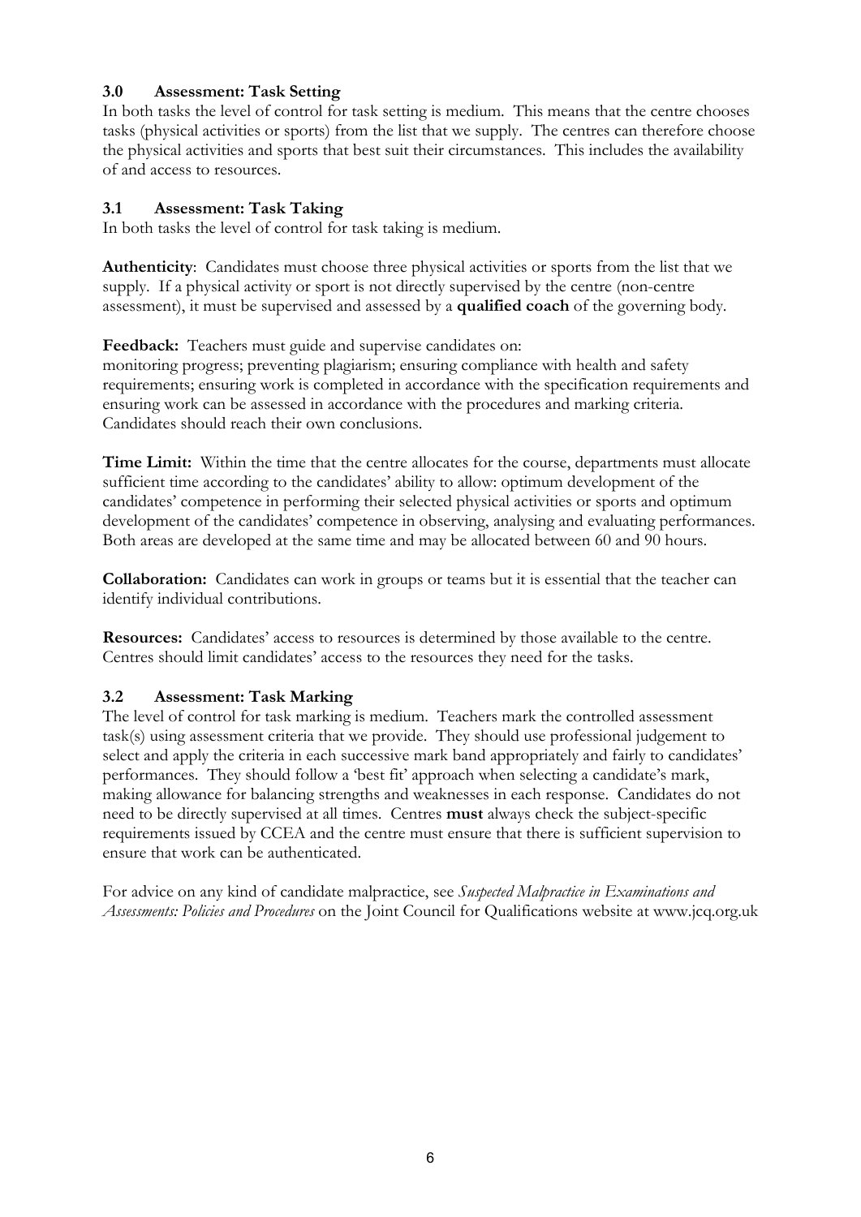### 3.0 Assessment: Task Setting

In both tasks the level of control for task setting is medium. This means that the centre chooses tasks (physical activities or sports) from the list that we supply. The centres can therefore choose the physical activities and sports that best suit their circumstances. This includes the availability of and access to resources.

### 3.1 Assessment: Task Taking

In both tasks the level of control for task taking is medium.

**Authenticity**: Candidates must choose three physical activities or sports from the list that we supply. If a physical activity or sport is not directly supervised by the centre (non-centre assessment), it must be supervised and assessed by a **qualified coach** of the governing body.

**Feedback:** Teachers must guide and supervise candidates on: monitoring progress; preventing plagiarism; ensuring compliance with health and safety requirements; ensuring work is completed in accordance with the specification requirements and ensuring work can be assessed in accordance with the procedures and marking criteria. Candidates should reach their own conclusions.

**Time Limit:** Within the time that the centre allocates for the course, departments must allocate sufficient time according to the candidates' ability to allow: optimum development of the candidates' competence in performing their selected physical activities or sports and optimum development of the candidates' competence in observing, analysing and evaluating performances. Both areas are developed at the same time and may be allocated between 60 and 90 hours.

**Collaboration:** Candidates can work in groups or teams but it is essential that the teacher can identify individual contributions.

**Resources:** Candidates' access to resources is determined by those available to the centre. Centres should limit candidates' access to the resources they need for the tasks.

### 3.2 Assessment: Task Marking

The level of control for task marking is medium. Teachers mark the controlled assessment task(s) using assessment criteria that we provide. They should use professional judgement to select and apply the criteria in each successive mark band appropriately and fairly to candidates' performances. They should follow a 'best fit' approach when selecting a candidate's mark, making allowance for balancing strengths and weaknesses in each response. Candidates do not need to be directly supervised at all times. Centres **must** always check the subject-specific requirements issued by CCEA and the centre must ensure that there is sufficient supervision to ensure that work can be authenticated.

For advice on any kind of candidate malpractice, see *Suspected Malpractice in Examinations and Assessments: Policies and Procedures* on the Joint Council for Qualifications website at www.jcq.org.uk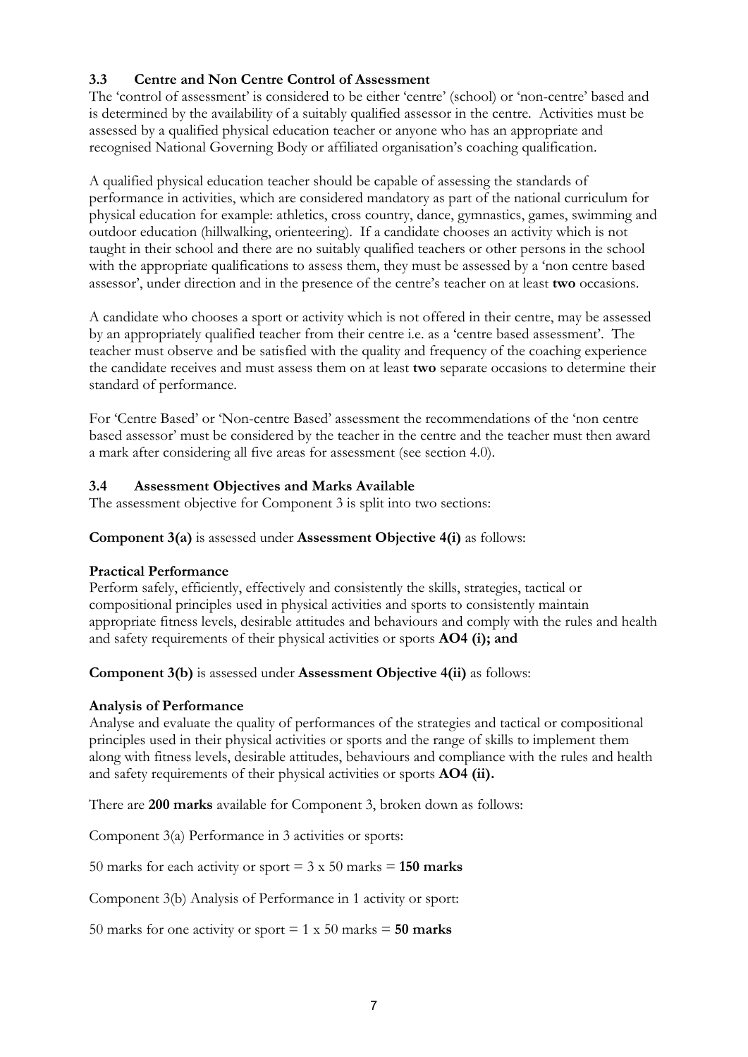### 3.3 Centre and Non Centre Control of Assessment

The 'control of assessment' is considered to be either 'centre' (school) or 'non-centre' based and is determined by the availability of a suitably qualified assessor in the centre. Activities must be assessed by a qualified physical education teacher or anyone who has an appropriate and recognised National Governing Body or affiliated organisation's coaching qualification.

A qualified physical education teacher should be capable of assessing the standards of performance in activities, which are considered mandatory as part of the national curriculum for physical education for example: athletics, cross country, dance, gymnastics, games, swimming and outdoor education (hillwalking, orienteering). If a candidate chooses an activity which is not taught in their school and there are no suitably qualified teachers or other persons in the school with the appropriate qualifications to assess them, they must be assessed by a 'non centre based assessor', under direction and in the presence of the centre's teacher on at least **two** occasions.

A candidate who chooses a sport or activity which is not offered in their centre, may be assessed by an appropriately qualified teacher from their centre i.e. as a 'centre based assessment'. The teacher must observe and be satisfied with the quality and frequency of the coaching experience the candidate receives and must assess them on at least **two** separate occasions to determine their standard of performance.

For 'Centre Based' or 'Non-centre Based' assessment the recommendations of the 'non centre based assessor' must be considered by the teacher in the centre and the teacher must then award a mark after considering all five areas for assessment (see section 4.0).

### 3.4 Assessment Objectives and Marks Available

The assessment objective for Component 3 is split into two sections:

**Component 3(a)** is assessed under **Assessment Objective 4(i)** as follows:

**Practical Performance**

Perform safely, efficiently, effectively and consistently the skills, strategies, tactical or compositional principles used in physical activities and sports to consistently maintain appropriate fitness levels, desirable attitudes and behaviours and comply with the rules and health and safety requirements of their physical activities or sports **AO4 (i); and**

**Component 3(b)** is assessed under **Assessment Objective 4(ii)** as follows:

**Analysis of Performance**

Analyse and evaluate the quality of performances of the strategies and tactical or compositional principles used in their physical activities or sports and the range of skills to implement them along with fitness levels, desirable attitudes, behaviours and compliance with the rules and health and safety requirements of their physical activities or sports **AO4 (ii).**

There are **200 marks** available for Component 3, broken down as follows:

Component 3(a) Performance in 3 activities or sports:

50 marks for each activity or sport = 3 x 50 marks = **150 marks**

Component 3(b) Analysis of Performance in 1 activity or sport:

50 marks for one activity or sport = 1 x 50 marks = **50 marks**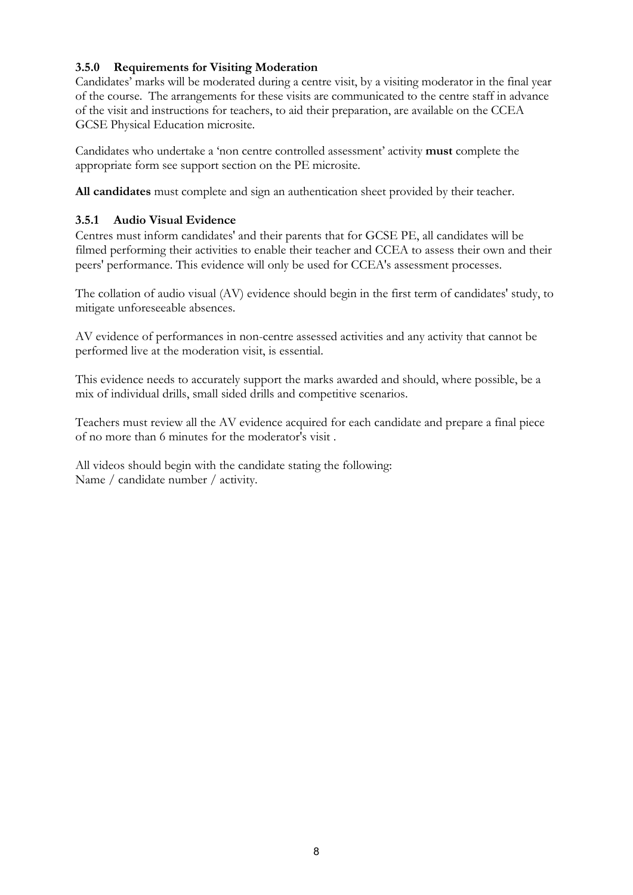### 3.5.0 Requirements for Visiting Moderation

Candidates' marks will be moderated during a centre visit, by a visiting moderator in the final year of the course. The arrangements for these visits are communicated to the centre staff in advance of the visit and instructions for teachers, to aid their preparation, are available on the CCEA GCSE Physical Education microsite.

Candidates who undertake a 'non centre controlled assessment' activity **must** complete the appropriate form see support section on the PE microsite.

**All candidates** must complete and sign an authentication sheet provided by their teacher.

### 3.5.1 Audio Visual Evidence

Centres must inform candidates' and their parents that for GCSE PE, all candidates will be filmed performing their activities to enable their teacher and CCEA to assess their own and their peers' performance. This evidence will only be used for CCEA's assessment processes.

The collation of audio visual (AV) evidence should begin in the first term of candidates' study, to mitigate unforeseeable absences.

AV evidence of performances in non-centre assessed activities and any activity that cannot be performed live at the moderation visit, is essential.

This evidence needs to accurately support the marks awarded and should, where possible, be a mix of individual drills, small sided drills and competitive scenarios.

Teachers must review all the AV evidence acquired for each candidate and prepare a final piece of no more than 6 minutes for the moderator's visit .

All videos should begin with the candidate stating the following:
Name / candidate number / activity.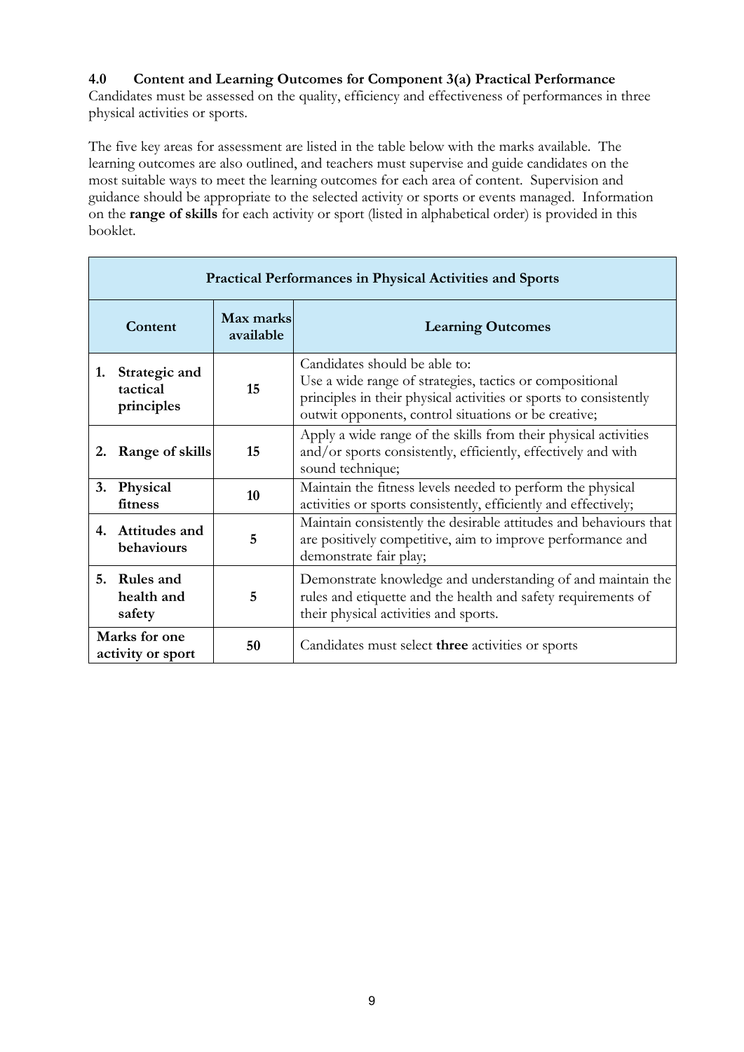### 4.0 Content and Learning Outcomes for Component 3(a) Practical Performance

Candidates must be assessed on the quality, efficiency and effectiveness of performances in three physical activities or sports.

The five key areas for assessment are listed in the table below with the marks available. The learning outcomes are also outlined, and teachers must supervise and guide candidates on the most suitable ways to meet the learning outcomes for each area of content. Supervision and guidance should be appropriate to the selected activity or sports or events managed. Information on the **range of skills** for each activity or sport (listed in alphabetical order) is provided in this booklet.

| **Practical Performances in Physical Activities and Sports** | | |
|---|---|---|
| **Content** | **Max marks available** | **Learning Outcomes** |
| **1. Strategic and tactical principles** | **15** | Candidates should be able to: Use a wide range of strategies, tactics or compositional principles in their physical activities or sports to consistently outwit opponents, control situations or be creative; |
| **2. Range of skills** | **15** | Apply a wide range of the skills from their physical activities and/or sports consistently, efficiently, effectively and with sound technique; |
| **3. Physical fitness** | **10** | Maintain the fitness levels needed to perform the physical activities or sports consistently, efficiently and effectively; |
| **4. Attitudes and behaviours** | **5** | Maintain consistently the desirable attitudes and behaviours that are positively competitive, aim to improve performance and demonstrate fair play; |
| **5. Rules and health and safety** | **5** | Demonstrate knowledge and understanding of and maintain the rules and etiquette and the health and safety requirements of their physical activities and sports. |
| **Marks for one activity or sport** | **50** | Candidates must select **three** activities or sports |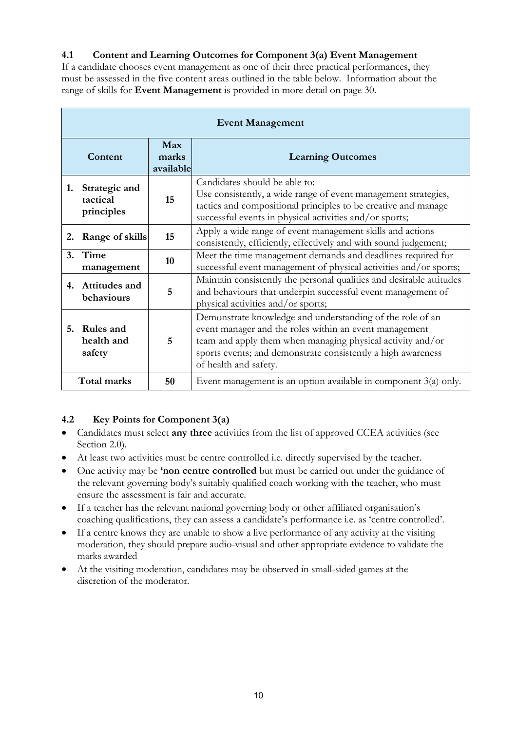### 4.1 Content and Learning Outcomes for Component 3(a) Event Management

If a candidate chooses event management as one of their three practical performances, they must be assessed in the five content areas outlined in the table below. Information about the range of skills for **Event Management** is provided in more detail on page 30.

| **Event Management** | | |
|---|---|---|
| **Content** | **Max marks available** | **Learning Outcomes** |
| **1. Strategic and tactical principles** | **15** | Candidates should be able to: Use consistently, a wide range of event management strategies, tactics and compositional principles to be creative and manage successful events in physical activities and/or sports; |
| **2. Range of skills** | **15** | Apply a wide range of event management skills and actions consistently, efficiently, effectively and with sound judgement; |
| **3. Time management** | **10** | Meet the time management demands and deadlines required for successful event management of physical activities and/or sports; |
| **4. Attitudes and behaviours** | **5** | Maintain consistently the personal qualities and desirable attitudes and behaviours that underpin successful event management of physical activities and/or sports; |
| **5. Rules and health and safety** | **5** | Demonstrate knowledge and understanding of the role of an event manager and the roles within an event management team and apply them when managing physical activity and/or sports events; and demonstrate consistently a high awareness of health and safety. |
| **Total marks** | **50** | Event management is an option available in component 3(a) only. |

### 4.2 Key Points for Component 3(a)

- Candidates must select **any three** activities from the list of approved CCEA activities (see Section 2.0).
- At least two activities must be centre controlled i.e. directly supervised by the teacher.
- One activity may be **'non centre controlled** but must be carried out under the guidance of the relevant governing body's suitably qualified coach working with the teacher, who must ensure the assessment is fair and accurate.
- If a teacher has the relevant national governing body or other affiliated organisation's coaching qualifications, they can assess a candidate's performance i.e. as 'centre controlled'.
- If a centre knows they are unable to show a live performance of any activity at the visiting moderation, they should prepare audio-visual and other appropriate evidence to validate the marks awarded
- At the visiting moderation, candidates may be observed in small-sided games at the discretion of the moderator.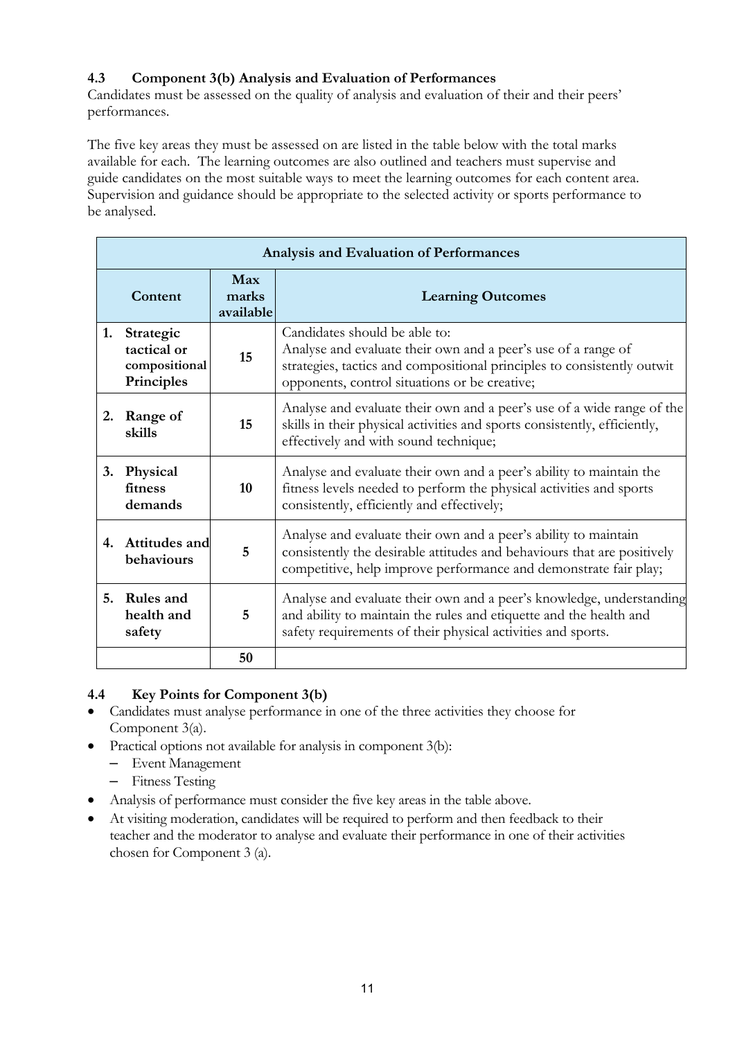### 4.3 Component 3(b) Analysis and Evaluation of Performances

Candidates must be assessed on the quality of analysis and evaluation of their and their peers' performances.

The five key areas they must be assessed on are listed in the table below with the total marks available for each. The learning outcomes are also outlined and teachers must supervise and guide candidates on the most suitable ways to meet the learning outcomes for each content area. Supervision and guidance should be appropriate to the selected activity or sports performance to be analysed.

| **Analysis and Evaluation of Performances** | | |
|---|---|---|
| **Content** | **Max marks available** | **Learning Outcomes** |
| **1. Strategic tactical or compositional Principles** | **15** | Candidates should be able to: Analyse and evaluate their own and a peer's use of a range of strategies, tactics and compositional principles to consistently outwit opponents, control situations or be creative; |
| **2. Range of skills** | **15** | Analyse and evaluate their own and a peer's use of a wide range of the skills in their physical activities and sports consistently, efficiently, effectively and with sound technique; |
| **3. Physical fitness demands** | **10** | Analyse and evaluate their own and a peer's ability to maintain the fitness levels needed to perform the physical activities and sports consistently, efficiently and effectively; |
| **4. Attitudes and behaviours** | **5** | Analyse and evaluate their own and a peer's ability to maintain consistently the desirable attitudes and behaviours that are positively competitive, help improve performance and demonstrate fair play; |
| **5. Rules and health and safety** | **5** | Analyse and evaluate their own and a peer's knowledge, understanding and ability to maintain the rules and etiquette and the health and safety requirements of their physical activities and sports. |
| | **50** | |

### 4.4 Key Points for Component 3(b)

- Candidates must analyse performance in one of the three activities they choose for Component 3(a).
- Practical options not available for analysis in component 3(b):
  - Event Management
  - Fitness Testing
- Analysis of performance must consider the five key areas in the table above.
- At visiting moderation, candidates will be required to perform and then feedback to their teacher and the moderator to analyse and evaluate their performance in one of their activities chosen for Component 3 (a).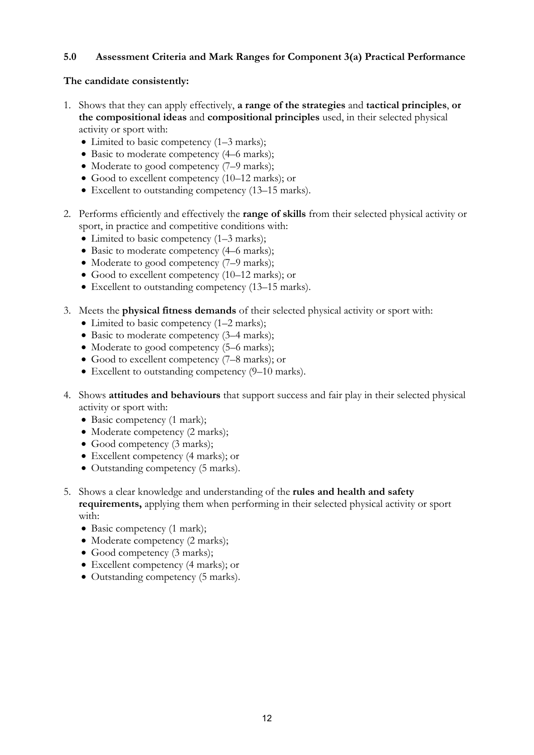## 5.0 Assessment Criteria and Mark Ranges for Component 3(a) Practical Performance

**The candidate consistently:**

1. Shows that they can apply effectively, **a range of the strategies** and **tactical principles**, **or the compositional ideas** and **compositional principles** used, in their selected physical activity or sport with:
   - Limited to basic competency (1–3 marks);
   - Basic to moderate competency (4–6 marks);
   - Moderate to good competency (7–9 marks);
   - Good to excellent competency (10–12 marks); or
   - Excellent to outstanding competency (13–15 marks).

2. Performs efficiently and effectively the **range of skills** from their selected physical activity or sport, in practice and competitive conditions with:
   - Limited to basic competency (1–3 marks);
   - Basic to moderate competency (4–6 marks);
   - Moderate to good competency (7–9 marks);
   - Good to excellent competency (10–12 marks); or
   - Excellent to outstanding competency (13–15 marks).

3. Meets the **physical fitness demands** of their selected physical activity or sport with:
   - Limited to basic competency (1–2 marks);
   - Basic to moderate competency (3–4 marks);
   - Moderate to good competency (5–6 marks);
   - Good to excellent competency (7–8 marks); or
   - Excellent to outstanding competency (9–10 marks).

4. Shows **attitudes and behaviours** that support success and fair play in their selected physical activity or sport with:
   - Basic competency (1 mark);
   - Moderate competency (2 marks);
   - Good competency (3 marks);
   - Excellent competency (4 marks); or
   - Outstanding competency (5 marks).

5. Shows a clear knowledge and understanding of the **rules and health and safety requirements,** applying them when performing in their selected physical activity or sport with:
   - Basic competency (1 mark);
   - Moderate competency (2 marks);
   - Good competency (3 marks);
   - Excellent competency (4 marks); or
   - Outstanding competency (5 marks).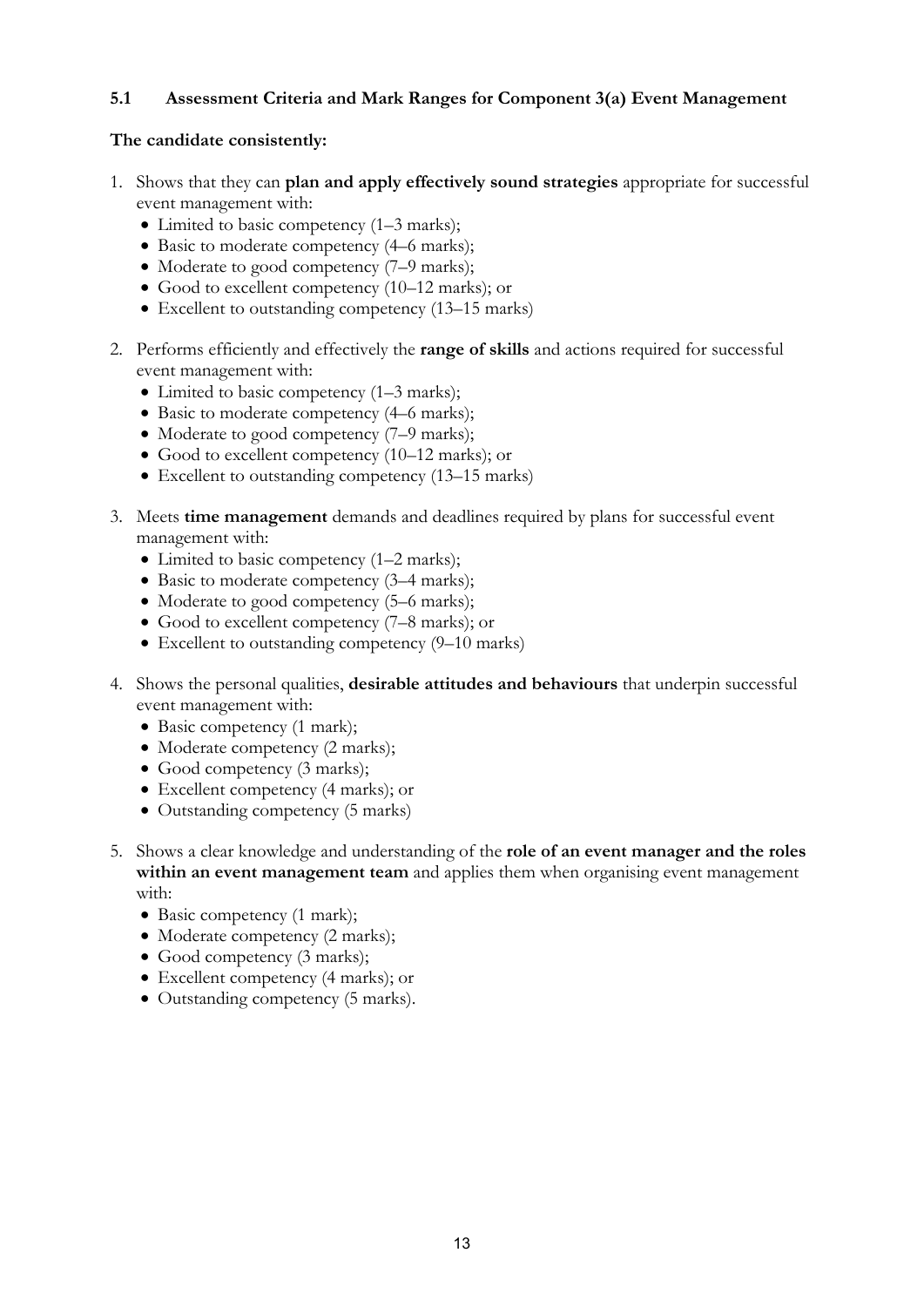### 5.1 Assessment Criteria and Mark Ranges for Component 3(a) Event Management

**The candidate consistently:**

1. Shows that they can **plan and apply effectively sound strategies** appropriate for successful event management with:
   - Limited to basic competency (1–3 marks);
   - Basic to moderate competency (4–6 marks);
   - Moderate to good competency (7–9 marks);
   - Good to excellent competency (10–12 marks); or
   - Excellent to outstanding competency (13–15 marks)

2. Performs efficiently and effectively the **range of skills** and actions required for successful event management with:
   - Limited to basic competency (1–3 marks);
   - Basic to moderate competency (4–6 marks);
   - Moderate to good competency (7–9 marks);
   - Good to excellent competency (10–12 marks); or
   - Excellent to outstanding competency (13–15 marks)

3. Meets **time management** demands and deadlines required by plans for successful event management with:
   - Limited to basic competency (1–2 marks);
   - Basic to moderate competency (3–4 marks);
   - Moderate to good competency (5–6 marks);
   - Good to excellent competency (7–8 marks); or
   - Excellent to outstanding competency (9–10 marks)

4. Shows the personal qualities, **desirable attitudes and behaviours** that underpin successful event management with:
   - Basic competency (1 mark);
   - Moderate competency (2 marks);
   - Good competency (3 marks);
   - Excellent competency (4 marks); or
   - Outstanding competency (5 marks)

5. Shows a clear knowledge and understanding of the **role of an event manager and the roles within an event management team** and applies them when organising event management with:
   - Basic competency (1 mark);
   - Moderate competency (2 marks);
   - Good competency (3 marks);
   - Excellent competency (4 marks); or
   - Outstanding competency (5 marks).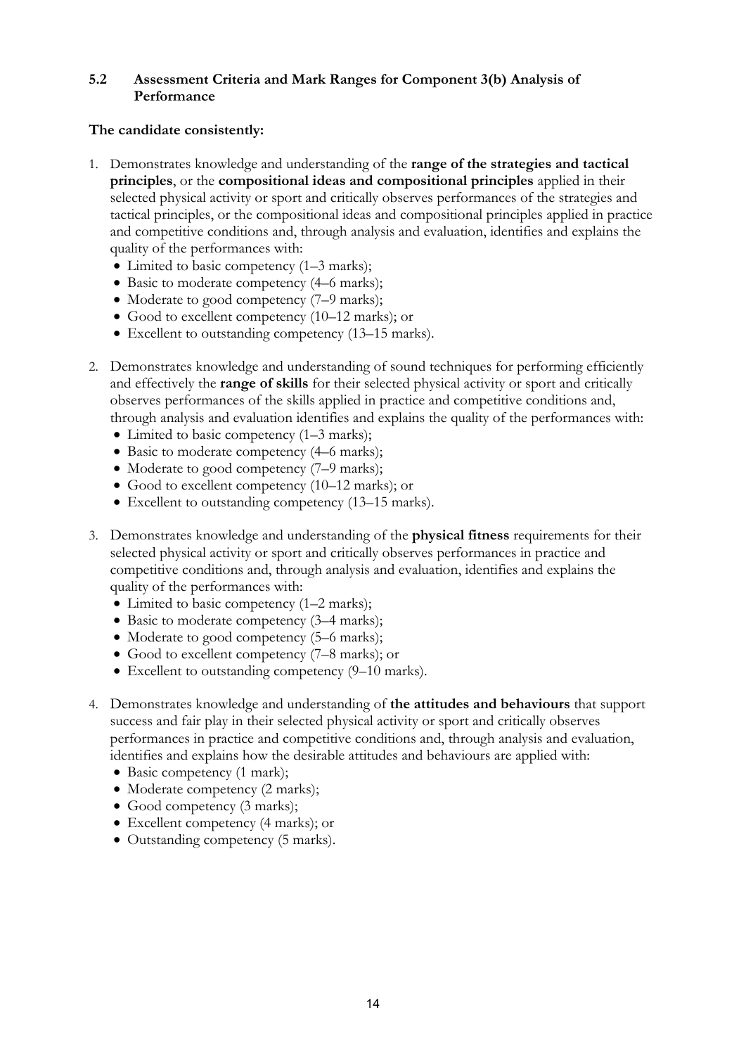### 5.2 Assessment Criteria and Mark Ranges for Component 3(b) Analysis of Performance

**The candidate consistently:**

1. Demonstrates knowledge and understanding of the **range of the strategies and tactical principles**, or the **compositional ideas and compositional principles** applied in their selected physical activity or sport and critically observes performances of the strategies and tactical principles, or the compositional ideas and compositional principles applied in practice and competitive conditions and, through analysis and evaluation, identifies and explains the quality of the performances with:
   - Limited to basic competency (1–3 marks);
   - Basic to moderate competency (4–6 marks);
   - Moderate to good competency (7–9 marks);
   - Good to excellent competency (10–12 marks); or
   - Excellent to outstanding competency (13–15 marks).

2. Demonstrates knowledge and understanding of sound techniques for performing efficiently and effectively the **range of skills** for their selected physical activity or sport and critically observes performances of the skills applied in practice and competitive conditions and, through analysis and evaluation identifies and explains the quality of the performances with:
   - Limited to basic competency (1–3 marks);
   - Basic to moderate competency (4–6 marks);
   - Moderate to good competency (7–9 marks);
   - Good to excellent competency (10–12 marks); or
   - Excellent to outstanding competency (13–15 marks).

3. Demonstrates knowledge and understanding of the **physical fitness** requirements for their selected physical activity or sport and critically observes performances in practice and competitive conditions and, through analysis and evaluation, identifies and explains the quality of the performances with:
   - Limited to basic competency (1–2 marks);
   - Basic to moderate competency (3–4 marks);
   - Moderate to good competency (5–6 marks);
   - Good to excellent competency (7–8 marks); or
   - Excellent to outstanding competency (9–10 marks).

4. Demonstrates knowledge and understanding of **the attitudes and behaviours** that support success and fair play in their selected physical activity or sport and critically observes performances in practice and competitive conditions and, through analysis and evaluation, identifies and explains how the desirable attitudes and behaviours are applied with:
   - Basic competency (1 mark);
   - Moderate competency (2 marks);
   - Good competency (3 marks);
   - Excellent competency (4 marks); or
   - Outstanding competency (5 marks).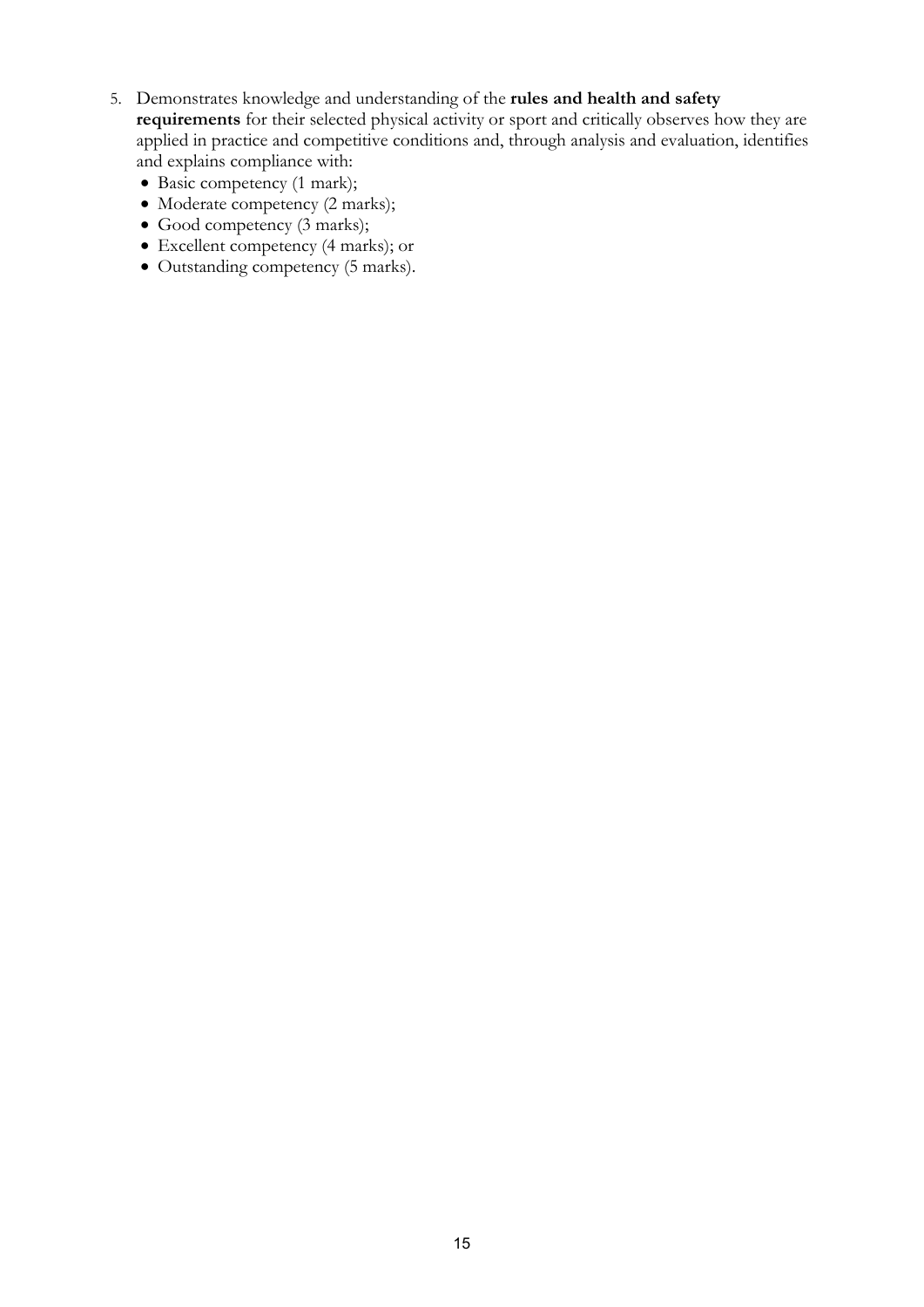5. Demonstrates knowledge and understanding of the **rules and health and safety requirements** for their selected physical activity or sport and critically observes how they are applied in practice and competitive conditions and, through analysis and evaluation, identifies and explains compliance with:
    - Basic competency (1 mark);
    - Moderate competency (2 marks);
    - Good competency (3 marks);
    - Excellent competency (4 marks); or
    - Outstanding competency (5 marks).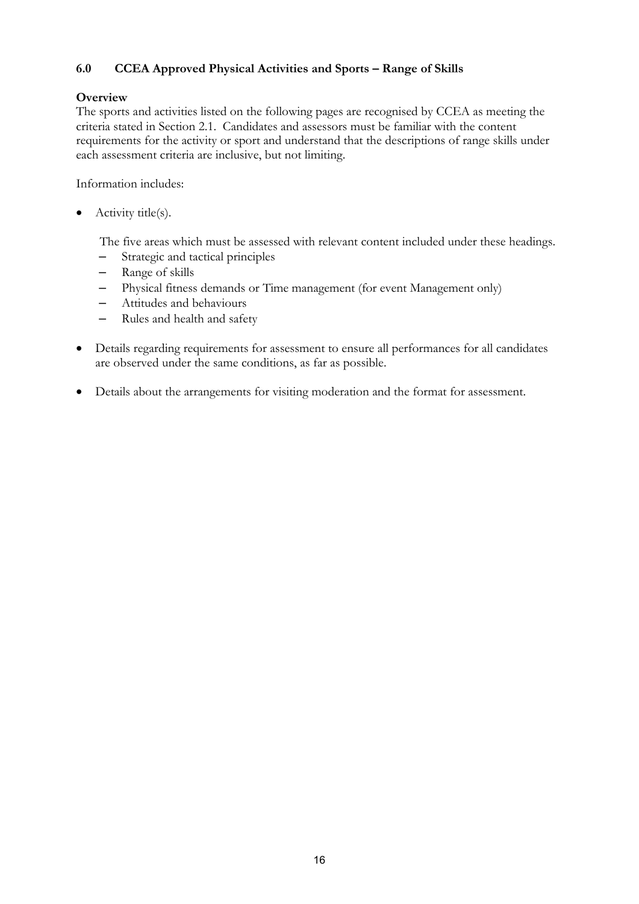## 6.0 CCEA Approved Physical Activities and Sports – Range of Skills

**Overview**

The sports and activities listed on the following pages are recognised by CCEA as meeting the criteria stated in Section 2.1. Candidates and assessors must be familiar with the content requirements for the activity or sport and understand that the descriptions of range skills under each assessment criteria are inclusive, but not limiting.

Information includes:

- Activity title(s).

  The five areas which must be assessed with relevant content included under these headings.
  - Strategic and tactical principles
  - Range of skills
  - Physical fitness demands or Time management (for event Management only)
  - Attitudes and behaviours
  - Rules and health and safety

- Details regarding requirements for assessment to ensure all performances for all candidates are observed under the same conditions, as far as possible.

- Details about the arrangements for visiting moderation and the format for assessment.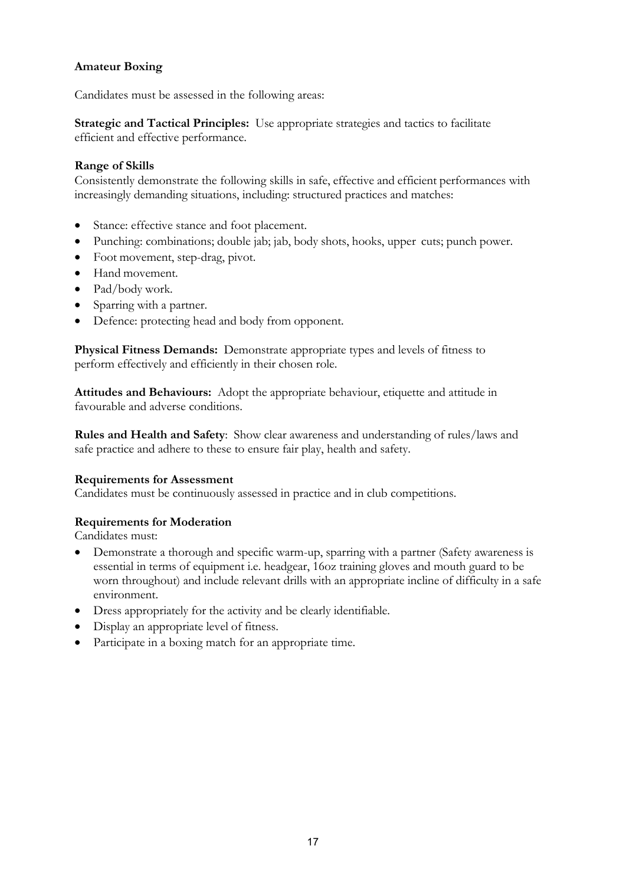**Amateur Boxing**

Candidates must be assessed in the following areas:

**Strategic and Tactical Principles:** Use appropriate strategies and tactics to facilitate efficient and effective performance.

**Range of Skills**
Consistently demonstrate the following skills in safe, effective and efficient performances with increasingly demanding situations, including: structured practices and matches:

- Stance: effective stance and foot placement.
- Punching: combinations; double jab; jab, body shots, hooks, upper cuts; punch power.
- Foot movement, step-drag, pivot.
- Hand movement.
- Pad/body work.
- Sparring with a partner.
- Defence: protecting head and body from opponent.

**Physical Fitness Demands:** Demonstrate appropriate types and levels of fitness to perform effectively and efficiently in their chosen role.

**Attitudes and Behaviours:** Adopt the appropriate behaviour, etiquette and attitude in favourable and adverse conditions.

**Rules and Health and Safety**: Show clear awareness and understanding of rules/laws and safe practice and adhere to these to ensure fair play, health and safety.

**Requirements for Assessment**
Candidates must be continuously assessed in practice and in club competitions.

**Requirements for Moderation**
Candidates must:

- Demonstrate a thorough and specific warm-up, sparring with a partner (Safety awareness is essential in terms of equipment i.e. headgear, 16oz training gloves and mouth guard to be worn throughout) and include relevant drills with an appropriate incline of difficulty in a safe environment.
- Dress appropriately for the activity and be clearly identifiable.
- Display an appropriate level of fitness.
- Participate in a boxing match for an appropriate time.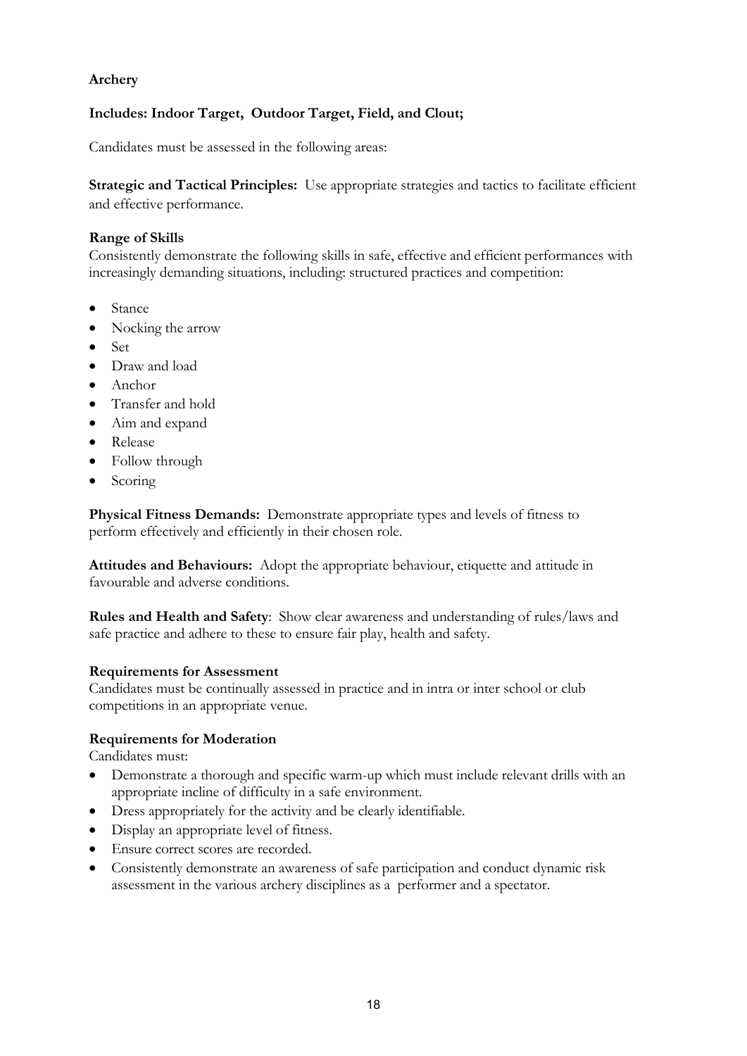## Archery

### Includes: Indoor Target, Outdoor Target, Field, and Clout;

Candidates must be assessed in the following areas:

**Strategic and Tactical Principles:** Use appropriate strategies and tactics to facilitate efficient and effective performance.

**Range of Skills**

Consistently demonstrate the following skills in safe, effective and efficient performances with increasingly demanding situations, including: structured practices and competition:

- Stance
- Nocking the arrow
- Set
- Draw and load
- Anchor
- Transfer and hold
- Aim and expand
- Release
- Follow through
- Scoring

**Physical Fitness Demands:** Demonstrate appropriate types and levels of fitness to perform effectively and efficiently in their chosen role.

**Attitudes and Behaviours:** Adopt the appropriate behaviour, etiquette and attitude in favourable and adverse conditions.

**Rules and Health and Safety**: Show clear awareness and understanding of rules/laws and safe practice and adhere to these to ensure fair play, health and safety.

**Requirements for Assessment**

Candidates must be continually assessed in practice and in intra or inter school or club competitions in an appropriate venue.

**Requirements for Moderation**

Candidates must:

- Demonstrate a thorough and specific warm-up which must include relevant drills with an appropriate incline of difficulty in a safe environment.
- Dress appropriately for the activity and be clearly identifiable.
- Display an appropriate level of fitness.
- Ensure correct scores are recorded.
- Consistently demonstrate an awareness of safe participation and conduct dynamic risk assessment in the various archery disciplines as a performer and a spectator.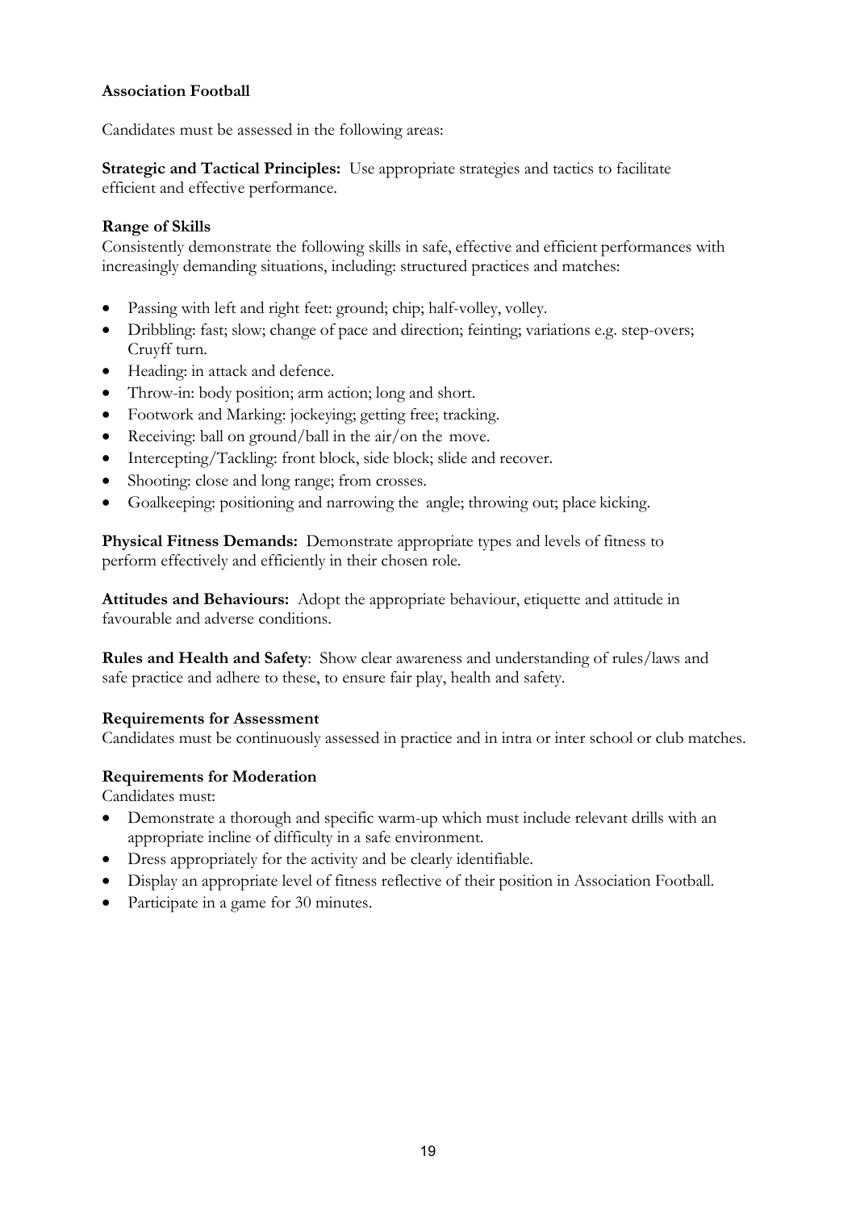**Association Football**

Candidates must be assessed in the following areas:

**Strategic and Tactical Principles:** Use appropriate strategies and tactics to facilitate efficient and effective performance.

**Range of Skills**
Consistently demonstrate the following skills in safe, effective and efficient performances with increasingly demanding situations, including: structured practices and matches:

- Passing with left and right feet: ground; chip; half-volley, volley.
- Dribbling: fast; slow; change of pace and direction; feinting; variations e.g. step-overs; Cruyff turn.
- Heading: in attack and defence.
- Throw-in: body position; arm action; long and short.
- Footwork and Marking: jockeying; getting free; tracking.
- Receiving: ball on ground/ball in the air/on the move.
- Intercepting/Tackling: front block, side block; slide and recover.
- Shooting: close and long range; from crosses.
- Goalkeeping: positioning and narrowing the angle; throwing out; place kicking.

**Physical Fitness Demands:** Demonstrate appropriate types and levels of fitness to perform effectively and efficiently in their chosen role.

**Attitudes and Behaviours:** Adopt the appropriate behaviour, etiquette and attitude in favourable and adverse conditions.

**Rules and Health and Safety**: Show clear awareness and understanding of rules/laws and safe practice and adhere to these, to ensure fair play, health and safety.

**Requirements for Assessment**
Candidates must be continuously assessed in practice and in intra or inter school or club matches.

**Requirements for Moderation**
Candidates must:

- Demonstrate a thorough and specific warm-up which must include relevant drills with an appropriate incline of difficulty in a safe environment.
- Dress appropriately for the activity and be clearly identifiable.
- Display an appropriate level of fitness reflective of their position in Association Football.
- Participate in a game for 30 minutes.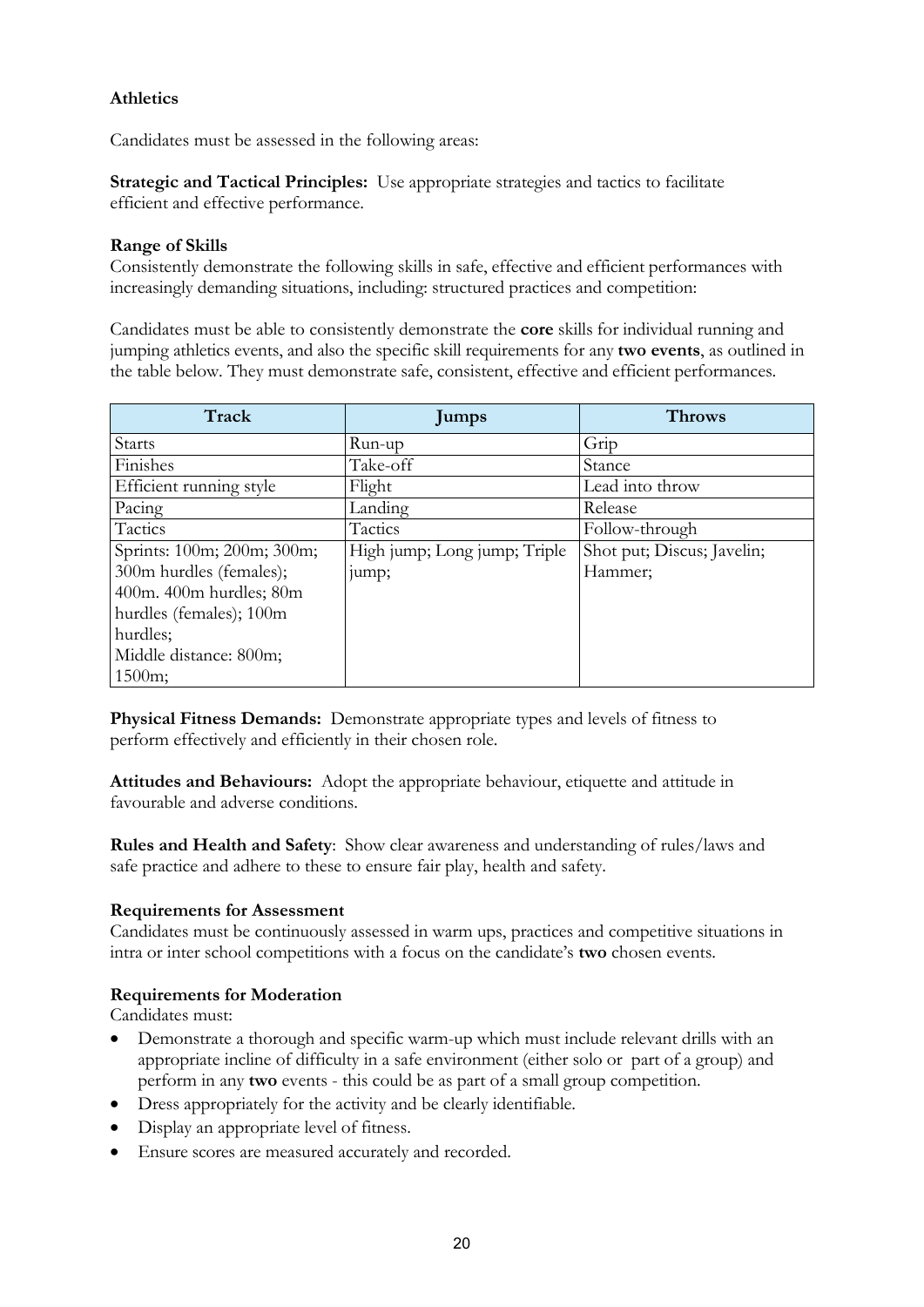**Athletics**

Candidates must be assessed in the following areas:

**Strategic and Tactical Principles:** Use appropriate strategies and tactics to facilitate efficient and effective performance.

**Range of Skills**
Consistently demonstrate the following skills in safe, effective and efficient performances with increasingly demanding situations, including: structured practices and competition:

Candidates must be able to consistently demonstrate the **core** skills for individual running and jumping athletics events, and also the specific skill requirements for any **two events**, as outlined in the table below. They must demonstrate safe, consistent, effective and efficient performances.

| Track | Jumps | Throws |
|---|---|---|
| Starts | Run-up | Grip |
| Finishes | Take-off | Stance |
| Efficient running style | Flight | Lead into throw |
| Pacing | Landing | Release |
| Tactics | Tactics | Follow-through |
| Sprints: 100m; 200m; 300m; 300m hurdles (females); 400m. 400m hurdles; 80m hurdles (females); 100m hurdles; Middle distance: 800m; 1500m; | High jump; Long jump; Triple jump; | Shot put; Discus; Javelin; Hammer; |

**Physical Fitness Demands:** Demonstrate appropriate types and levels of fitness to perform effectively and efficiently in their chosen role.

**Attitudes and Behaviours:** Adopt the appropriate behaviour, etiquette and attitude in favourable and adverse conditions.

**Rules and Health and Safety**: Show clear awareness and understanding of rules/laws and safe practice and adhere to these to ensure fair play, health and safety.

**Requirements for Assessment**
Candidates must be continuously assessed in warm ups, practices and competitive situations in intra or inter school competitions with a focus on the candidate's **two** chosen events.

**Requirements for Moderation**
Candidates must:

- Demonstrate a thorough and specific warm-up which must include relevant drills with an appropriate incline of difficulty in a safe environment (either solo or part of a group) and perform in any **two** events - this could be as part of a small group competition.
- Dress appropriately for the activity and be clearly identifiable.
- Display an appropriate level of fitness.
- Ensure scores are measured accurately and recorded.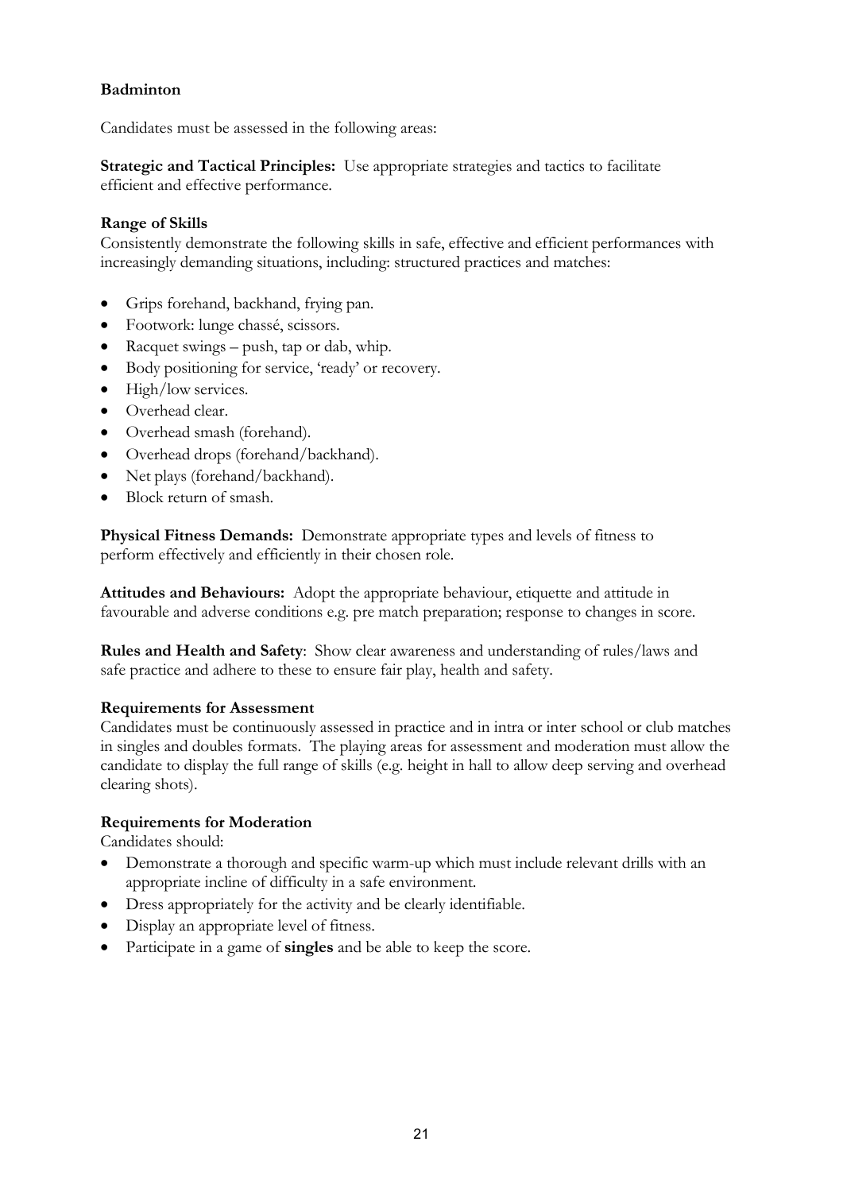**Badminton**

Candidates must be assessed in the following areas:

**Strategic and Tactical Principles:** Use appropriate strategies and tactics to facilitate efficient and effective performance.

**Range of Skills**
Consistently demonstrate the following skills in safe, effective and efficient performances with increasingly demanding situations, including: structured practices and matches:

- Grips forehand, backhand, frying pan.
- Footwork: lunge chassé, scissors.
- Racquet swings – push, tap or dab, whip.
- Body positioning for service, 'ready' or recovery.
- High/low services.
- Overhead clear.
- Overhead smash (forehand).
- Overhead drops (forehand/backhand).
- Net plays (forehand/backhand).
- Block return of smash.

**Physical Fitness Demands:** Demonstrate appropriate types and levels of fitness to perform effectively and efficiently in their chosen role.

**Attitudes and Behaviours:** Adopt the appropriate behaviour, etiquette and attitude in favourable and adverse conditions e.g. pre match preparation; response to changes in score.

**Rules and Health and Safety**: Show clear awareness and understanding of rules/laws and safe practice and adhere to these to ensure fair play, health and safety.

**Requirements for Assessment**
Candidates must be continuously assessed in practice and in intra or inter school or club matches in singles and doubles formats. The playing areas for assessment and moderation must allow the candidate to display the full range of skills (e.g. height in hall to allow deep serving and overhead clearing shots).

**Requirements for Moderation**
Candidates should:

- Demonstrate a thorough and specific warm-up which must include relevant drills with an appropriate incline of difficulty in a safe environment.
- Dress appropriately for the activity and be clearly identifiable.
- Display an appropriate level of fitness.
- Participate in a game of **singles** and be able to keep the score.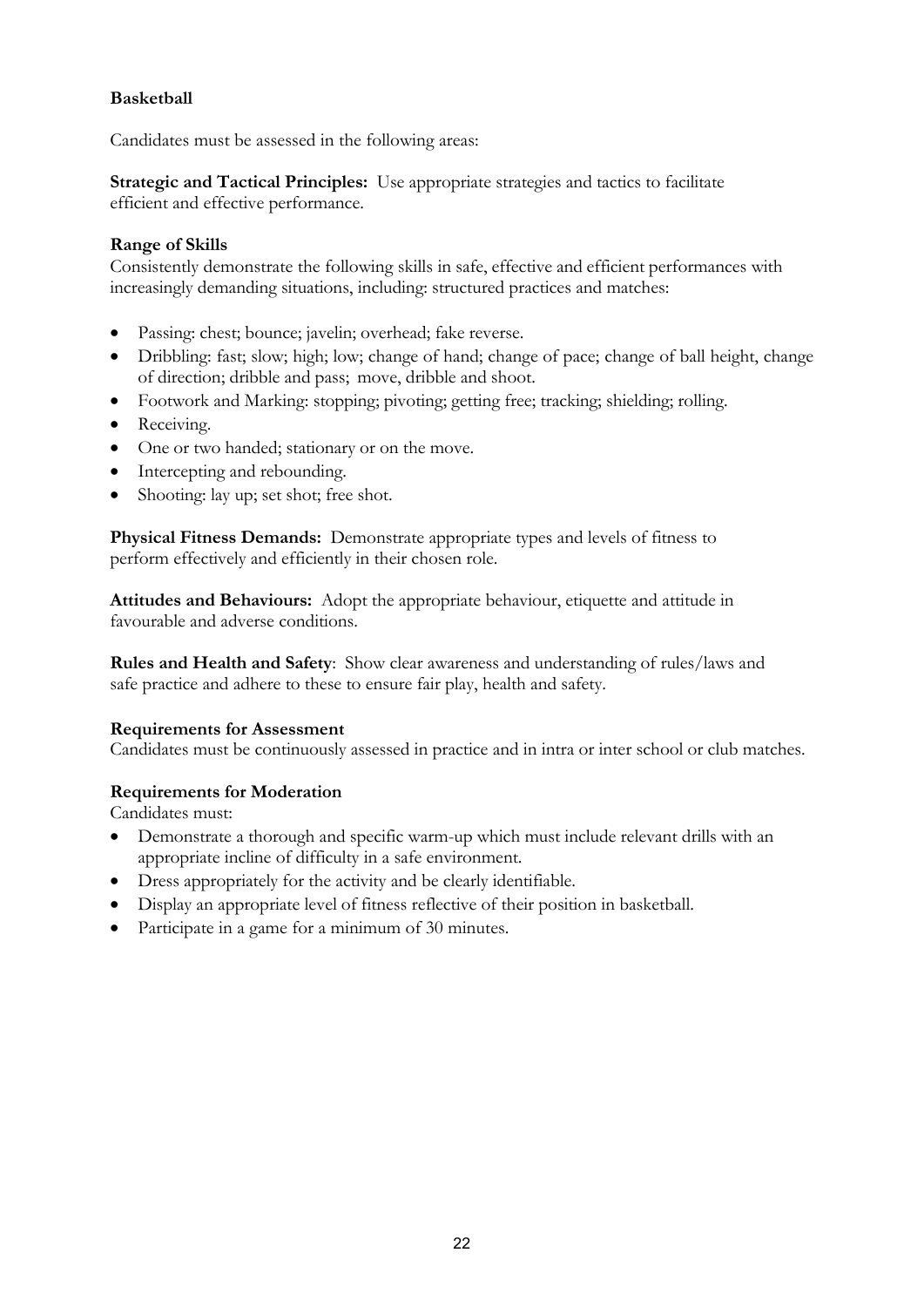**Basketball**

Candidates must be assessed in the following areas:

**Strategic and Tactical Principles:** Use appropriate strategies and tactics to facilitate efficient and effective performance.

**Range of Skills**
Consistently demonstrate the following skills in safe, effective and efficient performances with increasingly demanding situations, including: structured practices and matches:

- Passing: chest; bounce; javelin; overhead; fake reverse.
- Dribbling: fast; slow; high; low; change of hand; change of pace; change of ball height, change of direction; dribble and pass; move, dribble and shoot.
- Footwork and Marking: stopping; pivoting; getting free; tracking; shielding; rolling.
- Receiving.
- One or two handed; stationary or on the move.
- Intercepting and rebounding.
- Shooting: lay up; set shot; free shot.

**Physical Fitness Demands:** Demonstrate appropriate types and levels of fitness to perform effectively and efficiently in their chosen role.

**Attitudes and Behaviours:** Adopt the appropriate behaviour, etiquette and attitude in favourable and adverse conditions.

**Rules and Health and Safety**: Show clear awareness and understanding of rules/laws and safe practice and adhere to these to ensure fair play, health and safety.

**Requirements for Assessment**
Candidates must be continuously assessed in practice and in intra or inter school or club matches.

**Requirements for Moderation**
Candidates must:

- Demonstrate a thorough and specific warm-up which must include relevant drills with an appropriate incline of difficulty in a safe environment.
- Dress appropriately for the activity and be clearly identifiable.
- Display an appropriate level of fitness reflective of their position in basketball.
- Participate in a game for a minimum of 30 minutes.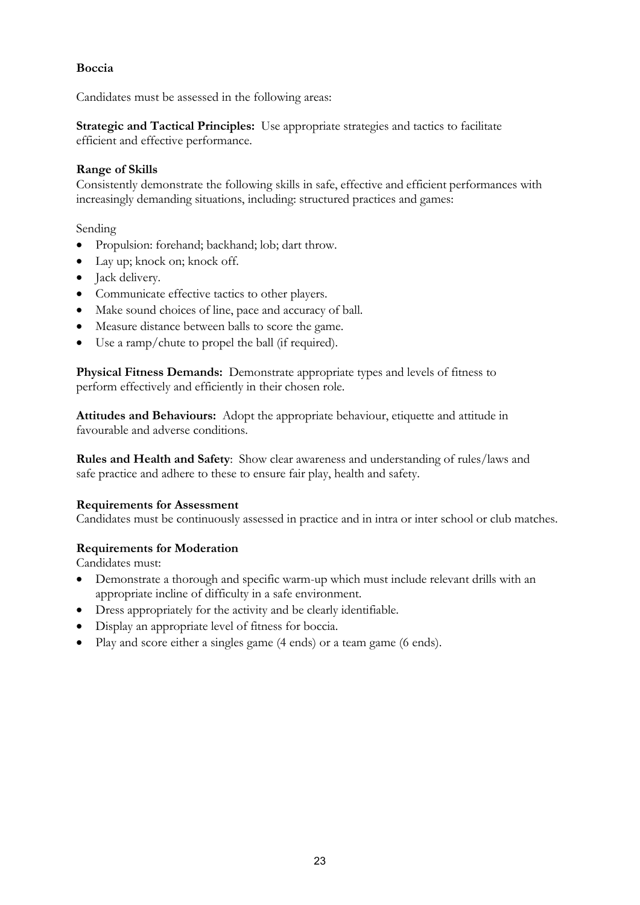**Boccia**

Candidates must be assessed in the following areas:

**Strategic and Tactical Principles:** Use appropriate strategies and tactics to facilitate efficient and effective performance.

**Range of Skills**
Consistently demonstrate the following skills in safe, effective and efficient performances with increasingly demanding situations, including: structured practices and games:

Sending

- Propulsion: forehand; backhand; lob; dart throw.
- Lay up; knock on; knock off.
- Jack delivery.
- Communicate effective tactics to other players.
- Make sound choices of line, pace and accuracy of ball.
- Measure distance between balls to score the game.
- Use a ramp/chute to propel the ball (if required).

**Physical Fitness Demands:** Demonstrate appropriate types and levels of fitness to perform effectively and efficiently in their chosen role.

**Attitudes and Behaviours:** Adopt the appropriate behaviour, etiquette and attitude in favourable and adverse conditions.

**Rules and Health and Safety**: Show clear awareness and understanding of rules/laws and safe practice and adhere to these to ensure fair play, health and safety.

**Requirements for Assessment**
Candidates must be continuously assessed in practice and in intra or inter school or club matches.

**Requirements for Moderation**
Candidates must:

- Demonstrate a thorough and specific warm-up which must include relevant drills with an appropriate incline of difficulty in a safe environment.
- Dress appropriately for the activity and be clearly identifiable.
- Display an appropriate level of fitness for boccia.
- Play and score either a singles game (4 ends) or a team game (6 ends).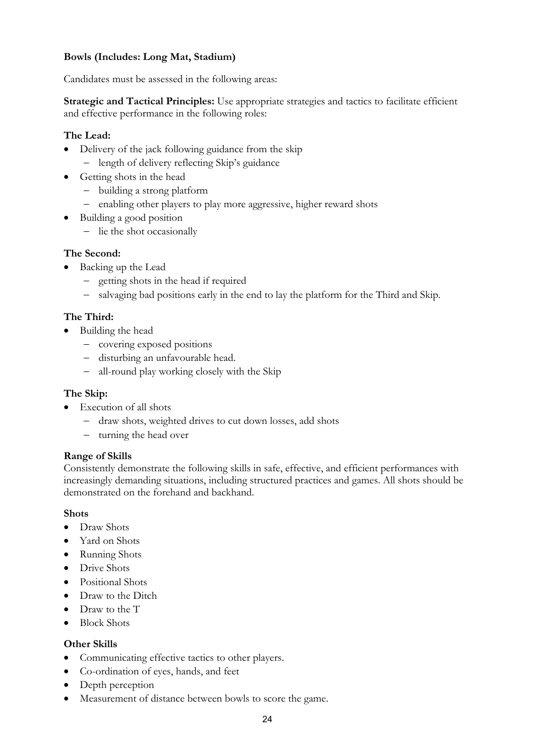**Bowls (Includes: Long Mat, Stadium)**

Candidates must be assessed in the following areas:

**Strategic and Tactical Principles:** Use appropriate strategies and tactics to facilitate efficient and effective performance in the following roles:

**The Lead:**

- Delivery of the jack following guidance from the skip
  - length of delivery reflecting Skip's guidance
- Getting shots in the head
  - building a strong platform
  - enabling other players to play more aggressive, higher reward shots
- Building a good position
  - lie the shot occasionally

**The Second:**

- Backing up the Lead
  - getting shots in the head if required
  - salvaging bad positions early in the end to lay the platform for the Third and Skip.

**The Third:**

- Building the head
  - covering exposed positions
  - disturbing an unfavourable head.
  - all-round play working closely with the Skip

**The Skip:**

- Execution of all shots
  - draw shots, weighted drives to cut down losses, add shots
  - turning the head over

**Range of Skills**

Consistently demonstrate the following skills in safe, effective, and efficient performances with increasingly demanding situations, including structured practices and games. All shots should be demonstrated on the forehand and backhand.

**Shots**

- Draw Shots
- Yard on Shots
- Running Shots
- Drive Shots
- Positional Shots
- Draw to the Ditch
- Draw to the T
- Block Shots

**Other Skills**

- Communicating effective tactics to other players.
- Co-ordination of eyes, hands, and feet
- Depth perception
- Measurement of distance between bowls to score the game.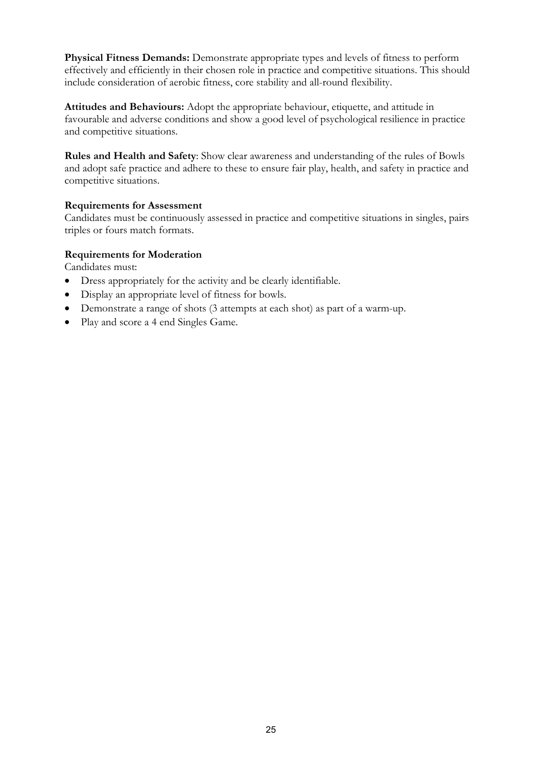**Physical Fitness Demands:** Demonstrate appropriate types and levels of fitness to perform effectively and efficiently in their chosen role in practice and competitive situations. This should include consideration of aerobic fitness, core stability and all-round flexibility.

**Attitudes and Behaviours:** Adopt the appropriate behaviour, etiquette, and attitude in favourable and adverse conditions and show a good level of psychological resilience in practice and competitive situations.

**Rules and Health and Safety**: Show clear awareness and understanding of the rules of Bowls and adopt safe practice and adhere to these to ensure fair play, health, and safety in practice and competitive situations.

**Requirements for Assessment**
Candidates must be continuously assessed in practice and competitive situations in singles, pairs triples or fours match formats.

**Requirements for Moderation**
Candidates must:

- Dress appropriately for the activity and be clearly identifiable.
- Display an appropriate level of fitness for bowls.
- Demonstrate a range of shots (3 attempts at each shot) as part of a warm-up.
- Play and score a 4 end Singles Game.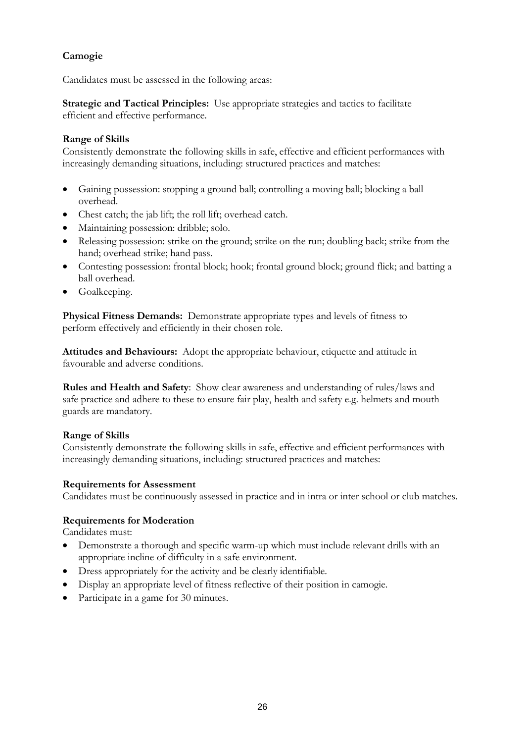**Camogie**

Candidates must be assessed in the following areas:

**Strategic and Tactical Principles:** Use appropriate strategies and tactics to facilitate efficient and effective performance.

**Range of Skills**
Consistently demonstrate the following skills in safe, effective and efficient performances with increasingly demanding situations, including: structured practices and matches:

- Gaining possession: stopping a ground ball; controlling a moving ball; blocking a ball overhead.
- Chest catch; the jab lift; the roll lift; overhead catch.
- Maintaining possession: dribble; solo.
- Releasing possession: strike on the ground; strike on the run; doubling back; strike from the hand; overhead strike; hand pass.
- Contesting possession: frontal block; hook; frontal ground block; ground flick; and batting a ball overhead.
- Goalkeeping.

**Physical Fitness Demands:** Demonstrate appropriate types and levels of fitness to perform effectively and efficiently in their chosen role.

**Attitudes and Behaviours:** Adopt the appropriate behaviour, etiquette and attitude in favourable and adverse conditions.

**Rules and Health and Safety**: Show clear awareness and understanding of rules/laws and safe practice and adhere to these to ensure fair play, health and safety e.g. helmets and mouth guards are mandatory.

**Range of Skills**
Consistently demonstrate the following skills in safe, effective and efficient performances with increasingly demanding situations, including: structured practices and matches:

**Requirements for Assessment**
Candidates must be continuously assessed in practice and in intra or inter school or club matches.

**Requirements for Moderation**
Candidates must:

- Demonstrate a thorough and specific warm-up which must include relevant drills with an appropriate incline of difficulty in a safe environment.
- Dress appropriately for the activity and be clearly identifiable.
- Display an appropriate level of fitness reflective of their position in camogie.
- Participate in a game for 30 minutes.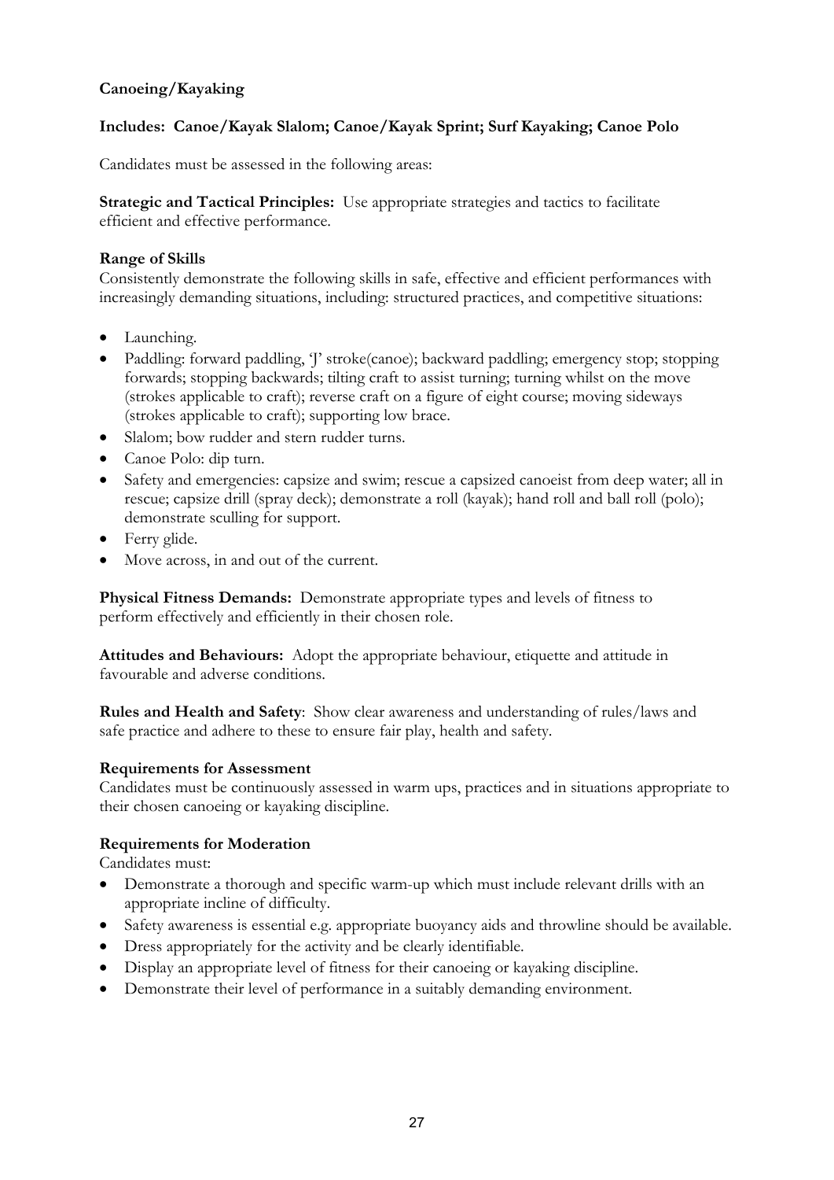**Canoeing/Kayaking**

**Includes: Canoe/Kayak Slalom; Canoe/Kayak Sprint; Surf Kayaking; Canoe Polo**

Candidates must be assessed in the following areas:

**Strategic and Tactical Principles:** Use appropriate strategies and tactics to facilitate efficient and effective performance.

**Range of Skills**

Consistently demonstrate the following skills in safe, effective and efficient performances with increasingly demanding situations, including: structured practices, and competitive situations:

- Launching.
- Paddling: forward paddling, 'J' stroke(canoe); backward paddling; emergency stop; stopping forwards; stopping backwards; tilting craft to assist turning; turning whilst on the move (strokes applicable to craft); reverse craft on a figure of eight course; moving sideways (strokes applicable to craft); supporting low brace.
- Slalom; bow rudder and stern rudder turns.
- Canoe Polo: dip turn.
- Safety and emergencies: capsize and swim; rescue a capsized canoeist from deep water; all in rescue; capsize drill (spray deck); demonstrate a roll (kayak); hand roll and ball roll (polo); demonstrate sculling for support.
- Ferry glide.
- Move across, in and out of the current.

**Physical Fitness Demands:** Demonstrate appropriate types and levels of fitness to perform effectively and efficiently in their chosen role.

**Attitudes and Behaviours:** Adopt the appropriate behaviour, etiquette and attitude in favourable and adverse conditions.

**Rules and Health and Safety**: Show clear awareness and understanding of rules/laws and safe practice and adhere to these to ensure fair play, health and safety.

**Requirements for Assessment**

Candidates must be continuously assessed in warm ups, practices and in situations appropriate to their chosen canoeing or kayaking discipline.

**Requirements for Moderation**

Candidates must:

- Demonstrate a thorough and specific warm-up which must include relevant drills with an appropriate incline of difficulty.
- Safety awareness is essential e.g. appropriate buoyancy aids and throwline should be available.
- Dress appropriately for the activity and be clearly identifiable.
- Display an appropriate level of fitness for their canoeing or kayaking discipline.
- Demonstrate their level of performance in a suitably demanding environment.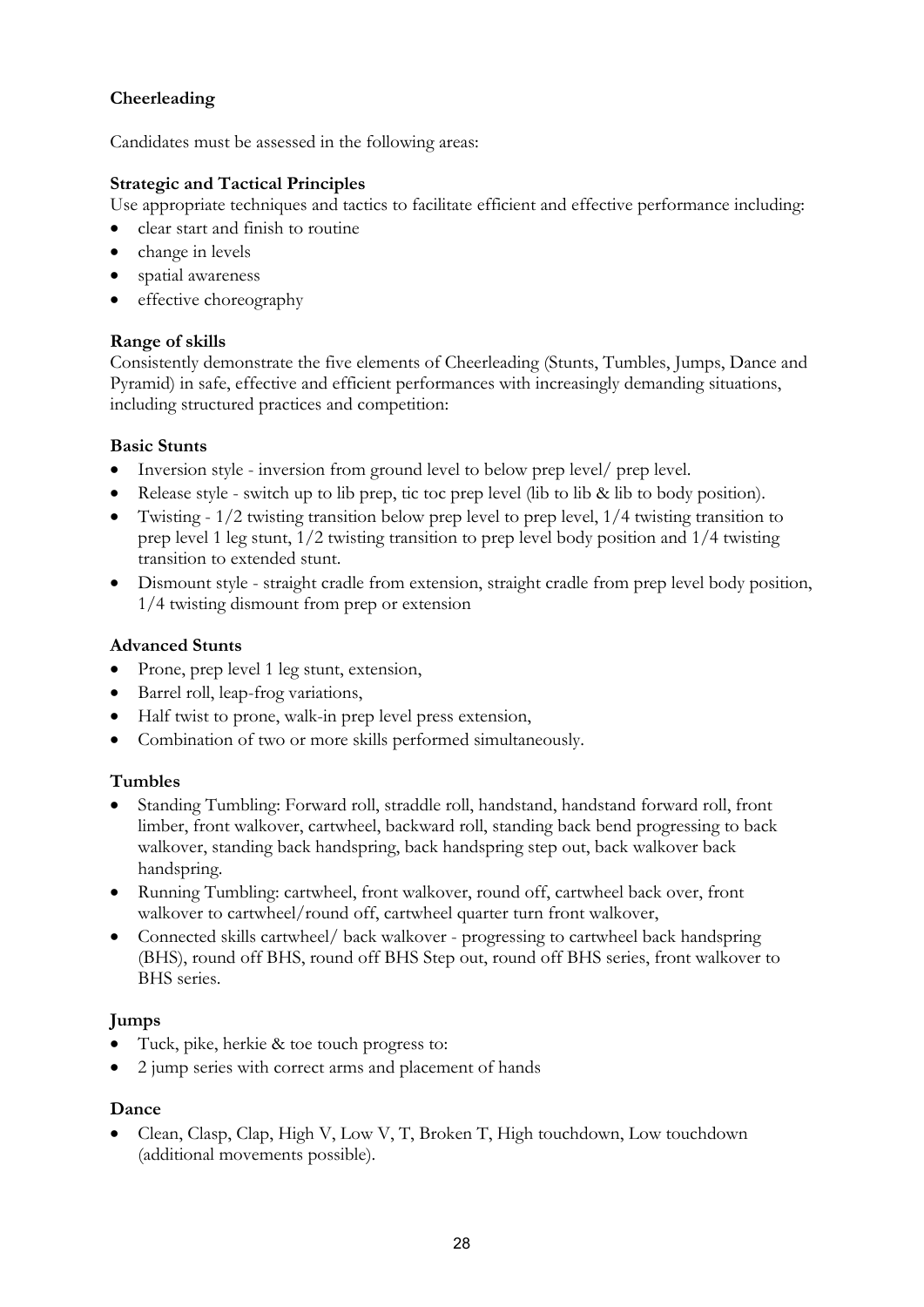**Cheerleading**

Candidates must be assessed in the following areas:

**Strategic and Tactical Principles**

Use appropriate techniques and tactics to facilitate efficient and effective performance including:

- clear start and finish to routine
- change in levels
- spatial awareness
- effective choreography

**Range of skills**

Consistently demonstrate the five elements of Cheerleading (Stunts, Tumbles, Jumps, Dance and Pyramid) in safe, effective and efficient performances with increasingly demanding situations, including structured practices and competition:

**Basic Stunts**

- Inversion style - inversion from ground level to below prep level/ prep level.
- Release style - switch up to lib prep, tic toc prep level (lib to lib & lib to body position).
- Twisting - 1/2 twisting transition below prep level to prep level, 1/4 twisting transition to prep level 1 leg stunt, 1/2 twisting transition to prep level body position and 1/4 twisting transition to extended stunt.
- Dismount style - straight cradle from extension, straight cradle from prep level body position, 1/4 twisting dismount from prep or extension

**Advanced Stunts**

- Prone, prep level 1 leg stunt, extension,
- Barrel roll, leap-frog variations,
- Half twist to prone, walk-in prep level press extension,
- Combination of two or more skills performed simultaneously.

**Tumbles**

- Standing Tumbling: Forward roll, straddle roll, handstand, handstand forward roll, front limber, front walkover, cartwheel, backward roll, standing back bend progressing to back walkover, standing back handspring, back handspring step out, back walkover back handspring.
- Running Tumbling: cartwheel, front walkover, round off, cartwheel back over, front walkover to cartwheel/round off, cartwheel quarter turn front walkover,
- Connected skills cartwheel/ back walkover - progressing to cartwheel back handspring (BHS), round off BHS, round off BHS Step out, round off BHS series, front walkover to BHS series.

**Jumps**

- Tuck, pike, herkie & toe touch progress to:
- 2 jump series with correct arms and placement of hands

**Dance**

- Clean, Clasp, Clap, High V, Low V, T, Broken T, High touchdown, Low touchdown (additional movements possible).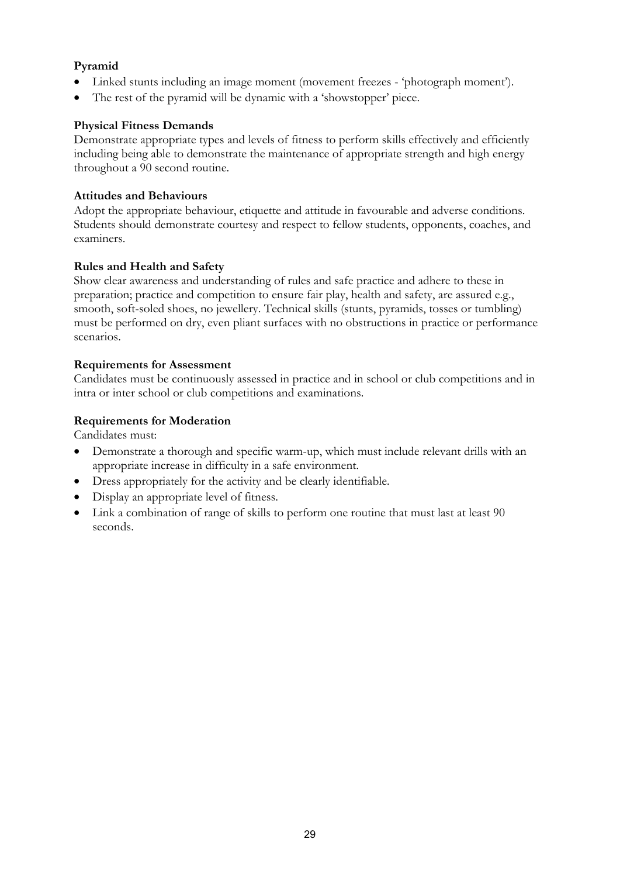**Pyramid**

- Linked stunts including an image moment (movement freezes - 'photograph moment').
- The rest of the pyramid will be dynamic with a 'showstopper' piece.

**Physical Fitness Demands**

Demonstrate appropriate types and levels of fitness to perform skills effectively and efficiently including being able to demonstrate the maintenance of appropriate strength and high energy throughout a 90 second routine.

**Attitudes and Behaviours**

Adopt the appropriate behaviour, etiquette and attitude in favourable and adverse conditions. Students should demonstrate courtesy and respect to fellow students, opponents, coaches, and examiners.

**Rules and Health and Safety**

Show clear awareness and understanding of rules and safe practice and adhere to these in preparation; practice and competition to ensure fair play, health and safety, are assured e.g., smooth, soft-soled shoes, no jewellery. Technical skills (stunts, pyramids, tosses or tumbling) must be performed on dry, even pliant surfaces with no obstructions in practice or performance scenarios.

**Requirements for Assessment**

Candidates must be continuously assessed in practice and in school or club competitions and in intra or inter school or club competitions and examinations.

**Requirements for Moderation**

Candidates must:

- Demonstrate a thorough and specific warm-up, which must include relevant drills with an appropriate increase in difficulty in a safe environment.
- Dress appropriately for the activity and be clearly identifiable.
- Display an appropriate level of fitness.
- Link a combination of range of skills to perform one routine that must last at least 90 seconds.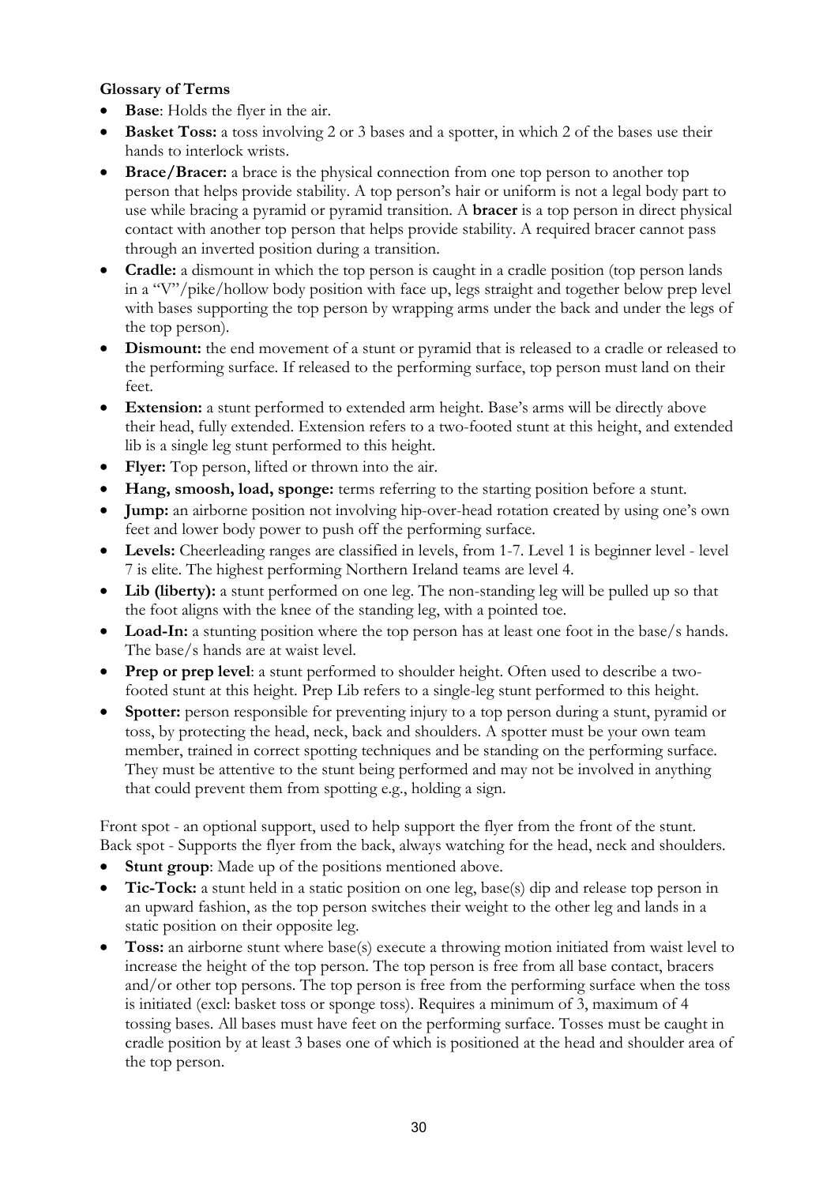**Glossary of Terms**

- **Base**: Holds the flyer in the air.
- **Basket Toss:** a toss involving 2 or 3 bases and a spotter, in which 2 of the bases use their hands to interlock wrists.
- **Brace/Bracer:** a brace is the physical connection from one top person to another top person that helps provide stability. A top person's hair or uniform is not a legal body part to use while bracing a pyramid or pyramid transition. A **bracer** is a top person in direct physical contact with another top person that helps provide stability. A required bracer cannot pass through an inverted position during a transition.
- **Cradle:** a dismount in which the top person is caught in a cradle position (top person lands in a "V"/pike/hollow body position with face up, legs straight and together below prep level with bases supporting the top person by wrapping arms under the back and under the legs of the top person).
- **Dismount:** the end movement of a stunt or pyramid that is released to a cradle or released to the performing surface. If released to the performing surface, top person must land on their feet.
- **Extension:** a stunt performed to extended arm height. Base's arms will be directly above their head, fully extended. Extension refers to a two-footed stunt at this height, and extended lib is a single leg stunt performed to this height.
- **Flyer:** Top person, lifted or thrown into the air.
- **Hang, smoosh, load, sponge:** terms referring to the starting position before a stunt.
- **Jump:** an airborne position not involving hip-over-head rotation created by using one's own feet and lower body power to push off the performing surface.
- **Levels:** Cheerleading ranges are classified in levels, from 1-7. Level 1 is beginner level - level 7 is elite. The highest performing Northern Ireland teams are level 4.
- **Lib (liberty):** a stunt performed on one leg. The non-standing leg will be pulled up so that the foot aligns with the knee of the standing leg, with a pointed toe.
- **Load-In:** a stunting position where the top person has at least one foot in the base/s hands. The base/s hands are at waist level.
- **Prep or prep level**: a stunt performed to shoulder height. Often used to describe a two-footed stunt at this height. Prep Lib refers to a single-leg stunt performed to this height.
- **Spotter:** person responsible for preventing injury to a top person during a stunt, pyramid or toss, by protecting the head, neck, back and shoulders. A spotter must be your own team member, trained in correct spotting techniques and be standing on the performing surface. They must be attentive to the stunt being performed and may not be involved in anything that could prevent them from spotting e.g., holding a sign.

Front spot - an optional support, used to help support the flyer from the front of the stunt.
Back spot - Supports the flyer from the back, always watching for the head, neck and shoulders.

- **Stunt group**: Made up of the positions mentioned above.
- **Tic-Tock:** a stunt held in a static position on one leg, base(s) dip and release top person in an upward fashion, as the top person switches their weight to the other leg and lands in a static position on their opposite leg.
- **Toss:** an airborne stunt where base(s) execute a throwing motion initiated from waist level to increase the height of the top person. The top person is free from all base contact, bracers and/or other top persons. The top person is free from the performing surface when the toss is initiated (excl: basket toss or sponge toss). Requires a minimum of 3, maximum of 4 tossing bases. All bases must have feet on the performing surface. Tosses must be caught in cradle position by at least 3 bases one of which is positioned at the head and shoulder area of the top person.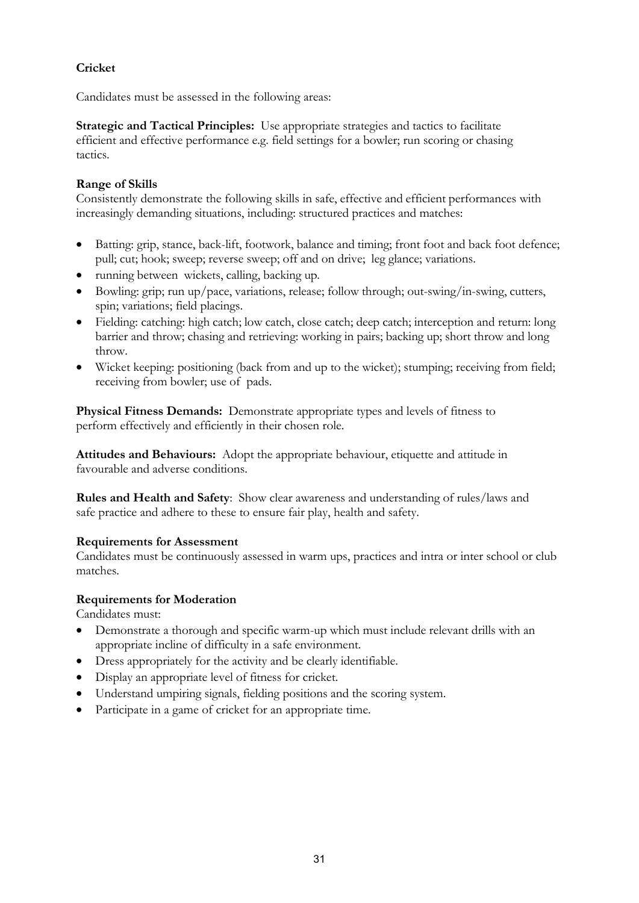**Cricket**

Candidates must be assessed in the following areas:

**Strategic and Tactical Principles:** Use appropriate strategies and tactics to facilitate efficient and effective performance e.g. field settings for a bowler; run scoring or chasing tactics.

**Range of Skills**

Consistently demonstrate the following skills in safe, effective and efficient performances with increasingly demanding situations, including: structured practices and matches:

- Batting: grip, stance, back-lift, footwork, balance and timing; front foot and back foot defence; pull; cut; hook; sweep; reverse sweep; off and on drive; leg glance; variations.
- running between wickets, calling, backing up.
- Bowling: grip; run up/pace, variations, release; follow through; out-swing/in-swing, cutters, spin; variations; field placings.
- Fielding: catching: high catch; low catch, close catch; deep catch; interception and return: long barrier and throw; chasing and retrieving: working in pairs; backing up; short throw and long throw.
- Wicket keeping: positioning (back from and up to the wicket); stumping; receiving from field; receiving from bowler; use of pads.

**Physical Fitness Demands:** Demonstrate appropriate types and levels of fitness to perform effectively and efficiently in their chosen role.

**Attitudes and Behaviours:** Adopt the appropriate behaviour, etiquette and attitude in favourable and adverse conditions.

**Rules and Health and Safety**: Show clear awareness and understanding of rules/laws and safe practice and adhere to these to ensure fair play, health and safety.

**Requirements for Assessment**

Candidates must be continuously assessed in warm ups, practices and intra or inter school or club matches.

**Requirements for Moderation**

Candidates must:

- Demonstrate a thorough and specific warm-up which must include relevant drills with an appropriate incline of difficulty in a safe environment.
- Dress appropriately for the activity and be clearly identifiable.
- Display an appropriate level of fitness for cricket.
- Understand umpiring signals, fielding positions and the scoring system.
- Participate in a game of cricket for an appropriate time.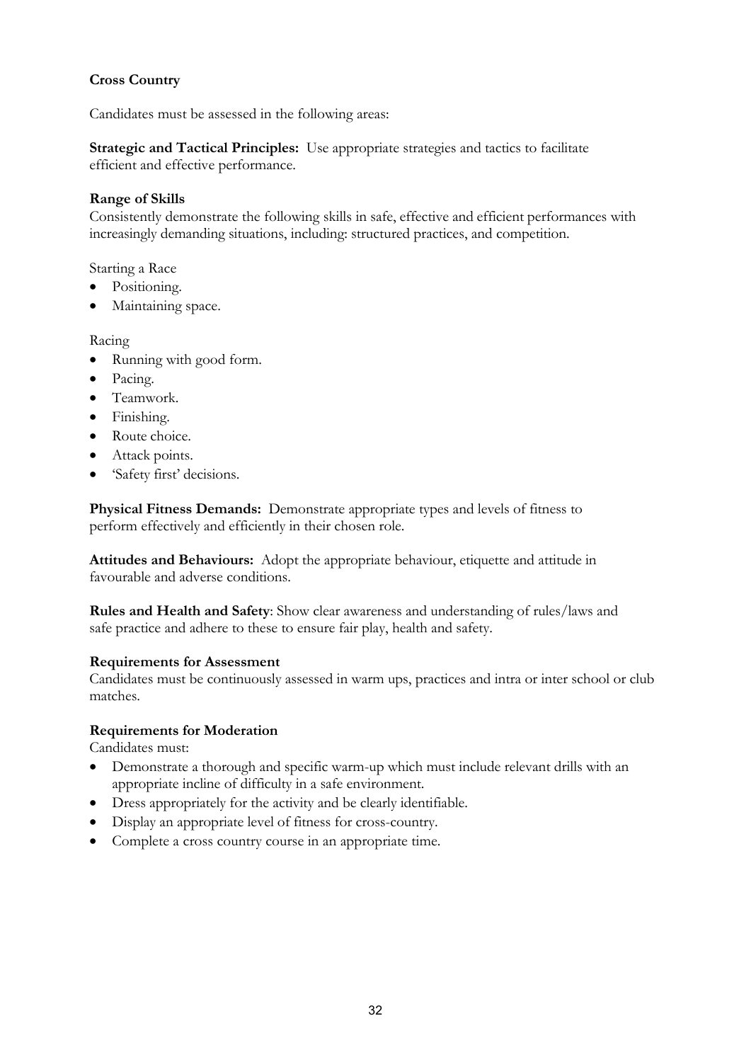**Cross Country**

Candidates must be assessed in the following areas:

**Strategic and Tactical Principles:** Use appropriate strategies and tactics to facilitate efficient and effective performance.

**Range of Skills**
Consistently demonstrate the following skills in safe, effective and efficient performances with increasingly demanding situations, including: structured practices, and competition.

Starting a Race

- Positioning.
- Maintaining space.

Racing

- Running with good form.
- Pacing.
- Teamwork.
- Finishing.
- Route choice.
- Attack points.
- 'Safety first' decisions.

**Physical Fitness Demands:** Demonstrate appropriate types and levels of fitness to perform effectively and efficiently in their chosen role.

**Attitudes and Behaviours:** Adopt the appropriate behaviour, etiquette and attitude in favourable and adverse conditions.

**Rules and Health and Safety**: Show clear awareness and understanding of rules/laws and safe practice and adhere to these to ensure fair play, health and safety.

**Requirements for Assessment**
Candidates must be continuously assessed in warm ups, practices and intra or inter school or club matches.

**Requirements for Moderation**
Candidates must:

- Demonstrate a thorough and specific warm-up which must include relevant drills with an appropriate incline of difficulty in a safe environment.
- Dress appropriately for the activity and be clearly identifiable.
- Display an appropriate level of fitness for cross-country.
- Complete a cross country course in an appropriate time.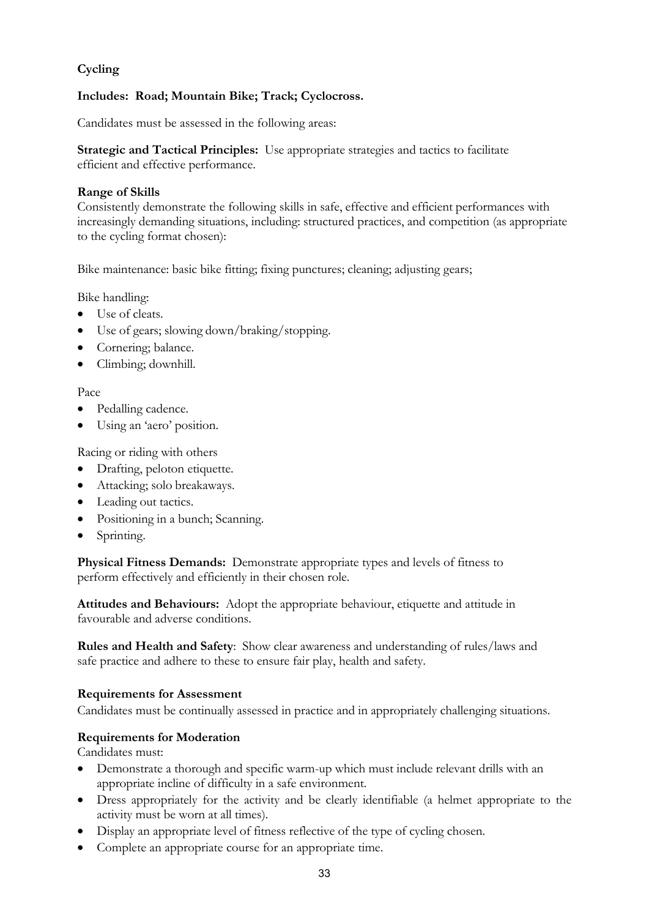## Cycling

**Includes: Road; Mountain Bike; Track; Cyclocross.**

Candidates must be assessed in the following areas:

**Strategic and Tactical Principles:** Use appropriate strategies and tactics to facilitate efficient and effective performance.

**Range of Skills**
Consistently demonstrate the following skills in safe, effective and efficient performances with increasingly demanding situations, including: structured practices, and competition (as appropriate to the cycling format chosen):

Bike maintenance: basic bike fitting; fixing punctures; cleaning; adjusting gears;

Bike handling:

- Use of cleats.
- Use of gears; slowing down/braking/stopping.
- Cornering; balance.
- Climbing; downhill.

Pace

- Pedalling cadence.
- Using an 'aero' position.

Racing or riding with others

- Drafting, peloton etiquette.
- Attacking; solo breakaways.
- Leading out tactics.
- Positioning in a bunch; Scanning.
- Sprinting.

**Physical Fitness Demands:** Demonstrate appropriate types and levels of fitness to perform effectively and efficiently in their chosen role.

**Attitudes and Behaviours:** Adopt the appropriate behaviour, etiquette and attitude in favourable and adverse conditions.

**Rules and Health and Safety**: Show clear awareness and understanding of rules/laws and safe practice and adhere to these to ensure fair play, health and safety.

**Requirements for Assessment**
Candidates must be continually assessed in practice and in appropriately challenging situations.

**Requirements for Moderation**
Candidates must:

- Demonstrate a thorough and specific warm-up which must include relevant drills with an appropriate incline of difficulty in a safe environment.
- Dress appropriately for the activity and be clearly identifiable (a helmet appropriate to the activity must be worn at all times).
- Display an appropriate level of fitness reflective of the type of cycling chosen.
- Complete an appropriate course for an appropriate time.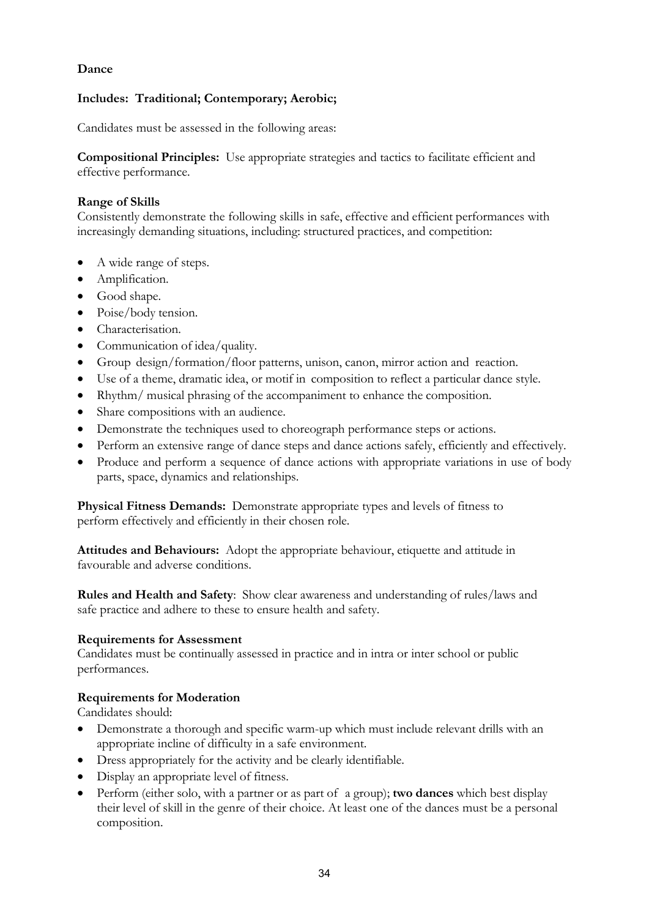**Dance**

**Includes: Traditional; Contemporary; Aerobic;**

Candidates must be assessed in the following areas:

**Compositional Principles:** Use appropriate strategies and tactics to facilitate efficient and effective performance.

**Range of Skills**

Consistently demonstrate the following skills in safe, effective and efficient performances with increasingly demanding situations, including: structured practices, and competition:

- A wide range of steps.
- Amplification.
- Good shape.
- Poise/body tension.
- Characterisation.
- Communication of idea/quality.
- Group design/formation/floor patterns, unison, canon, mirror action and reaction.
- Use of a theme, dramatic idea, or motif in composition to reflect a particular dance style.
- Rhythm/ musical phrasing of the accompaniment to enhance the composition.
- Share compositions with an audience.
- Demonstrate the techniques used to choreograph performance steps or actions.
- Perform an extensive range of dance steps and dance actions safely, efficiently and effectively.
- Produce and perform a sequence of dance actions with appropriate variations in use of body parts, space, dynamics and relationships.

**Physical Fitness Demands:** Demonstrate appropriate types and levels of fitness to perform effectively and efficiently in their chosen role.

**Attitudes and Behaviours:** Adopt the appropriate behaviour, etiquette and attitude in favourable and adverse conditions.

**Rules and Health and Safety**: Show clear awareness and understanding of rules/laws and safe practice and adhere to these to ensure health and safety.

**Requirements for Assessment**

Candidates must be continually assessed in practice and in intra or inter school or public performances.

**Requirements for Moderation**

Candidates should:

- Demonstrate a thorough and specific warm-up which must include relevant drills with an appropriate incline of difficulty in a safe environment.
- Dress appropriately for the activity and be clearly identifiable.
- Display an appropriate level of fitness.
- Perform (either solo, with a partner or as part of a group); **two dances** which best display their level of skill in the genre of their choice. At least one of the dances must be a personal composition.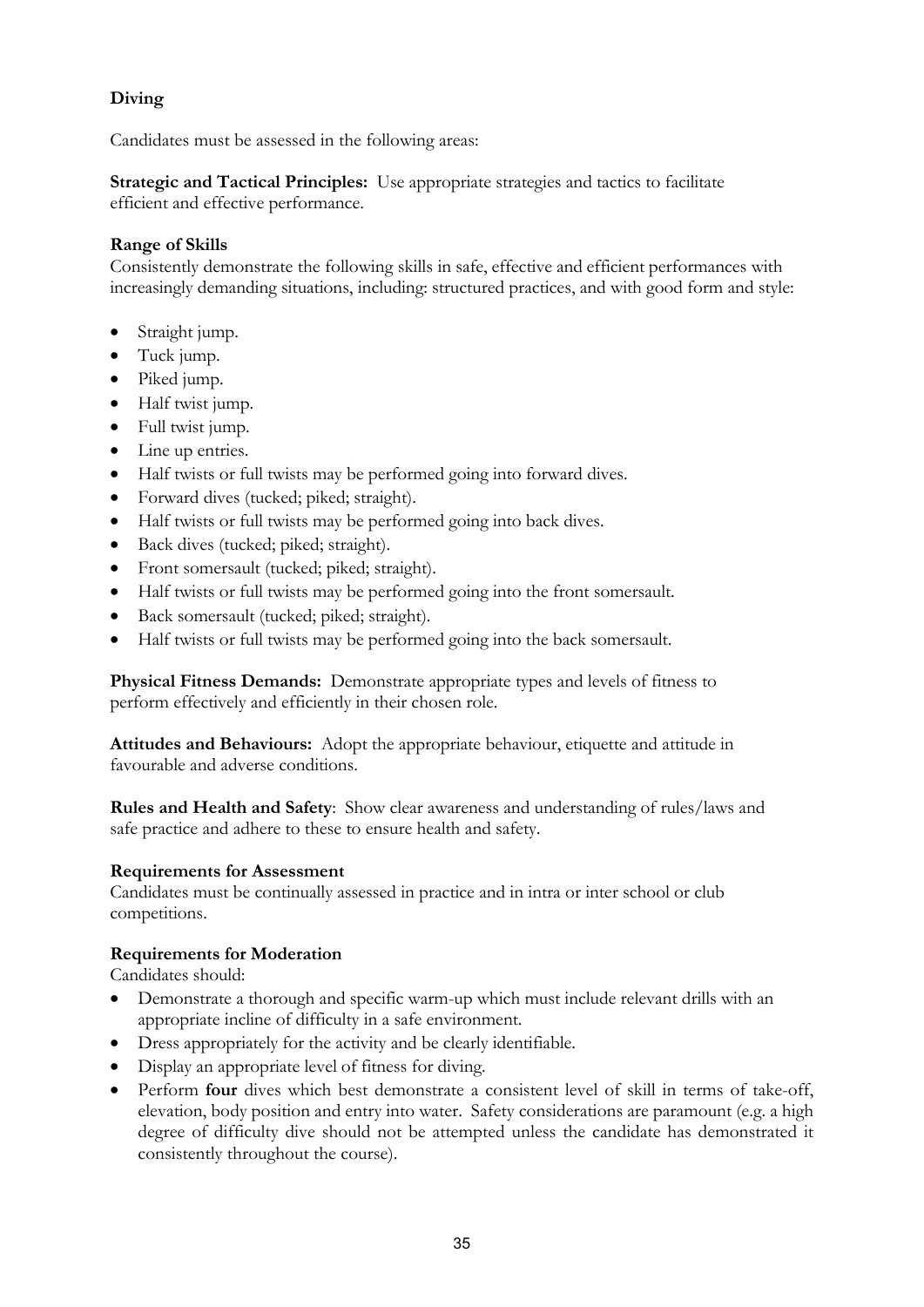## Diving

Candidates must be assessed in the following areas:

**Strategic and Tactical Principles:** Use appropriate strategies and tactics to facilitate efficient and effective performance.

**Range of Skills**

Consistently demonstrate the following skills in safe, effective and efficient performances with increasingly demanding situations, including: structured practices, and with good form and style:

- Straight jump.
- Tuck jump.
- Piked jump.
- Half twist jump.
- Full twist jump.
- Line up entries.
- Half twists or full twists may be performed going into forward dives.
- Forward dives (tucked; piked; straight).
- Half twists or full twists may be performed going into back dives.
- Back dives (tucked; piked; straight).
- Front somersault (tucked; piked; straight).
- Half twists or full twists may be performed going into the front somersault.
- Back somersault (tucked; piked; straight).
- Half twists or full twists may be performed going into the back somersault.

**Physical Fitness Demands:** Demonstrate appropriate types and levels of fitness to perform effectively and efficiently in their chosen role.

**Attitudes and Behaviours:** Adopt the appropriate behaviour, etiquette and attitude in favourable and adverse conditions.

**Rules and Health and Safety**: Show clear awareness and understanding of rules/laws and safe practice and adhere to these to ensure health and safety.

**Requirements for Assessment**

Candidates must be continually assessed in practice and in intra or inter school or club competitions.

**Requirements for Moderation**

Candidates should:

- Demonstrate a thorough and specific warm-up which must include relevant drills with an appropriate incline of difficulty in a safe environment.
- Dress appropriately for the activity and be clearly identifiable.
- Display an appropriate level of fitness for diving.
- Perform **four** dives which best demonstrate a consistent level of skill in terms of take-off, elevation, body position and entry into water. Safety considerations are paramount (e.g. a high degree of difficulty dive should not be attempted unless the candidate has demonstrated it consistently throughout the course).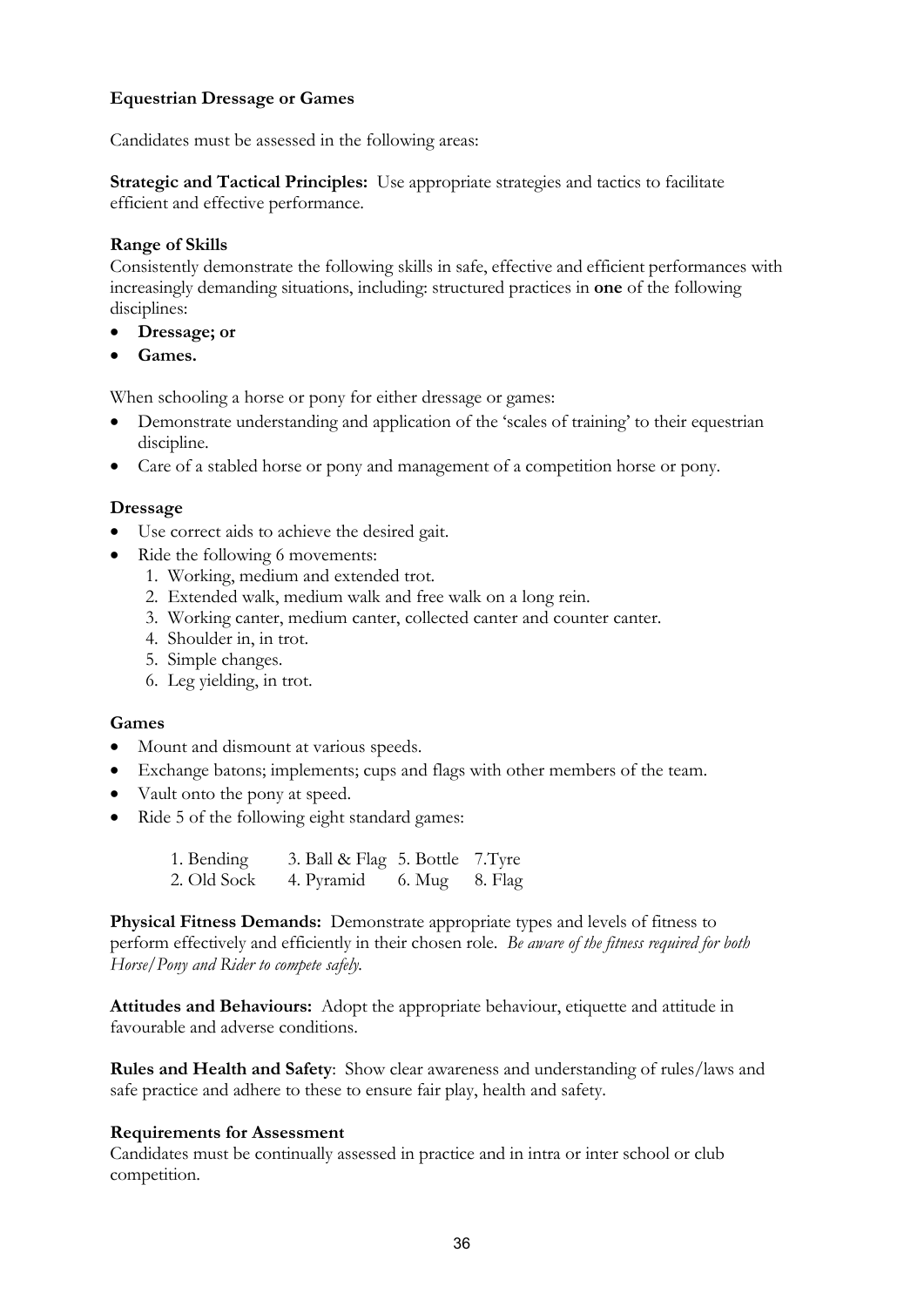**Equestrian Dressage or Games**

Candidates must be assessed in the following areas:

**Strategic and Tactical Principles:** Use appropriate strategies and tactics to facilitate efficient and effective performance.

**Range of Skills**

Consistently demonstrate the following skills in safe, effective and efficient performances with increasingly demanding situations, including: structured practices in **one** of the following disciplines:

- **Dressage; or**
- **Games.**

When schooling a horse or pony for either dressage or games:

- Demonstrate understanding and application of the 'scales of training' to their equestrian discipline.
- Care of a stabled horse or pony and management of a competition horse or pony.

**Dressage**

- Use correct aids to achieve the desired gait.
- Ride the following 6 movements:
    1. Working, medium and extended trot.
    2. Extended walk, medium walk and free walk on a long rein.
    3. Working canter, medium canter, collected canter and counter canter.
    4. Shoulder in, in trot.
    5. Simple changes.
    6. Leg yielding, in trot.

**Games**

- Mount and dismount at various speeds.
- Exchange batons; implements; cups and flags with other members of the team.
- Vault onto the pony at speed.
- Ride 5 of the following eight standard games:

| | | | |
|---|---|---|---|
| 1. Bending | 3. Ball & Flag | 5. Bottle | 7.Tyre |
| 2. Old Sock | 4. Pyramid | 6. Mug | 8. Flag |

**Physical Fitness Demands:** Demonstrate appropriate types and levels of fitness to perform effectively and efficiently in their chosen role. *Be aware of the fitness required for both Horse/Pony and Rider to compete safely.*

**Attitudes and Behaviours:** Adopt the appropriate behaviour, etiquette and attitude in favourable and adverse conditions.

**Rules and Health and Safety**: Show clear awareness and understanding of rules/laws and safe practice and adhere to these to ensure fair play, health and safety.

**Requirements for Assessment**

Candidates must be continually assessed in practice and in intra or inter school or club competition.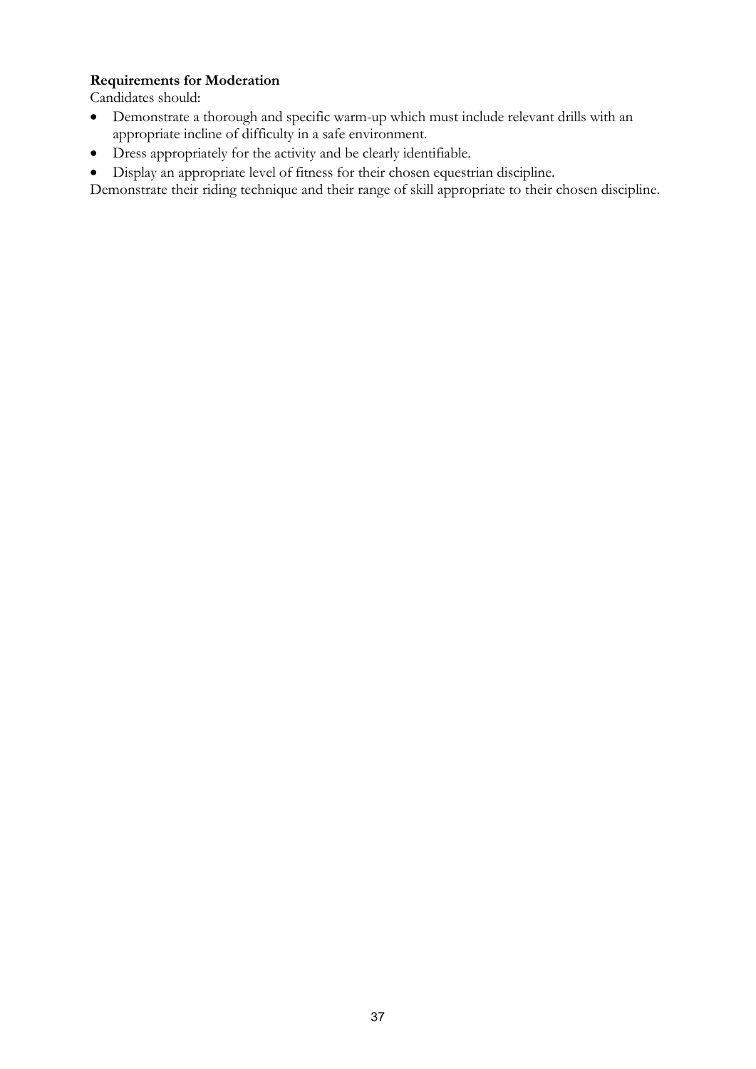**Requirements for Moderation**

Candidates should:

- Demonstrate a thorough and specific warm-up which must include relevant drills with an appropriate incline of difficulty in a safe environment.
- Dress appropriately for the activity and be clearly identifiable.
- Display an appropriate level of fitness for their chosen equestrian discipline.

Demonstrate their riding technique and their range of skill appropriate to their chosen discipline.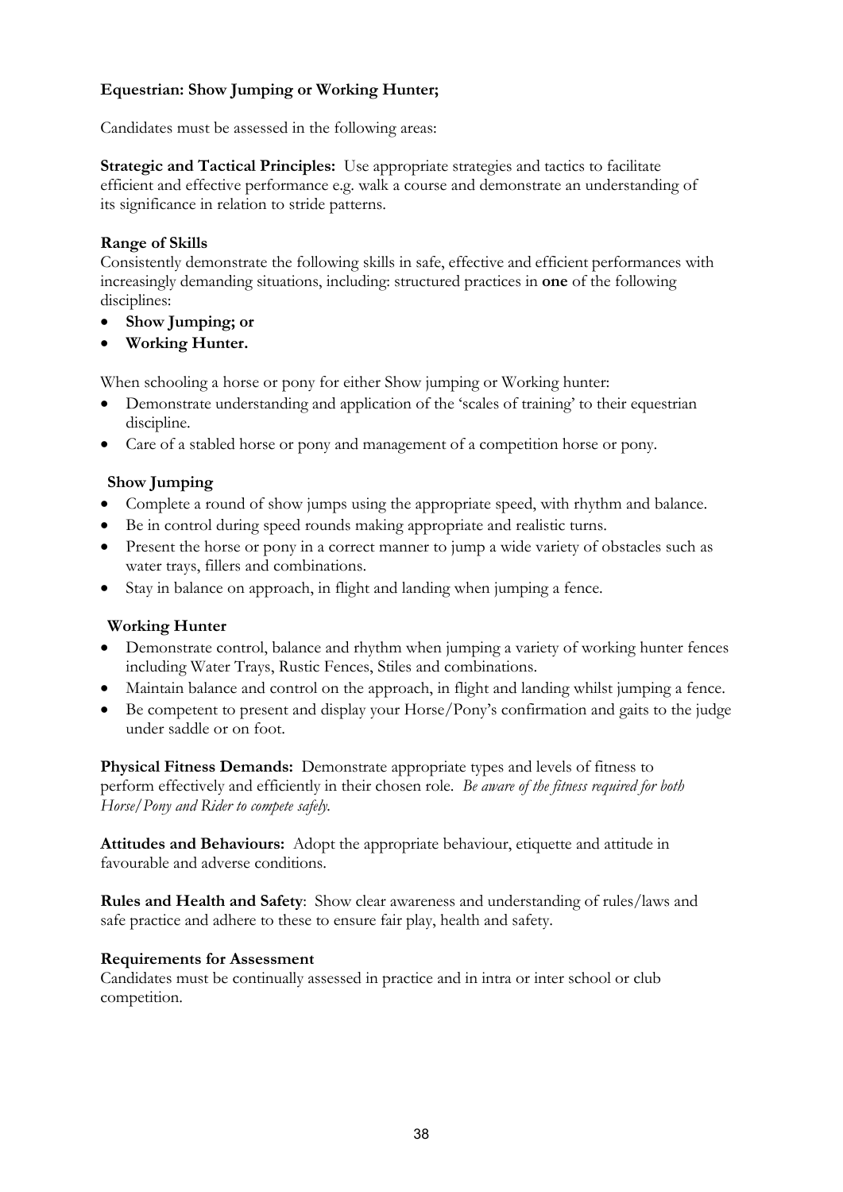**Equestrian: Show Jumping or Working Hunter;**

Candidates must be assessed in the following areas:

**Strategic and Tactical Principles:** Use appropriate strategies and tactics to facilitate efficient and effective performance e.g. walk a course and demonstrate an understanding of its significance in relation to stride patterns.

**Range of Skills**

Consistently demonstrate the following skills in safe, effective and efficient performances with increasingly demanding situations, including: structured practices in **one** of the following disciplines:

- **Show Jumping; or**
- **Working Hunter.**

When schooling a horse or pony for either Show jumping or Working hunter:

- Demonstrate understanding and application of the 'scales of training' to their equestrian discipline.
- Care of a stabled horse or pony and management of a competition horse or pony.

**Show Jumping**

- Complete a round of show jumps using the appropriate speed, with rhythm and balance.
- Be in control during speed rounds making appropriate and realistic turns.
- Present the horse or pony in a correct manner to jump a wide variety of obstacles such as water trays, fillers and combinations.
- Stay in balance on approach, in flight and landing when jumping a fence.

**Working Hunter**

- Demonstrate control, balance and rhythm when jumping a variety of working hunter fences including Water Trays, Rustic Fences, Stiles and combinations.
- Maintain balance and control on the approach, in flight and landing whilst jumping a fence.
- Be competent to present and display your Horse/Pony's confirmation and gaits to the judge under saddle or on foot.

**Physical Fitness Demands:** Demonstrate appropriate types and levels of fitness to perform effectively and efficiently in their chosen role. *Be aware of the fitness required for both Horse/Pony and Rider to compete safely.*

**Attitudes and Behaviours:** Adopt the appropriate behaviour, etiquette and attitude in favourable and adverse conditions.

**Rules and Health and Safety**: Show clear awareness and understanding of rules/laws and safe practice and adhere to these to ensure fair play, health and safety.

**Requirements for Assessment**

Candidates must be continually assessed in practice and in intra or inter school or club competition.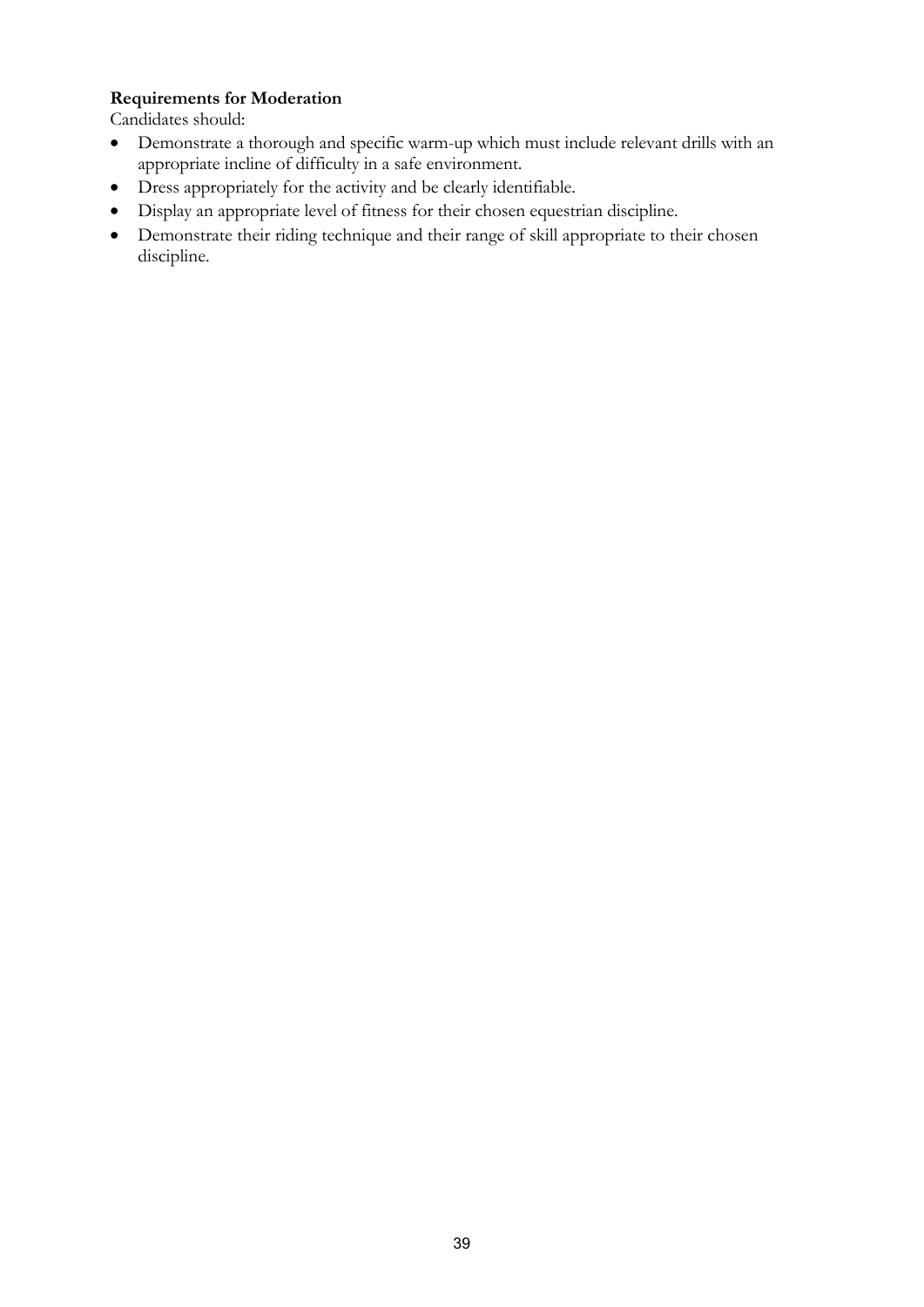**Requirements for Moderation**

Candidates should:

- Demonstrate a thorough and specific warm-up which must include relevant drills with an appropriate incline of difficulty in a safe environment.
- Dress appropriately for the activity and be clearly identifiable.
- Display an appropriate level of fitness for their chosen equestrian discipline.
- Demonstrate their riding technique and their range of skill appropriate to their chosen discipline.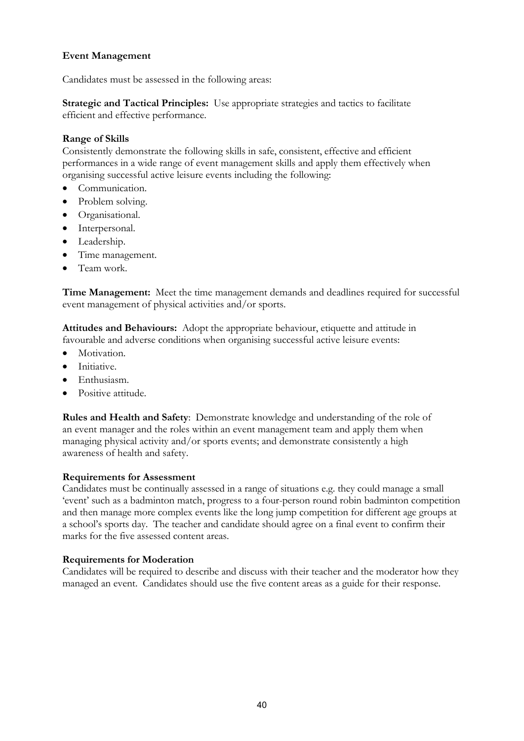**Event Management**

Candidates must be assessed in the following areas:

**Strategic and Tactical Principles:** Use appropriate strategies and tactics to facilitate efficient and effective performance.

**Range of Skills**

Consistently demonstrate the following skills in safe, consistent, effective and efficient performances in a wide range of event management skills and apply them effectively when organising successful active leisure events including the following:

- Communication.
- Problem solving.
- Organisational.
- Interpersonal.
- Leadership.
- Time management.
- Team work.

**Time Management:** Meet the time management demands and deadlines required for successful event management of physical activities and/or sports.

**Attitudes and Behaviours:** Adopt the appropriate behaviour, etiquette and attitude in favourable and adverse conditions when organising successful active leisure events:

- Motivation.
- Initiative.
- Enthusiasm.
- Positive attitude.

**Rules and Health and Safety**: Demonstrate knowledge and understanding of the role of an event manager and the roles within an event management team and apply them when managing physical activity and/or sports events; and demonstrate consistently a high awareness of health and safety.

**Requirements for Assessment**

Candidates must be continually assessed in a range of situations e.g. they could manage a small 'event' such as a badminton match, progress to a four-person round robin badminton competition and then manage more complex events like the long jump competition for different age groups at a school's sports day. The teacher and candidate should agree on a final event to confirm their marks for the five assessed content areas.

**Requirements for Moderation**

Candidates will be required to describe and discuss with their teacher and the moderator how they managed an event. Candidates should use the five content areas as a guide for their response.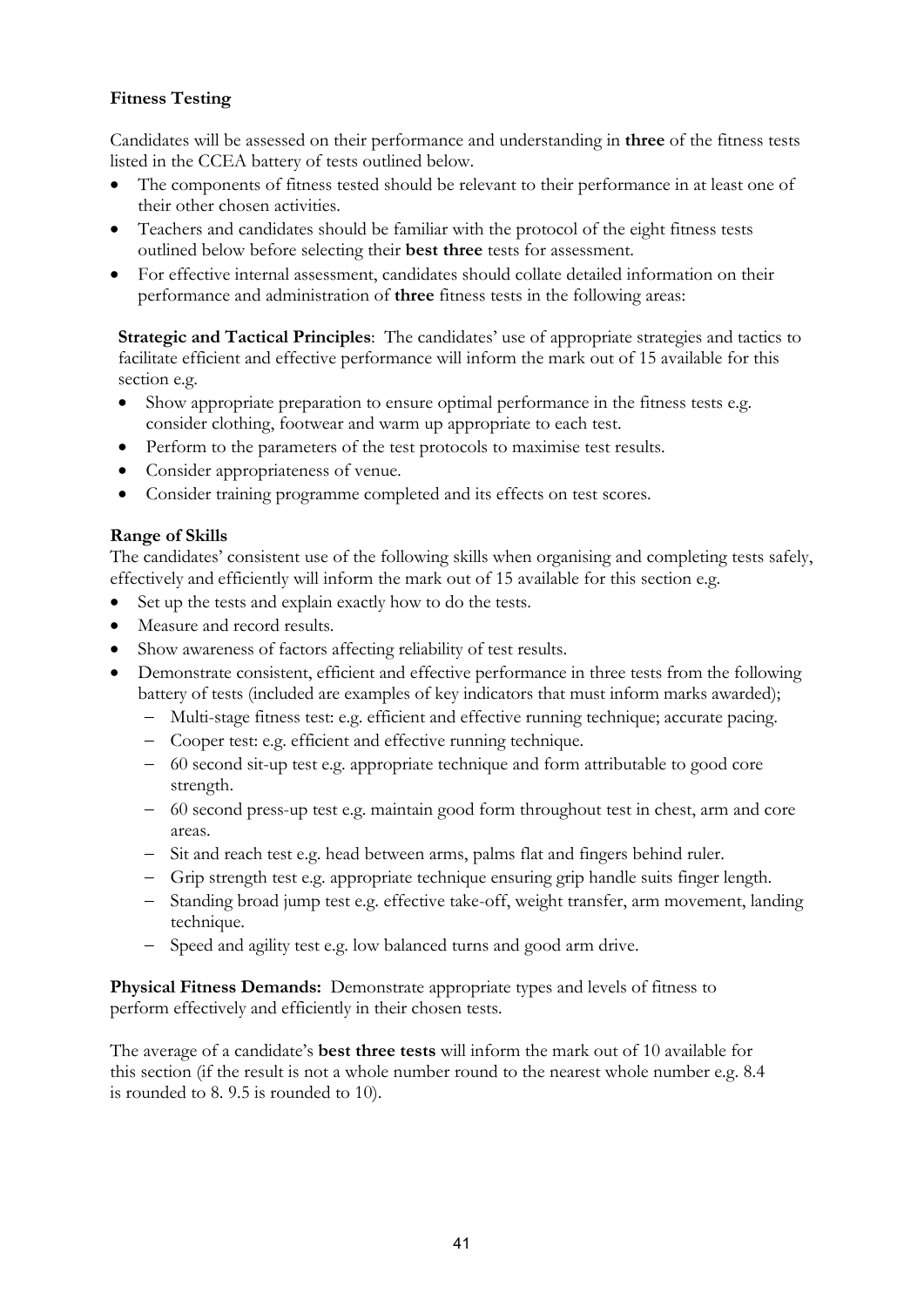**Fitness Testing**

Candidates will be assessed on their performance and understanding in **three** of the fitness tests listed in the CCEA battery of tests outlined below.

- The components of fitness tested should be relevant to their performance in at least one of their other chosen activities.
- Teachers and candidates should be familiar with the protocol of the eight fitness tests outlined below before selecting their **best three** tests for assessment.
- For effective internal assessment, candidates should collate detailed information on their performance and administration of **three** fitness tests in the following areas:

**Strategic and Tactical Principles**: The candidates' use of appropriate strategies and tactics to facilitate efficient and effective performance will inform the mark out of 15 available for this section e.g.

- Show appropriate preparation to ensure optimal performance in the fitness tests e.g. consider clothing, footwear and warm up appropriate to each test.
- Perform to the parameters of the test protocols to maximise test results.
- Consider appropriateness of venue.
- Consider training programme completed and its effects on test scores.

**Range of Skills**

The candidates' consistent use of the following skills when organising and completing tests safely, effectively and efficiently will inform the mark out of 15 available for this section e.g.

- Set up the tests and explain exactly how to do the tests.
- Measure and record results.
- Show awareness of factors affecting reliability of test results.
- Demonstrate consistent, efficient and effective performance in three tests from the following battery of tests (included are examples of key indicators that must inform marks awarded);
  - Multi-stage fitness test: e.g. efficient and effective running technique; accurate pacing.
  - Cooper test: e.g. efficient and effective running technique.
  - 60 second sit-up test e.g. appropriate technique and form attributable to good core strength.
  - 60 second press-up test e.g. maintain good form throughout test in chest, arm and core areas.
  - Sit and reach test e.g. head between arms, palms flat and fingers behind ruler.
  - Grip strength test e.g. appropriate technique ensuring grip handle suits finger length.
  - Standing broad jump test e.g. effective take-off, weight transfer, arm movement, landing technique.
  - Speed and agility test e.g. low balanced turns and good arm drive.

**Physical Fitness Demands:** Demonstrate appropriate types and levels of fitness to perform effectively and efficiently in their chosen tests.

The average of a candidate's **best three tests** will inform the mark out of 10 available for this section (if the result is not a whole number round to the nearest whole number e.g. 8.4 is rounded to 8. 9.5 is rounded to 10).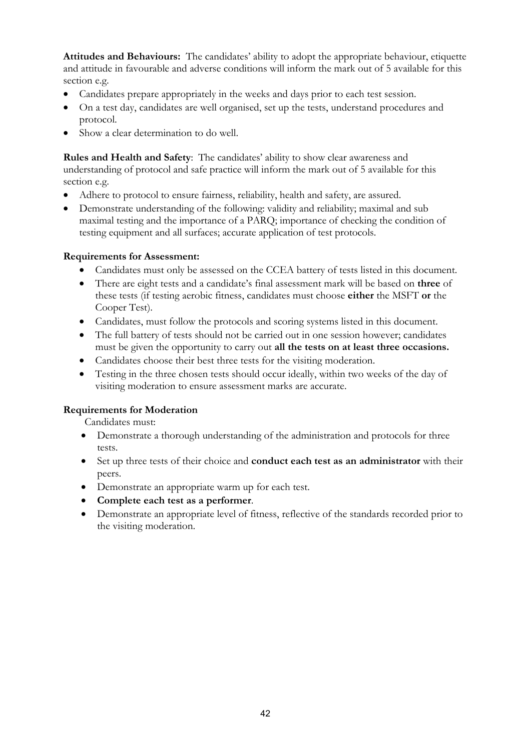**Attitudes and Behaviours:** The candidates' ability to adopt the appropriate behaviour, etiquette and attitude in favourable and adverse conditions will inform the mark out of 5 available for this section e.g.

- Candidates prepare appropriately in the weeks and days prior to each test session.
- On a test day, candidates are well organised, set up the tests, understand procedures and protocol.
- Show a clear determination to do well.

**Rules and Health and Safety**: The candidates' ability to show clear awareness and understanding of protocol and safe practice will inform the mark out of 5 available for this section e.g.

- Adhere to protocol to ensure fairness, reliability, health and safety, are assured.
- Demonstrate understanding of the following: validity and reliability; maximal and sub maximal testing and the importance of a PARQ; importance of checking the condition of testing equipment and all surfaces; accurate application of test protocols.

**Requirements for Assessment:**

- Candidates must only be assessed on the CCEA battery of tests listed in this document.
- There are eight tests and a candidate's final assessment mark will be based on **three** of these tests (if testing aerobic fitness, candidates must choose **either** the MSFT **or** the Cooper Test).
- Candidates, must follow the protocols and scoring systems listed in this document.
- The full battery of tests should not be carried out in one session however; candidates must be given the opportunity to carry out **all the tests on at least three occasions.**
- Candidates choose their best three tests for the visiting moderation.
- Testing in the three chosen tests should occur ideally, within two weeks of the day of visiting moderation to ensure assessment marks are accurate.

**Requirements for Moderation**

Candidates must:

- Demonstrate a thorough understanding of the administration and protocols for three tests.
- Set up three tests of their choice and **conduct each test as an administrator** with their peers.
- Demonstrate an appropriate warm up for each test.
- **Complete each test as a performer**.
- Demonstrate an appropriate level of fitness, reflective of the standards recorded prior to the visiting moderation.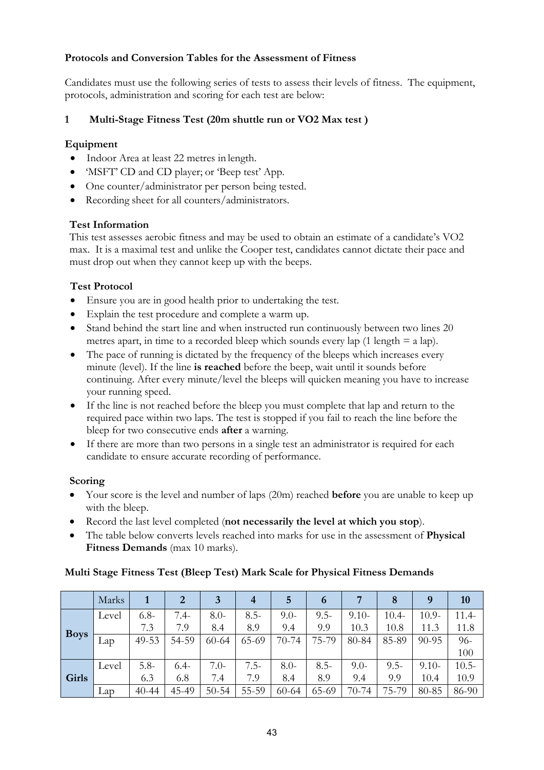**Protocols and Conversion Tables for the Assessment of Fitness**

Candidates must use the following series of tests to assess their levels of fitness. The equipment, protocols, administration and scoring for each test are below:

## 1 Multi-Stage Fitness Test (20m shuttle run or VO2 Max test )

### Equipment

- Indoor Area at least 22 metres in length.
- 'MSFT' CD and CD player; or 'Beep test' App.
- One counter/administrator per person being tested.
- Recording sheet for all counters/administrators.

### Test Information

This test assesses aerobic fitness and may be used to obtain an estimate of a candidate's VO2 max. It is a maximal test and unlike the Cooper test, candidates cannot dictate their pace and must drop out when they cannot keep up with the beeps.

### Test Protocol

- Ensure you are in good health prior to undertaking the test.
- Explain the test procedure and complete a warm up.
- Stand behind the start line and when instructed run continuously between two lines 20 metres apart, in time to a recorded bleep which sounds every lap (1 length = a lap).
- The pace of running is dictated by the frequency of the bleeps which increases every minute (level). If the line **is reached** before the beep, wait until it sounds before continuing. After every minute/level the bleeps will quicken meaning you have to increase your running speed.
- If the line is not reached before the bleep you must complete that lap and return to the required pace within two laps. The test is stopped if you fail to reach the line before the bleep for two consecutive ends **after** a warning.
- If there are more than two persons in a single test an administrator is required for each candidate to ensure accurate recording of performance.

### Scoring

- Your score is the level and number of laps (20m) reached **before** you are unable to keep up with the bleep.
- Record the last level completed (**not necessarily the level at which you stop**).
- The table below converts levels reached into marks for use in the assessment of **Physical Fitness Demands** (max 10 marks).

**Multi Stage Fitness Test (Bleep Test) Mark Scale for Physical Fitness Demands**

| | Marks | 1 | 2 | 3 | 4 | 5 | 6 | 7 | 8 | 9 | 10 |
|---|---|---|---|---|---|---|---|---|---|---|---|
| **Boys** | Level | 6.8-7.3 | 7.4-7.9 | 8.0-8.4 | 8.5-8.9 | 9.0-9.4 | 9.5-9.9 | 9.10-10.3 | 10.4-10.8 | 10.9-11.3 | 11.4-11.8 |
| | Lap | 49-53 | 54-59 | 60-64 | 65-69 | 70-74 | 75-79 | 80-84 | 85-89 | 90-95 | 96-100 |
| **Girls** | Level | 5.8-6.3 | 6.4-6.8 | 7.0-7.4 | 7.5-7.9 | 8.0-8.4 | 8.5-8.9 | 9.0-9.4 | 9.5-9.9 | 9.10-10.4 | 10.5-10.9 |
| | Lap | 40-44 | 45-49 | 50-54 | 55-59 | 60-64 | 65-69 | 70-74 | 75-79 | 80-85 | 86-90 |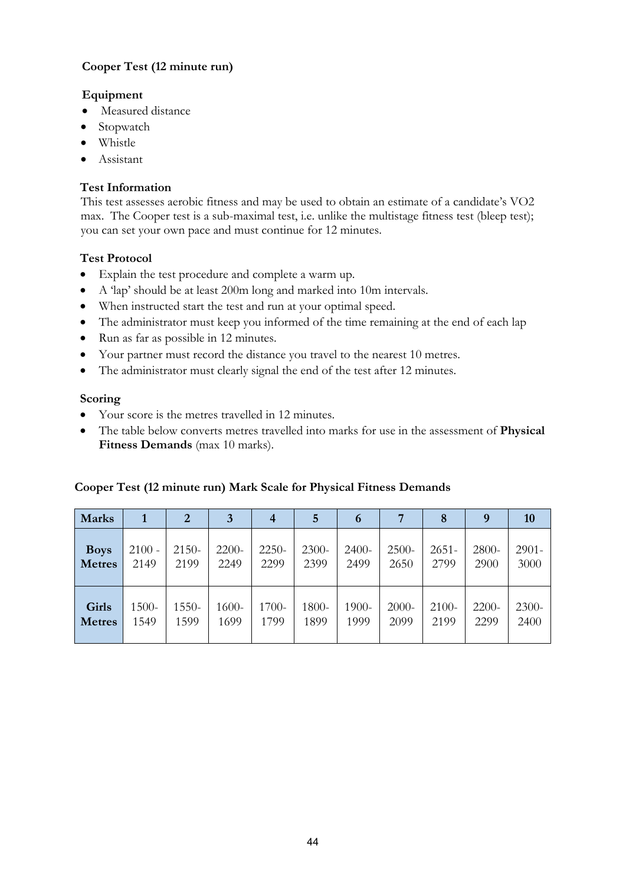### Cooper Test (12 minute run)

#### Equipment

- Measured distance
- Stopwatch
- Whistle
- Assistant

#### Test Information

This test assesses aerobic fitness and may be used to obtain an estimate of a candidate's VO2 max. The Cooper test is a sub-maximal test, i.e. unlike the multistage fitness test (bleep test); you can set your own pace and must continue for 12 minutes.

#### Test Protocol

- Explain the test procedure and complete a warm up.
- A 'lap' should be at least 200m long and marked into 10m intervals.
- When instructed start the test and run at your optimal speed.
- The administrator must keep you informed of the time remaining at the end of each lap
- Run as far as possible in 12 minutes.
- Your partner must record the distance you travel to the nearest 10 metres.
- The administrator must clearly signal the end of the test after 12 minutes.

#### Scoring

- Your score is the metres travelled in 12 minutes.
- The table below converts metres travelled into marks for use in the assessment of **Physical Fitness Demands** (max 10 marks).

**Cooper Test (12 minute run) Mark Scale for Physical Fitness Demands**

| Marks | 1 | 2 | 3 | 4 | 5 | 6 | 7 | 8 | 9 | 10 |
|---|---|---|---|---|---|---|---|---|---|---|
| **Boys Metres** | 2100 - 2149 | 2150-2199 | 2200-2249 | 2250-2299 | 2300-2399 | 2400-2499 | 2500-2650 | 2651-2799 | 2800-2900 | 2901-3000 |
| **Girls Metres** | 1500-1549 | 1550-1599 | 1600-1699 | 1700-1799 | 1800-1899 | 1900-1999 | 2000-2099 | 2100-2199 | 2200-2299 | 2300-2400 |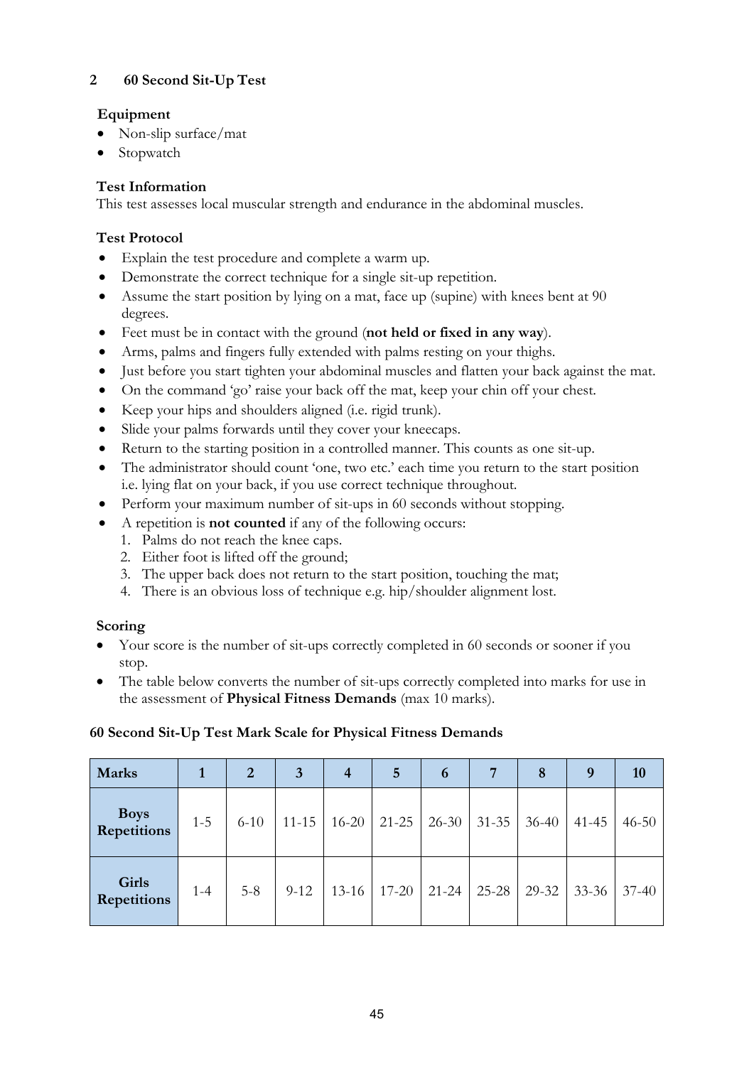## 2 60 Second Sit-Up Test

**Equipment**

- Non-slip surface/mat
- Stopwatch

**Test Information**

This test assesses local muscular strength and endurance in the abdominal muscles.

**Test Protocol**

- Explain the test procedure and complete a warm up.
- Demonstrate the correct technique for a single sit-up repetition.
- Assume the start position by lying on a mat, face up (supine) with knees bent at 90 degrees.
- Feet must be in contact with the ground (**not held or fixed in any way**).
- Arms, palms and fingers fully extended with palms resting on your thighs.
- Just before you start tighten your abdominal muscles and flatten your back against the mat.
- On the command 'go' raise your back off the mat, keep your chin off your chest.
- Keep your hips and shoulders aligned (i.e. rigid trunk).
- Slide your palms forwards until they cover your kneecaps.
- Return to the starting position in a controlled manner. This counts as one sit-up.
- The administrator should count 'one, two etc.' each time you return to the start position i.e. lying flat on your back, if you use correct technique throughout.
- Perform your maximum number of sit-ups in 60 seconds without stopping.
- A repetition is **not counted** if any of the following occurs:
  1. Palms do not reach the knee caps.
  2. Either foot is lifted off the ground;
  3. The upper back does not return to the start position, touching the mat;
  4. There is an obvious loss of technique e.g. hip/shoulder alignment lost.

**Scoring**

- Your score is the number of sit-ups correctly completed in 60 seconds or sooner if you stop.
- The table below converts the number of sit-ups correctly completed into marks for use in the assessment of **Physical Fitness Demands** (max 10 marks).

**60 Second Sit-Up Test Mark Scale for Physical Fitness Demands**

| Marks | 1 | 2 | 3 | 4 | 5 | 6 | 7 | 8 | 9 | 10 |
|---|---|---|---|---|---|---|---|---|---|---|
| Boys Repetitions | 1-5 | 6-10 | 11-15 | 16-20 | 21-25 | 26-30 | 31-35 | 36-40 | 41-45 | 46-50 |
| Girls Repetitions | 1-4 | 5-8 | 9-12 | 13-16 | 17-20 | 21-24 | 25-28 | 29-32 | 33-36 | 37-40 |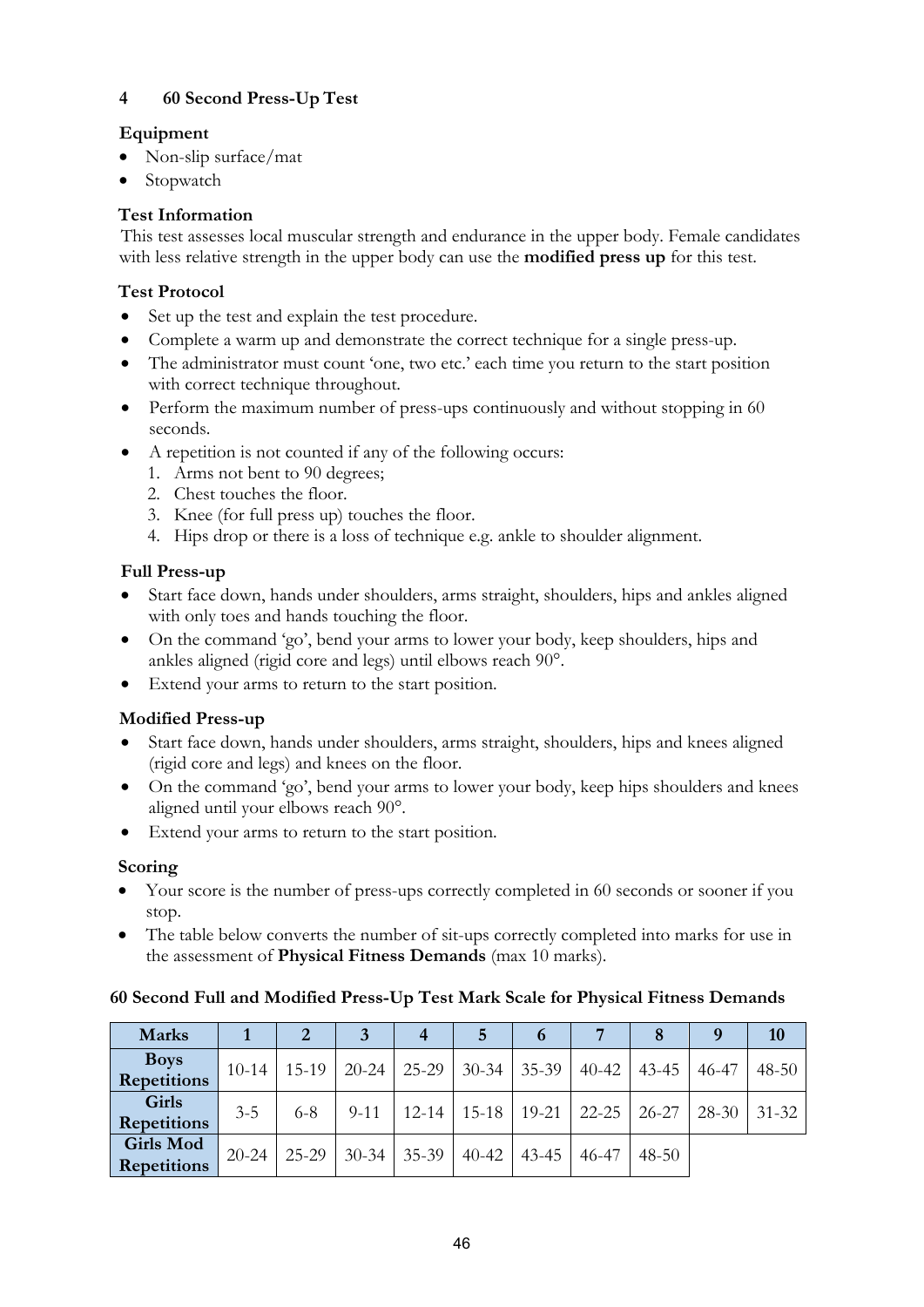## 4 60 Second Press-Up Test

### Equipment

- Non-slip surface/mat
- Stopwatch

### Test Information

This test assesses local muscular strength and endurance in the upper body. Female candidates with less relative strength in the upper body can use the **modified press up** for this test.

### Test Protocol

- Set up the test and explain the test procedure.
- Complete a warm up and demonstrate the correct technique for a single press-up.
- The administrator must count 'one, two etc.' each time you return to the start position with correct technique throughout.
- Perform the maximum number of press-ups continuously and without stopping in 60 seconds.
- A repetition is not counted if any of the following occurs:
  1. Arms not bent to 90 degrees;
  2. Chest touches the floor.
  3. Knee (for full press up) touches the floor.
  4. Hips drop or there is a loss of technique e.g. ankle to shoulder alignment.

### Full Press-up

- Start face down, hands under shoulders, arms straight, shoulders, hips and ankles aligned with only toes and hands touching the floor.
- On the command 'go', bend your arms to lower your body, keep shoulders, hips and ankles aligned (rigid core and legs) until elbows reach 90°.
- Extend your arms to return to the start position.

### Modified Press-up

- Start face down, hands under shoulders, arms straight, shoulders, hips and knees aligned (rigid core and legs) and knees on the floor.
- On the command 'go', bend your arms to lower your body, keep hips shoulders and knees aligned until your elbows reach 90°.
- Extend your arms to return to the start position.

### Scoring

- Your score is the number of press-ups correctly completed in 60 seconds or sooner if you stop.
- The table below converts the number of sit-ups correctly completed into marks for use in the assessment of **Physical Fitness Demands** (max 10 marks).

**60 Second Full and Modified Press-Up Test Mark Scale for Physical Fitness Demands**

| Marks | 1 | 2 | 3 | 4 | 5 | 6 | 7 | 8 | 9 | 10 |
|---|---|---|---|---|---|---|---|---|---|---|
| Boys Repetitions | 10-14 | 15-19 | 20-24 | 25-29 | 30-34 | 35-39 | 40-42 | 43-45 | 46-47 | 48-50 |
| Girls Repetitions | 3-5 | 6-8 | 9-11 | 12-14 | 15-18 | 19-21 | 22-25 | 26-27 | 28-30 | 31-32 |
| Girls Mod Repetitions | 20-24 | 25-29 | 30-34 | 35-39 | 40-42 | 43-45 | 46-47 | 48-50 | | |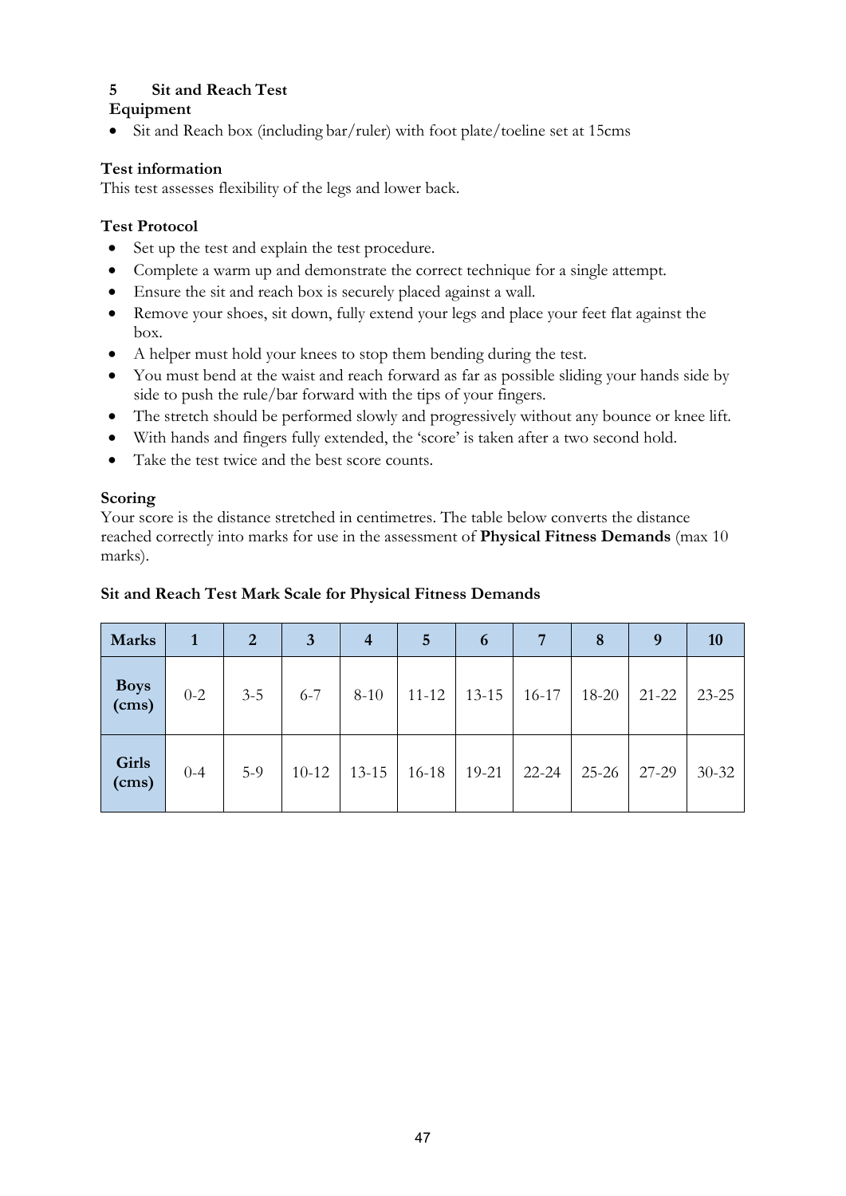## 5 Sit and Reach Test

### Equipment

- Sit and Reach box (including bar/ruler) with foot plate/toeline set at 15cms

### Test information

This test assesses flexibility of the legs and lower back.

### Test Protocol

- Set up the test and explain the test procedure.
- Complete a warm up and demonstrate the correct technique for a single attempt.
- Ensure the sit and reach box is securely placed against a wall.
- Remove your shoes, sit down, fully extend your legs and place your feet flat against the box.
- A helper must hold your knees to stop them bending during the test.
- You must bend at the waist and reach forward as far as possible sliding your hands side by side to push the rule/bar forward with the tips of your fingers.
- The stretch should be performed slowly and progressively without any bounce or knee lift.
- With hands and fingers fully extended, the 'score' is taken after a two second hold.
- Take the test twice and the best score counts.

### Scoring

Your score is the distance stretched in centimetres. The table below converts the distance reached correctly into marks for use in the assessment of **Physical Fitness Demands** (max 10 marks).

**Sit and Reach Test Mark Scale for Physical Fitness Demands**

| Marks | 1 | 2 | 3 | 4 | 5 | 6 | 7 | 8 | 9 | 10 |
|---|---|---|---|---|---|---|---|---|---|---|
| **Boys (cms)** | 0-2 | 3-5 | 6-7 | 8-10 | 11-12 | 13-15 | 16-17 | 18-20 | 21-22 | 23-25 |
| **Girls (cms)** | 0-4 | 5-9 | 10-12 | 13-15 | 16-18 | 19-21 | 22-24 | 25-26 | 27-29 | 30-32 |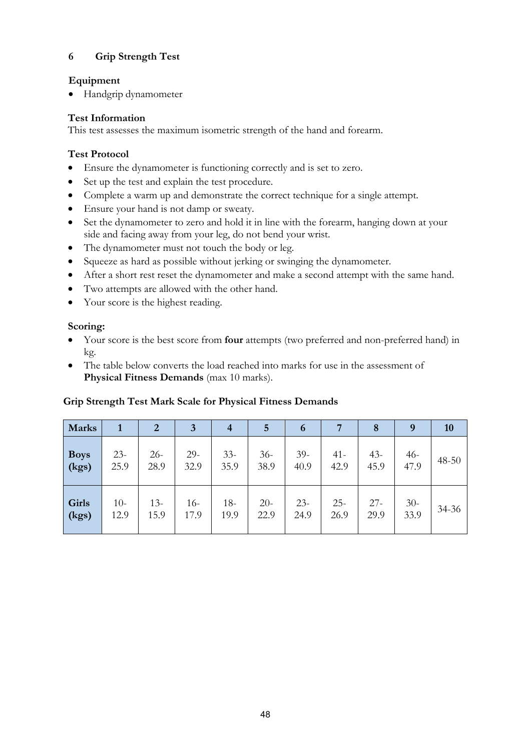## 6 Grip Strength Test

**Equipment**

- Handgrip dynamometer

**Test Information**

This test assesses the maximum isometric strength of the hand and forearm.

**Test Protocol**

- Ensure the dynamometer is functioning correctly and is set to zero.
- Set up the test and explain the test procedure.
- Complete a warm up and demonstrate the correct technique for a single attempt.
- Ensure your hand is not damp or sweaty.
- Set the dynamometer to zero and hold it in line with the forearm, hanging down at your side and facing away from your leg, do not bend your wrist.
- The dynamometer must not touch the body or leg.
- Squeeze as hard as possible without jerking or swinging the dynamometer.
- After a short rest reset the dynamometer and make a second attempt with the same hand.
- Two attempts are allowed with the other hand.
- Your score is the highest reading.

**Scoring:**

- Your score is the best score from **four** attempts (two preferred and non-preferred hand) in kg.
- The table below converts the load reached into marks for use in the assessment of **Physical Fitness Demands** (max 10 marks).

**Grip Strength Test Mark Scale for Physical Fitness Demands**

| Marks | 1 | 2 | 3 | 4 | 5 | 6 | 7 | 8 | 9 | 10 |
|---|---|---|---|---|---|---|---|---|---|---|
| **Boys (kgs)** | 23-25.9 | 26-28.9 | 29-32.9 | 33-35.9 | 36-38.9 | 39-40.9 | 41-42.9 | 43-45.9 | 46-47.9 | 48-50 |
| **Girls (kgs)** | 10-12.9 | 13-15.9 | 16-17.9 | 18-19.9 | 20-22.9 | 23-24.9 | 25-26.9 | 27-29.9 | 30-33.9 | 34-36 |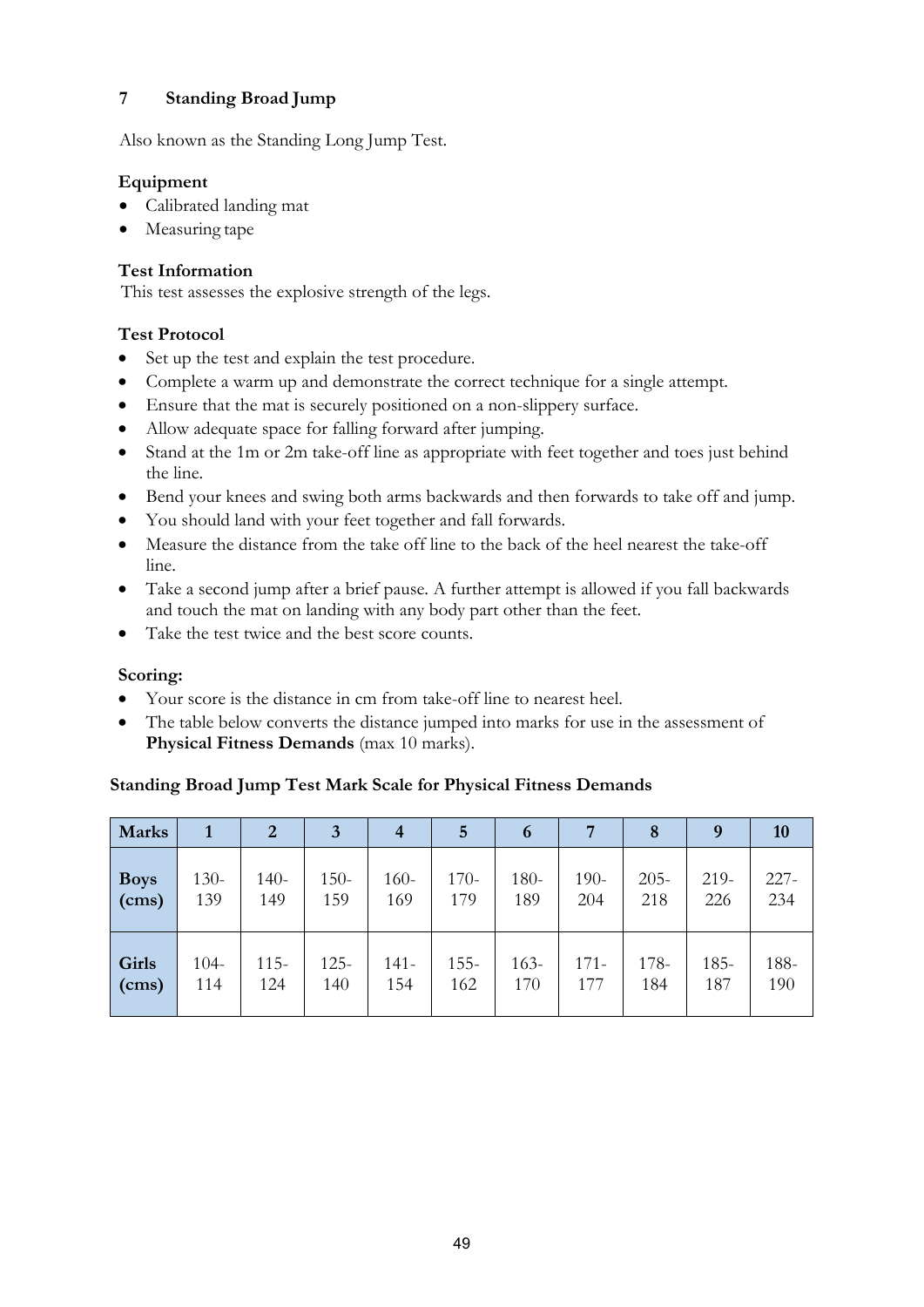## 7 Standing Broad Jump

Also known as the Standing Long Jump Test.

**Equipment**

- Calibrated landing mat
- Measuring tape

**Test Information**

This test assesses the explosive strength of the legs.

**Test Protocol**

- Set up the test and explain the test procedure.
- Complete a warm up and demonstrate the correct technique for a single attempt.
- Ensure that the mat is securely positioned on a non-slippery surface.
- Allow adequate space for falling forward after jumping.
- Stand at the 1m or 2m take-off line as appropriate with feet together and toes just behind the line.
- Bend your knees and swing both arms backwards and then forwards to take off and jump.
- You should land with your feet together and fall forwards.
- Measure the distance from the take off line to the back of the heel nearest the take-off line.
- Take a second jump after a brief pause. A further attempt is allowed if you fall backwards and touch the mat on landing with any body part other than the feet.
- Take the test twice and the best score counts.

**Scoring:**

- Your score is the distance in cm from take-off line to nearest heel.
- The table below converts the distance jumped into marks for use in the assessment of **Physical Fitness Demands** (max 10 marks).

**Standing Broad Jump Test Mark Scale for Physical Fitness Demands**

| Marks | 1 | 2 | 3 | 4 | 5 | 6 | 7 | 8 | 9 | 10 |
|---|---|---|---|---|---|---|---|---|---|---|
| **Boys (cms)** | 130-139 | 140-149 | 150-159 | 160-169 | 170-179 | 180-189 | 190-204 | 205-218 | 219-226 | 227-234 |
| **Girls (cms)** | 104-114 | 115-124 | 125-140 | 141-154 | 155-162 | 163-170 | 171-177 | 178-184 | 185-187 | 188-190 |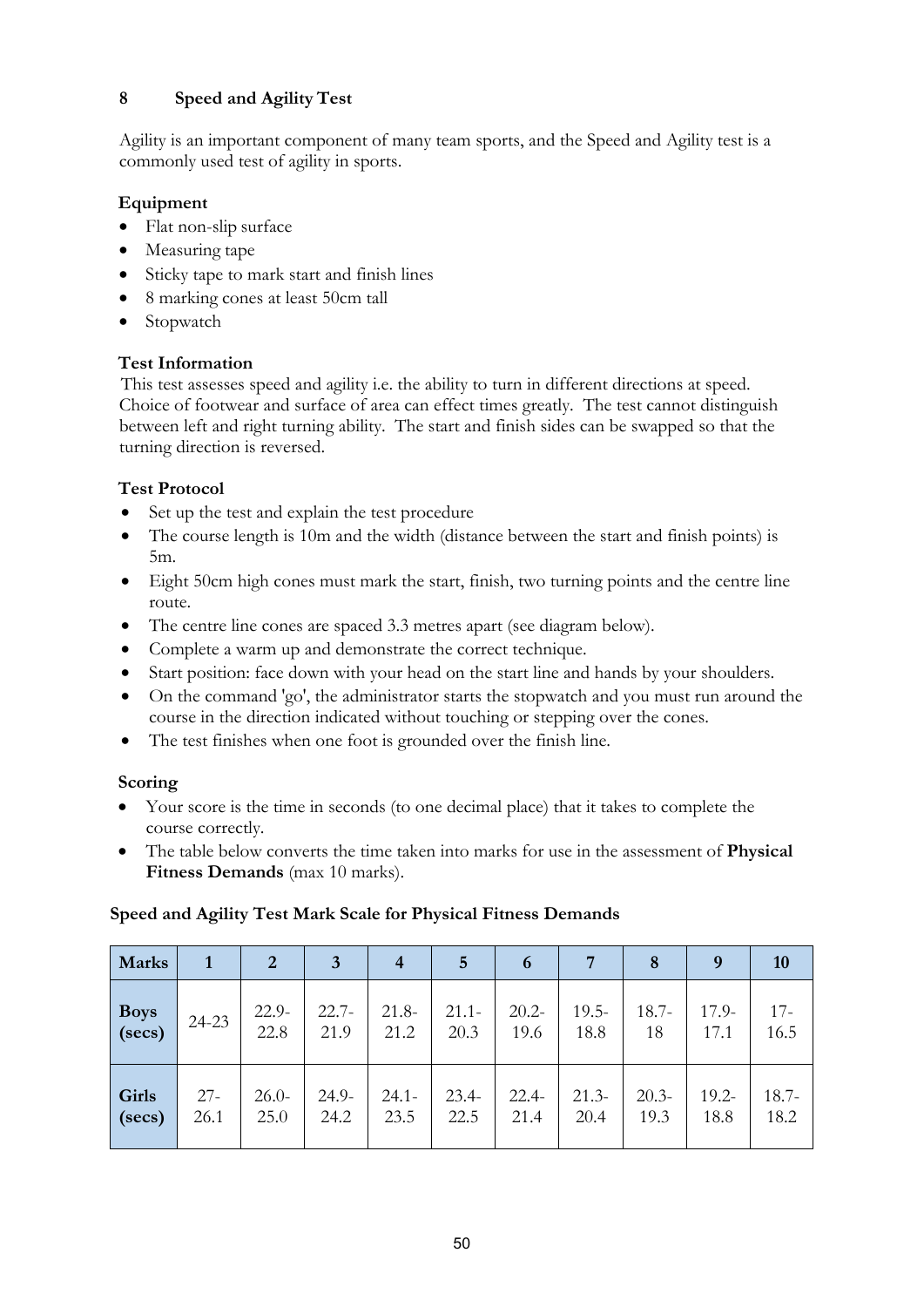## 8 Speed and Agility Test

Agility is an important component of many team sports, and the Speed and Agility test is a commonly used test of agility in sports.

**Equipment**

- Flat non-slip surface
- Measuring tape
- Sticky tape to mark start and finish lines
- 8 marking cones at least 50cm tall
- Stopwatch

**Test Information**

This test assesses speed and agility i.e. the ability to turn in different directions at speed. Choice of footwear and surface of area can effect times greatly. The test cannot distinguish between left and right turning ability. The start and finish sides can be swapped so that the turning direction is reversed.

**Test Protocol**

- Set up the test and explain the test procedure
- The course length is 10m and the width (distance between the start and finish points) is 5m.
- Eight 50cm high cones must mark the start, finish, two turning points and the centre line route.
- The centre line cones are spaced 3.3 metres apart (see diagram below).
- Complete a warm up and demonstrate the correct technique.
- Start position: face down with your head on the start line and hands by your shoulders.
- On the command 'go', the administrator starts the stopwatch and you must run around the course in the direction indicated without touching or stepping over the cones.
- The test finishes when one foot is grounded over the finish line.

**Scoring**

- Your score is the time in seconds (to one decimal place) that it takes to complete the course correctly.
- The table below converts the time taken into marks for use in the assessment of **Physical Fitness Demands** (max 10 marks).

**Speed and Agility Test Mark Scale for Physical Fitness Demands**

| Marks | 1 | 2 | 3 | 4 | 5 | 6 | 7 | 8 | 9 | 10 |
|---|---|---|---|---|---|---|---|---|---|---|
| Boys (secs) | 24-23 | 22.9-22.8 | 22.7-21.9 | 21.8-21.2 | 21.1-20.3 | 20.2-19.6 | 19.5-18.8 | 18.7-18 | 17.9-17.1 | 17-16.5 |
| Girls (secs) | 27-26.1 | 26.0-25.0 | 24.9-24.2 | 24.1-23.5 | 23.4-22.5 | 22.4-21.4 | 21.3-20.4 | 20.3-19.3 | 19.2-18.8 | 18.7-18.2 |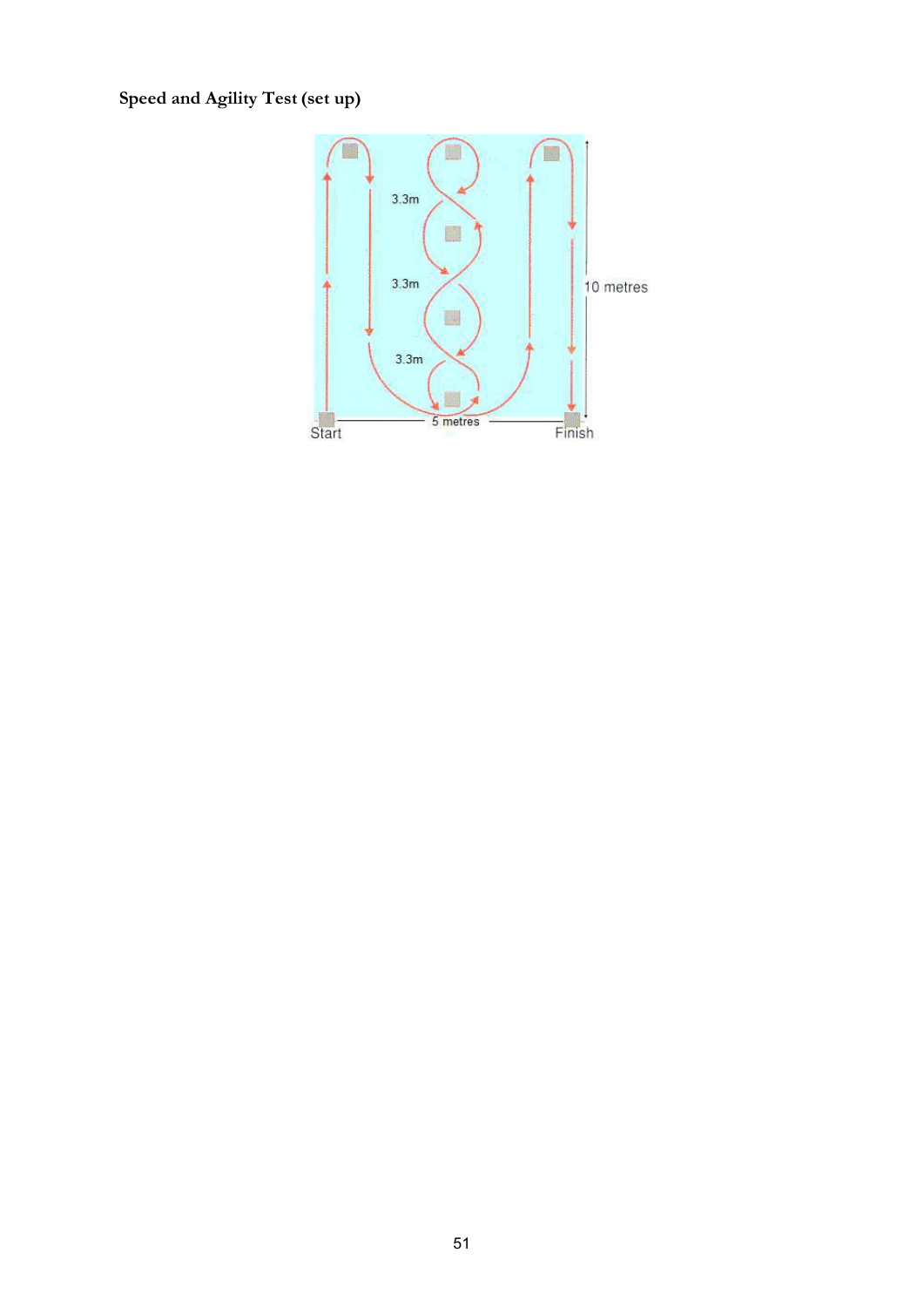**Speed and Agility Test (set up)**

3.3m

3.3m

3.3m

10 metres

Start

5 metres

Finish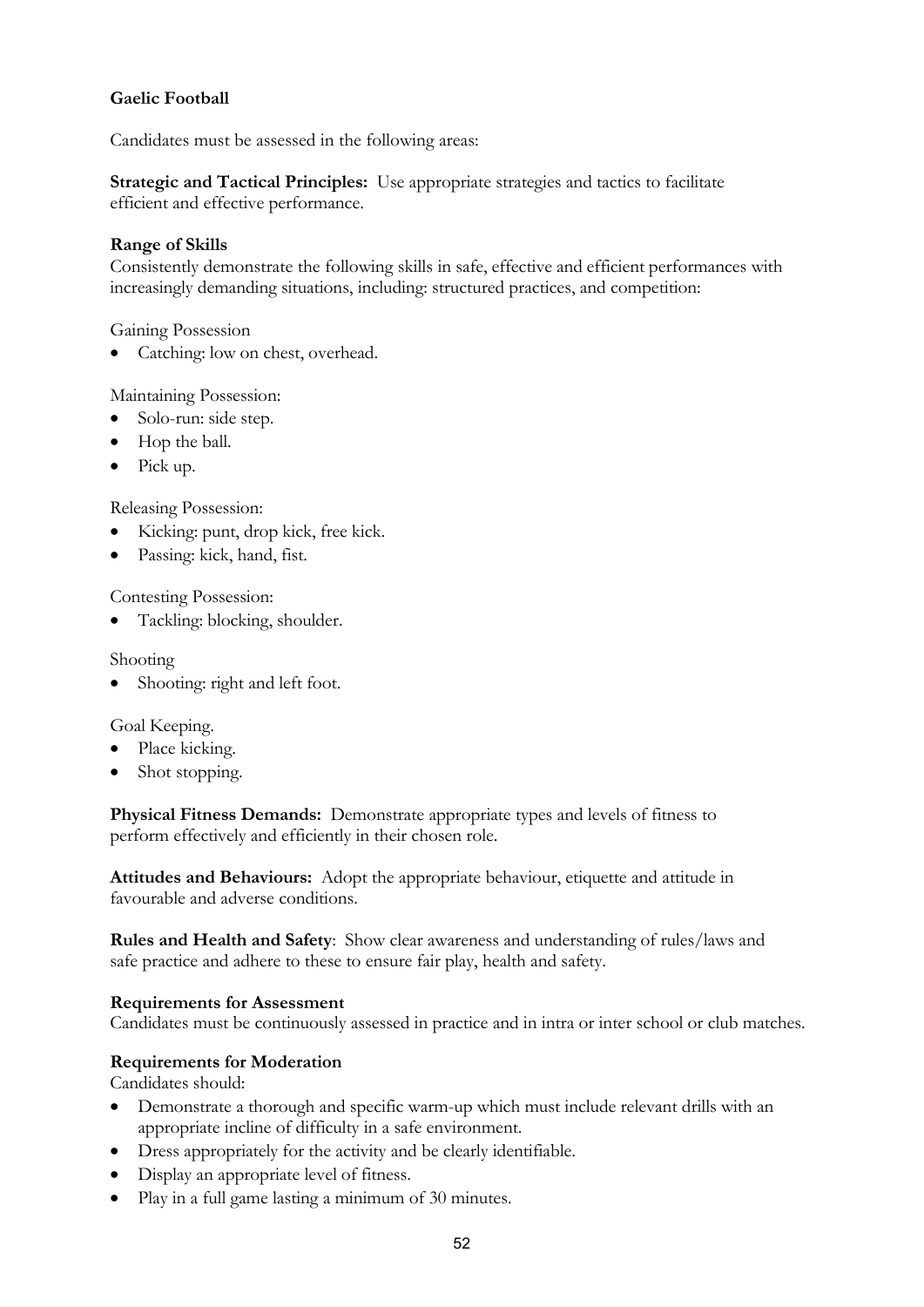**Gaelic Football**

Candidates must be assessed in the following areas:

**Strategic and Tactical Principles:** Use appropriate strategies and tactics to facilitate efficient and effective performance.

**Range of Skills**
Consistently demonstrate the following skills in safe, effective and efficient performances with increasingly demanding situations, including: structured practices, and competition:

Gaining Possession

- Catching: low on chest, overhead.

Maintaining Possession:

- Solo-run: side step.
- Hop the ball.
- Pick up.

Releasing Possession:

- Kicking: punt, drop kick, free kick.
- Passing: kick, hand, fist.

Contesting Possession:

- Tackling: blocking, shoulder.

Shooting

- Shooting: right and left foot.

Goal Keeping.

- Place kicking.
- Shot stopping.

**Physical Fitness Demands:** Demonstrate appropriate types and levels of fitness to perform effectively and efficiently in their chosen role.

**Attitudes and Behaviours:** Adopt the appropriate behaviour, etiquette and attitude in favourable and adverse conditions.

**Rules and Health and Safety**: Show clear awareness and understanding of rules/laws and safe practice and adhere to these to ensure fair play, health and safety.

**Requirements for Assessment**
Candidates must be continuously assessed in practice and in intra or inter school or club matches.

**Requirements for Moderation**
Candidates should:

- Demonstrate a thorough and specific warm-up which must include relevant drills with an appropriate incline of difficulty in a safe environment.
- Dress appropriately for the activity and be clearly identifiable.
- Display an appropriate level of fitness.
- Play in a full game lasting a minimum of 30 minutes.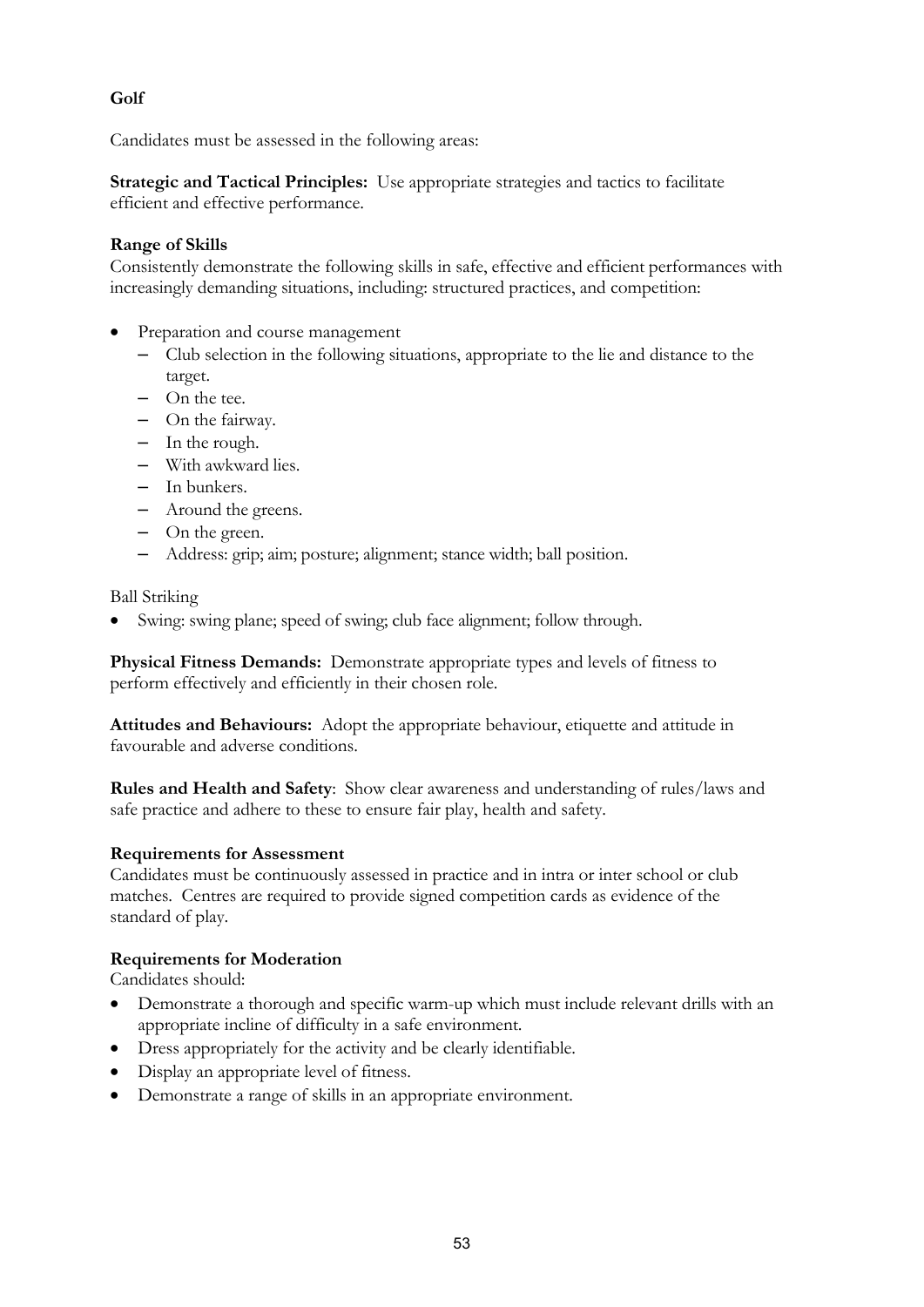**Golf**

Candidates must be assessed in the following areas:

**Strategic and Tactical Principles:** Use appropriate strategies and tactics to facilitate efficient and effective performance.

**Range of Skills**
Consistently demonstrate the following skills in safe, effective and efficient performances with increasingly demanding situations, including: structured practices, and competition:

- Preparation and course management
  - Club selection in the following situations, appropriate to the lie and distance to the target.
  - On the tee.
  - On the fairway.
  - In the rough.
  - With awkward lies.
  - In bunkers.
  - Around the greens.
  - On the green.
  - Address: grip; aim; posture; alignment; stance width; ball position.

Ball Striking

- Swing: swing plane; speed of swing; club face alignment; follow through.

**Physical Fitness Demands:** Demonstrate appropriate types and levels of fitness to perform effectively and efficiently in their chosen role.

**Attitudes and Behaviours:** Adopt the appropriate behaviour, etiquette and attitude in favourable and adverse conditions.

**Rules and Health and Safety**: Show clear awareness and understanding of rules/laws and safe practice and adhere to these to ensure fair play, health and safety.

**Requirements for Assessment**
Candidates must be continuously assessed in practice and in intra or inter school or club matches. Centres are required to provide signed competition cards as evidence of the standard of play.

**Requirements for Moderation**
Candidates should:

- Demonstrate a thorough and specific warm-up which must include relevant drills with an appropriate incline of difficulty in a safe environment.
- Dress appropriately for the activity and be clearly identifiable.
- Display an appropriate level of fitness.
- Demonstrate a range of skills in an appropriate environment.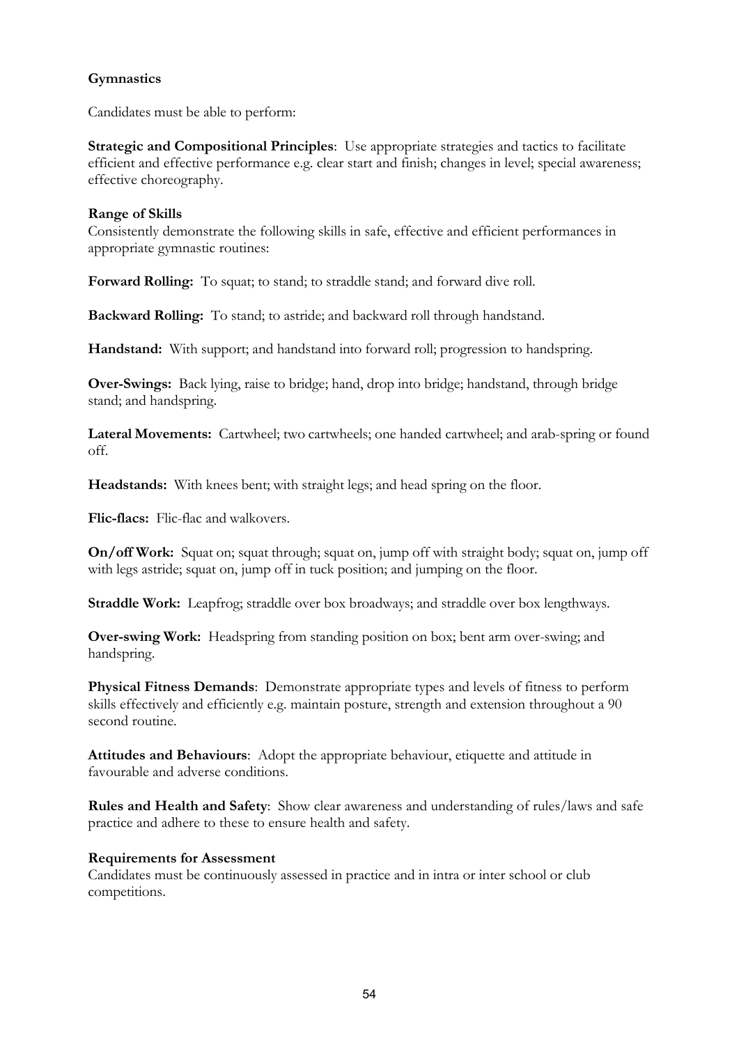**Gymnastics**

Candidates must be able to perform:

**Strategic and Compositional Principles**: Use appropriate strategies and tactics to facilitate efficient and effective performance e.g. clear start and finish; changes in level; special awareness; effective choreography.

**Range of Skills**
Consistently demonstrate the following skills in safe, effective and efficient performances in appropriate gymnastic routines:

**Forward Rolling:** To squat; to stand; to straddle stand; and forward dive roll.

**Backward Rolling:** To stand; to astride; and backward roll through handstand.

**Handstand:** With support; and handstand into forward roll; progression to handspring.

**Over-Swings:** Back lying, raise to bridge; hand, drop into bridge; handstand, through bridge stand; and handspring.

**Lateral Movements:** Cartwheel; two cartwheels; one handed cartwheel; and arab-spring or found off.

**Headstands:** With knees bent; with straight legs; and head spring on the floor.

**Flic-flacs:** Flic-flac and walkovers.

**On/off Work:** Squat on; squat through; squat on, jump off with straight body; squat on, jump off with legs astride; squat on, jump off in tuck position; and jumping on the floor.

**Straddle Work:** Leapfrog; straddle over box broadways; and straddle over box lengthways.

**Over-swing Work:** Headspring from standing position on box; bent arm over-swing; and handspring.

**Physical Fitness Demands**: Demonstrate appropriate types and levels of fitness to perform skills effectively and efficiently e.g. maintain posture, strength and extension throughout a 90 second routine.

**Attitudes and Behaviours**: Adopt the appropriate behaviour, etiquette and attitude in favourable and adverse conditions.

**Rules and Health and Safety**: Show clear awareness and understanding of rules/laws and safe practice and adhere to these to ensure health and safety.

**Requirements for Assessment**
Candidates must be continuously assessed in practice and in intra or inter school or club competitions.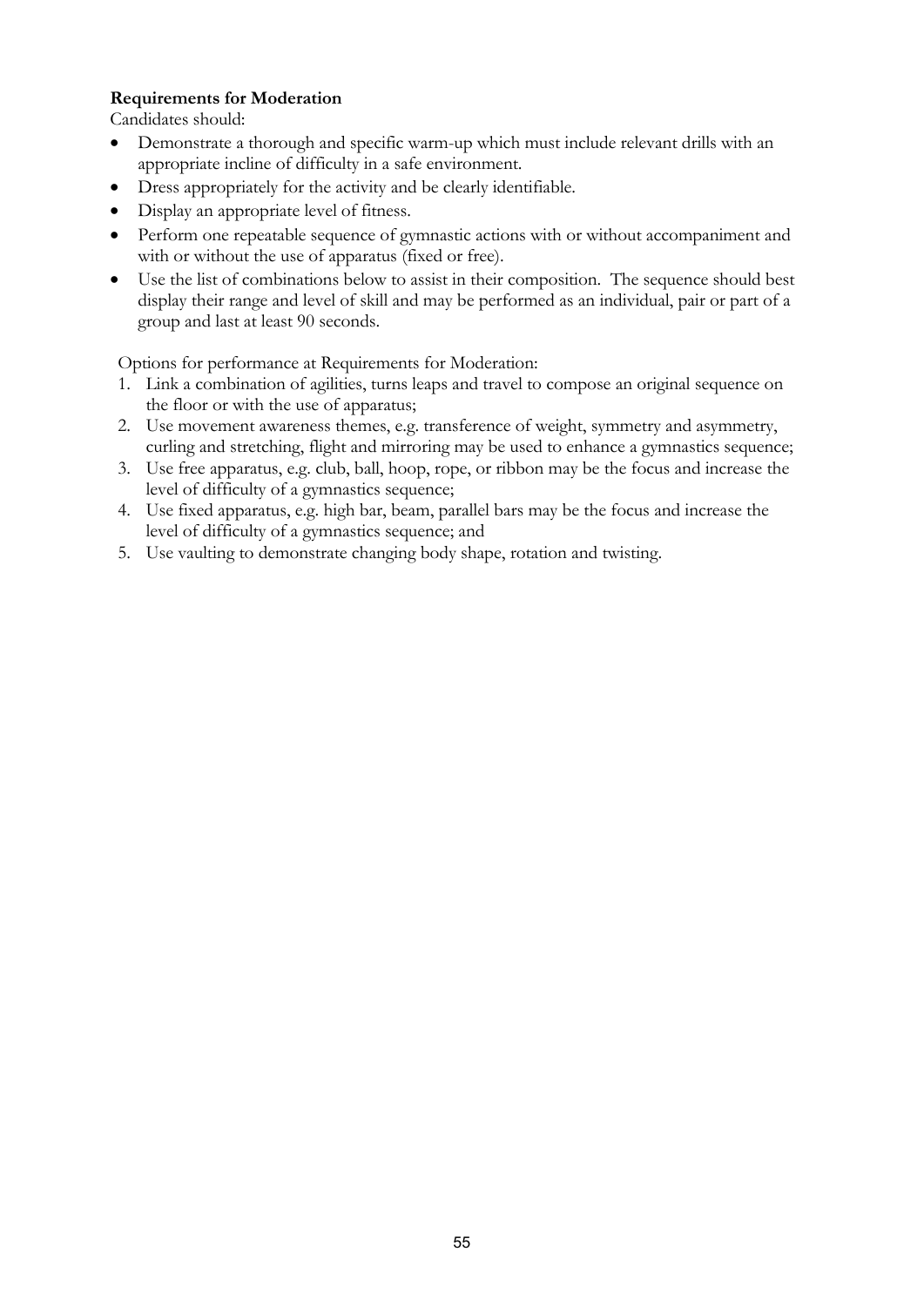**Requirements for Moderation**

Candidates should:

- Demonstrate a thorough and specific warm-up which must include relevant drills with an appropriate incline of difficulty in a safe environment.
- Dress appropriately for the activity and be clearly identifiable.
- Display an appropriate level of fitness.
- Perform one repeatable sequence of gymnastic actions with or without accompaniment and with or without the use of apparatus (fixed or free).
- Use the list of combinations below to assist in their composition. The sequence should best display their range and level of skill and may be performed as an individual, pair or part of a group and last at least 90 seconds.

Options for performance at Requirements for Moderation:

1. Link a combination of agilities, turns leaps and travel to compose an original sequence on the floor or with the use of apparatus;
2. Use movement awareness themes, e.g. transference of weight, symmetry and asymmetry, curling and stretching, flight and mirroring may be used to enhance a gymnastics sequence;
3. Use free apparatus, e.g. club, ball, hoop, rope, or ribbon may be the focus and increase the level of difficulty of a gymnastics sequence;
4. Use fixed apparatus, e.g. high bar, beam, parallel bars may be the focus and increase the level of difficulty of a gymnastics sequence; and
5. Use vaulting to demonstrate changing body shape, rotation and twisting.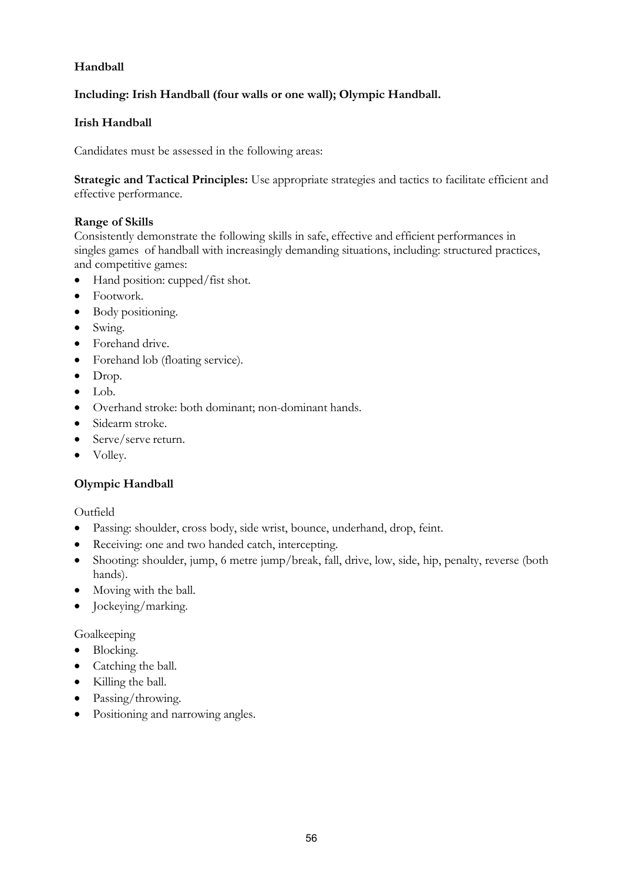**Handball**

**Including: Irish Handball (four walls or one wall); Olympic Handball.**

**Irish Handball**

Candidates must be assessed in the following areas:

**Strategic and Tactical Principles:** Use appropriate strategies and tactics to facilitate efficient and effective performance.

**Range of Skills**

Consistently demonstrate the following skills in safe, effective and efficient performances in singles games of handball with increasingly demanding situations, including: structured practices, and competitive games:

- Hand position: cupped/fist shot.
- Footwork.
- Body positioning.
- Swing.
- Forehand drive.
- Forehand lob (floating service).
- Drop.
- Lob.
- Overhand stroke: both dominant; non-dominant hands.
- Sidearm stroke.
- Serve/serve return.
- Volley.

**Olympic Handball**

Outfield

- Passing: shoulder, cross body, side wrist, bounce, underhand, drop, feint.
- Receiving: one and two handed catch, intercepting.
- Shooting: shoulder, jump, 6 metre jump/break, fall, drive, low, side, hip, penalty, reverse (both hands).
- Moving with the ball.
- Jockeying/marking.

Goalkeeping

- Blocking.
- Catching the ball.
- Killing the ball.
- Passing/throwing.
- Positioning and narrowing angles.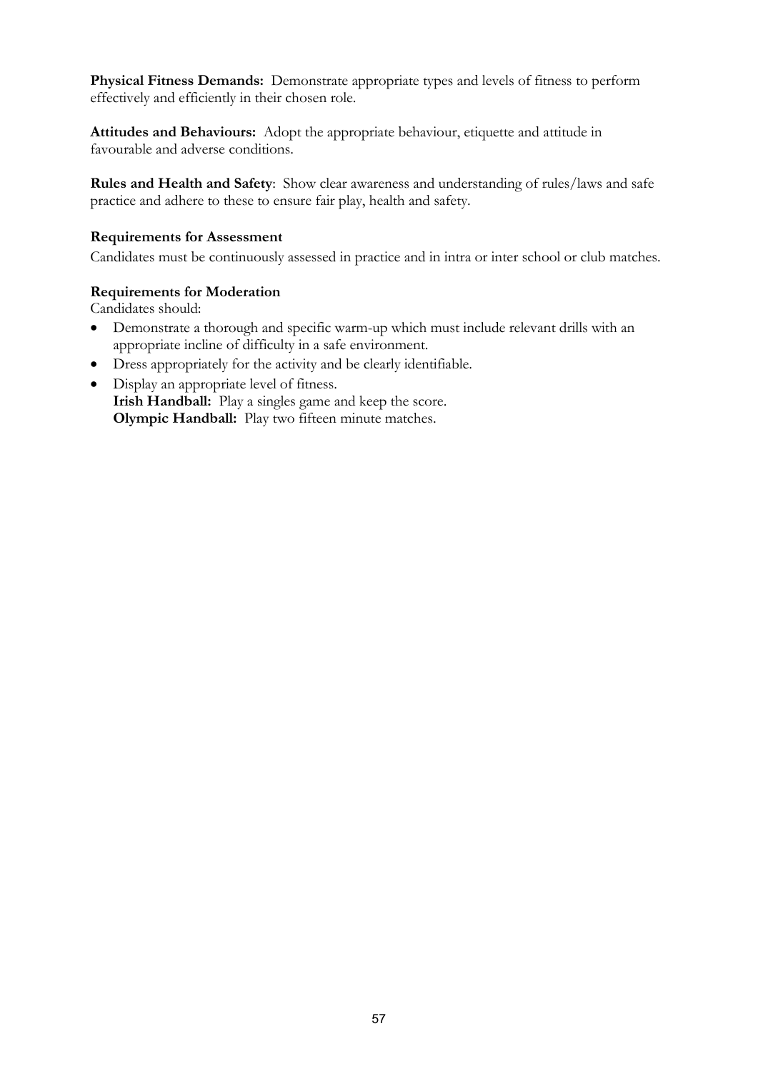**Physical Fitness Demands:** Demonstrate appropriate types and levels of fitness to perform effectively and efficiently in their chosen role.

**Attitudes and Behaviours:** Adopt the appropriate behaviour, etiquette and attitude in favourable and adverse conditions.

**Rules and Health and Safety**: Show clear awareness and understanding of rules/laws and safe practice and adhere to these to ensure fair play, health and safety.

**Requirements for Assessment**

Candidates must be continuously assessed in practice and in intra or inter school or club matches.

**Requirements for Moderation**

Candidates should:

- Demonstrate a thorough and specific warm-up which must include relevant drills with an appropriate incline of difficulty in a safe environment.
- Dress appropriately for the activity and be clearly identifiable.
- Display an appropriate level of fitness.
  **Irish Handball:** Play a singles game and keep the score.
  **Olympic Handball:** Play two fifteen minute matches.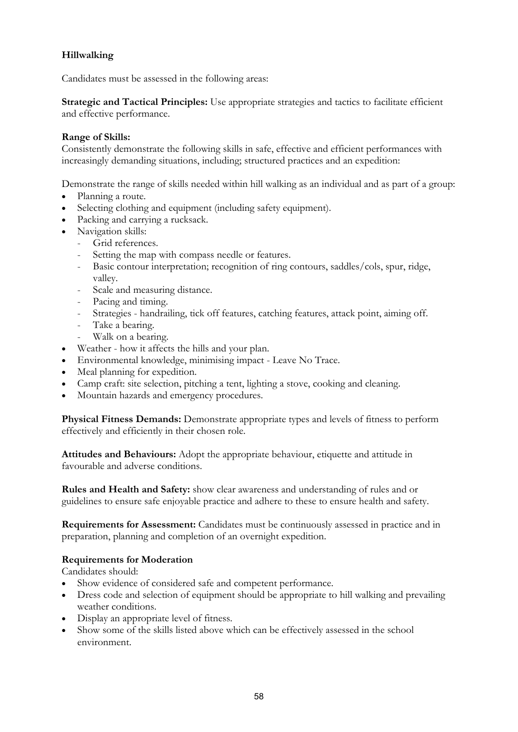**Hillwalking**

Candidates must be assessed in the following areas:

**Strategic and Tactical Principles:** Use appropriate strategies and tactics to facilitate efficient and effective performance.

**Range of Skills:**
Consistently demonstrate the following skills in safe, effective and efficient performances with increasingly demanding situations, including; structured practices and an expedition:

Demonstrate the range of skills needed within hill walking as an individual and as part of a group:

- Planning a route.
- Selecting clothing and equipment (including safety equipment).
- Packing and carrying a rucksack.
- Navigation skills:
  - Grid references.
  - Setting the map with compass needle or features.
  - Basic contour interpretation; recognition of ring contours, saddles/cols, spur, ridge, valley.
  - Scale and measuring distance.
  - Pacing and timing.
  - Strategies - handrailing, tick off features, catching features, attack point, aiming off.
  - Take a bearing.
  - Walk on a bearing.
- Weather - how it affects the hills and your plan.
- Environmental knowledge, minimising impact - Leave No Trace.
- Meal planning for expedition.
- Camp craft: site selection, pitching a tent, lighting a stove, cooking and cleaning.
- Mountain hazards and emergency procedures.

**Physical Fitness Demands:** Demonstrate appropriate types and levels of fitness to perform effectively and efficiently in their chosen role.

**Attitudes and Behaviours:** Adopt the appropriate behaviour, etiquette and attitude in favourable and adverse conditions.

**Rules and Health and Safety:** show clear awareness and understanding of rules and or guidelines to ensure safe enjoyable practice and adhere to these to ensure health and safety.

**Requirements for Assessment:** Candidates must be continuously assessed in practice and in preparation, planning and completion of an overnight expedition.

**Requirements for Moderation**
Candidates should:

- Show evidence of considered safe and competent performance.
- Dress code and selection of equipment should be appropriate to hill walking and prevailing weather conditions.
- Display an appropriate level of fitness.
- Show some of the skills listed above which can be effectively assessed in the school environment.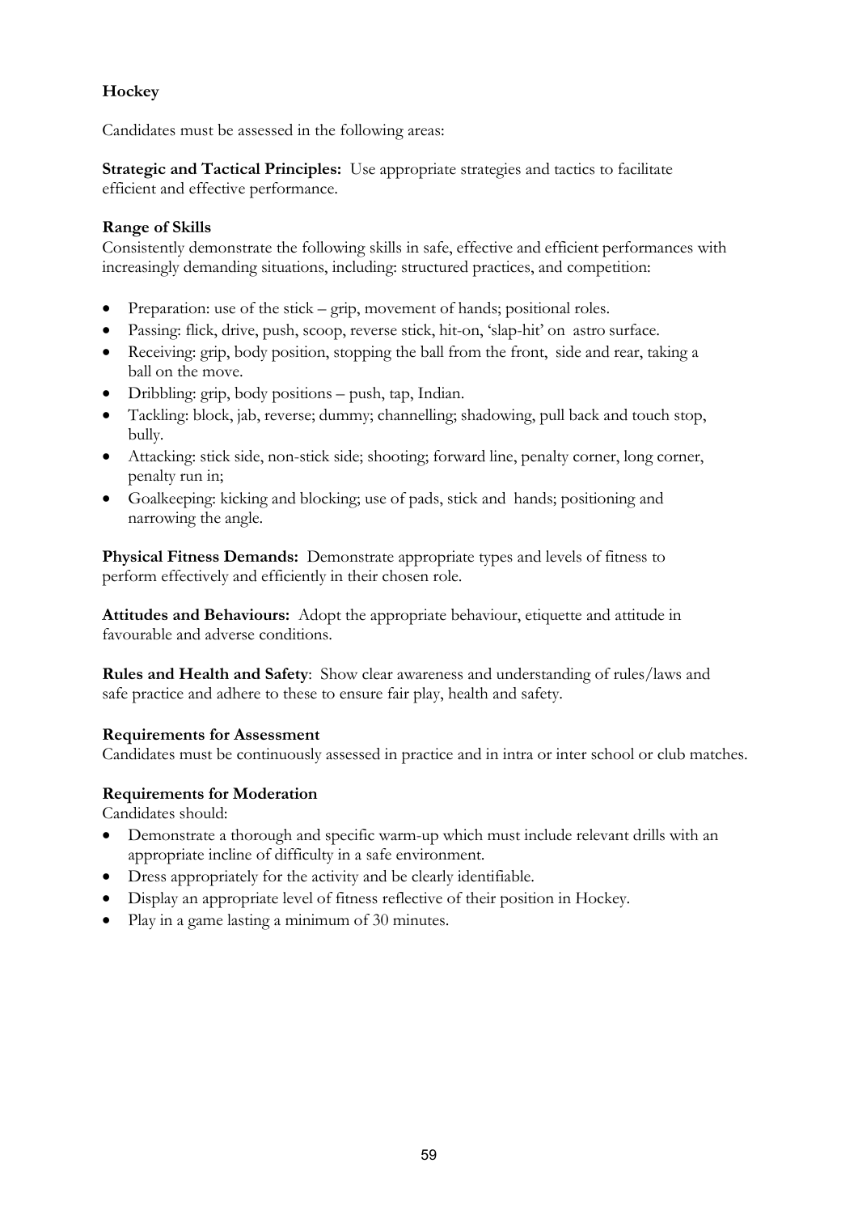## Hockey

Candidates must be assessed in the following areas:

**Strategic and Tactical Principles:** Use appropriate strategies and tactics to facilitate efficient and effective performance.

**Range of Skills**

Consistently demonstrate the following skills in safe, effective and efficient performances with increasingly demanding situations, including: structured practices, and competition:

- Preparation: use of the stick – grip, movement of hands; positional roles.
- Passing: flick, drive, push, scoop, reverse stick, hit-on, 'slap-hit' on astro surface.
- Receiving: grip, body position, stopping the ball from the front, side and rear, taking a ball on the move.
- Dribbling: grip, body positions – push, tap, Indian.
- Tackling: block, jab, reverse; dummy; channelling; shadowing, pull back and touch stop, bully.
- Attacking: stick side, non-stick side; shooting; forward line, penalty corner, long corner, penalty run in;
- Goalkeeping: kicking and blocking; use of pads, stick and hands; positioning and narrowing the angle.

**Physical Fitness Demands:** Demonstrate appropriate types and levels of fitness to perform effectively and efficiently in their chosen role.

**Attitudes and Behaviours:** Adopt the appropriate behaviour, etiquette and attitude in favourable and adverse conditions.

**Rules and Health and Safety**: Show clear awareness and understanding of rules/laws and safe practice and adhere to these to ensure fair play, health and safety.

**Requirements for Assessment**

Candidates must be continuously assessed in practice and in intra or inter school or club matches.

**Requirements for Moderation**

Candidates should:

- Demonstrate a thorough and specific warm-up which must include relevant drills with an appropriate incline of difficulty in a safe environment.
- Dress appropriately for the activity and be clearly identifiable.
- Display an appropriate level of fitness reflective of their position in Hockey.
- Play in a game lasting a minimum of 30 minutes.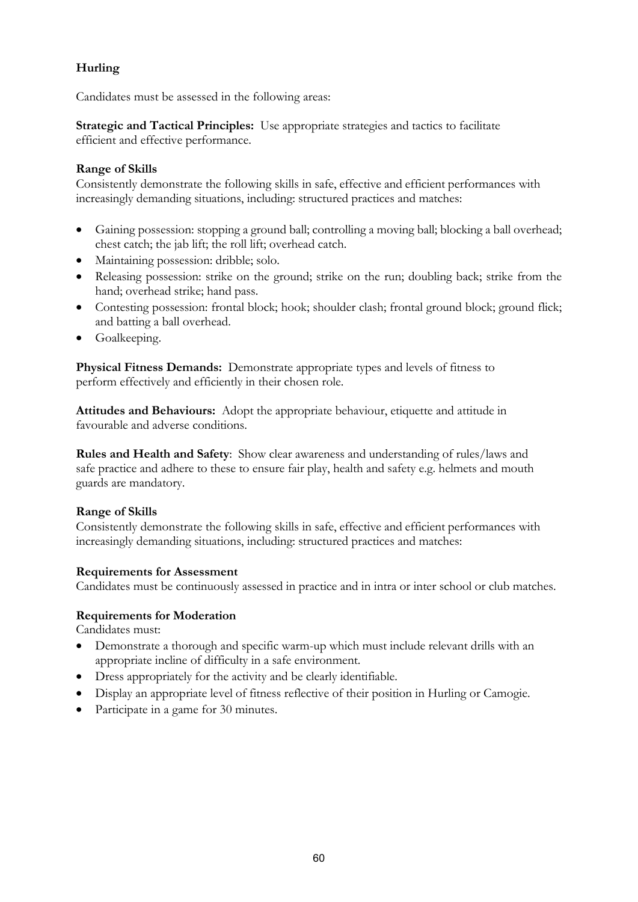### Hurling

Candidates must be assessed in the following areas:

**Strategic and Tactical Principles:** Use appropriate strategies and tactics to facilitate efficient and effective performance.

**Range of Skills**
Consistently demonstrate the following skills in safe, effective and efficient performances with increasingly demanding situations, including: structured practices and matches:

- Gaining possession: stopping a ground ball; controlling a moving ball; blocking a ball overhead; chest catch; the jab lift; the roll lift; overhead catch.
- Maintaining possession: dribble; solo.
- Releasing possession: strike on the ground; strike on the run; doubling back; strike from the hand; overhead strike; hand pass.
- Contesting possession: frontal block; hook; shoulder clash; frontal ground block; ground flick; and batting a ball overhead.
- Goalkeeping.

**Physical Fitness Demands:** Demonstrate appropriate types and levels of fitness to perform effectively and efficiently in their chosen role.

**Attitudes and Behaviours:** Adopt the appropriate behaviour, etiquette and attitude in favourable and adverse conditions.

**Rules and Health and Safety**: Show clear awareness and understanding of rules/laws and safe practice and adhere to these to ensure fair play, health and safety e.g. helmets and mouth guards are mandatory.

**Range of Skills**
Consistently demonstrate the following skills in safe, effective and efficient performances with increasingly demanding situations, including: structured practices and matches:

**Requirements for Assessment**
Candidates must be continuously assessed in practice and in intra or inter school or club matches.

**Requirements for Moderation**
Candidates must:

- Demonstrate a thorough and specific warm-up which must include relevant drills with an appropriate incline of difficulty in a safe environment.
- Dress appropriately for the activity and be clearly identifiable.
- Display an appropriate level of fitness reflective of their position in Hurling or Camogie.
- Participate in a game for 30 minutes.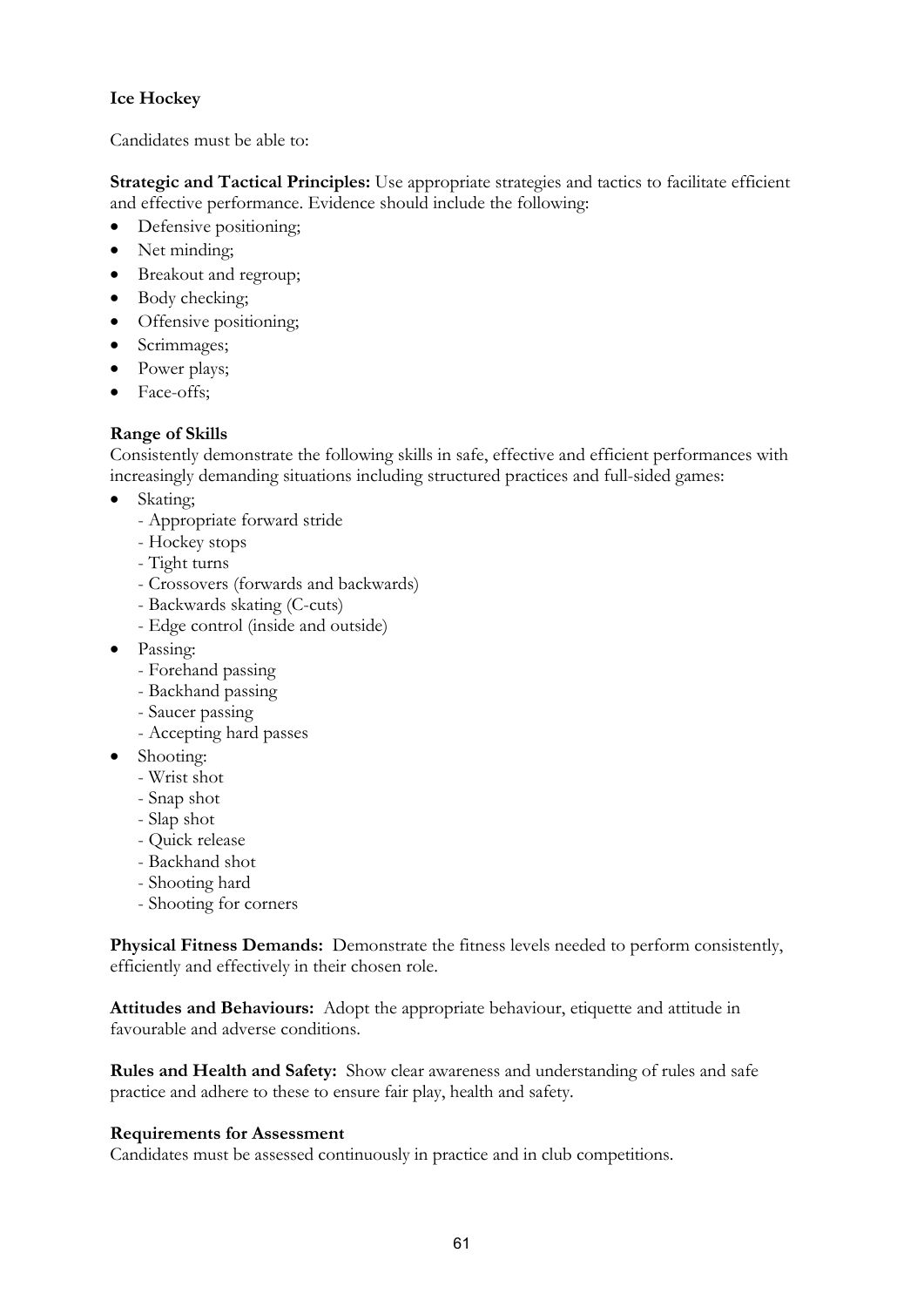**Ice Hockey**

Candidates must be able to:

**Strategic and Tactical Principles:** Use appropriate strategies and tactics to facilitate efficient and effective performance. Evidence should include the following:

- Defensive positioning;
- Net minding;
- Breakout and regroup;
- Body checking;
- Offensive positioning;
- Scrimmages;
- Power plays;
- Face-offs;

**Range of Skills**

Consistently demonstrate the following skills in safe, effective and efficient performances with increasingly demanding situations including structured practices and full-sided games:

- Skating;
  - Appropriate forward stride
  - Hockey stops
  - Tight turns
  - Crossovers (forwards and backwards)
  - Backwards skating (C-cuts)
  - Edge control (inside and outside)
- Passing:
  - Forehand passing
  - Backhand passing
  - Saucer passing
  - Accepting hard passes
- Shooting:
  - Wrist shot
  - Snap shot
  - Slap shot
  - Quick release
  - Backhand shot
  - Shooting hard
  - Shooting for corners

**Physical Fitness Demands:** Demonstrate the fitness levels needed to perform consistently, efficiently and effectively in their chosen role.

**Attitudes and Behaviours:** Adopt the appropriate behaviour, etiquette and attitude in favourable and adverse conditions.

**Rules and Health and Safety:** Show clear awareness and understanding of rules and safe practice and adhere to these to ensure fair play, health and safety.

**Requirements for Assessment**

Candidates must be assessed continuously in practice and in club competitions.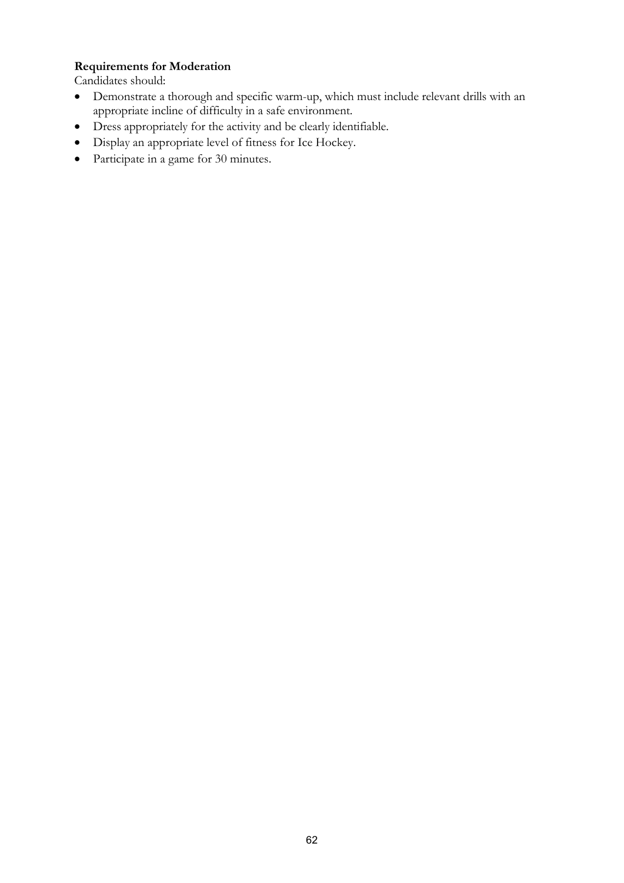**Requirements for Moderation**

Candidates should:

- Demonstrate a thorough and specific warm-up, which must include relevant drills with an appropriate incline of difficulty in a safe environment.
- Dress appropriately for the activity and be clearly identifiable.
- Display an appropriate level of fitness for Ice Hockey.
- Participate in a game for 30 minutes.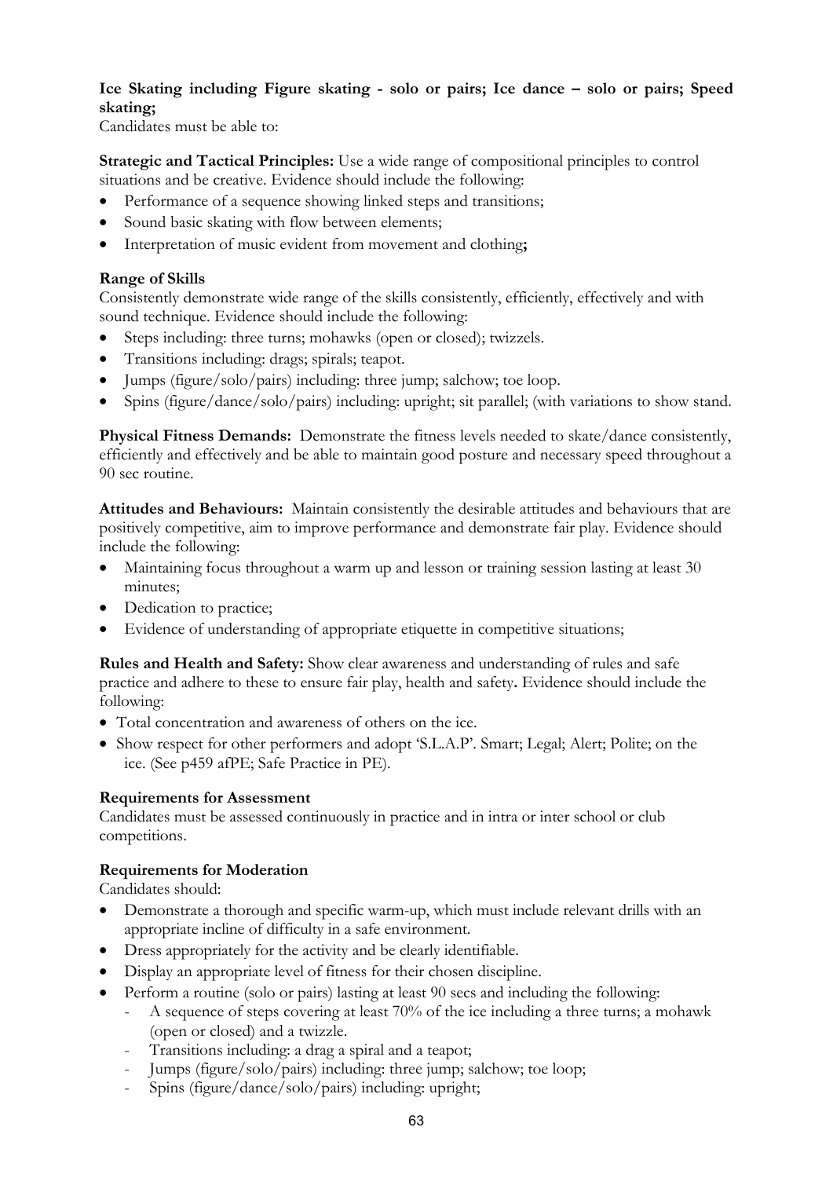**Ice Skating including Figure skating - solo or pairs; Ice dance – solo or pairs; Speed skating;**
Candidates must be able to:

**Strategic and Tactical Principles:** Use a wide range of compositional principles to control situations and be creative. Evidence should include the following:

- Performance of a sequence showing linked steps and transitions;
- Sound basic skating with flow between elements;
- Interpretation of music evident from movement and clothing**;**

**Range of Skills**
Consistently demonstrate wide range of the skills consistently, efficiently, effectively and with sound technique. Evidence should include the following:

- Steps including: three turns; mohawks (open or closed); twizzels.
- Transitions including: drags; spirals; teapot.
- Jumps (figure/solo/pairs) including: three jump; salchow; toe loop.
- Spins (figure/dance/solo/pairs) including: upright; sit parallel; (with variations to show stand.

**Physical Fitness Demands:** Demonstrate the fitness levels needed to skate/dance consistently, efficiently and effectively and be able to maintain good posture and necessary speed throughout a 90 sec routine.

**Attitudes and Behaviours:** Maintain consistently the desirable attitudes and behaviours that are positively competitive, aim to improve performance and demonstrate fair play. Evidence should include the following:

- Maintaining focus throughout a warm up and lesson or training session lasting at least 30 minutes;
- Dedication to practice;
- Evidence of understanding of appropriate etiquette in competitive situations;

**Rules and Health and Safety:** Show clear awareness and understanding of rules and safe practice and adhere to these to ensure fair play, health and safety**.** Evidence should include the following:

- Total concentration and awareness of others on the ice.
- Show respect for other performers and adopt 'S.L.A.P'. Smart; Legal; Alert; Polite; on the ice. (See p459 afPE; Safe Practice in PE).

**Requirements for Assessment**
Candidates must be assessed continuously in practice and in intra or inter school or club competitions.

**Requirements for Moderation**
Candidates should:

- Demonstrate a thorough and specific warm-up, which must include relevant drills with an appropriate incline of difficulty in a safe environment.
- Dress appropriately for the activity and be clearly identifiable.
- Display an appropriate level of fitness for their chosen discipline.
- Perform a routine (solo or pairs) lasting at least 90 secs and including the following:
  - A sequence of steps covering at least 70% of the ice including a three turns; a mohawk (open or closed) and a twizzle.
  - Transitions including: a drag a spiral and a teapot;
  - Jumps (figure/solo/pairs) including: three jump; salchow; toe loop;
  - Spins (figure/dance/solo/pairs) including: upright;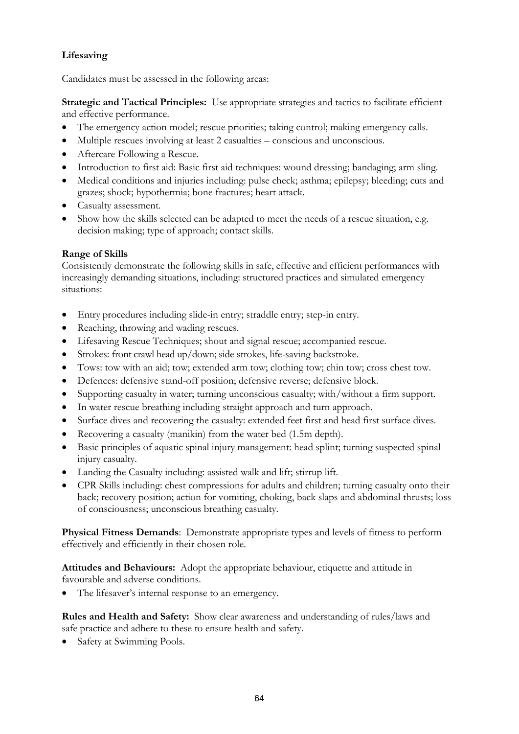**Lifesaving**

Candidates must be assessed in the following areas:

**Strategic and Tactical Principles:** Use appropriate strategies and tactics to facilitate efficient and effective performance.

- The emergency action model; rescue priorities; taking control; making emergency calls.
- Multiple rescues involving at least 2 casualties – conscious and unconscious.
- Aftercare Following a Rescue.
- Introduction to first aid: Basic first aid techniques: wound dressing; bandaging; arm sling.
- Medical conditions and injuries including: pulse check; asthma; epilepsy; bleeding; cuts and grazes; shock; hypothermia; bone fractures; heart attack.
- Casualty assessment.
- Show how the skills selected can be adapted to meet the needs of a rescue situation, e.g. decision making; type of approach; contact skills.

**Range of Skills**

Consistently demonstrate the following skills in safe, effective and efficient performances with increasingly demanding situations, including: structured practices and simulated emergency situations:

- Entry procedures including slide-in entry; straddle entry; step-in entry.
- Reaching, throwing and wading rescues.
- Lifesaving Rescue Techniques; shout and signal rescue; accompanied rescue.
- Strokes: front crawl head up/down; side strokes, life-saving backstroke.
- Tows: tow with an aid; tow; extended arm tow; clothing tow; chin tow; cross chest tow.
- Defences: defensive stand-off position; defensive reverse; defensive block.
- Supporting casualty in water; turning unconscious casualty; with/without a firm support.
- In water rescue breathing including straight approach and turn approach.
- Surface dives and recovering the casualty: extended feet first and head first surface dives.
- Recovering a casualty (manikin) from the water bed (1.5m depth).
- Basic principles of aquatic spinal injury management: head splint; turning suspected spinal injury casualty.
- Landing the Casualty including: assisted walk and lift; stirrup lift.
- CPR Skills including: chest compressions for adults and children; turning casualty onto their back; recovery position; action for vomiting, choking, back slaps and abdominal thrusts; loss of consciousness; unconscious breathing casualty.

**Physical Fitness Demands**: Demonstrate appropriate types and levels of fitness to perform effectively and efficiently in their chosen role.

**Attitudes and Behaviours:** Adopt the appropriate behaviour, etiquette and attitude in favourable and adverse conditions.

- The lifesaver's internal response to an emergency.

**Rules and Health and Safety:** Show clear awareness and understanding of rules/laws and safe practice and adhere to these to ensure health and safety.

- Safety at Swimming Pools.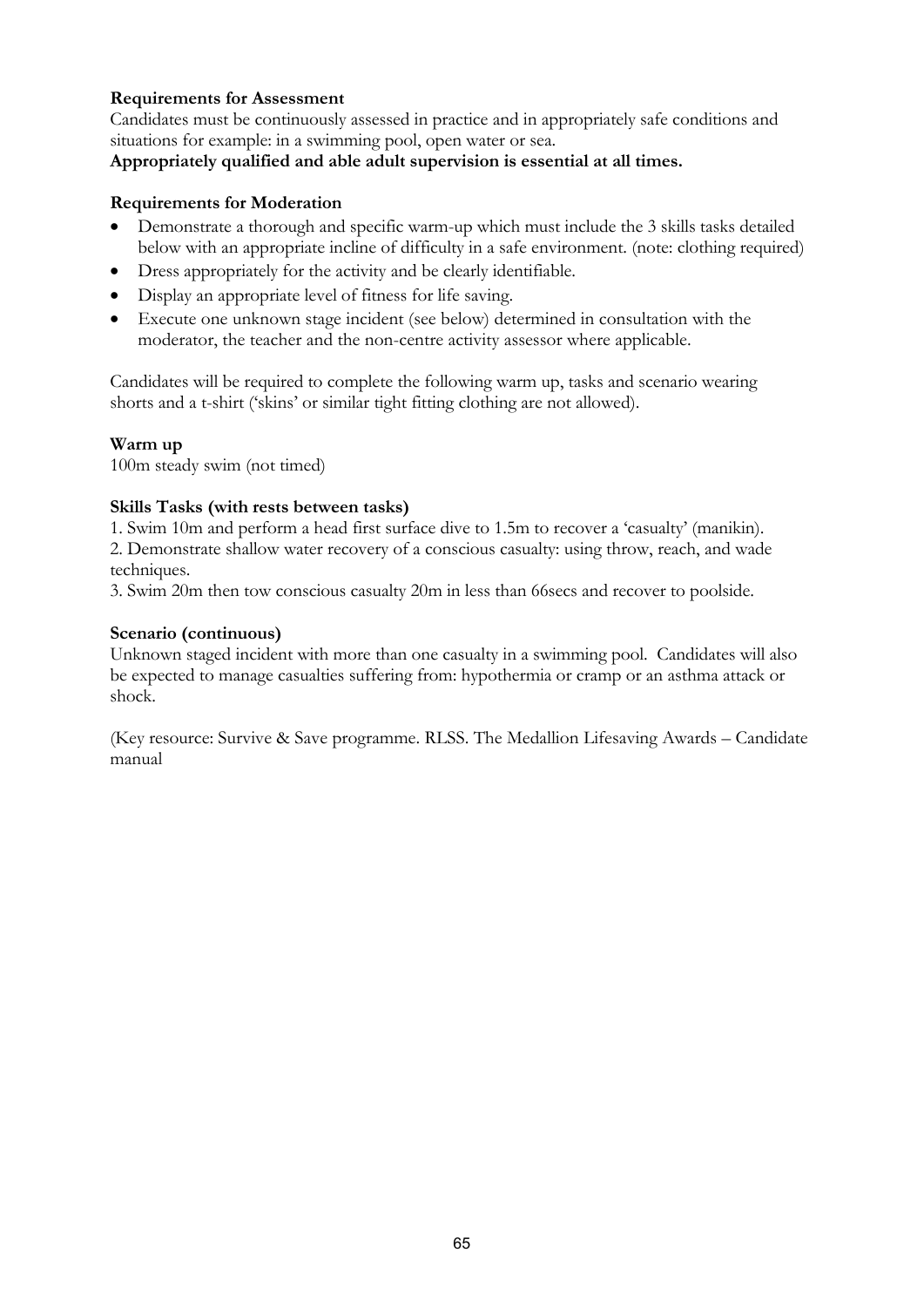**Requirements for Assessment**

Candidates must be continuously assessed in practice and in appropriately safe conditions and situations for example: in a swimming pool, open water or sea.

**Appropriately qualified and able adult supervision is essential at all times.**

**Requirements for Moderation**

- Demonstrate a thorough and specific warm-up which must include the 3 skills tasks detailed below with an appropriate incline of difficulty in a safe environment. (note: clothing required)
- Dress appropriately for the activity and be clearly identifiable.
- Display an appropriate level of fitness for life saving.
- Execute one unknown stage incident (see below) determined in consultation with the moderator, the teacher and the non-centre activity assessor where applicable.

Candidates will be required to complete the following warm up, tasks and scenario wearing shorts and a t-shirt ('skins' or similar tight fitting clothing are not allowed).

**Warm up**

100m steady swim (not timed)

**Skills Tasks (with rests between tasks)**

1. Swim 10m and perform a head first surface dive to 1.5m to recover a 'casualty' (manikin).
2. Demonstrate shallow water recovery of a conscious casualty: using throw, reach, and wade techniques.
3. Swim 20m then tow conscious casualty 20m in less than 66secs and recover to poolside.

**Scenario (continuous)**

Unknown staged incident with more than one casualty in a swimming pool. Candidates will also be expected to manage casualties suffering from: hypothermia or cramp or an asthma attack or shock.

(Key resource: Survive & Save programme. RLSS. The Medallion Lifesaving Awards – Candidate manual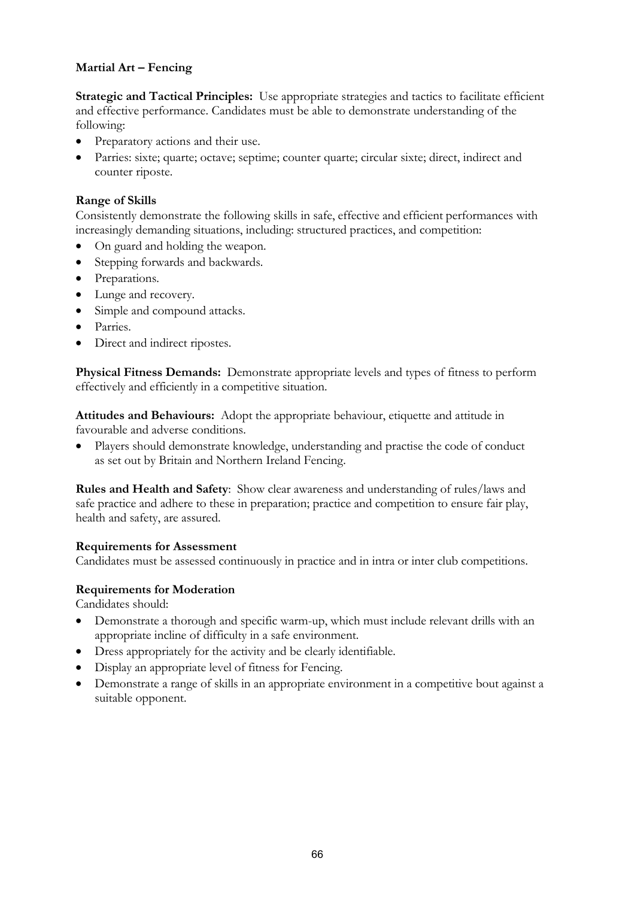**Martial Art – Fencing**

**Strategic and Tactical Principles:** Use appropriate strategies and tactics to facilitate efficient and effective performance. Candidates must be able to demonstrate understanding of the following:

- Preparatory actions and their use.
- Parries: sixte; quarte; octave; septime; counter quarte; circular sixte; direct, indirect and counter riposte.

**Range of Skills**

Consistently demonstrate the following skills in safe, effective and efficient performances with increasingly demanding situations, including: structured practices, and competition:

- On guard and holding the weapon.
- Stepping forwards and backwards.
- Preparations.
- Lunge and recovery.
- Simple and compound attacks.
- Parries.
- Direct and indirect ripostes.

**Physical Fitness Demands:** Demonstrate appropriate levels and types of fitness to perform effectively and efficiently in a competitive situation.

**Attitudes and Behaviours:** Adopt the appropriate behaviour, etiquette and attitude in favourable and adverse conditions.

- Players should demonstrate knowledge, understanding and practise the code of conduct as set out by Britain and Northern Ireland Fencing.

**Rules and Health and Safety**: Show clear awareness and understanding of rules/laws and safe practice and adhere to these in preparation; practice and competition to ensure fair play, health and safety, are assured.

**Requirements for Assessment**

Candidates must be assessed continuously in practice and in intra or inter club competitions.

**Requirements for Moderation**

Candidates should:

- Demonstrate a thorough and specific warm-up, which must include relevant drills with an appropriate incline of difficulty in a safe environment.
- Dress appropriately for the activity and be clearly identifiable.
- Display an appropriate level of fitness for Fencing.
- Demonstrate a range of skills in an appropriate environment in a competitive bout against a suitable opponent.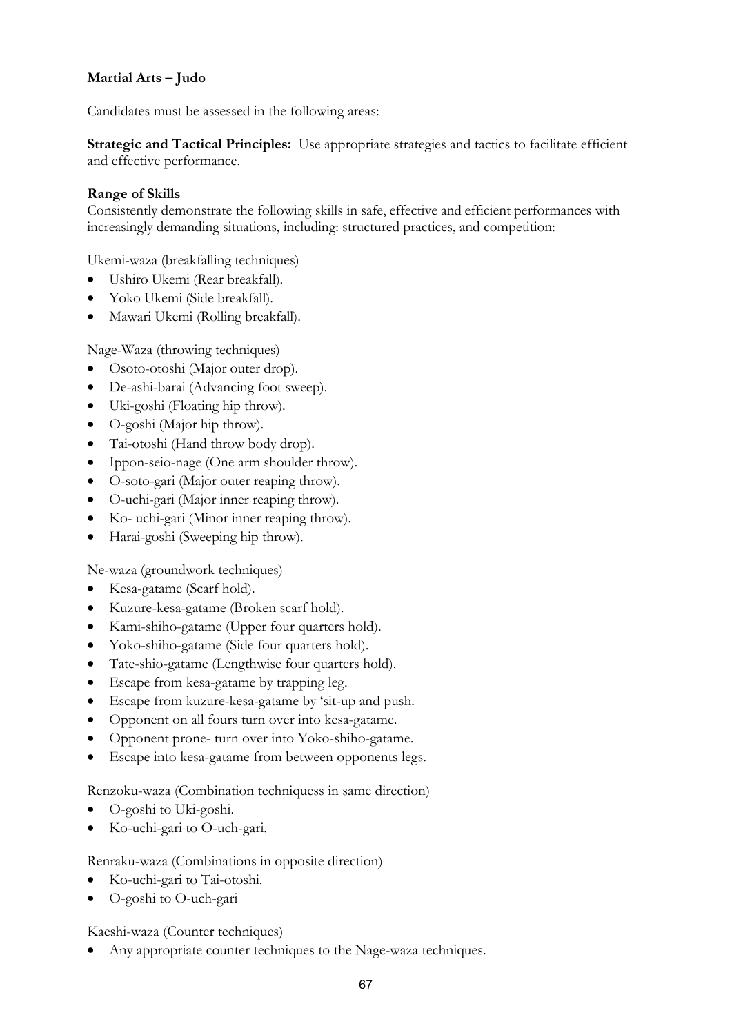**Martial Arts – Judo**

Candidates must be assessed in the following areas:

**Strategic and Tactical Principles:** Use appropriate strategies and tactics to facilitate efficient and effective performance.

**Range of Skills**
Consistently demonstrate the following skills in safe, effective and efficient performances with increasingly demanding situations, including: structured practices, and competition:

Ukemi-waza (breakfalling techniques)

- Ushiro Ukemi (Rear breakfall).
- Yoko Ukemi (Side breakfall).
- Mawari Ukemi (Rolling breakfall).

Nage-Waza (throwing techniques)

- Osoto-otoshi (Major outer drop).
- De-ashi-barai (Advancing foot sweep).
- Uki-goshi (Floating hip throw).
- O-goshi (Major hip throw).
- Tai-otoshi (Hand throw body drop).
- Ippon-seio-nage (One arm shoulder throw).
- O-soto-gari (Major outer reaping throw).
- O-uchi-gari (Major inner reaping throw).
- Ko- uchi-gari (Minor inner reaping throw).
- Harai-goshi (Sweeping hip throw).

Ne-waza (groundwork techniques)

- Kesa-gatame (Scarf hold).
- Kuzure-kesa-gatame (Broken scarf hold).
- Kami-shiho-gatame (Upper four quarters hold).
- Yoko-shiho-gatame (Side four quarters hold).
- Tate-shio-gatame (Lengthwise four quarters hold).
- Escape from kesa-gatame by trapping leg.
- Escape from kuzure-kesa-gatame by 'sit-up and push.
- Opponent on all fours turn over into kesa-gatame.
- Opponent prone- turn over into Yoko-shiho-gatame.
- Escape into kesa-gatame from between opponents legs.

Renzoku-waza (Combination techniquess in same direction)

- O-goshi to Uki-goshi.
- Ko-uchi-gari to O-uch-gari.

Renraku-waza (Combinations in opposite direction)

- Ko-uchi-gari to Tai-otoshi.
- O-goshi to O-uch-gari

Kaeshi-waza (Counter techniques)

- Any appropriate counter techniques to the Nage-waza techniques.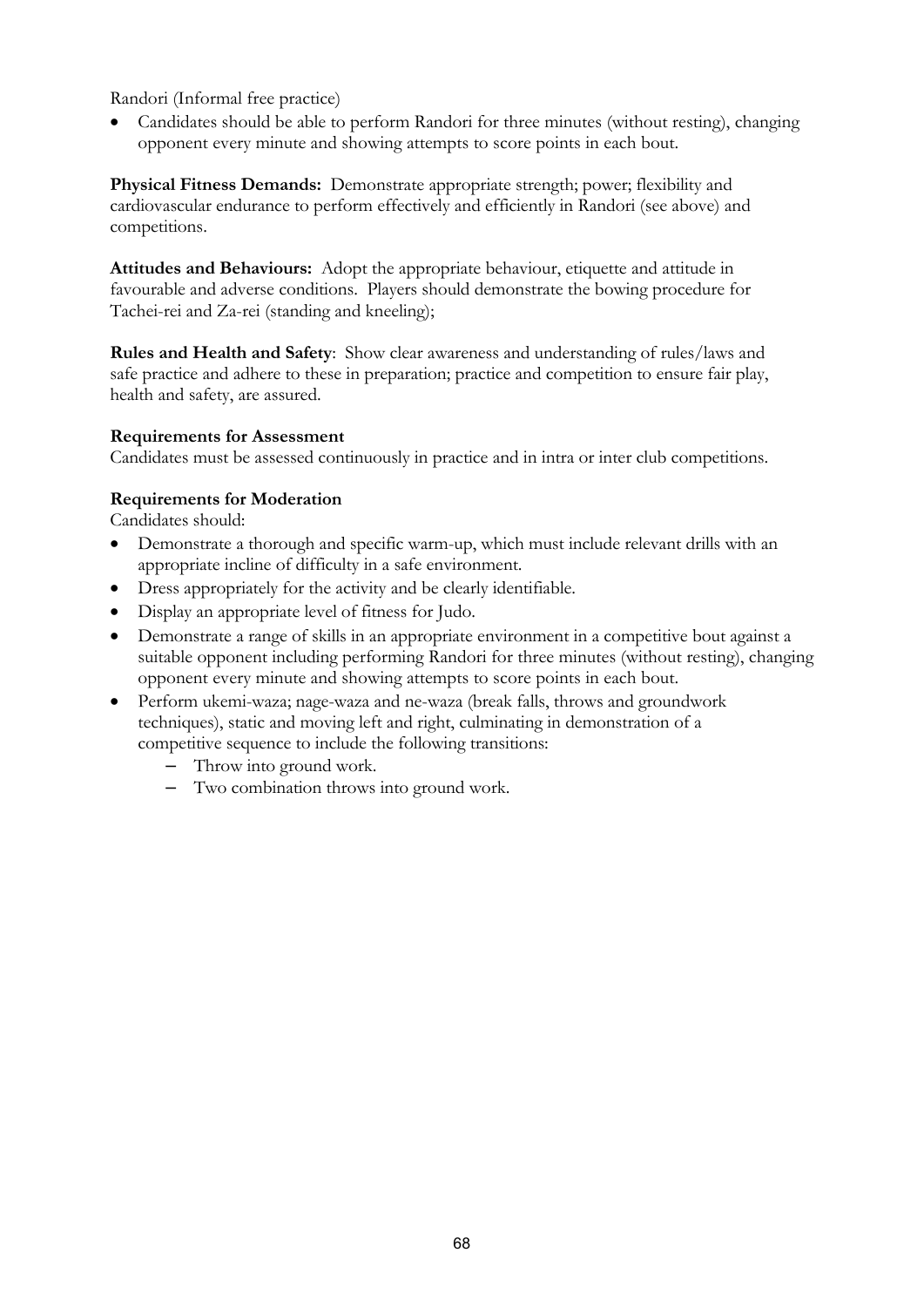Randori (Informal free practice)

- Candidates should be able to perform Randori for three minutes (without resting), changing opponent every minute and showing attempts to score points in each bout.

**Physical Fitness Demands:** Demonstrate appropriate strength; power; flexibility and cardiovascular endurance to perform effectively and efficiently in Randori (see above) and competitions.

**Attitudes and Behaviours:** Adopt the appropriate behaviour, etiquette and attitude in favourable and adverse conditions. Players should demonstrate the bowing procedure for Tachei-rei and Za-rei (standing and kneeling);

**Rules and Health and Safety**: Show clear awareness and understanding of rules/laws and safe practice and adhere to these in preparation; practice and competition to ensure fair play, health and safety, are assured.

**Requirements for Assessment**

Candidates must be assessed continuously in practice and in intra or inter club competitions.

**Requirements for Moderation**

Candidates should:

- Demonstrate a thorough and specific warm-up, which must include relevant drills with an appropriate incline of difficulty in a safe environment.
- Dress appropriately for the activity and be clearly identifiable.
- Display an appropriate level of fitness for Judo.
- Demonstrate a range of skills in an appropriate environment in a competitive bout against a suitable opponent including performing Randori for three minutes (without resting), changing opponent every minute and showing attempts to score points in each bout.
- Perform ukemi-waza; nage-waza and ne-waza (break falls, throws and groundwork techniques), static and moving left and right, culminating in demonstration of a competitive sequence to include the following transitions:
  - Throw into ground work.
  - Two combination throws into ground work.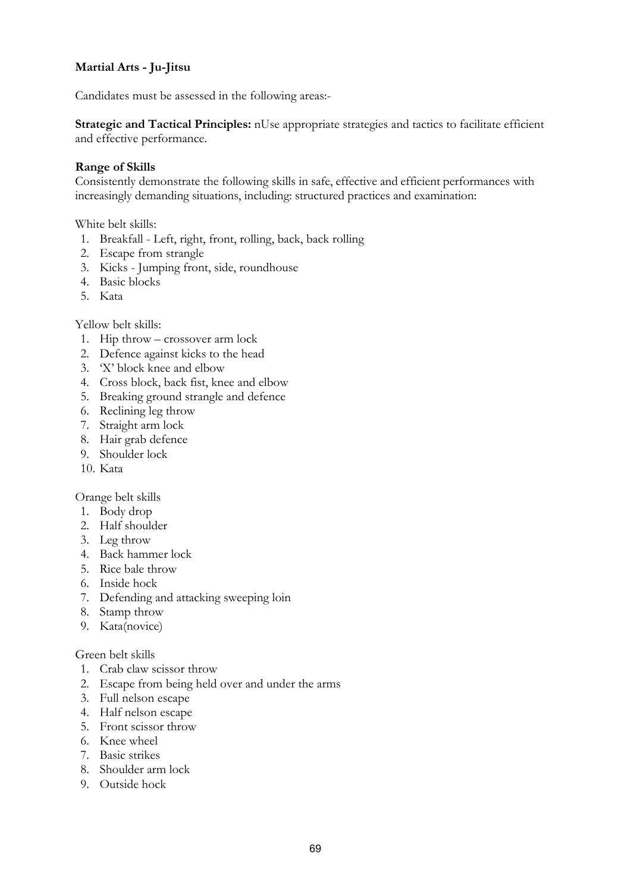**Martial Arts - Ju-Jitsu**

Candidates must be assessed in the following areas:-

**Strategic and Tactical Principles:** nUse appropriate strategies and tactics to facilitate efficient and effective performance.

**Range of Skills**

Consistently demonstrate the following skills in safe, effective and efficient performances with increasingly demanding situations, including: structured practices and examination:

White belt skills:

1. Breakfall - Left, right, front, rolling, back, back rolling
2. Escape from strangle
3. Kicks - Jumping front, side, roundhouse
4. Basic blocks
5. Kata

Yellow belt skills:

1. Hip throw – crossover arm lock
2. Defence against kicks to the head
3. 'X' block knee and elbow
4. Cross block, back fist, knee and elbow
5. Breaking ground strangle and defence
6. Reclining leg throw
7. Straight arm lock
8. Hair grab defence
9. Shoulder lock
10. Kata

Orange belt skills

1. Body drop
2. Half shoulder
3. Leg throw
4. Back hammer lock
5. Rice bale throw
6. Inside hock
7. Defending and attacking sweeping loin
8. Stamp throw
9. Kata(novice)

Green belt skills

1. Crab claw scissor throw
2. Escape from being held over and under the arms
3. Full nelson escape
4. Half nelson escape
5. Front scissor throw
6. Knee wheel
7. Basic strikes
8. Shoulder arm lock
9. Outside hock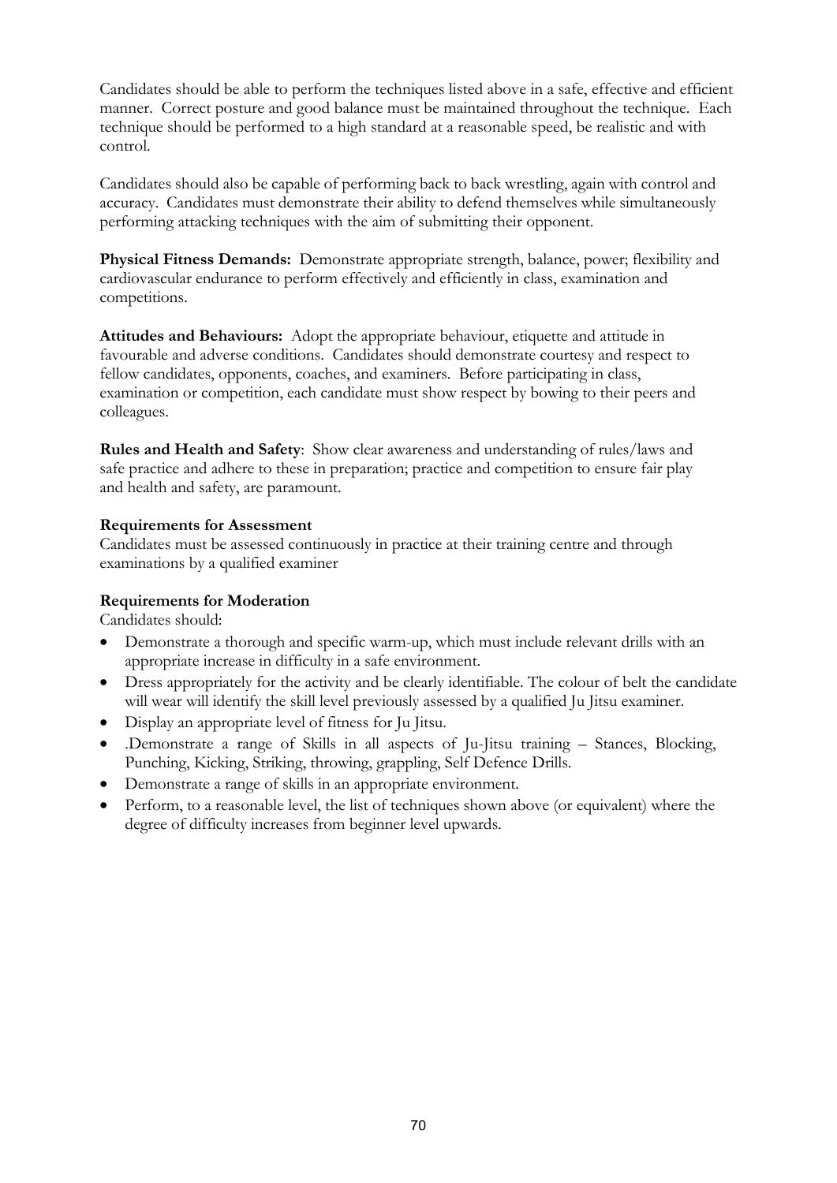Candidates should be able to perform the techniques listed above in a safe, effective and efficient manner. Correct posture and good balance must be maintained throughout the technique. Each technique should be performed to a high standard at a reasonable speed, be realistic and with control.

Candidates should also be capable of performing back to back wrestling, again with control and accuracy. Candidates must demonstrate their ability to defend themselves while simultaneously performing attacking techniques with the aim of submitting their opponent.

**Physical Fitness Demands:** Demonstrate appropriate strength, balance, power; flexibility and cardiovascular endurance to perform effectively and efficiently in class, examination and competitions.

**Attitudes and Behaviours:** Adopt the appropriate behaviour, etiquette and attitude in favourable and adverse conditions. Candidates should demonstrate courtesy and respect to fellow candidates, opponents, coaches, and examiners. Before participating in class, examination or competition, each candidate must show respect by bowing to their peers and colleagues.

**Rules and Health and Safety**: Show clear awareness and understanding of rules/laws and safe practice and adhere to these in preparation; practice and competition to ensure fair play and health and safety, are paramount.

**Requirements for Assessment**

Candidates must be assessed continuously in practice at their training centre and through examinations by a qualified examiner

**Requirements for Moderation**

Candidates should:

- Demonstrate a thorough and specific warm-up, which must include relevant drills with an appropriate increase in difficulty in a safe environment.
- Dress appropriately for the activity and be clearly identifiable. The colour of belt the candidate will wear will identify the skill level previously assessed by a qualified Ju Jitsu examiner.
- Display an appropriate level of fitness for Ju Jitsu.
- .Demonstrate a range of Skills in all aspects of Ju-Jitsu training – Stances, Blocking, Punching, Kicking, Striking, throwing, grappling, Self Defence Drills.
- Demonstrate a range of skills in an appropriate environment.
- Perform, to a reasonable level, the list of techniques shown above (or equivalent) where the degree of difficulty increases from beginner level upwards.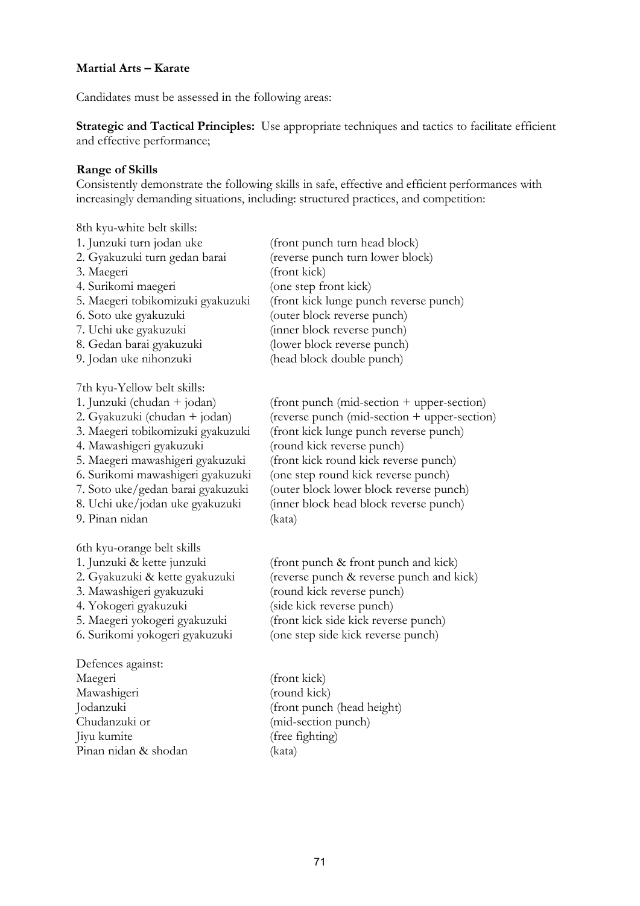**Martial Arts – Karate**

Candidates must be assessed in the following areas:

**Strategic and Tactical Principles:** Use appropriate techniques and tactics to facilitate efficient and effective performance;

**Range of Skills**

Consistently demonstrate the following skills in safe, effective and efficient performances with increasingly demanding situations, including: structured practices, and competition:

8th kyu-white belt skills:

| | |
|---|---|
| 1. Junzuki turn jodan uke | (front punch turn head block) |
| 2. Gyakuzuki turn gedan barai | (reverse punch turn lower block) |
| 3. Maegeri | (front kick) |
| 4. Surikomi maegeri | (one step front kick) |
| 5. Maegeri tobikomizuki gyakuzuki | (front kick lunge punch reverse punch) |
| 6. Soto uke gyakuzuki | (outer block reverse punch) |
| 7. Uchi uke gyakuzuki | (inner block reverse punch) |
| 8. Gedan barai gyakuzuki | (lower block reverse punch) |
| 9. Jodan uke nihonzuki | (head block double punch) |

7th kyu-Yellow belt skills:

| | |
|---|---|
| 1. Junzuki (chudan + jodan) | (front punch (mid-section + upper-section) |
| 2. Gyakuzuki (chudan + jodan) | (reverse punch (mid-section + upper-section) |
| 3. Maegeri tobikomizuki gyakuzuki | (front kick lunge punch reverse punch) |
| 4. Mawashigeri gyakuzuki | (round kick reverse punch) |
| 5. Maegeri mawashigeri gyakuzuki | (front kick round kick reverse punch) |
| 6. Surikomi mawashigeri gyakuzuki | (one step round kick reverse punch) |
| 7. Soto uke/gedan barai gyakuzuki | (outer block lower block reverse punch) |
| 8. Uchi uke/jodan uke gyakuzuki | (inner block head block reverse punch) |
| 9. Pinan nidan | (kata) |

6th kyu-orange belt skills

| | |
|---|---|
| 1. Junzuki & kette junzuki | (front punch & front punch and kick) |
| 2. Gyakuzuki & kette gyakuzuki | (reverse punch & reverse punch and kick) |
| 3. Mawashigeri gyakuzuki | (round kick reverse punch) |
| 4. Yokogeri gyakuzuki | (side kick reverse punch) |
| 5. Maegeri yokogeri gyakuzuki | (front kick side kick reverse punch) |
| 6. Surikomi yokogeri gyakuzuki | (one step side kick reverse punch) |

Defences against:

| | |
|---|---|
| Maegeri | (front kick) |
| Mawashigeri | (round kick) |
| Jodanzuki | (front punch (head height) |
| Chudanzuki or | (mid-section punch) |
| Jiyu kumite | (free fighting) |
| Pinan nidan & shodan | (kata) |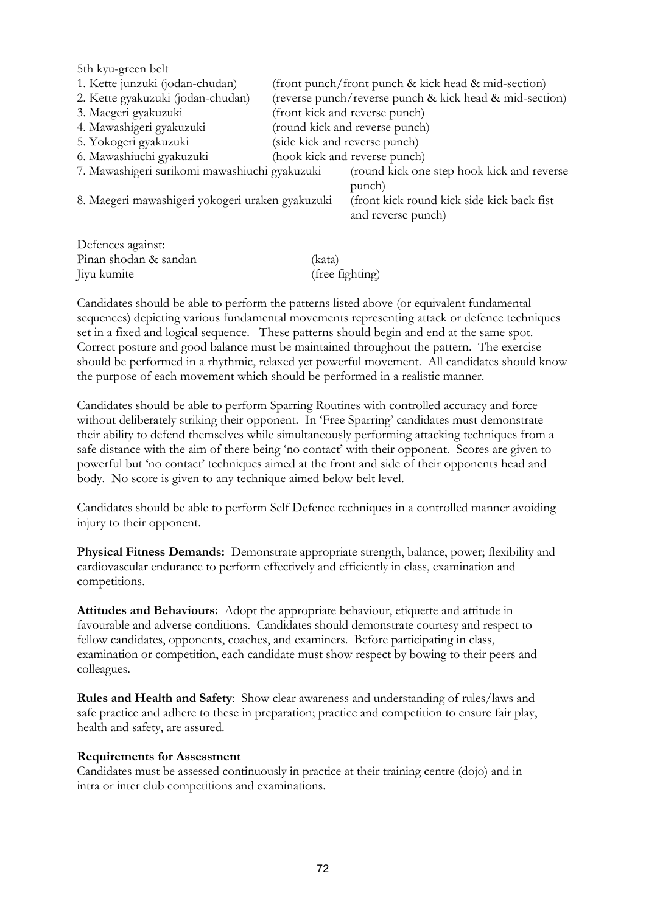5th kyu-green belt

| | |
|---|---|
| 1. Kette junzuki (jodan-chudan) | (front punch/front punch & kick head & mid-section) |
| 2. Kette gyakuzuki (jodan-chudan) | (reverse punch/reverse punch & kick head & mid-section) |
| 3. Maegeri gyakuzuki | (front kick and reverse punch) |
| 4. Mawashigeri gyakuzuki | (round kick and reverse punch) |
| 5. Yokogeri gyakuzuki | (side kick and reverse punch) |
| 6. Mawashiuchi gyakuzuki | (hook kick and reverse punch) |
| 7. Mawashigeri surikomi mawashiuchi gyakuzuki | (round kick one step hook kick and reverse punch) |
| 8. Maegeri mawashigeri yokogeri uraken gyakuzuki | (front kick round kick side kick back fist and reverse punch) |

Defences against:

| | |
|---|---|
| Pinan shodan & sandan | (kata) |
| Jiyu kumite | (free fighting) |

Candidates should be able to perform the patterns listed above (or equivalent fundamental sequences) depicting various fundamental movements representing attack or defence techniques set in a fixed and logical sequence. These patterns should begin and end at the same spot. Correct posture and good balance must be maintained throughout the pattern. The exercise should be performed in a rhythmic, relaxed yet powerful movement. All candidates should know the purpose of each movement which should be performed in a realistic manner.

Candidates should be able to perform Sparring Routines with controlled accuracy and force without deliberately striking their opponent. In 'Free Sparring' candidates must demonstrate their ability to defend themselves while simultaneously performing attacking techniques from a safe distance with the aim of there being 'no contact' with their opponent. Scores are given to powerful but 'no contact' techniques aimed at the front and side of their opponents head and body. No score is given to any technique aimed below belt level.

Candidates should be able to perform Self Defence techniques in a controlled manner avoiding injury to their opponent.

**Physical Fitness Demands:** Demonstrate appropriate strength, balance, power; flexibility and cardiovascular endurance to perform effectively and efficiently in class, examination and competitions.

**Attitudes and Behaviours:** Adopt the appropriate behaviour, etiquette and attitude in favourable and adverse conditions. Candidates should demonstrate courtesy and respect to fellow candidates, opponents, coaches, and examiners. Before participating in class, examination or competition, each candidate must show respect by bowing to their peers and colleagues.

**Rules and Health and Safety**: Show clear awareness and understanding of rules/laws and safe practice and adhere to these in preparation; practice and competition to ensure fair play, health and safety, are assured.

**Requirements for Assessment**

Candidates must be assessed continuously in practice at their training centre (dojo) and in intra or inter club competitions and examinations.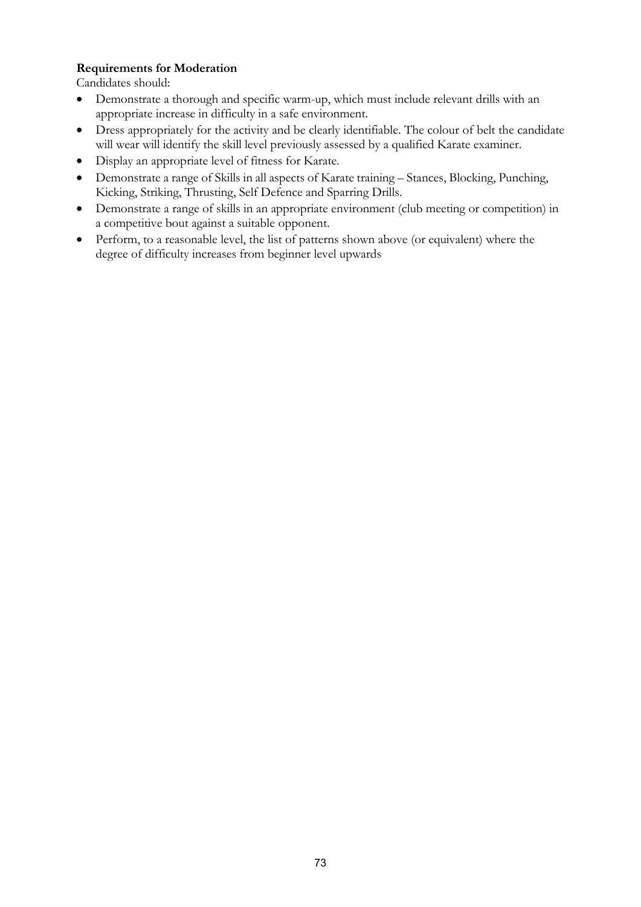**Requirements for Moderation**

Candidates should:

- Demonstrate a thorough and specific warm-up, which must include relevant drills with an appropriate increase in difficulty in a safe environment.
- Dress appropriately for the activity and be clearly identifiable. The colour of belt the candidate will wear will identify the skill level previously assessed by a qualified Karate examiner.
- Display an appropriate level of fitness for Karate.
- Demonstrate a range of Skills in all aspects of Karate training – Stances, Blocking, Punching, Kicking, Striking, Thrusting, Self Defence and Sparring Drills.
- Demonstrate a range of skills in an appropriate environment (club meeting or competition) in a competitive bout against a suitable opponent.
- Perform, to a reasonable level, the list of patterns shown above (or equivalent) where the degree of difficulty increases from beginner level upwards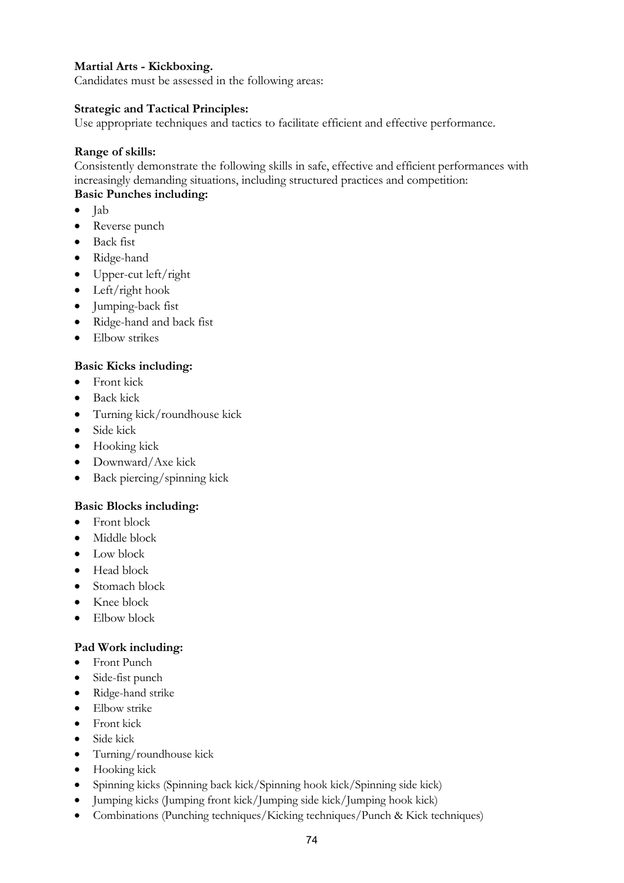**Martial Arts - Kickboxing.**
Candidates must be assessed in the following areas:

**Strategic and Tactical Principles:**
Use appropriate techniques and tactics to facilitate efficient and effective performance.

**Range of skills:**
Consistently demonstrate the following skills in safe, effective and efficient performances with increasingly demanding situations, including structured practices and competition:

**Basic Punches including:**

- Jab
- Reverse punch
- Back fist
- Ridge-hand
- Upper-cut left/right
- Left/right hook
- Jumping-back fist
- Ridge-hand and back fist
- Elbow strikes

**Basic Kicks including:**

- Front kick
- Back kick
- Turning kick/roundhouse kick
- Side kick
- Hooking kick
- Downward/Axe kick
- Back piercing/spinning kick

**Basic Blocks including:**

- Front block
- Middle block
- Low block
- Head block
- Stomach block
- Knee block
- Elbow block

**Pad Work including:**

- Front Punch
- Side-fist punch
- Ridge-hand strike
- Elbow strike
- Front kick
- Side kick
- Turning/roundhouse kick
- Hooking kick
- Spinning kicks (Spinning back kick/Spinning hook kick/Spinning side kick)
- Jumping kicks (Jumping front kick/Jumping side kick/Jumping hook kick)
- Combinations (Punching techniques/Kicking techniques/Punch & Kick techniques)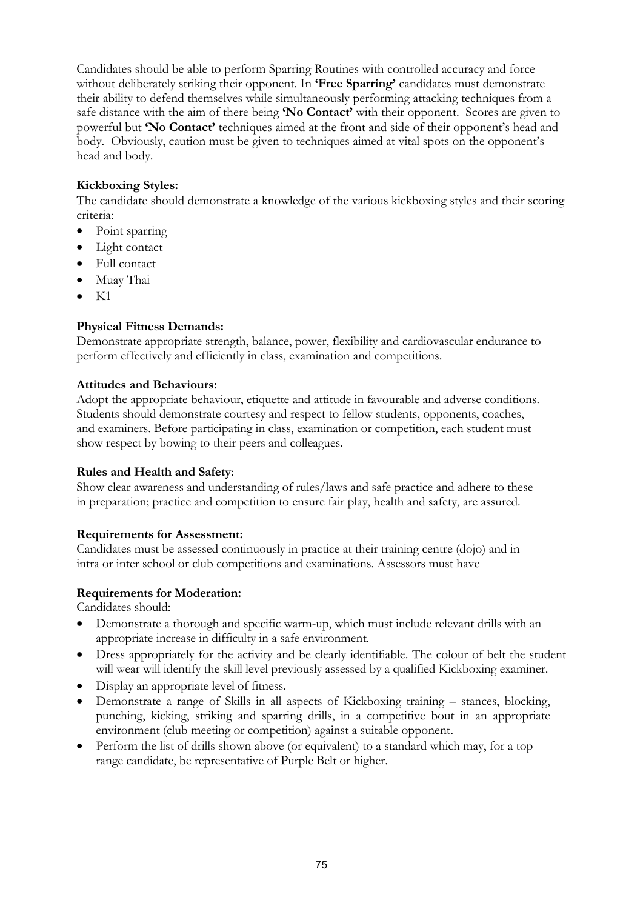Candidates should be able to perform Sparring Routines with controlled accuracy and force without deliberately striking their opponent. In **'Free Sparring'** candidates must demonstrate their ability to defend themselves while simultaneously performing attacking techniques from a safe distance with the aim of there being **'No Contact'** with their opponent. Scores are given to powerful but **'No Contact'** techniques aimed at the front and side of their opponent's head and body. Obviously, caution must be given to techniques aimed at vital spots on the opponent's head and body.

**Kickboxing Styles:**
The candidate should demonstrate a knowledge of the various kickboxing styles and their scoring criteria:

- Point sparring
- Light contact
- Full contact
- Muay Thai
- K1

**Physical Fitness Demands:**
Demonstrate appropriate strength, balance, power, flexibility and cardiovascular endurance to perform effectively and efficiently in class, examination and competitions.

**Attitudes and Behaviours:**
Adopt the appropriate behaviour, etiquette and attitude in favourable and adverse conditions. Students should demonstrate courtesy and respect to fellow students, opponents, coaches, and examiners. Before participating in class, examination or competition, each student must show respect by bowing to their peers and colleagues.

**Rules and Health and Safety**:
Show clear awareness and understanding of rules/laws and safe practice and adhere to these in preparation; practice and competition to ensure fair play, health and safety, are assured.

**Requirements for Assessment:**
Candidates must be assessed continuously in practice at their training centre (dojo) and in intra or inter school or club competitions and examinations. Assessors must have

**Requirements for Moderation:**
Candidates should:

- Demonstrate a thorough and specific warm-up, which must include relevant drills with an appropriate increase in difficulty in a safe environment.
- Dress appropriately for the activity and be clearly identifiable. The colour of belt the student will wear will identify the skill level previously assessed by a qualified Kickboxing examiner.
- Display an appropriate level of fitness.
- Demonstrate a range of Skills in all aspects of Kickboxing training – stances, blocking, punching, kicking, striking and sparring drills, in a competitive bout in an appropriate environment (club meeting or competition) against a suitable opponent.
- Perform the list of drills shown above (or equivalent) to a standard which may, for a top range candidate, be representative of Purple Belt or higher.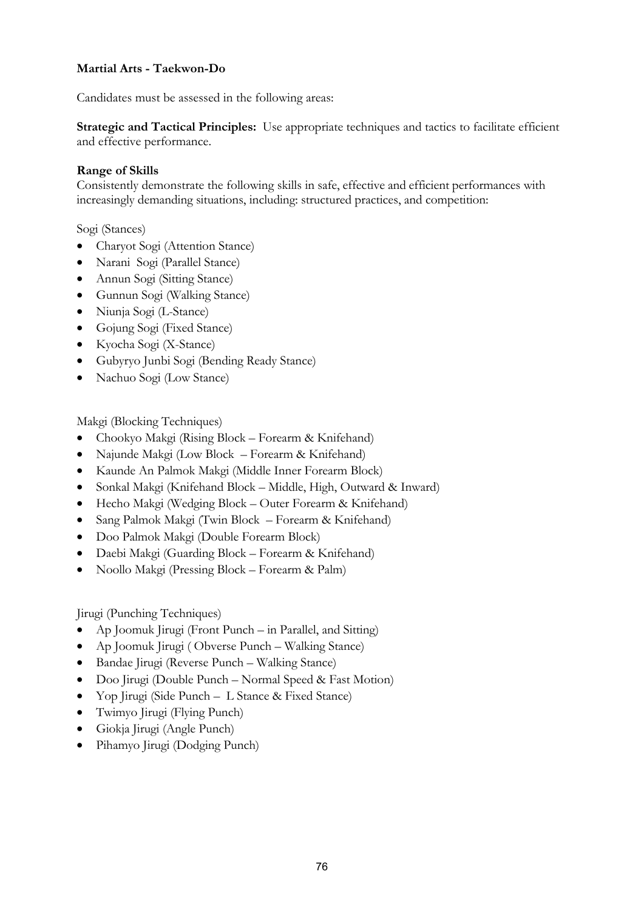**Martial Arts - Taekwon-Do**

Candidates must be assessed in the following areas:

**Strategic and Tactical Principles:** Use appropriate techniques and tactics to facilitate efficient and effective performance.

**Range of Skills**

Consistently demonstrate the following skills in safe, effective and efficient performances with increasingly demanding situations, including: structured practices, and competition:

Sogi (Stances)

- Charyot Sogi (Attention Stance)
- Narani Sogi (Parallel Stance)
- Annun Sogi (Sitting Stance)
- Gunnun Sogi (Walking Stance)
- Niunja Sogi (L-Stance)
- Gojung Sogi (Fixed Stance)
- Kyocha Sogi (X-Stance)
- Gubyryo Junbi Sogi (Bending Ready Stance)
- Nachuo Sogi (Low Stance)

Makgi (Blocking Techniques)

- Chookyo Makgi (Rising Block – Forearm & Knifehand)
- Najunde Makgi (Low Block – Forearm & Knifehand)
- Kaunde An Palmok Makgi (Middle Inner Forearm Block)
- Sonkal Makgi (Knifehand Block – Middle, High, Outward & Inward)
- Hecho Makgi (Wedging Block – Outer Forearm & Knifehand)
- Sang Palmok Makgi (Twin Block – Forearm & Knifehand)
- Doo Palmok Makgi (Double Forearm Block)
- Daebi Makgi (Guarding Block – Forearm & Knifehand)
- Noollo Makgi (Pressing Block – Forearm & Palm)

Jirugi (Punching Techniques)

- Ap Joomuk Jirugi (Front Punch – in Parallel, and Sitting)
- Ap Joomuk Jirugi ( Obverse Punch – Walking Stance)
- Bandae Jirugi (Reverse Punch – Walking Stance)
- Doo Jirugi (Double Punch – Normal Speed & Fast Motion)
- Yop Jirugi (Side Punch – L Stance & Fixed Stance)
- Twimyo Jirugi (Flying Punch)
- Giokja Jirugi (Angle Punch)
- Pihamyo Jirugi (Dodging Punch)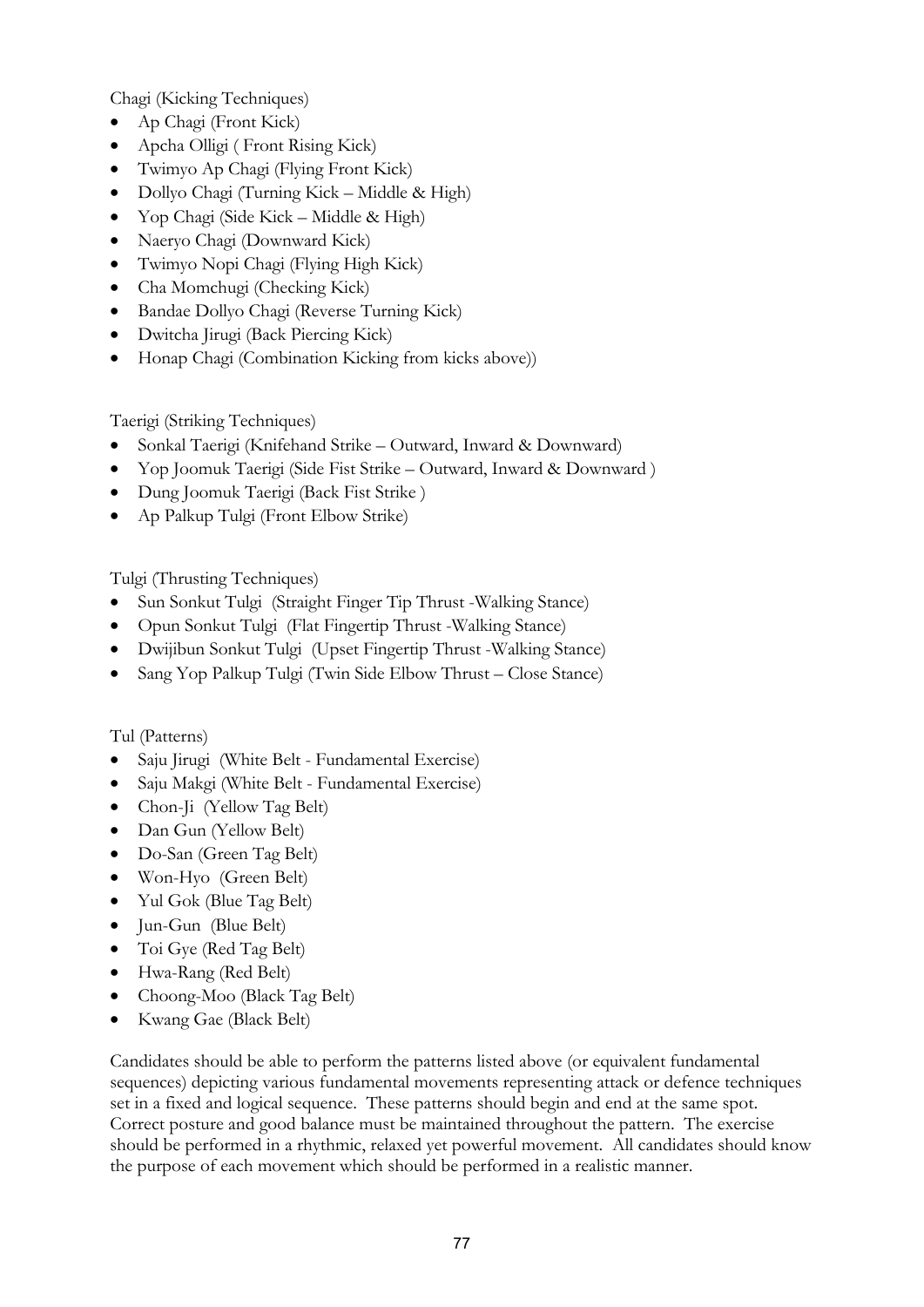Chagi (Kicking Techniques)

- Ap Chagi (Front Kick)
- Apcha Olligi ( Front Rising Kick)
- Twimyo Ap Chagi (Flying Front Kick)
- Dollyo Chagi (Turning Kick – Middle & High)
- Yop Chagi (Side Kick – Middle & High)
- Naeryo Chagi (Downward Kick)
- Twimyo Nopi Chagi (Flying High Kick)
- Cha Momchugi (Checking Kick)
- Bandae Dollyo Chagi (Reverse Turning Kick)
- Dwitcha Jirugi (Back Piercing Kick)
- Honap Chagi (Combination Kicking from kicks above))

Taerigi (Striking Techniques)

- Sonkal Taerigi (Knifehand Strike – Outward, Inward & Downward)
- Yop Joomuk Taerigi (Side Fist Strike – Outward, Inward & Downward )
- Dung Joomuk Taerigi (Back Fist Strike )
- Ap Palkup Tulgi (Front Elbow Strike)

Tulgi (Thrusting Techniques)

- Sun Sonkut Tulgi (Straight Finger Tip Thrust -Walking Stance)
- Opun Sonkut Tulgi (Flat Fingertip Thrust -Walking Stance)
- Dwijibun Sonkut Tulgi (Upset Fingertip Thrust -Walking Stance)
- Sang Yop Palkup Tulgi (Twin Side Elbow Thrust – Close Stance)

Tul (Patterns)

- Saju Jirugi (White Belt - Fundamental Exercise)
- Saju Makgi (White Belt - Fundamental Exercise)
- Chon-Ji (Yellow Tag Belt)
- Dan Gun (Yellow Belt)
- Do-San (Green Tag Belt)
- Won-Hyo (Green Belt)
- Yul Gok (Blue Tag Belt)
- Jun-Gun (Blue Belt)
- Toi Gye (Red Tag Belt)
- Hwa-Rang (Red Belt)
- Choong-Moo (Black Tag Belt)
- Kwang Gae (Black Belt)

Candidates should be able to perform the patterns listed above (or equivalent fundamental sequences) depicting various fundamental movements representing attack or defence techniques set in a fixed and logical sequence. These patterns should begin and end at the same spot. Correct posture and good balance must be maintained throughout the pattern. The exercise should be performed in a rhythmic, relaxed yet powerful movement. All candidates should know the purpose of each movement which should be performed in a realistic manner.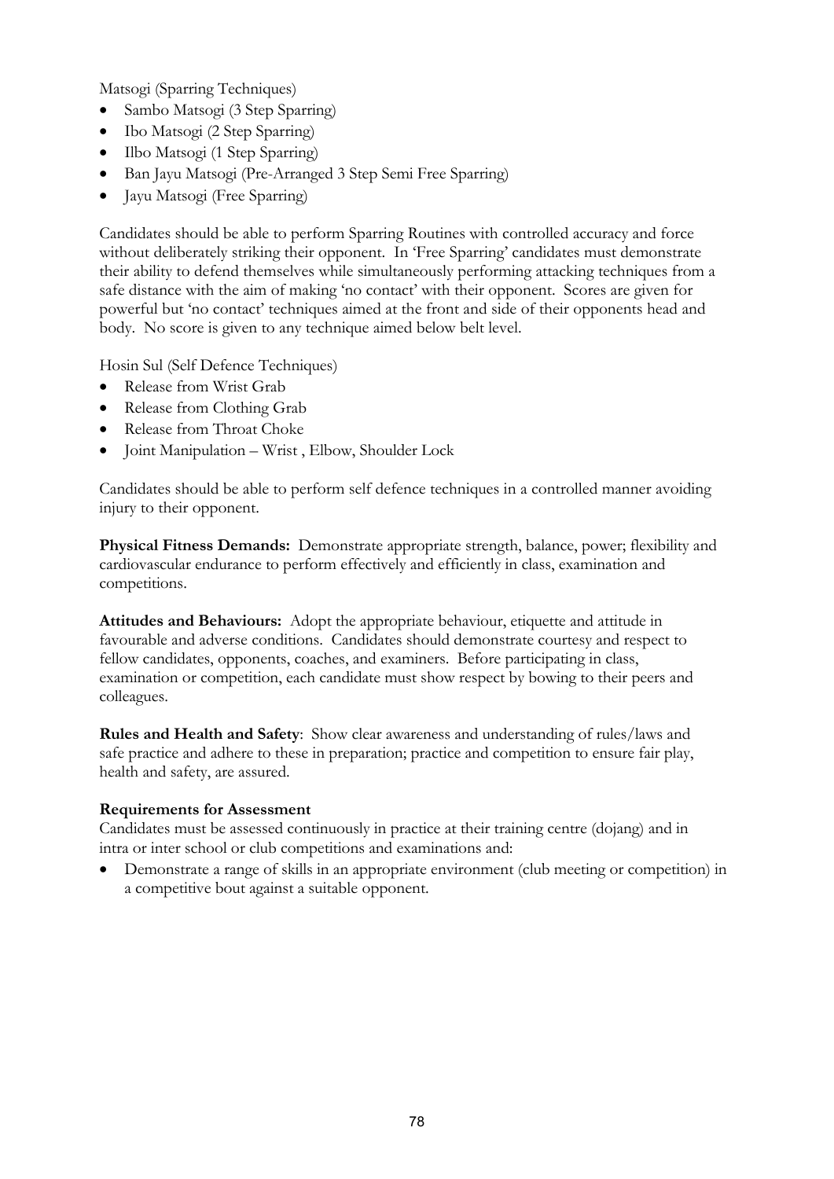Matsogi (Sparring Techniques)

- Sambo Matsogi (3 Step Sparring)
- Ibo Matsogi (2 Step Sparring)
- Ilbo Matsogi (1 Step Sparring)
- Ban Jayu Matsogi (Pre-Arranged 3 Step Semi Free Sparring)
- Jayu Matsogi (Free Sparring)

Candidates should be able to perform Sparring Routines with controlled accuracy and force without deliberately striking their opponent. In 'Free Sparring' candidates must demonstrate their ability to defend themselves while simultaneously performing attacking techniques from a safe distance with the aim of making 'no contact' with their opponent. Scores are given for powerful but 'no contact' techniques aimed at the front and side of their opponents head and body. No score is given to any technique aimed below belt level.

Hosin Sul (Self Defence Techniques)

- Release from Wrist Grab
- Release from Clothing Grab
- Release from Throat Choke
- Joint Manipulation – Wrist , Elbow, Shoulder Lock

Candidates should be able to perform self defence techniques in a controlled manner avoiding injury to their opponent.

**Physical Fitness Demands:** Demonstrate appropriate strength, balance, power; flexibility and cardiovascular endurance to perform effectively and efficiently in class, examination and competitions.

**Attitudes and Behaviours:** Adopt the appropriate behaviour, etiquette and attitude in favourable and adverse conditions. Candidates should demonstrate courtesy and respect to fellow candidates, opponents, coaches, and examiners. Before participating in class, examination or competition, each candidate must show respect by bowing to their peers and colleagues.

**Rules and Health and Safety**: Show clear awareness and understanding of rules/laws and safe practice and adhere to these in preparation; practice and competition to ensure fair play, health and safety, are assured.

**Requirements for Assessment**

Candidates must be assessed continuously in practice at their training centre (dojang) and in intra or inter school or club competitions and examinations and:

- Demonstrate a range of skills in an appropriate environment (club meeting or competition) in a competitive bout against a suitable opponent.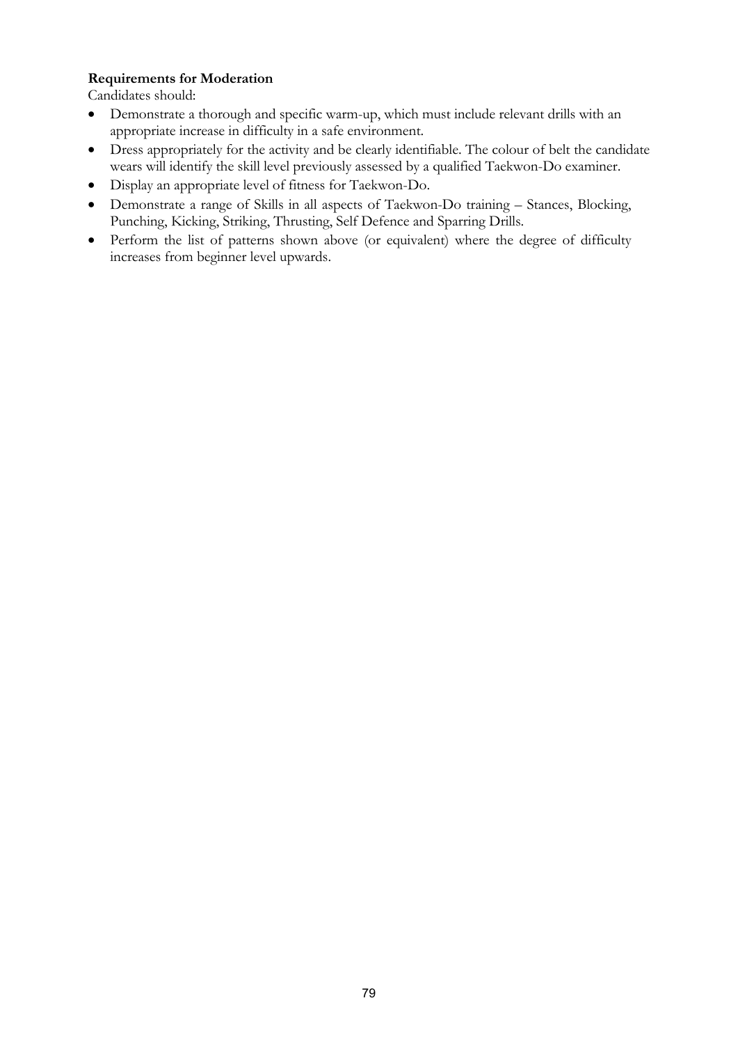**Requirements for Moderation**

Candidates should:

- Demonstrate a thorough and specific warm-up, which must include relevant drills with an appropriate increase in difficulty in a safe environment.
- Dress appropriately for the activity and be clearly identifiable. The colour of belt the candidate wears will identify the skill level previously assessed by a qualified Taekwon-Do examiner.
- Display an appropriate level of fitness for Taekwon-Do.
- Demonstrate a range of Skills in all aspects of Taekwon-Do training – Stances, Blocking, Punching, Kicking, Striking, Thrusting, Self Defence and Sparring Drills.
- Perform the list of patterns shown above (or equivalent) where the degree of difficulty increases from beginner level upwards.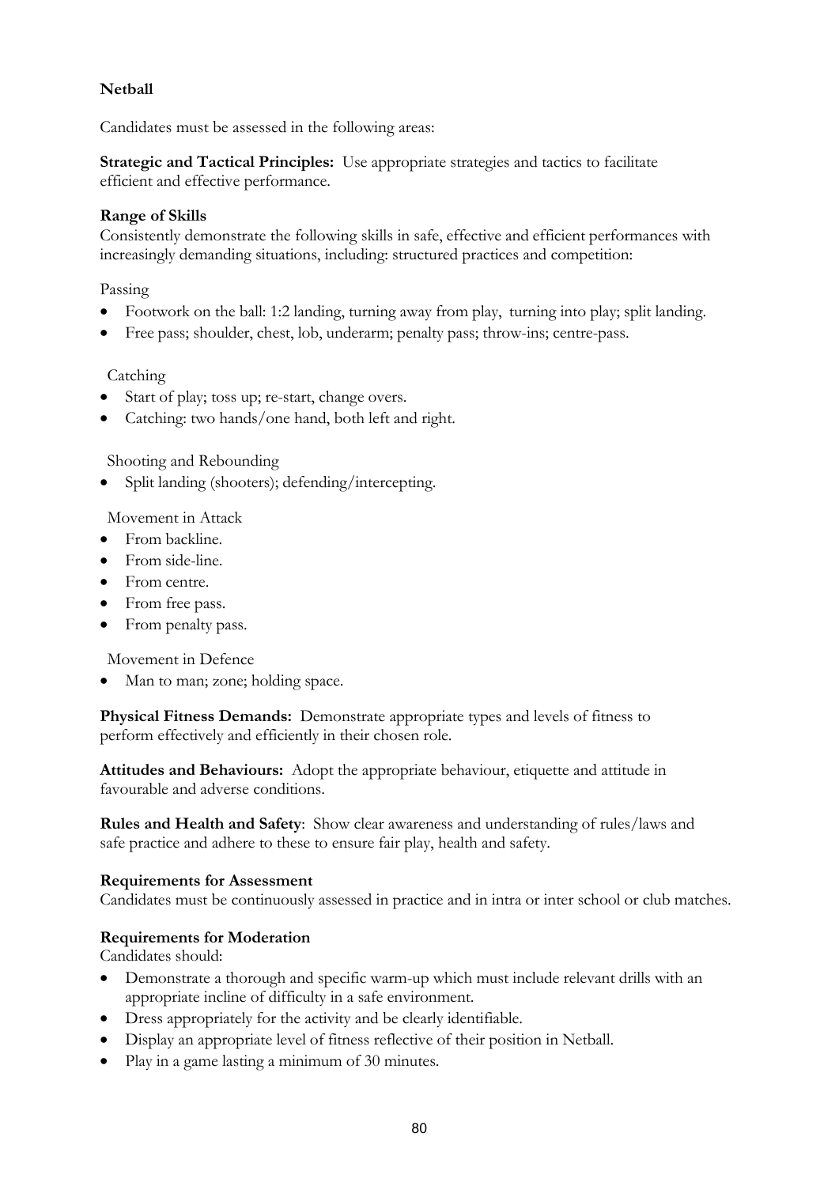## Netball

Candidates must be assessed in the following areas:

**Strategic and Tactical Principles:** Use appropriate strategies and tactics to facilitate efficient and effective performance.

**Range of Skills**
Consistently demonstrate the following skills in safe, effective and efficient performances with increasingly demanding situations, including: structured practices and competition:

Passing

- Footwork on the ball: 1:2 landing, turning away from play, turning into play; split landing.
- Free pass; shoulder, chest, lob, underarm; penalty pass; throw-ins; centre-pass.

Catching

- Start of play; toss up; re-start, change overs.
- Catching: two hands/one hand, both left and right.

Shooting and Rebounding

- Split landing (shooters); defending/intercepting.

Movement in Attack

- From backline.
- From side-line.
- From centre.
- From free pass.
- From penalty pass.

Movement in Defence

- Man to man; zone; holding space.

**Physical Fitness Demands:** Demonstrate appropriate types and levels of fitness to perform effectively and efficiently in their chosen role.

**Attitudes and Behaviours:** Adopt the appropriate behaviour, etiquette and attitude in favourable and adverse conditions.

**Rules and Health and Safety**: Show clear awareness and understanding of rules/laws and safe practice and adhere to these to ensure fair play, health and safety.

**Requirements for Assessment**
Candidates must be continuously assessed in practice and in intra or inter school or club matches.

**Requirements for Moderation**
Candidates should:

- Demonstrate a thorough and specific warm-up which must include relevant drills with an appropriate incline of difficulty in a safe environment.
- Dress appropriately for the activity and be clearly identifiable.
- Display an appropriate level of fitness reflective of their position in Netball.
- Play in a game lasting a minimum of 30 minutes.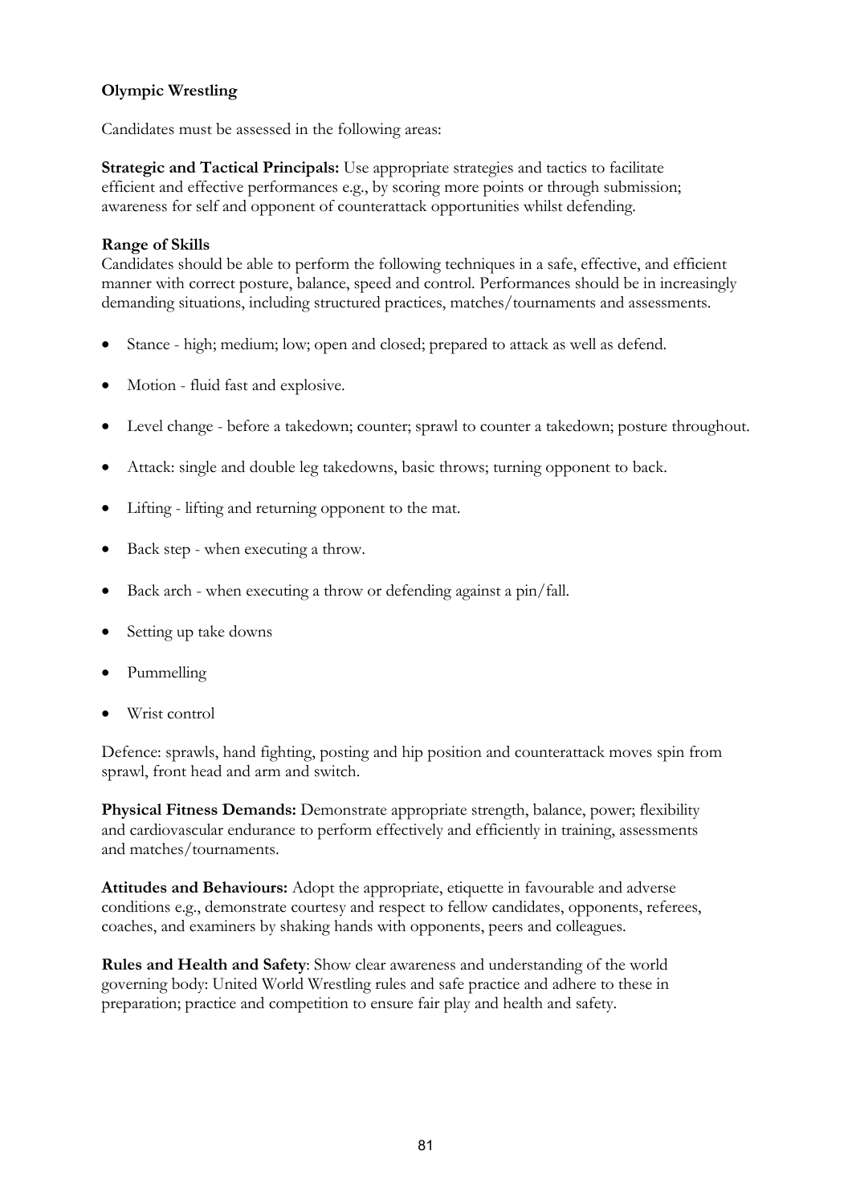**Olympic Wrestling**

Candidates must be assessed in the following areas:

**Strategic and Tactical Principals:** Use appropriate strategies and tactics to facilitate efficient and effective performances e.g., by scoring more points or through submission; awareness for self and opponent of counterattack opportunities whilst defending.

**Range of Skills**
Candidates should be able to perform the following techniques in a safe, effective, and efficient manner with correct posture, balance, speed and control. Performances should be in increasingly demanding situations, including structured practices, matches/tournaments and assessments.

- Stance - high; medium; low; open and closed; prepared to attack as well as defend.
- Motion - fluid fast and explosive.
- Level change - before a takedown; counter; sprawl to counter a takedown; posture throughout.
- Attack: single and double leg takedowns, basic throws; turning opponent to back.
- Lifting - lifting and returning opponent to the mat.
- Back step - when executing a throw.
- Back arch - when executing a throw or defending against a pin/fall.
- Setting up take downs
- Pummelling
- Wrist control

Defence: sprawls, hand fighting, posting and hip position and counterattack moves spin from sprawl, front head and arm and switch.

**Physical Fitness Demands:** Demonstrate appropriate strength, balance, power; flexibility and cardiovascular endurance to perform effectively and efficiently in training, assessments and matches/tournaments.

**Attitudes and Behaviours:** Adopt the appropriate, etiquette in favourable and adverse conditions e.g., demonstrate courtesy and respect to fellow candidates, opponents, referees, coaches, and examiners by shaking hands with opponents, peers and colleagues.

**Rules and Health and Safety**: Show clear awareness and understanding of the world governing body: United World Wrestling rules and safe practice and adhere to these in preparation; practice and competition to ensure fair play and health and safety.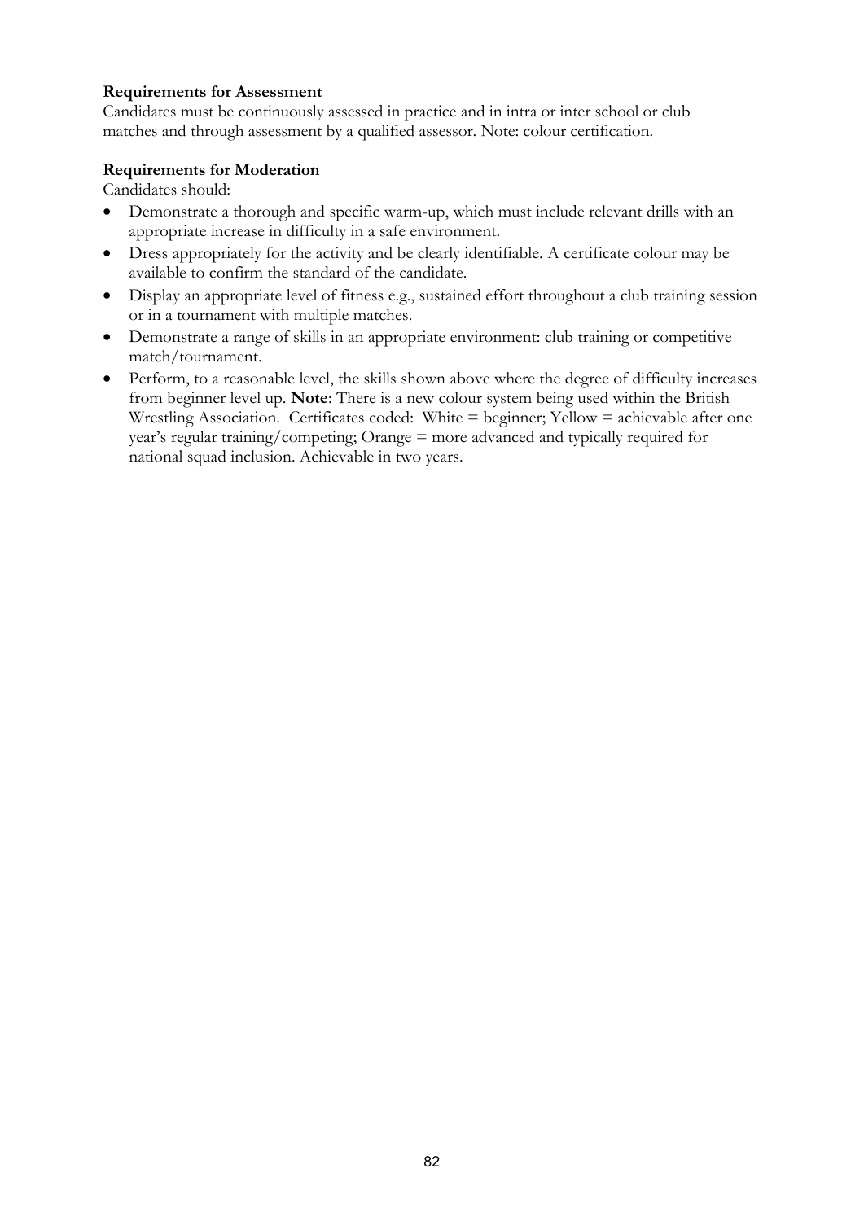**Requirements for Assessment**

Candidates must be continuously assessed in practice and in intra or inter school or club matches and through assessment by a qualified assessor. Note: colour certification.

**Requirements for Moderation**

Candidates should:

- Demonstrate a thorough and specific warm-up, which must include relevant drills with an appropriate increase in difficulty in a safe environment.
- Dress appropriately for the activity and be clearly identifiable. A certificate colour may be available to confirm the standard of the candidate.
- Display an appropriate level of fitness e.g., sustained effort throughout a club training session or in a tournament with multiple matches.
- Demonstrate a range of skills in an appropriate environment: club training or competitive match/tournament.
- Perform, to a reasonable level, the skills shown above where the degree of difficulty increases from beginner level up. **Note**: There is a new colour system being used within the British Wrestling Association. Certificates coded: White = beginner; Yellow = achievable after one year's regular training/competing; Orange = more advanced and typically required for national squad inclusion. Achievable in two years.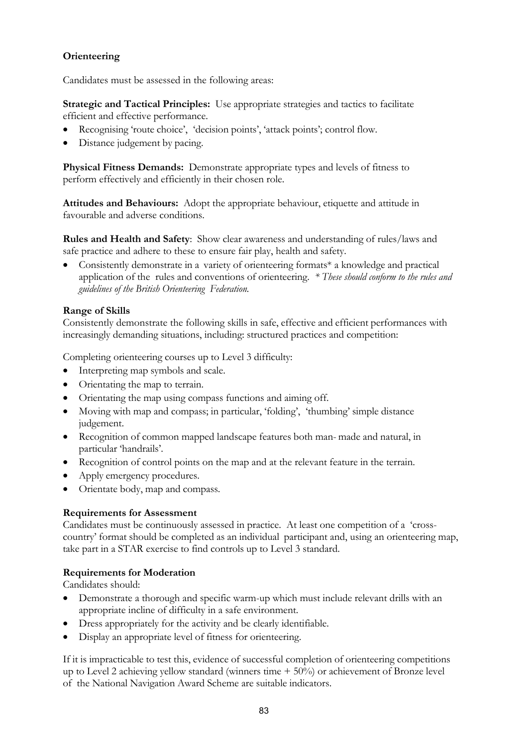**Orienteering**

Candidates must be assessed in the following areas:

**Strategic and Tactical Principles:** Use appropriate strategies and tactics to facilitate efficient and effective performance.

- Recognising 'route choice', 'decision points', 'attack points'; control flow.
- Distance judgement by pacing.

**Physical Fitness Demands:** Demonstrate appropriate types and levels of fitness to perform effectively and efficiently in their chosen role.

**Attitudes and Behaviours:** Adopt the appropriate behaviour, etiquette and attitude in favourable and adverse conditions.

**Rules and Health and Safety**: Show clear awareness and understanding of rules/laws and safe practice and adhere to these to ensure fair play, health and safety.

- Consistently demonstrate in a variety of orienteering formats* a knowledge and practical application of the rules and conventions of orienteering. *\* These should conform to the rules and guidelines of the British Orienteering Federation.*

**Range of Skills**

Consistently demonstrate the following skills in safe, effective and efficient performances with increasingly demanding situations, including: structured practices and competition:

Completing orienteering courses up to Level 3 difficulty:

- Interpreting map symbols and scale.
- Orientating the map to terrain.
- Orientating the map using compass functions and aiming off.
- Moving with map and compass; in particular, 'folding', 'thumbing' simple distance judgement.
- Recognition of common mapped landscape features both man- made and natural, in particular 'handrails'.
- Recognition of control points on the map and at the relevant feature in the terrain.
- Apply emergency procedures.
- Orientate body, map and compass.

**Requirements for Assessment**

Candidates must be continuously assessed in practice. At least one competition of a 'cross-country' format should be completed as an individual participant and, using an orienteering map, take part in a STAR exercise to find controls up to Level 3 standard.

**Requirements for Moderation**

Candidates should:

- Demonstrate a thorough and specific warm-up which must include relevant drills with an appropriate incline of difficulty in a safe environment.
- Dress appropriately for the activity and be clearly identifiable.
- Display an appropriate level of fitness for orienteering.

If it is impracticable to test this, evidence of successful completion of orienteering competitions up to Level 2 achieving yellow standard (winners time + 50%) or achievement of Bronze level of the National Navigation Award Scheme are suitable indicators.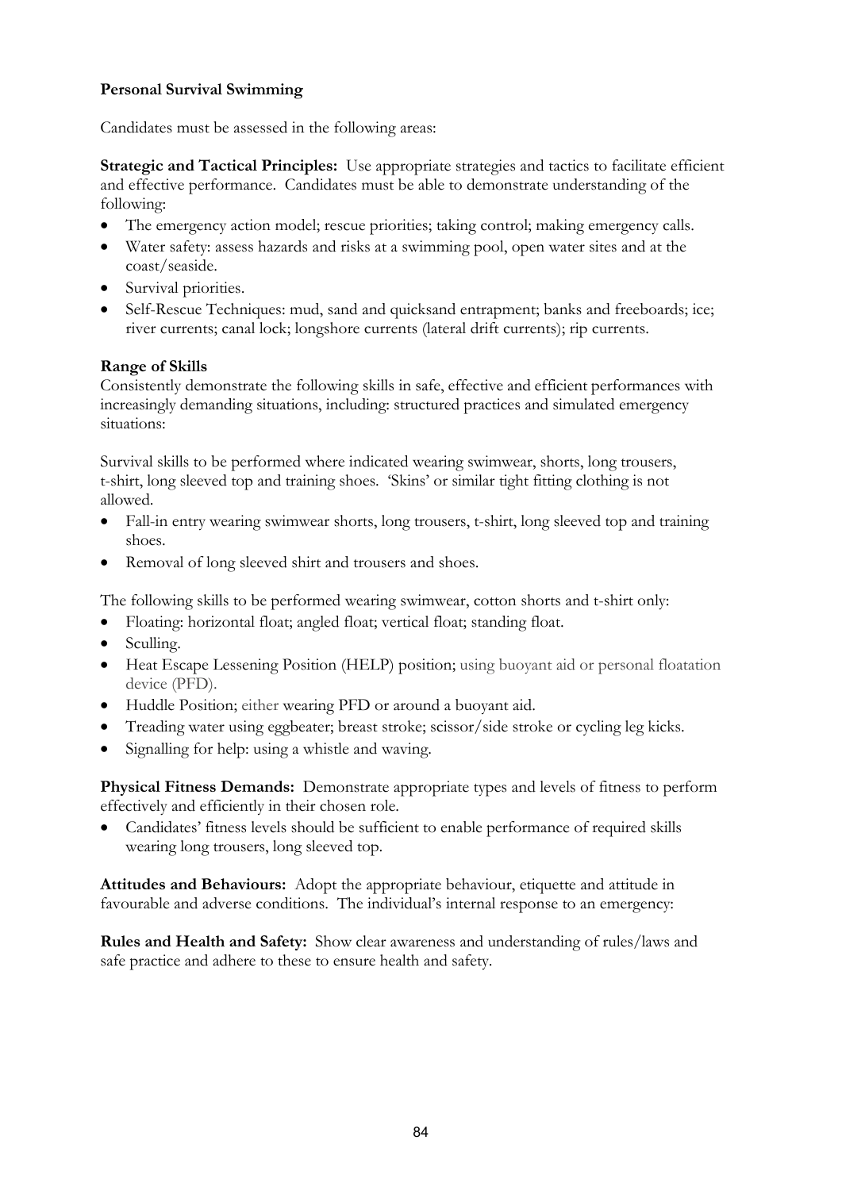**Personal Survival Swimming**

Candidates must be assessed in the following areas:

**Strategic and Tactical Principles:** Use appropriate strategies and tactics to facilitate efficient and effective performance. Candidates must be able to demonstrate understanding of the following:

- The emergency action model; rescue priorities; taking control; making emergency calls.
- Water safety: assess hazards and risks at a swimming pool, open water sites and at the coast/seaside.
- Survival priorities.
- Self-Rescue Techniques: mud, sand and quicksand entrapment; banks and freeboards; ice; river currents; canal lock; longshore currents (lateral drift currents); rip currents.

**Range of Skills**

Consistently demonstrate the following skills in safe, effective and efficient performances with increasingly demanding situations, including: structured practices and simulated emergency situations:

Survival skills to be performed where indicated wearing swimwear, shorts, long trousers, t-shirt, long sleeved top and training shoes. 'Skins' or similar tight fitting clothing is not allowed.

- Fall-in entry wearing swimwear shorts, long trousers, t-shirt, long sleeved top and training shoes.
- Removal of long sleeved shirt and trousers and shoes.

The following skills to be performed wearing swimwear, cotton shorts and t-shirt only:

- Floating: horizontal float; angled float; vertical float; standing float.
- Sculling.
- Heat Escape Lessening Position (HELP) position; using buoyant aid or personal floatation device (PFD).
- Huddle Position; either wearing PFD or around a buoyant aid.
- Treading water using eggbeater; breast stroke; scissor/side stroke or cycling leg kicks.
- Signalling for help: using a whistle and waving.

**Physical Fitness Demands:** Demonstrate appropriate types and levels of fitness to perform effectively and efficiently in their chosen role.

- Candidates' fitness levels should be sufficient to enable performance of required skills wearing long trousers, long sleeved top.

**Attitudes and Behaviours:** Adopt the appropriate behaviour, etiquette and attitude in favourable and adverse conditions. The individual's internal response to an emergency:

**Rules and Health and Safety:** Show clear awareness and understanding of rules/laws and safe practice and adhere to these to ensure health and safety.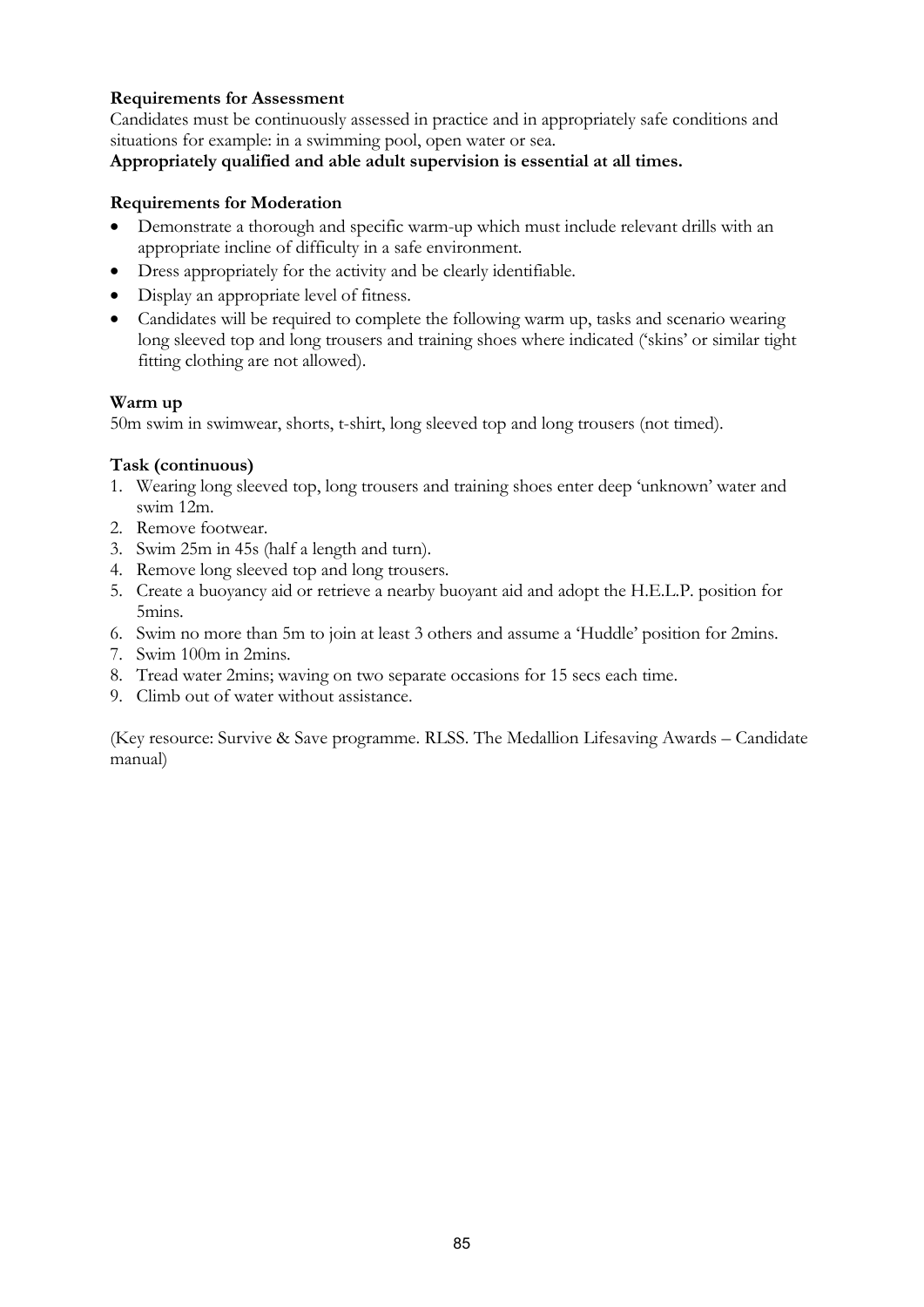**Requirements for Assessment**

Candidates must be continuously assessed in practice and in appropriately safe conditions and situations for example: in a swimming pool, open water or sea.

**Appropriately qualified and able adult supervision is essential at all times.**

**Requirements for Moderation**

- Demonstrate a thorough and specific warm-up which must include relevant drills with an appropriate incline of difficulty in a safe environment.
- Dress appropriately for the activity and be clearly identifiable.
- Display an appropriate level of fitness.
- Candidates will be required to complete the following warm up, tasks and scenario wearing long sleeved top and long trousers and training shoes where indicated ('skins' or similar tight fitting clothing are not allowed).

**Warm up**

50m swim in swimwear, shorts, t-shirt, long sleeved top and long trousers (not timed).

**Task (continuous)**

1. Wearing long sleeved top, long trousers and training shoes enter deep 'unknown' water and swim 12m.
2. Remove footwear.
3. Swim 25m in 45s (half a length and turn).
4. Remove long sleeved top and long trousers.
5. Create a buoyancy aid or retrieve a nearby buoyant aid and adopt the H.E.L.P. position for 5mins.
6. Swim no more than 5m to join at least 3 others and assume a 'Huddle' position for 2mins.
7. Swim 100m in 2mins.
8. Tread water 2mins; waving on two separate occasions for 15 secs each time.
9. Climb out of water without assistance.

(Key resource: Survive & Save programme. RLSS. The Medallion Lifesaving Awards – Candidate manual)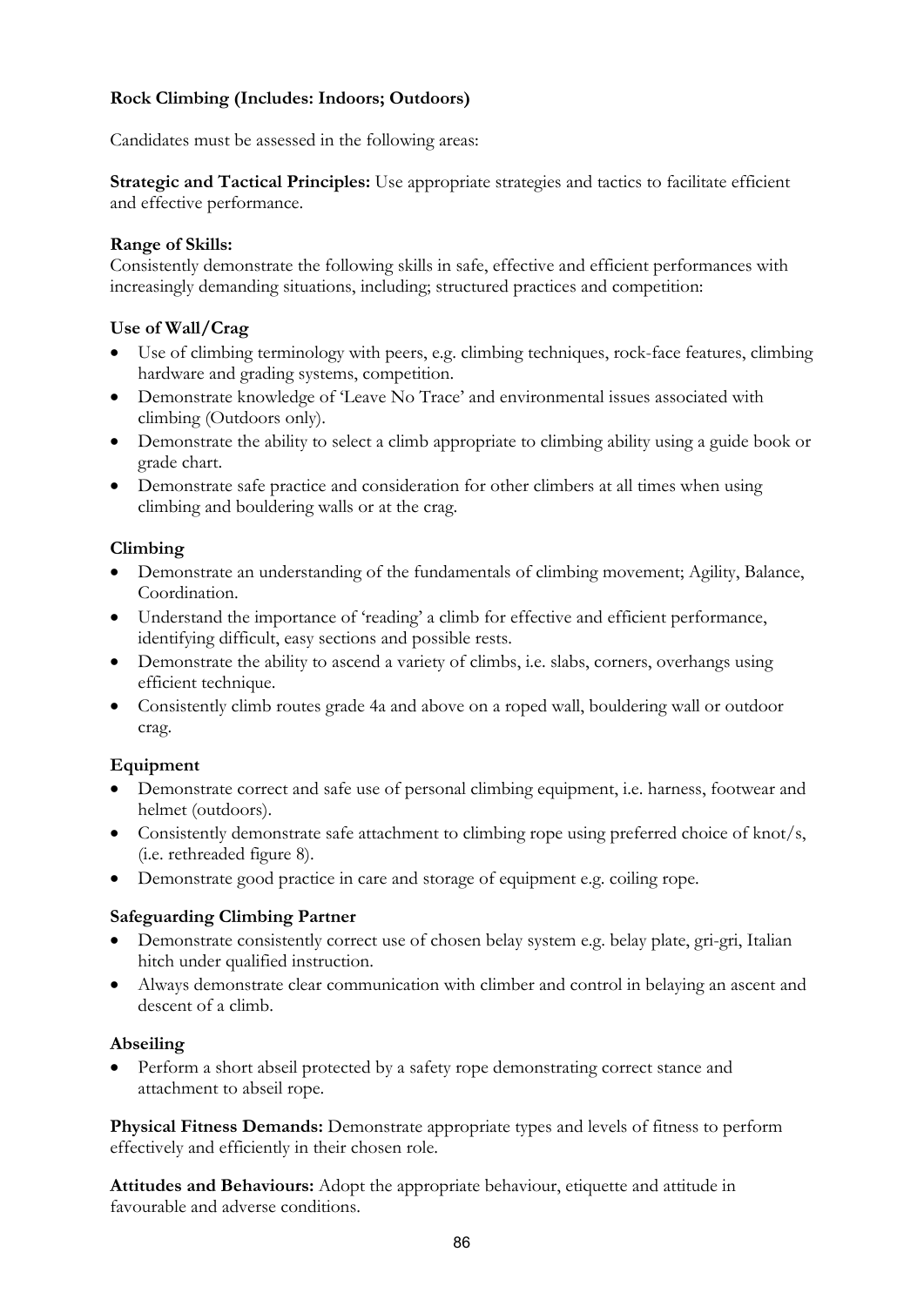**Rock Climbing (Includes: Indoors; Outdoors)**

Candidates must be assessed in the following areas:

**Strategic and Tactical Principles:** Use appropriate strategies and tactics to facilitate efficient and effective performance.

**Range of Skills:**
Consistently demonstrate the following skills in safe, effective and efficient performances with increasingly demanding situations, including; structured practices and competition:

**Use of Wall/Crag**

- Use of climbing terminology with peers, e.g. climbing techniques, rock-face features, climbing hardware and grading systems, competition.
- Demonstrate knowledge of 'Leave No Trace' and environmental issues associated with climbing (Outdoors only).
- Demonstrate the ability to select a climb appropriate to climbing ability using a guide book or grade chart.
- Demonstrate safe practice and consideration for other climbers at all times when using climbing and bouldering walls or at the crag.

**Climbing**

- Demonstrate an understanding of the fundamentals of climbing movement; Agility, Balance, Coordination.
- Understand the importance of 'reading' a climb for effective and efficient performance, identifying difficult, easy sections and possible rests.
- Demonstrate the ability to ascend a variety of climbs, i.e. slabs, corners, overhangs using efficient technique.
- Consistently climb routes grade 4a and above on a roped wall, bouldering wall or outdoor crag.

**Equipment**

- Demonstrate correct and safe use of personal climbing equipment, i.e. harness, footwear and helmet (outdoors).
- Consistently demonstrate safe attachment to climbing rope using preferred choice of knot/s, (i.e. rethreaded figure 8).
- Demonstrate good practice in care and storage of equipment e.g. coiling rope.

**Safeguarding Climbing Partner**

- Demonstrate consistently correct use of chosen belay system e.g. belay plate, gri-gri, Italian hitch under qualified instruction.
- Always demonstrate clear communication with climber and control in belaying an ascent and descent of a climb.

**Abseiling**

- Perform a short abseil protected by a safety rope demonstrating correct stance and attachment to abseil rope.

**Physical Fitness Demands:** Demonstrate appropriate types and levels of fitness to perform effectively and efficiently in their chosen role.

**Attitudes and Behaviours:** Adopt the appropriate behaviour, etiquette and attitude in favourable and adverse conditions.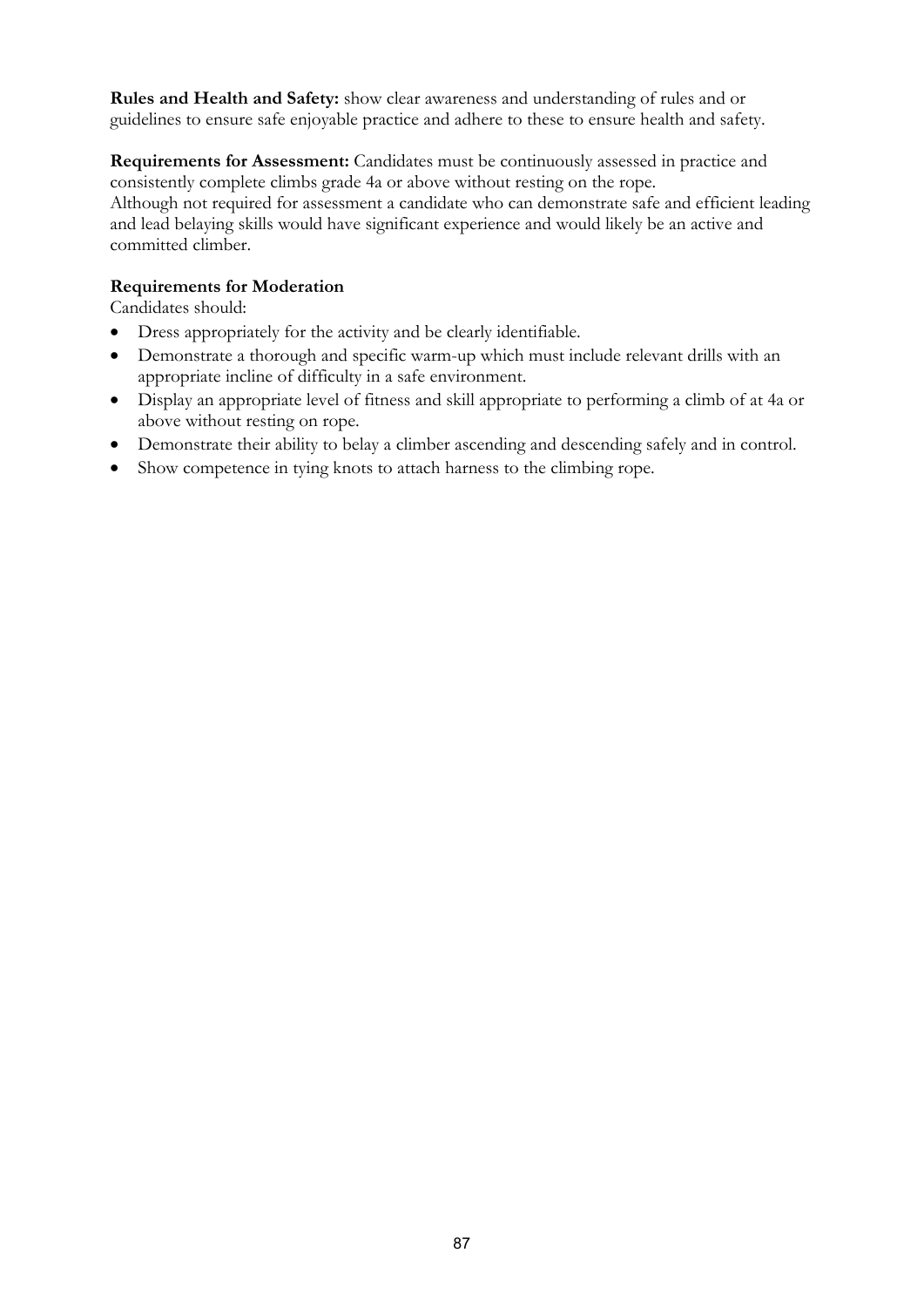**Rules and Health and Safety:** show clear awareness and understanding of rules and or guidelines to ensure safe enjoyable practice and adhere to these to ensure health and safety.

**Requirements for Assessment:** Candidates must be continuously assessed in practice and consistently complete climbs grade 4a or above without resting on the rope.
Although not required for assessment a candidate who can demonstrate safe and efficient leading and lead belaying skills would have significant experience and would likely be an active and committed climber.

**Requirements for Moderation**
Candidates should:

- Dress appropriately for the activity and be clearly identifiable.
- Demonstrate a thorough and specific warm-up which must include relevant drills with an appropriate incline of difficulty in a safe environment.
- Display an appropriate level of fitness and skill appropriate to performing a climb of at 4a or above without resting on rope.
- Demonstrate their ability to belay a climber ascending and descending safely and in control.
- Show competence in tying knots to attach harness to the climbing rope.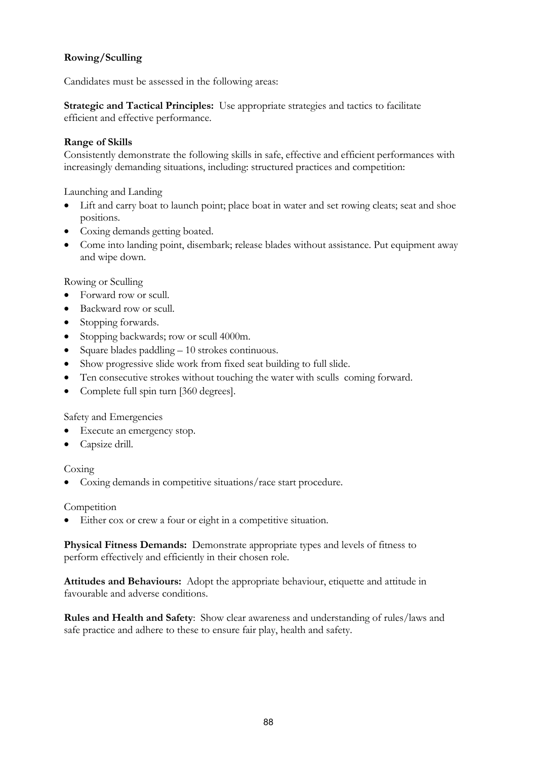**Rowing/Sculling**

Candidates must be assessed in the following areas:

**Strategic and Tactical Principles:** Use appropriate strategies and tactics to facilitate efficient and effective performance.

**Range of Skills**

Consistently demonstrate the following skills in safe, effective and efficient performances with increasingly demanding situations, including: structured practices and competition:

Launching and Landing

- Lift and carry boat to launch point; place boat in water and set rowing cleats; seat and shoe positions.
- Coxing demands getting boated.
- Come into landing point, disembark; release blades without assistance. Put equipment away and wipe down.

Rowing or Sculling

- Forward row or scull.
- Backward row or scull.
- Stopping forwards.
- Stopping backwards; row or scull 4000m.
- Square blades paddling – 10 strokes continuous.
- Show progressive slide work from fixed seat building to full slide.
- Ten consecutive strokes without touching the water with sculls coming forward.
- Complete full spin turn [360 degrees].

Safety and Emergencies

- Execute an emergency stop.
- Capsize drill.

Coxing

- Coxing demands in competitive situations/race start procedure.

Competition

- Either cox or crew a four or eight in a competitive situation.

**Physical Fitness Demands:** Demonstrate appropriate types and levels of fitness to perform effectively and efficiently in their chosen role.

**Attitudes and Behaviours:** Adopt the appropriate behaviour, etiquette and attitude in favourable and adverse conditions.

**Rules and Health and Safety**: Show clear awareness and understanding of rules/laws and safe practice and adhere to these to ensure fair play, health and safety.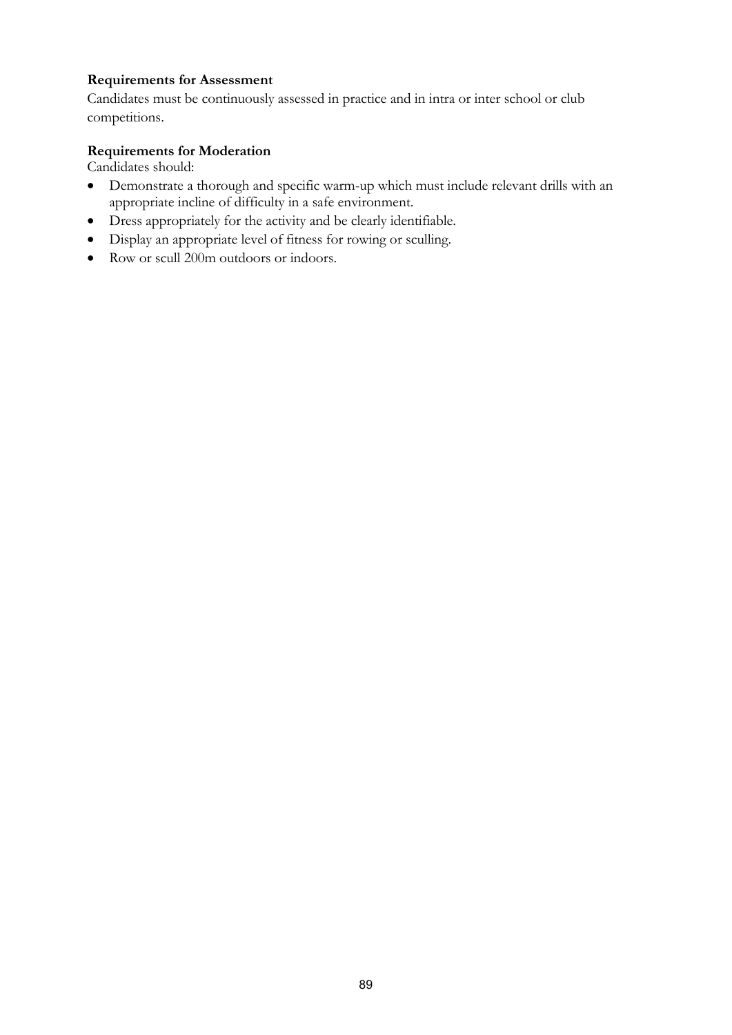**Requirements for Assessment**

Candidates must be continuously assessed in practice and in intra or inter school or club competitions.

**Requirements for Moderation**

Candidates should:

- Demonstrate a thorough and specific warm-up which must include relevant drills with an appropriate incline of difficulty in a safe environment.
- Dress appropriately for the activity and be clearly identifiable.
- Display an appropriate level of fitness for rowing or sculling.
- Row or scull 200m outdoors or indoors.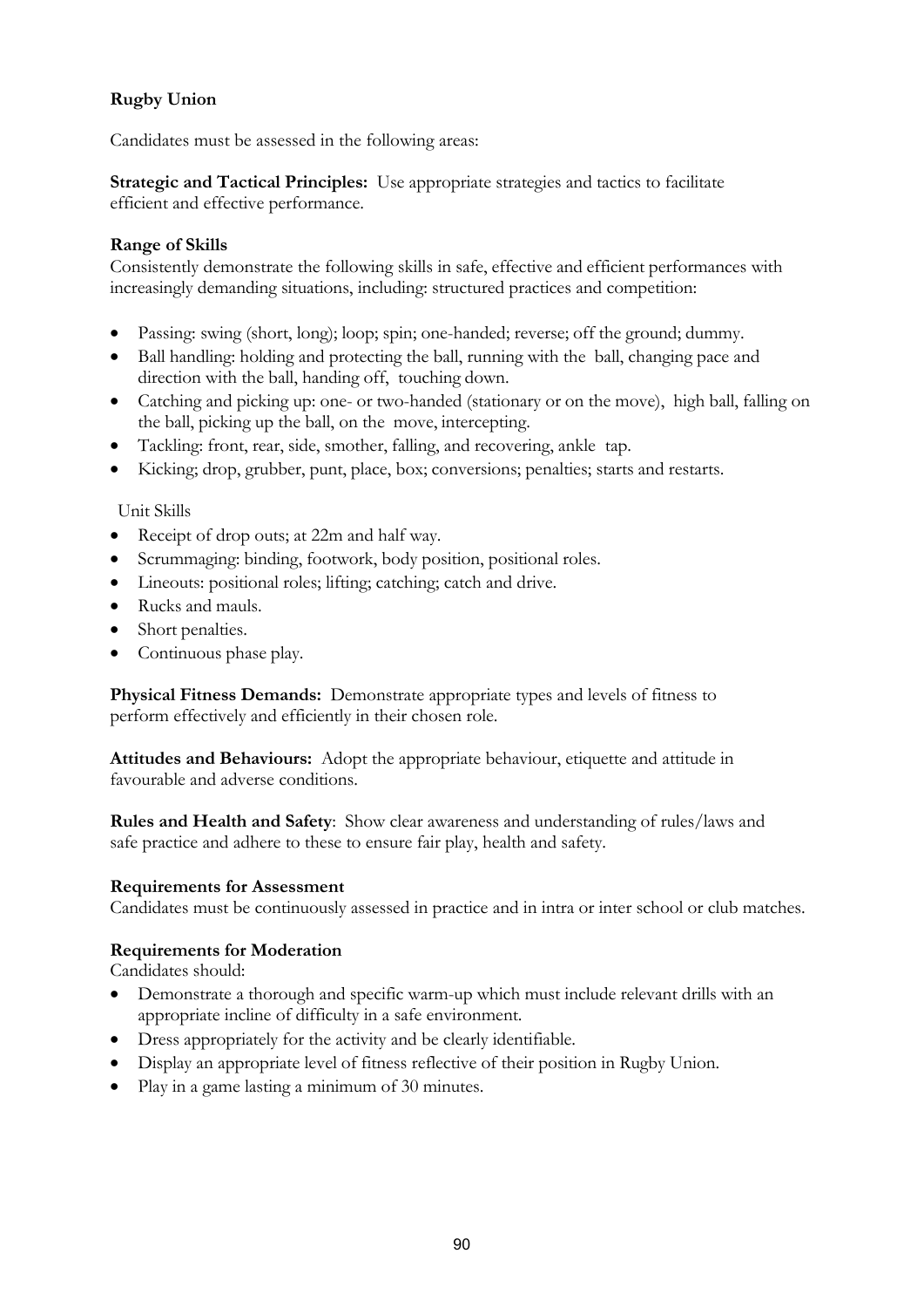**Rugby Union**

Candidates must be assessed in the following areas:

**Strategic and Tactical Principles:** Use appropriate strategies and tactics to facilitate efficient and effective performance.

**Range of Skills**

Consistently demonstrate the following skills in safe, effective and efficient performances with increasingly demanding situations, including: structured practices and competition:

- Passing: swing (short, long); loop; spin; one-handed; reverse; off the ground; dummy.
- Ball handling: holding and protecting the ball, running with the ball, changing pace and direction with the ball, handing off, touching down.
- Catching and picking up: one- or two-handed (stationary or on the move), high ball, falling on the ball, picking up the ball, on the move, intercepting.
- Tackling: front, rear, side, smother, falling, and recovering, ankle tap.
- Kicking; drop, grubber, punt, place, box; conversions; penalties; starts and restarts.

Unit Skills

- Receipt of drop outs; at 22m and half way.
- Scrummaging: binding, footwork, body position, positional roles.
- Lineouts: positional roles; lifting; catching; catch and drive.
- Rucks and mauls.
- Short penalties.
- Continuous phase play.

**Physical Fitness Demands:** Demonstrate appropriate types and levels of fitness to perform effectively and efficiently in their chosen role.

**Attitudes and Behaviours:** Adopt the appropriate behaviour, etiquette and attitude in favourable and adverse conditions.

**Rules and Health and Safety**: Show clear awareness and understanding of rules/laws and safe practice and adhere to these to ensure fair play, health and safety.

**Requirements for Assessment**

Candidates must be continuously assessed in practice and in intra or inter school or club matches.

**Requirements for Moderation**

Candidates should:

- Demonstrate a thorough and specific warm-up which must include relevant drills with an appropriate incline of difficulty in a safe environment.
- Dress appropriately for the activity and be clearly identifiable.
- Display an appropriate level of fitness reflective of their position in Rugby Union.
- Play in a game lasting a minimum of 30 minutes.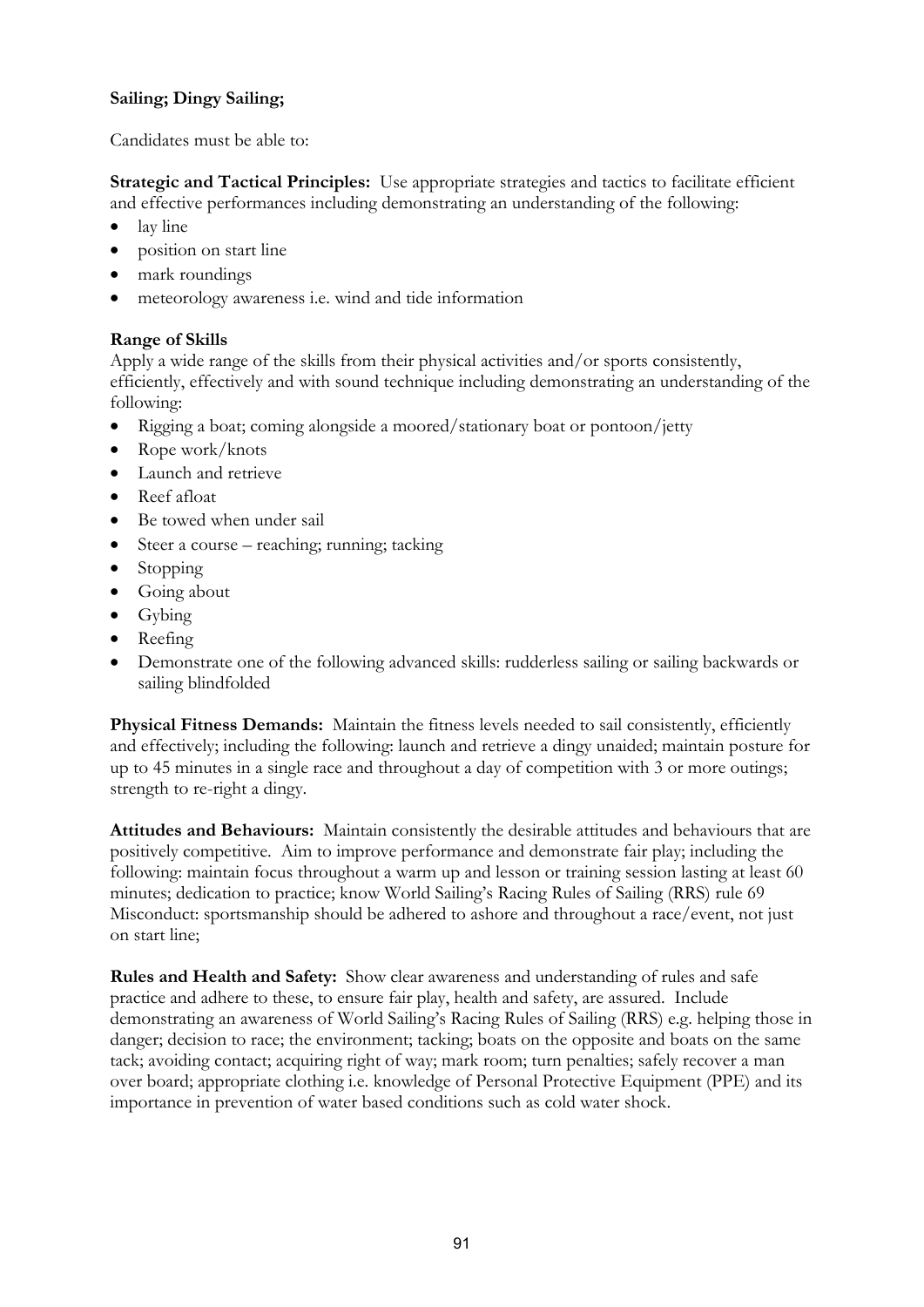**Sailing; Dingy Sailing;**

Candidates must be able to:

**Strategic and Tactical Principles:** Use appropriate strategies and tactics to facilitate efficient and effective performances including demonstrating an understanding of the following:

- lay line
- position on start line
- mark roundings
- meteorology awareness i.e. wind and tide information

**Range of Skills**

Apply a wide range of the skills from their physical activities and/or sports consistently, efficiently, effectively and with sound technique including demonstrating an understanding of the following:

- Rigging a boat; coming alongside a moored/stationary boat or pontoon/jetty
- Rope work/knots
- Launch and retrieve
- Reef afloat
- Be towed when under sail
- Steer a course – reaching; running; tacking
- Stopping
- Going about
- Gybing
- Reefing
- Demonstrate one of the following advanced skills: rudderless sailing or sailing backwards or sailing blindfolded

**Physical Fitness Demands:** Maintain the fitness levels needed to sail consistently, efficiently and effectively; including the following: launch and retrieve a dingy unaided; maintain posture for up to 45 minutes in a single race and throughout a day of competition with 3 or more outings; strength to re-right a dingy.

**Attitudes and Behaviours:** Maintain consistently the desirable attitudes and behaviours that are positively competitive. Aim to improve performance and demonstrate fair play; including the following: maintain focus throughout a warm up and lesson or training session lasting at least 60 minutes; dedication to practice; know World Sailing's Racing Rules of Sailing (RRS) rule 69 Misconduct: sportsmanship should be adhered to ashore and throughout a race/event, not just on start line;

**Rules and Health and Safety:** Show clear awareness and understanding of rules and safe practice and adhere to these, to ensure fair play, health and safety, are assured. Include demonstrating an awareness of World Sailing's Racing Rules of Sailing (RRS) e.g. helping those in danger; decision to race; the environment; tacking; boats on the opposite and boats on the same tack; avoiding contact; acquiring right of way; mark room; turn penalties; safely recover a man over board; appropriate clothing i.e. knowledge of Personal Protective Equipment (PPE) and its importance in prevention of water based conditions such as cold water shock.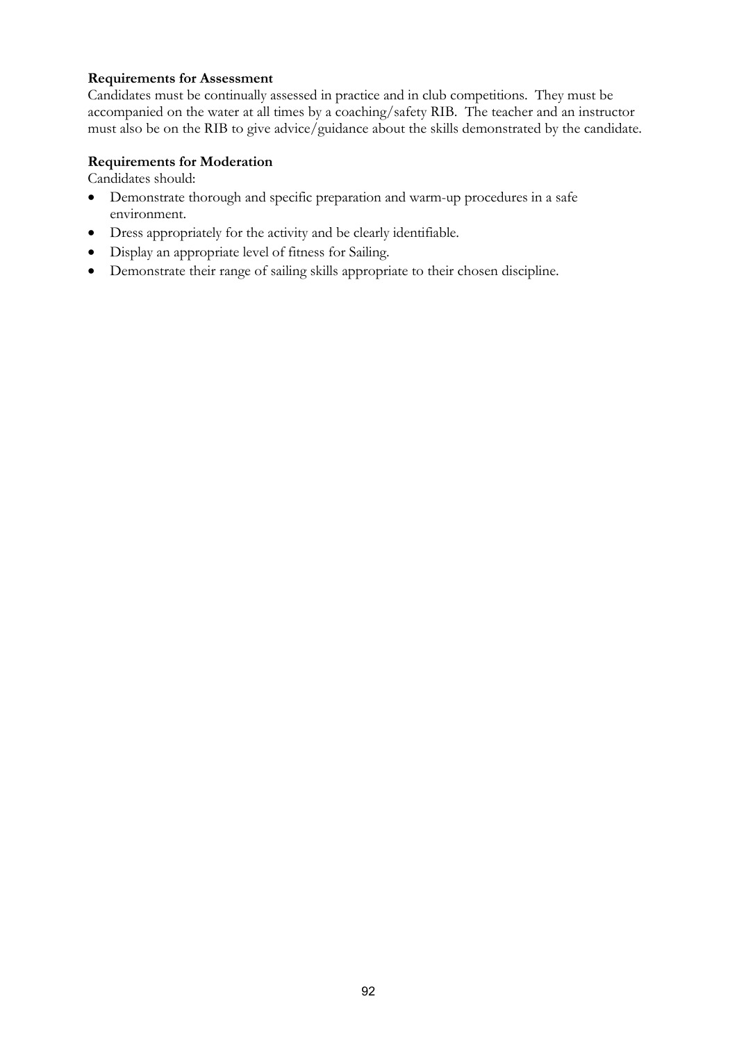**Requirements for Assessment**

Candidates must be continually assessed in practice and in club competitions. They must be accompanied on the water at all times by a coaching/safety RIB. The teacher and an instructor must also be on the RIB to give advice/guidance about the skills demonstrated by the candidate.

**Requirements for Moderation**

Candidates should:

- Demonstrate thorough and specific preparation and warm-up procedures in a safe environment.
- Dress appropriately for the activity and be clearly identifiable.
- Display an appropriate level of fitness for Sailing.
- Demonstrate their range of sailing skills appropriate to their chosen discipline.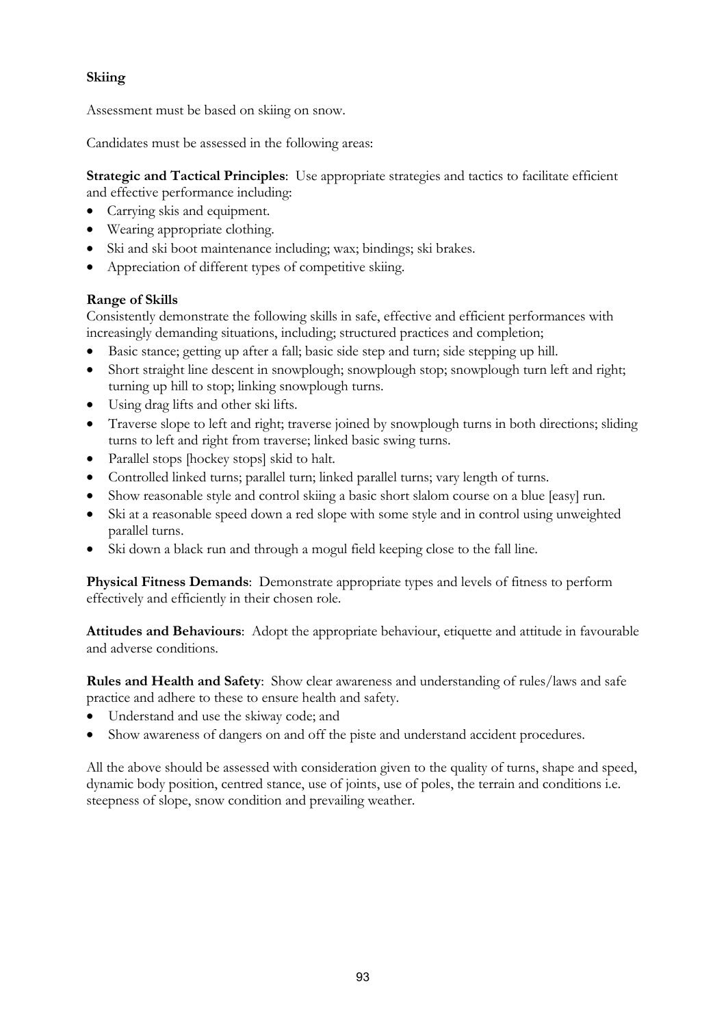**Skiing**

Assessment must be based on skiing on snow.

Candidates must be assessed in the following areas:

**Strategic and Tactical Principles**: Use appropriate strategies and tactics to facilitate efficient and effective performance including:

- Carrying skis and equipment.
- Wearing appropriate clothing.
- Ski and ski boot maintenance including; wax; bindings; ski brakes.
- Appreciation of different types of competitive skiing.

**Range of Skills**

Consistently demonstrate the following skills in safe, effective and efficient performances with increasingly demanding situations, including; structured practices and completion;

- Basic stance; getting up after a fall; basic side step and turn; side stepping up hill.
- Short straight line descent in snowplough; snowplough stop; snowplough turn left and right; turning up hill to stop; linking snowplough turns.
- Using drag lifts and other ski lifts.
- Traverse slope to left and right; traverse joined by snowplough turns in both directions; sliding turns to left and right from traverse; linked basic swing turns.
- Parallel stops [hockey stops] skid to halt.
- Controlled linked turns; parallel turn; linked parallel turns; vary length of turns.
- Show reasonable style and control skiing a basic short slalom course on a blue [easy] run.
- Ski at a reasonable speed down a red slope with some style and in control using unweighted parallel turns.
- Ski down a black run and through a mogul field keeping close to the fall line.

**Physical Fitness Demands**: Demonstrate appropriate types and levels of fitness to perform effectively and efficiently in their chosen role.

**Attitudes and Behaviours**: Adopt the appropriate behaviour, etiquette and attitude in favourable and adverse conditions.

**Rules and Health and Safety**: Show clear awareness and understanding of rules/laws and safe practice and adhere to these to ensure health and safety.

- Understand and use the skiway code; and
- Show awareness of dangers on and off the piste and understand accident procedures.

All the above should be assessed with consideration given to the quality of turns, shape and speed, dynamic body position, centred stance, use of joints, use of poles, the terrain and conditions i.e. steepness of slope, snow condition and prevailing weather.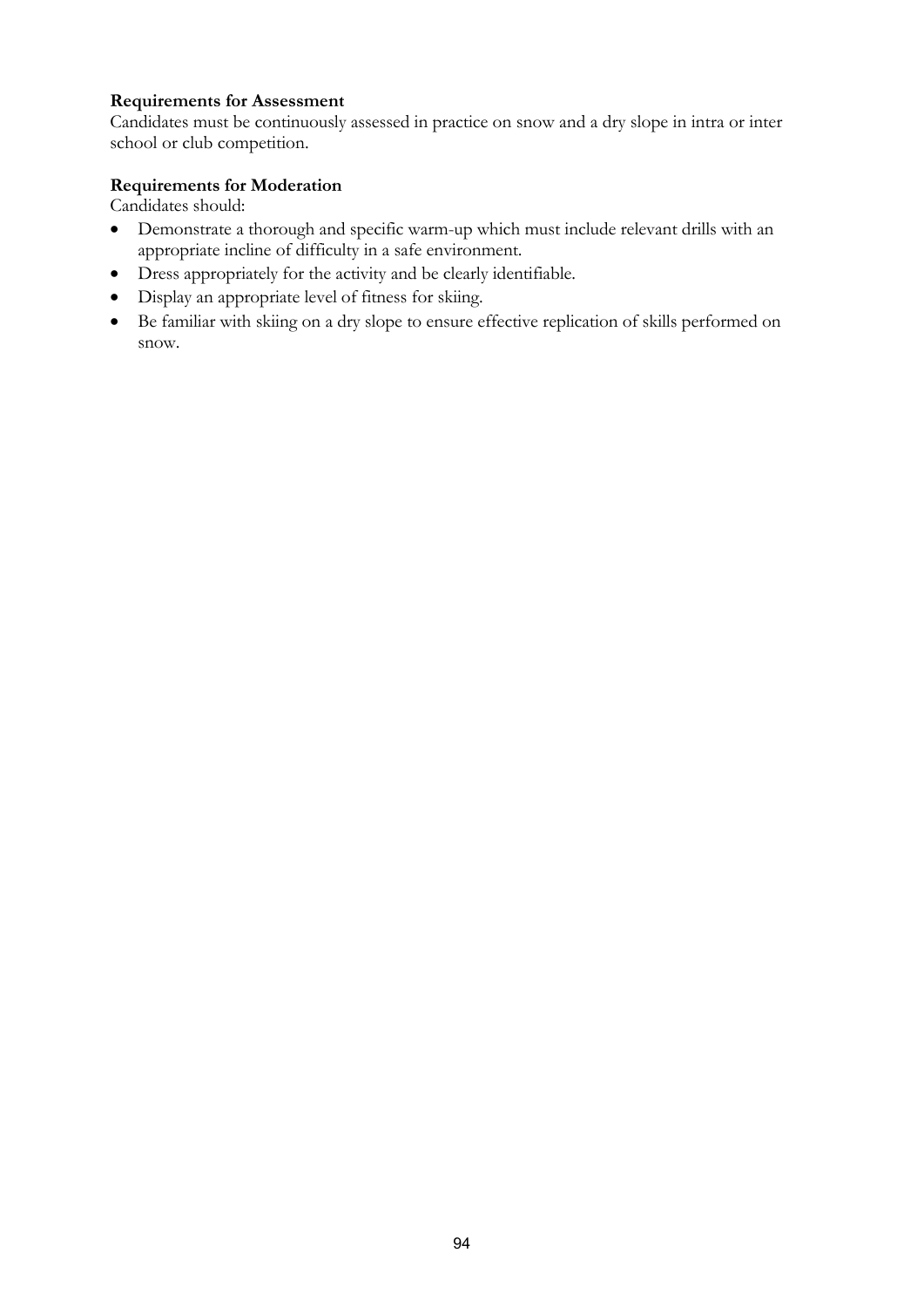**Requirements for Assessment**

Candidates must be continuously assessed in practice on snow and a dry slope in intra or inter school or club competition.

**Requirements for Moderation**

Candidates should:

- Demonstrate a thorough and specific warm-up which must include relevant drills with an appropriate incline of difficulty in a safe environment.
- Dress appropriately for the activity and be clearly identifiable.
- Display an appropriate level of fitness for skiing.
- Be familiar with skiing on a dry slope to ensure effective replication of skills performed on snow.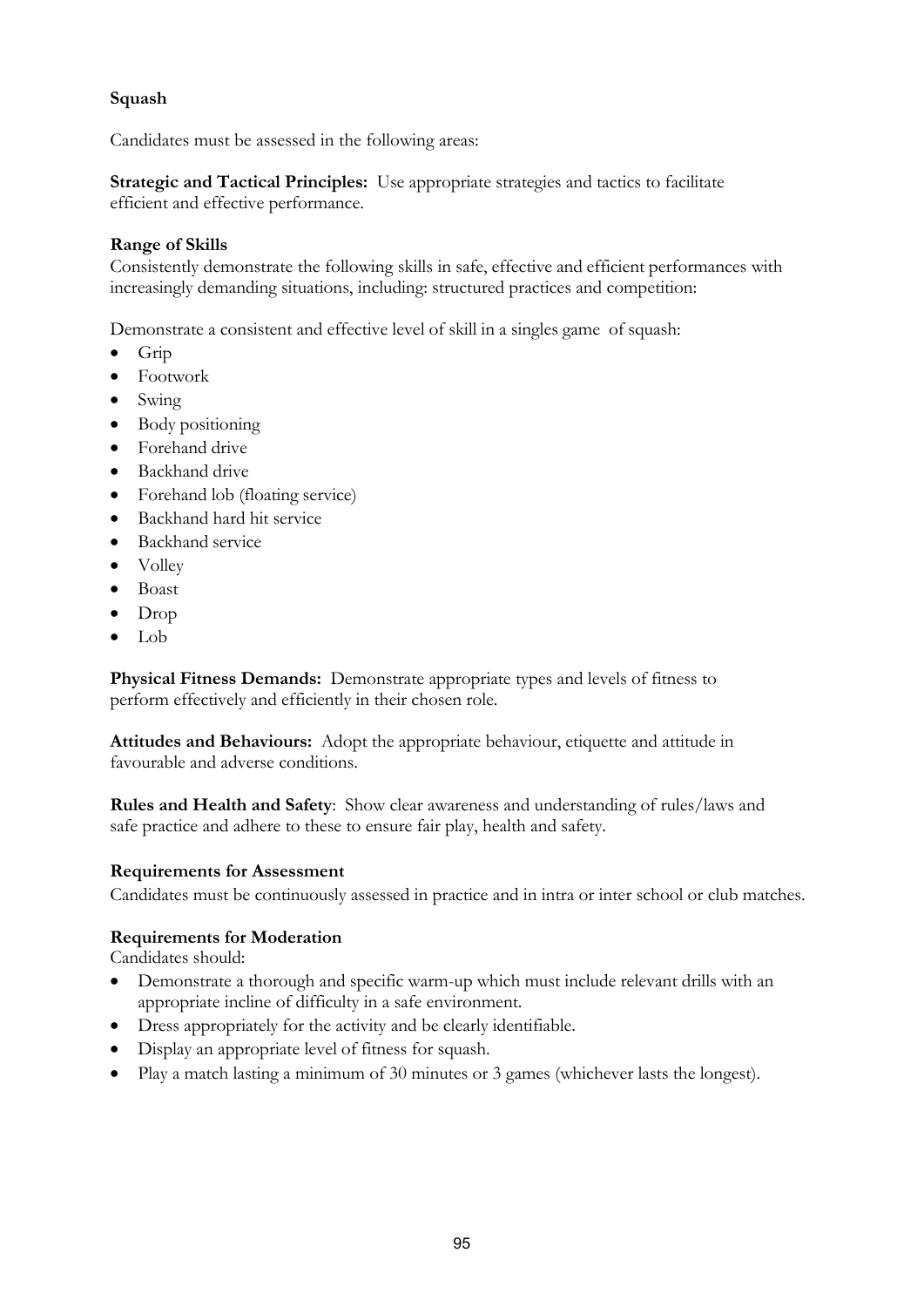**Squash**

Candidates must be assessed in the following areas:

**Strategic and Tactical Principles:** Use appropriate strategies and tactics to facilitate efficient and effective performance.

**Range of Skills**

Consistently demonstrate the following skills in safe, effective and efficient performances with increasingly demanding situations, including: structured practices and competition:

Demonstrate a consistent and effective level of skill in a singles game of squash:

- Grip
- Footwork
- Swing
- Body positioning
- Forehand drive
- Backhand drive
- Forehand lob (floating service)
- Backhand hard hit service
- Backhand service
- Volley
- Boast
- Drop
- Lob

**Physical Fitness Demands:** Demonstrate appropriate types and levels of fitness to perform effectively and efficiently in their chosen role.

**Attitudes and Behaviours:** Adopt the appropriate behaviour, etiquette and attitude in favourable and adverse conditions.

**Rules and Health and Safety**: Show clear awareness and understanding of rules/laws and safe practice and adhere to these to ensure fair play, health and safety.

**Requirements for Assessment**

Candidates must be continuously assessed in practice and in intra or inter school or club matches.

**Requirements for Moderation**

Candidates should:

- Demonstrate a thorough and specific warm-up which must include relevant drills with an appropriate incline of difficulty in a safe environment.
- Dress appropriately for the activity and be clearly identifiable.
- Display an appropriate level of fitness for squash.
- Play a match lasting a minimum of 30 minutes or 3 games (whichever lasts the longest).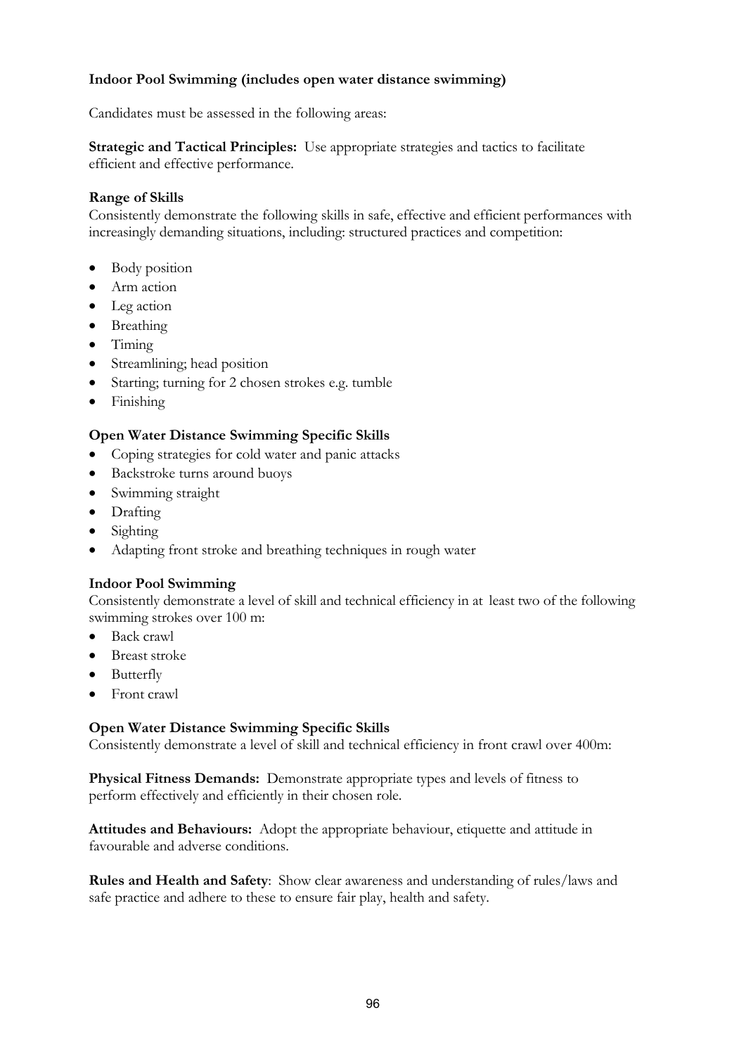**Indoor Pool Swimming (includes open water distance swimming)**

Candidates must be assessed in the following areas:

**Strategic and Tactical Principles:** Use appropriate strategies and tactics to facilitate efficient and effective performance.

**Range of Skills**

Consistently demonstrate the following skills in safe, effective and efficient performances with increasingly demanding situations, including: structured practices and competition:

- Body position
- Arm action
- Leg action
- Breathing
- Timing
- Streamlining; head position
- Starting; turning for 2 chosen strokes e.g. tumble
- Finishing

**Open Water Distance Swimming Specific Skills**

- Coping strategies for cold water and panic attacks
- Backstroke turns around buoys
- Swimming straight
- Drafting
- Sighting
- Adapting front stroke and breathing techniques in rough water

**Indoor Pool Swimming**

Consistently demonstrate a level of skill and technical efficiency in at least two of the following swimming strokes over 100 m:

- Back crawl
- Breast stroke
- Butterfly
- Front crawl

**Open Water Distance Swimming Specific Skills**

Consistently demonstrate a level of skill and technical efficiency in front crawl over 400m:

**Physical Fitness Demands:** Demonstrate appropriate types and levels of fitness to perform effectively and efficiently in their chosen role.

**Attitudes and Behaviours:** Adopt the appropriate behaviour, etiquette and attitude in favourable and adverse conditions.

**Rules and Health and Safety**: Show clear awareness and understanding of rules/laws and safe practice and adhere to these to ensure fair play, health and safety.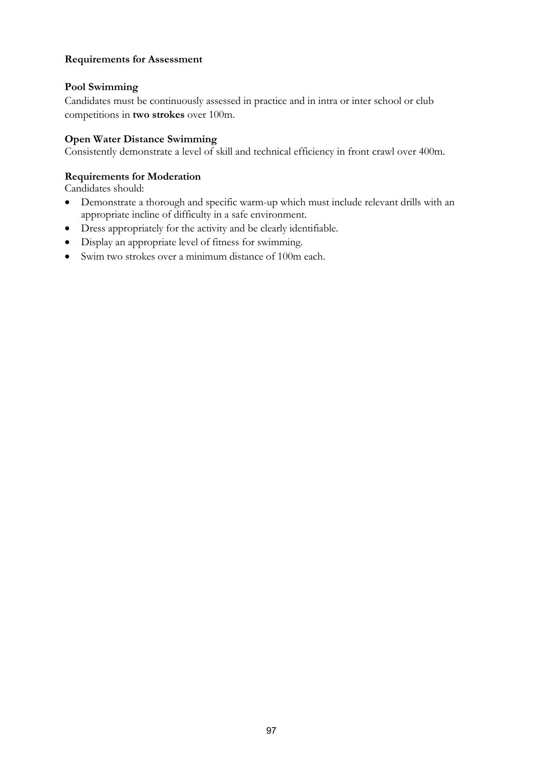**Requirements for Assessment**

**Pool Swimming**

Candidates must be continuously assessed in practice and in intra or inter school or club competitions in **two strokes** over 100m.

**Open Water Distance Swimming**

Consistently demonstrate a level of skill and technical efficiency in front crawl over 400m.

**Requirements for Moderation**

Candidates should:

- Demonstrate a thorough and specific warm-up which must include relevant drills with an appropriate incline of difficulty in a safe environment.
- Dress appropriately for the activity and be clearly identifiable.
- Display an appropriate level of fitness for swimming.
- Swim two strokes over a minimum distance of 100m each.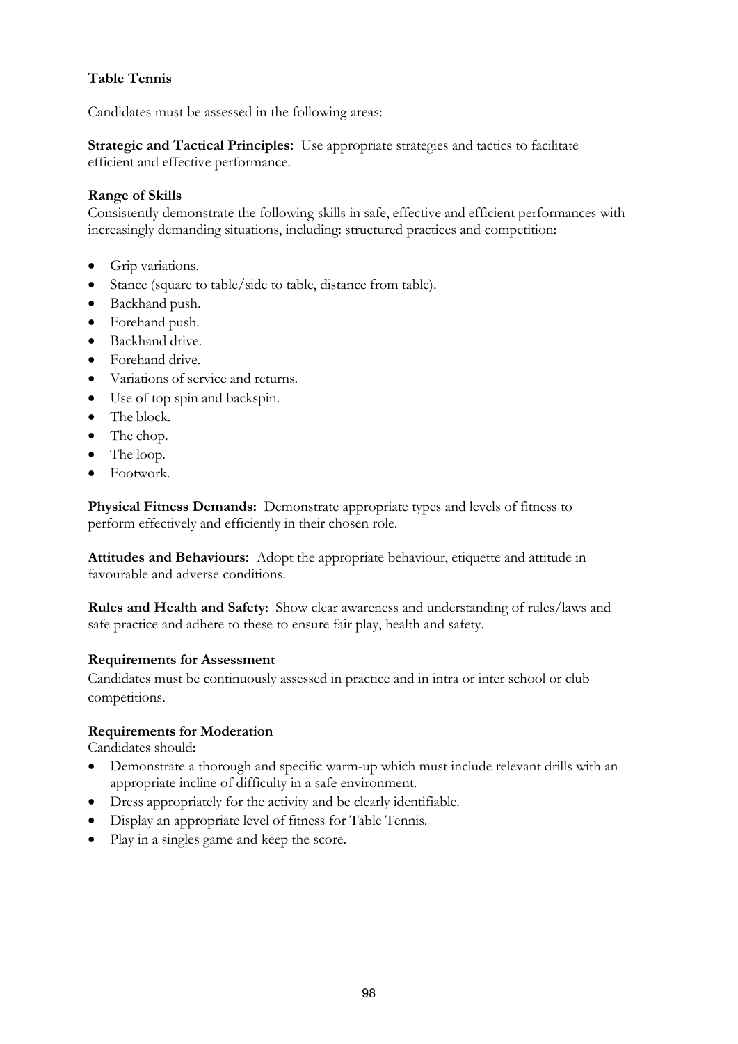**Table Tennis**

Candidates must be assessed in the following areas:

**Strategic and Tactical Principles:** Use appropriate strategies and tactics to facilitate efficient and effective performance.

**Range of Skills**

Consistently demonstrate the following skills in safe, effective and efficient performances with increasingly demanding situations, including: structured practices and competition:

- Grip variations.
- Stance (square to table/side to table, distance from table).
- Backhand push.
- Forehand push.
- Backhand drive.
- Forehand drive.
- Variations of service and returns.
- Use of top spin and backspin.
- The block.
- The chop.
- The loop.
- Footwork.

**Physical Fitness Demands:** Demonstrate appropriate types and levels of fitness to perform effectively and efficiently in their chosen role.

**Attitudes and Behaviours:** Adopt the appropriate behaviour, etiquette and attitude in favourable and adverse conditions.

**Rules and Health and Safety**: Show clear awareness and understanding of rules/laws and safe practice and adhere to these to ensure fair play, health and safety.

**Requirements for Assessment**

Candidates must be continuously assessed in practice and in intra or inter school or club competitions.

**Requirements for Moderation**

Candidates should:

- Demonstrate a thorough and specific warm-up which must include relevant drills with an appropriate incline of difficulty in a safe environment.
- Dress appropriately for the activity and be clearly identifiable.
- Display an appropriate level of fitness for Table Tennis.
- Play in a singles game and keep the score.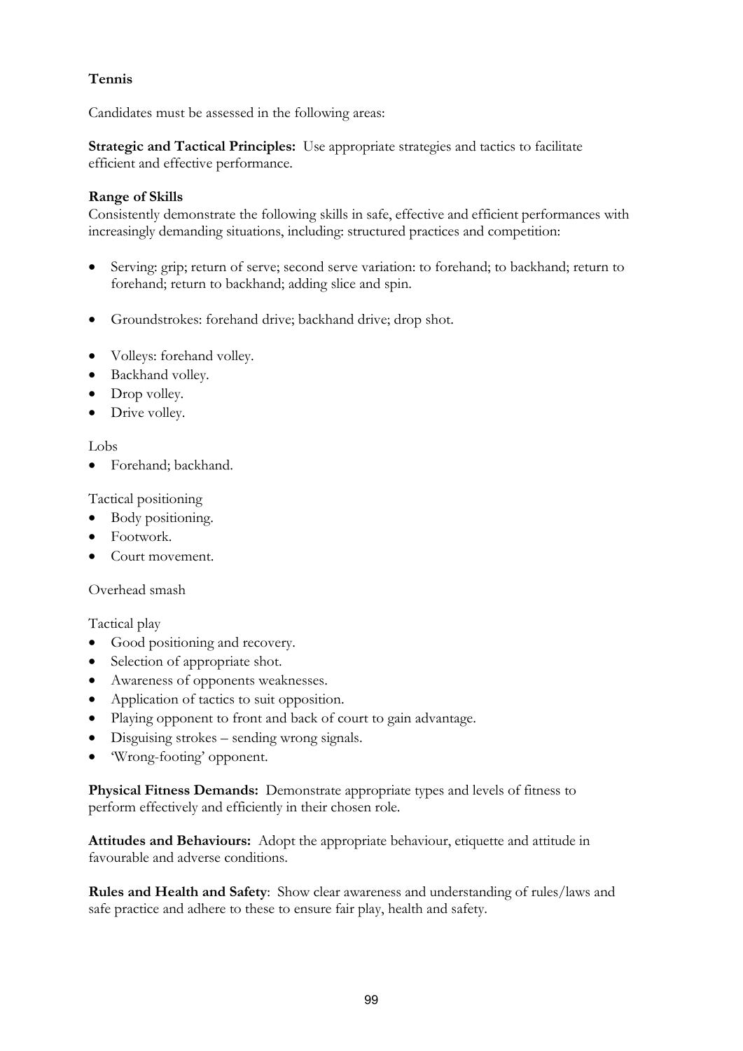**Tennis**

Candidates must be assessed in the following areas:

**Strategic and Tactical Principles:** Use appropriate strategies and tactics to facilitate efficient and effective performance.

**Range of Skills**
Consistently demonstrate the following skills in safe, effective and efficient performances with increasingly demanding situations, including: structured practices and competition:

- Serving: grip; return of serve; second serve variation: to forehand; to backhand; return to forehand; return to backhand; adding slice and spin.

- Groundstrokes: forehand drive; backhand drive; drop shot.

- Volleys: forehand volley.
- Backhand volley.
- Drop volley.
- Drive volley.

Lobs

- Forehand; backhand.

Tactical positioning

- Body positioning.
- Footwork.
- Court movement.

Overhead smash

Tactical play

- Good positioning and recovery.
- Selection of appropriate shot.
- Awareness of opponents weaknesses.
- Application of tactics to suit opposition.
- Playing opponent to front and back of court to gain advantage.
- Disguising strokes – sending wrong signals.
- 'Wrong-footing' opponent.

**Physical Fitness Demands:** Demonstrate appropriate types and levels of fitness to perform effectively and efficiently in their chosen role.

**Attitudes and Behaviours:** Adopt the appropriate behaviour, etiquette and attitude in favourable and adverse conditions.

**Rules and Health and Safety**: Show clear awareness and understanding of rules/laws and safe practice and adhere to these to ensure fair play, health and safety.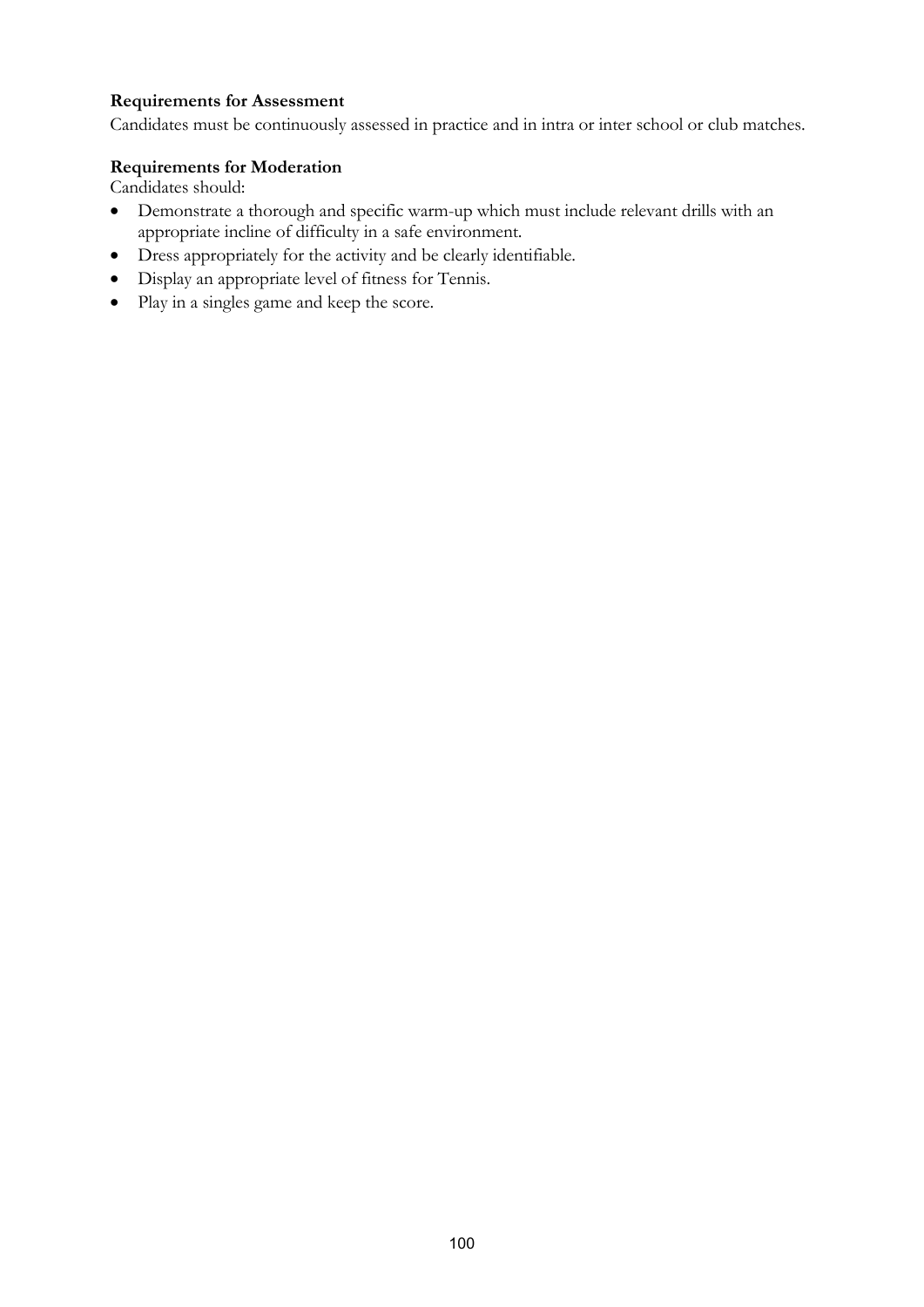**Requirements for Assessment**
Candidates must be continuously assessed in practice and in intra or inter school or club matches.

**Requirements for Moderation**
Candidates should:

- Demonstrate a thorough and specific warm-up which must include relevant drills with an appropriate incline of difficulty in a safe environment.
- Dress appropriately for the activity and be clearly identifiable.
- Display an appropriate level of fitness for Tennis.
- Play in a singles game and keep the score.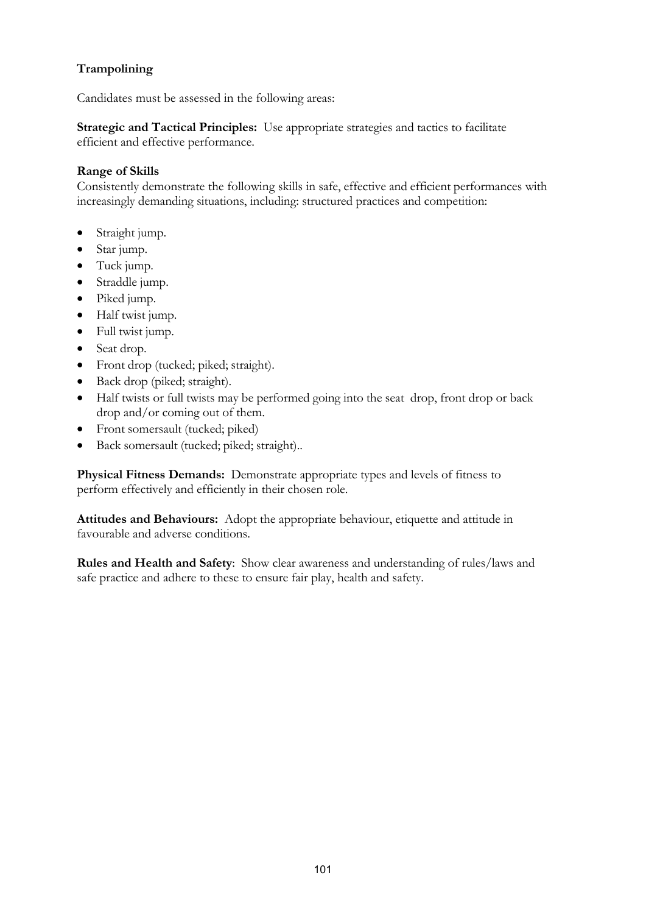**Trampolining**

Candidates must be assessed in the following areas:

**Strategic and Tactical Principles:** Use appropriate strategies and tactics to facilitate efficient and effective performance.

**Range of Skills**
Consistently demonstrate the following skills in safe, effective and efficient performances with increasingly demanding situations, including: structured practices and competition:

- Straight jump.
- Star jump.
- Tuck jump.
- Straddle jump.
- Piked jump.
- Half twist jump.
- Full twist jump.
- Seat drop.
- Front drop (tucked; piked; straight).
- Back drop (piked; straight).
- Half twists or full twists may be performed going into the seat drop, front drop or back drop and/or coming out of them.
- Front somersault (tucked; piked)
- Back somersault (tucked; piked; straight)..

**Physical Fitness Demands:** Demonstrate appropriate types and levels of fitness to perform effectively and efficiently in their chosen role.

**Attitudes and Behaviours:** Adopt the appropriate behaviour, etiquette and attitude in favourable and adverse conditions.

**Rules and Health and Safety**: Show clear awareness and understanding of rules/laws and safe practice and adhere to these to ensure fair play, health and safety.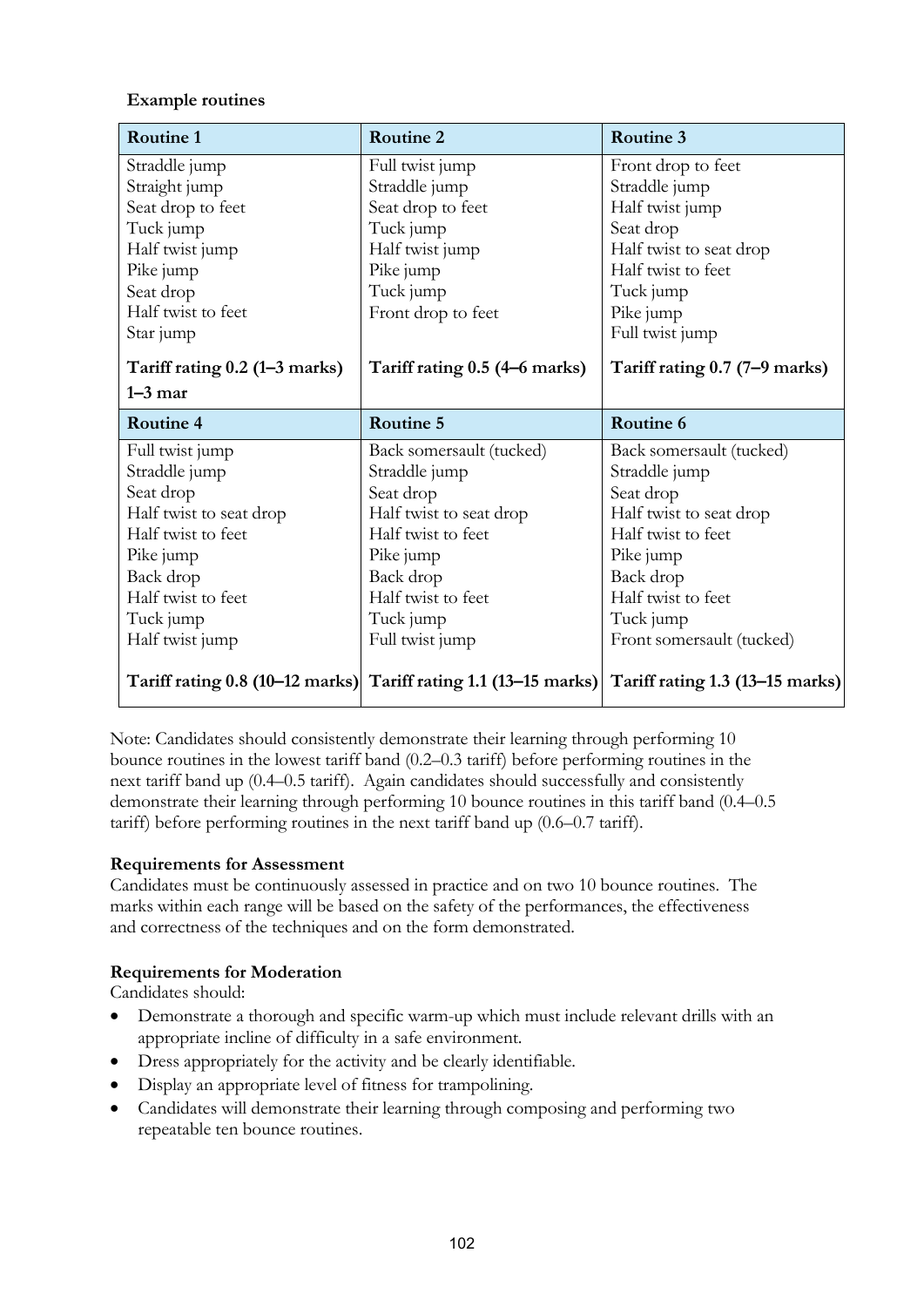**Example routines**

| Routine 1 | Routine 2 | Routine 3 |
|---|---|---|
| Straddle jump<br>Straight jump<br>Seat drop to feet<br>Tuck jump<br>Half twist jump<br>Pike jump<br>Seat drop<br>Half twist to feet<br>Star jump | Full twist jump<br>Straddle jump<br>Seat drop to feet<br>Tuck jump<br>Half twist jump<br>Pike jump<br>Tuck jump<br>Front drop to feet | Front drop to feet<br>Straddle jump<br>Half twist jump<br>Seat drop<br>Half twist to seat drop<br>Half twist to feet<br>Tuck jump<br>Pike jump<br>Full twist jump |
| **Tariff rating 0.2 (1–3 marks) 1–3 mar** | **Tariff rating 0.5 (4–6 marks)** | **Tariff rating 0.7 (7–9 marks)** |
| **Routine 4** | **Routine 5** | **Routine 6** |
| Full twist jump<br>Straddle jump<br>Seat drop<br>Half twist to seat drop<br>Half twist to feet<br>Pike jump<br>Back drop<br>Half twist to feet<br>Tuck jump<br>Half twist jump | Back somersault (tucked)<br>Straddle jump<br>Seat drop<br>Half twist to seat drop<br>Half twist to feet<br>Pike jump<br>Back drop<br>Half twist to feet<br>Tuck jump<br>Full twist jump | Back somersault (tucked)<br>Straddle jump<br>Seat drop<br>Half twist to seat drop<br>Half twist to feet<br>Pike jump<br>Back drop<br>Half twist to feet<br>Tuck jump<br>Front somersault (tucked) |
| **Tariff rating 0.8 (10–12 marks)** | **Tariff rating 1.1 (13–15 marks)** | **Tariff rating 1.3 (13–15 marks)** |

Note: Candidates should consistently demonstrate their learning through performing 10 bounce routines in the lowest tariff band (0.2–0.3 tariff) before performing routines in the next tariff band up (0.4–0.5 tariff). Again candidates should successfully and consistently demonstrate their learning through performing 10 bounce routines in this tariff band (0.4–0.5 tariff) before performing routines in the next tariff band up (0.6–0.7 tariff).

**Requirements for Assessment**

Candidates must be continuously assessed in practice and on two 10 bounce routines. The marks within each range will be based on the safety of the performances, the effectiveness and correctness of the techniques and on the form demonstrated.

**Requirements for Moderation**

Candidates should:

- Demonstrate a thorough and specific warm-up which must include relevant drills with an appropriate incline of difficulty in a safe environment.
- Dress appropriately for the activity and be clearly identifiable.
- Display an appropriate level of fitness for trampolining.
- Candidates will demonstrate their learning through composing and performing two repeatable ten bounce routines.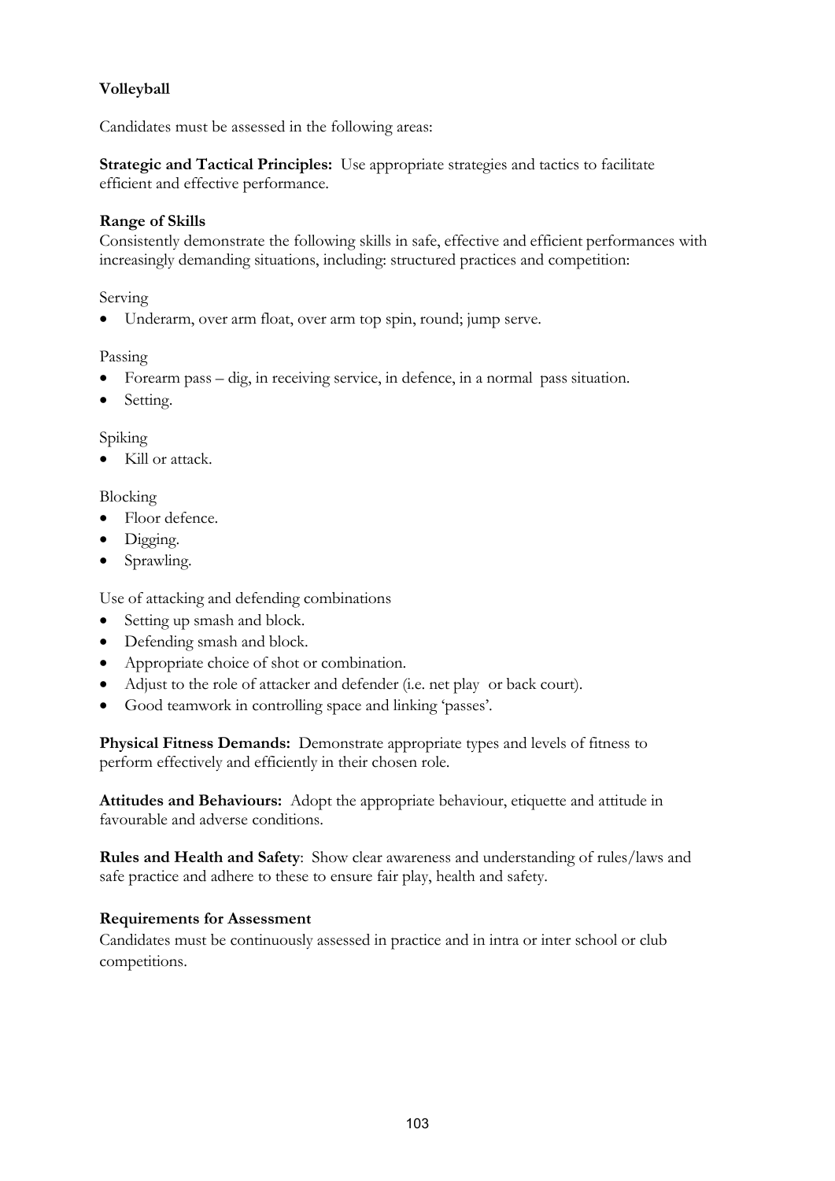**Volleyball**

Candidates must be assessed in the following areas:

**Strategic and Tactical Principles:** Use appropriate strategies and tactics to facilitate efficient and effective performance.

**Range of Skills**

Consistently demonstrate the following skills in safe, effective and efficient performances with increasingly demanding situations, including: structured practices and competition:

Serving

- Underarm, over arm float, over arm top spin, round; jump serve.

Passing

- Forearm pass – dig, in receiving service, in defence, in a normal pass situation.
- Setting.

Spiking

- Kill or attack.

Blocking

- Floor defence.
- Digging.
- Sprawling.

Use of attacking and defending combinations

- Setting up smash and block.
- Defending smash and block.
- Appropriate choice of shot or combination.
- Adjust to the role of attacker and defender (i.e. net play or back court).
- Good teamwork in controlling space and linking 'passes'.

**Physical Fitness Demands:** Demonstrate appropriate types and levels of fitness to perform effectively and efficiently in their chosen role.

**Attitudes and Behaviours:** Adopt the appropriate behaviour, etiquette and attitude in favourable and adverse conditions.

**Rules and Health and Safety**: Show clear awareness and understanding of rules/laws and safe practice and adhere to these to ensure fair play, health and safety.

**Requirements for Assessment**

Candidates must be continuously assessed in practice and in intra or inter school or club competitions.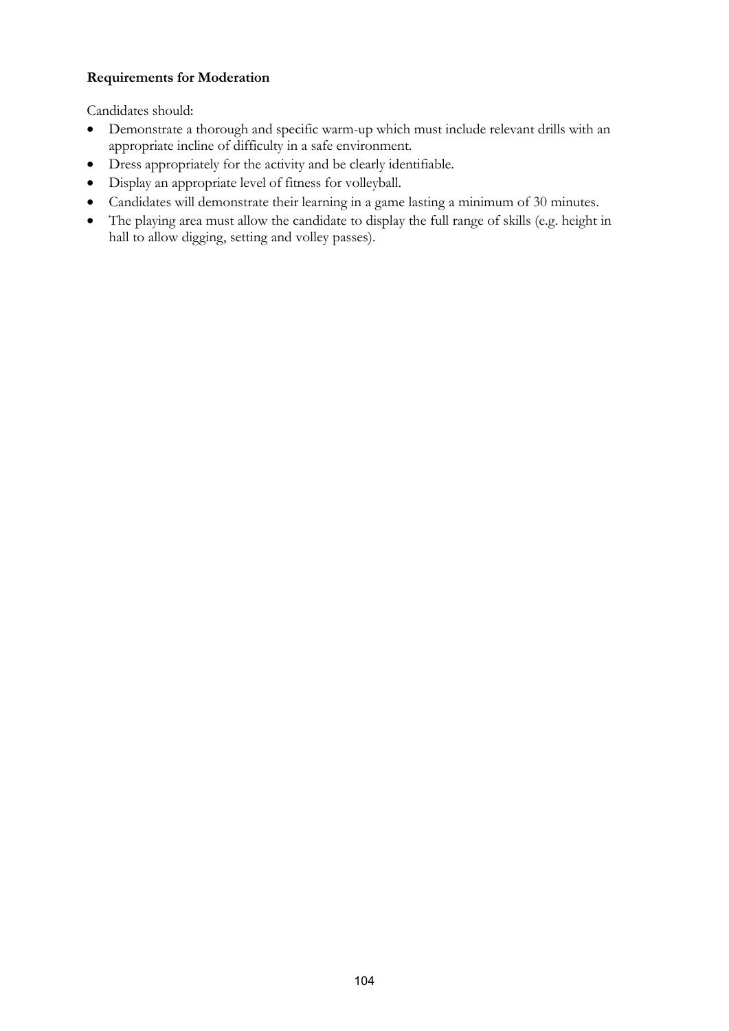**Requirements for Moderation**

Candidates should:

- Demonstrate a thorough and specific warm-up which must include relevant drills with an appropriate incline of difficulty in a safe environment.
- Dress appropriately for the activity and be clearly identifiable.
- Display an appropriate level of fitness for volleyball.
- Candidates will demonstrate their learning in a game lasting a minimum of 30 minutes.
- The playing area must allow the candidate to display the full range of skills (e.g. height in hall to allow digging, setting and volley passes).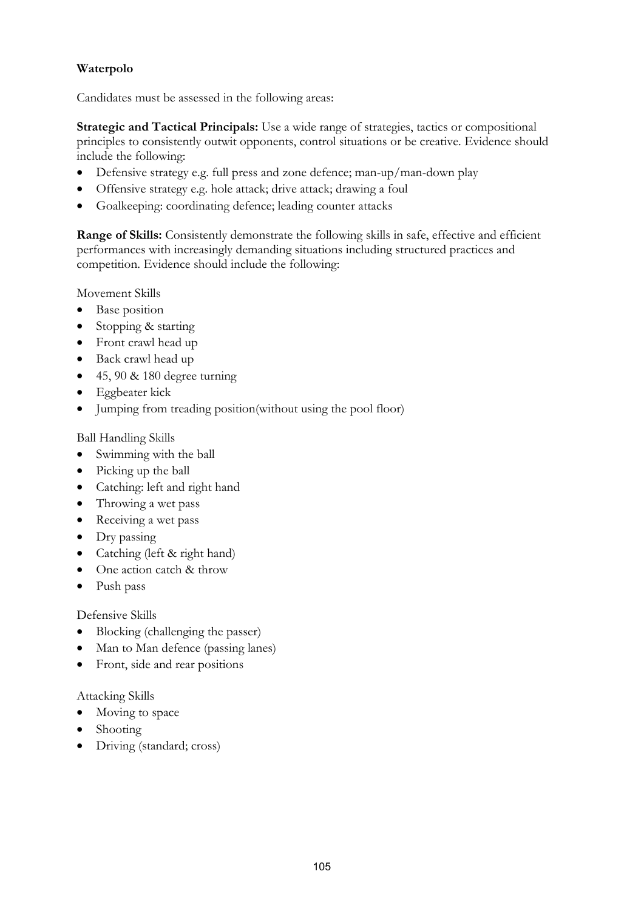**Waterpolo**

Candidates must be assessed in the following areas:

**Strategic and Tactical Principals:** Use a wide range of strategies, tactics or compositional principles to consistently outwit opponents, control situations or be creative. Evidence should include the following:

- Defensive strategy e.g. full press and zone defence; man-up/man-down play
- Offensive strategy e.g. hole attack; drive attack; drawing a foul
- Goalkeeping: coordinating defence; leading counter attacks

**Range of Skills:** Consistently demonstrate the following skills in safe, effective and efficient performances with increasingly demanding situations including structured practices and competition. Evidence should include the following:

Movement Skills

- Base position
- Stopping & starting
- Front crawl head up
- Back crawl head up
- 45, 90 & 180 degree turning
- Eggbeater kick
- Jumping from treading position(without using the pool floor)

Ball Handling Skills

- Swimming with the ball
- Picking up the ball
- Catching: left and right hand
- Throwing a wet pass
- Receiving a wet pass
- Dry passing
- Catching (left & right hand)
- One action catch & throw
- Push pass

Defensive Skills

- Blocking (challenging the passer)
- Man to Man defence (passing lanes)
- Front, side and rear positions

Attacking Skills

- Moving to space
- Shooting
- Driving (standard; cross)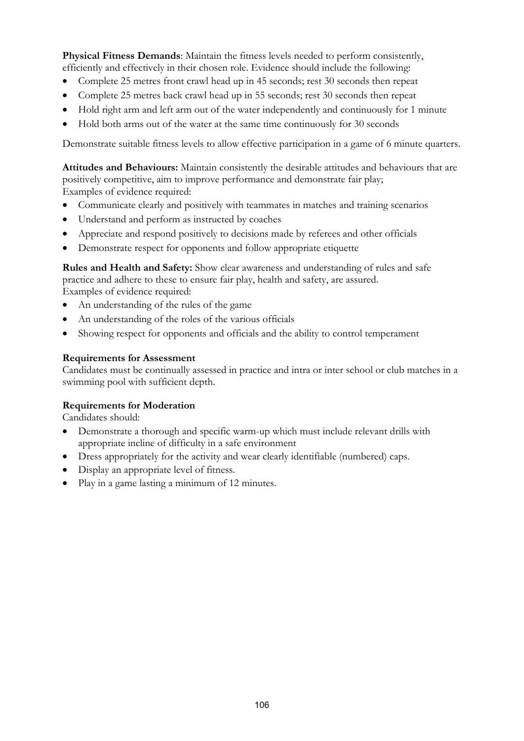**Physical Fitness Demands**: Maintain the fitness levels needed to perform consistently, efficiently and effectively in their chosen role. Evidence should include the following:

- Complete 25 metres front crawl head up in 45 seconds; rest 30 seconds then repeat
- Complete 25 metres back crawl head up in 55 seconds; rest 30 seconds then repeat
- Hold right arm and left arm out of the water independently and continuously for 1 minute
- Hold both arms out of the water at the same time continuously for 30 seconds

Demonstrate suitable fitness levels to allow effective participation in a game of 6 minute quarters.

**Attitudes and Behaviours:** Maintain consistently the desirable attitudes and behaviours that are positively competitive, aim to improve performance and demonstrate fair play;
Examples of evidence required:

- Communicate clearly and positively with teammates in matches and training scenarios
- Understand and perform as instructed by coaches
- Appreciate and respond positively to decisions made by referees and other officials
- Demonstrate respect for opponents and follow appropriate etiquette

**Rules and Health and Safety:** Show clear awareness and understanding of rules and safe practice and adhere to these to ensure fair play, health and safety, are assured.
Examples of evidence required:

- An understanding of the rules of the game
- An understanding of the roles of the various officials
- Showing respect for opponents and officials and the ability to control temperament

**Requirements for Assessment**
Candidates must be continually assessed in practice and intra or inter school or club matches in a swimming pool with sufficient depth.

**Requirements for Moderation**
Candidates should:

- Demonstrate a thorough and specific warm-up which must include relevant drills with appropriate incline of difficulty in a safe environment
- Dress appropriately for the activity and wear clearly identifiable (numbered) caps.
- Display an appropriate level of fitness.
- Play in a game lasting a minimum of 12 minutes.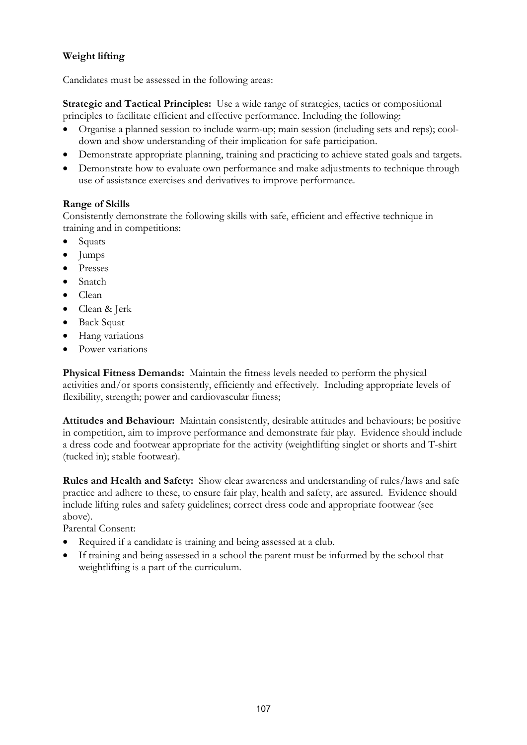**Weight lifting**

Candidates must be assessed in the following areas:

**Strategic and Tactical Principles:** Use a wide range of strategies, tactics or compositional principles to facilitate efficient and effective performance. Including the following:

- Organise a planned session to include warm-up; main session (including sets and reps); cool-down and show understanding of their implication for safe participation.
- Demonstrate appropriate planning, training and practicing to achieve stated goals and targets.
- Demonstrate how to evaluate own performance and make adjustments to technique through use of assistance exercises and derivatives to improve performance.

**Range of Skills**

Consistently demonstrate the following skills with safe, efficient and effective technique in training and in competitions:

- Squats
- Jumps
- Presses
- Snatch
- Clean
- Clean & Jerk
- Back Squat
- Hang variations
- Power variations

**Physical Fitness Demands:** Maintain the fitness levels needed to perform the physical activities and/or sports consistently, efficiently and effectively. Including appropriate levels of flexibility, strength; power and cardiovascular fitness;

**Attitudes and Behaviour:** Maintain consistently, desirable attitudes and behaviours; be positive in competition, aim to improve performance and demonstrate fair play. Evidence should include a dress code and footwear appropriate for the activity (weightlifting singlet or shorts and T-shirt (tucked in); stable footwear).

**Rules and Health and Safety:** Show clear awareness and understanding of rules/laws and safe practice and adhere to these, to ensure fair play, health and safety, are assured. Evidence should include lifting rules and safety guidelines; correct dress code and appropriate footwear (see above).

Parental Consent:

- Required if a candidate is training and being assessed at a club.
- If training and being assessed in a school the parent must be informed by the school that weightlifting is a part of the curriculum.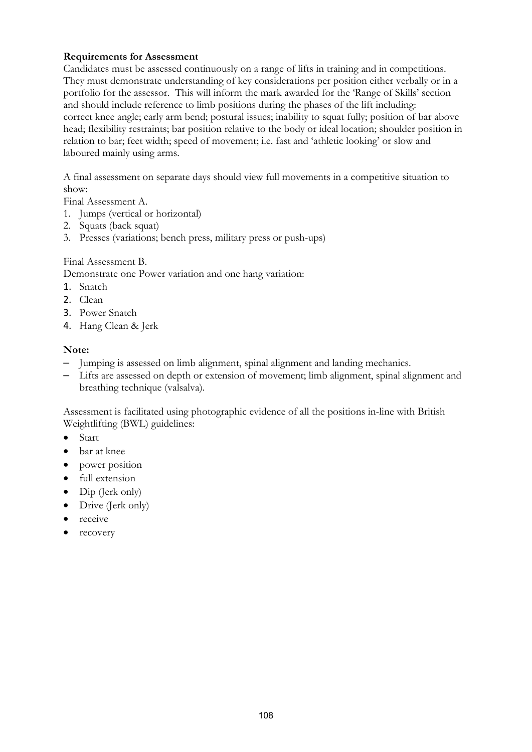**Requirements for Assessment**

Candidates must be assessed continuously on a range of lifts in training and in competitions. They must demonstrate understanding of key considerations per position either verbally or in a portfolio for the assessor. This will inform the mark awarded for the 'Range of Skills' section and should include reference to limb positions during the phases of the lift including: correct knee angle; early arm bend; postural issues; inability to squat fully; position of bar above head; flexibility restraints; bar position relative to the body or ideal location; shoulder position in relation to bar; feet width; speed of movement; i.e. fast and 'athletic looking' or slow and laboured mainly using arms.

A final assessment on separate days should view full movements in a competitive situation to show:

Final Assessment A.

1. Jumps (vertical or horizontal)
2. Squats (back squat)
3. Presses (variations; bench press, military press or push-ups)

Final Assessment B.

Demonstrate one Power variation and one hang variation:

1. Snatch
2. Clean
3. Power Snatch
4. Hang Clean & Jerk

**Note:**

- Jumping is assessed on limb alignment, spinal alignment and landing mechanics.
- Lifts are assessed on depth or extension of movement; limb alignment, spinal alignment and breathing technique (valsalva).

Assessment is facilitated using photographic evidence of all the positions in-line with British Weightlifting (BWL) guidelines:

- Start
- bar at knee
- power position
- full extension
- Dip (Jerk only)
- Drive (Jerk only)
- receive
- recovery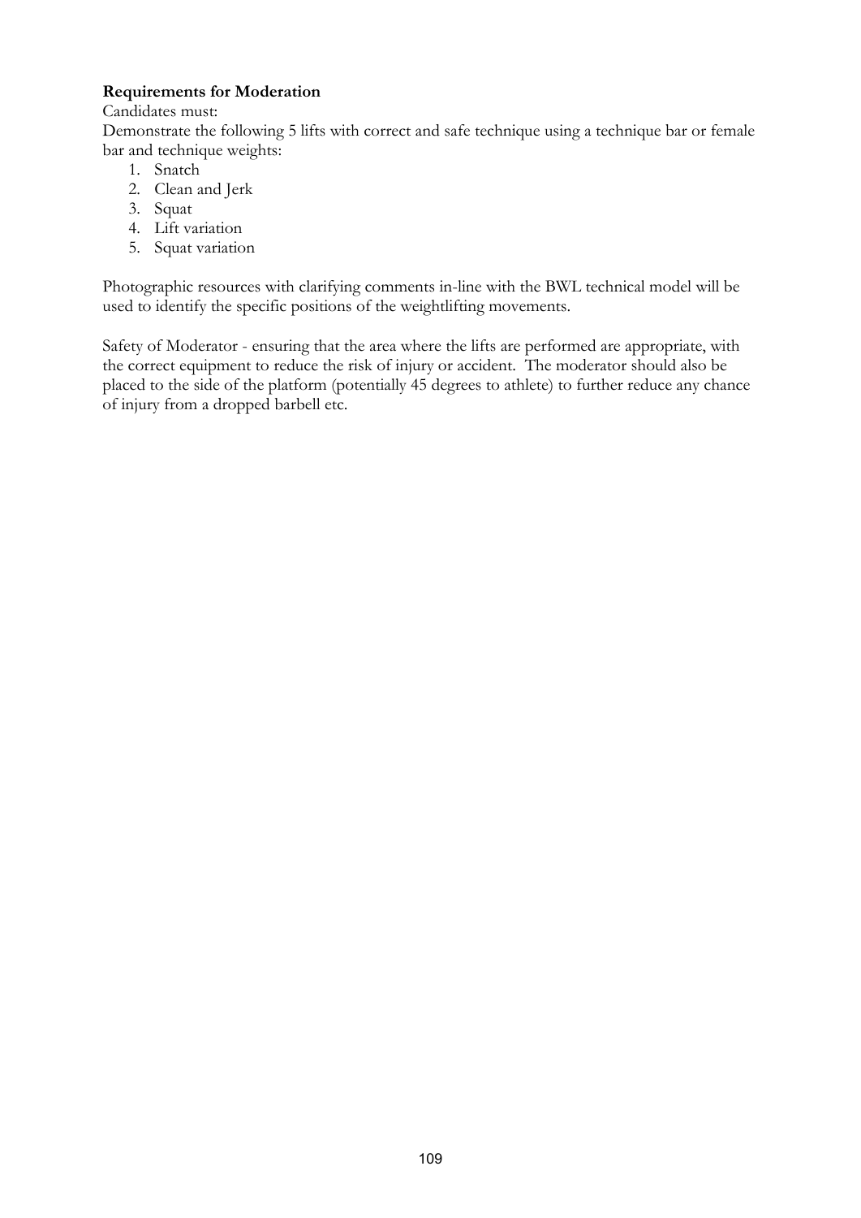**Requirements for Moderation**

Candidates must:

Demonstrate the following 5 lifts with correct and safe technique using a technique bar or female bar and technique weights:

1. Snatch
2. Clean and Jerk
3. Squat
4. Lift variation
5. Squat variation

Photographic resources with clarifying comments in-line with the BWL technical model will be used to identify the specific positions of the weightlifting movements.

Safety of Moderator - ensuring that the area where the lifts are performed are appropriate, with the correct equipment to reduce the risk of injury or accident. The moderator should also be placed to the side of the platform (potentially 45 degrees to athlete) to further reduce any chance of injury from a dropped barbell etc.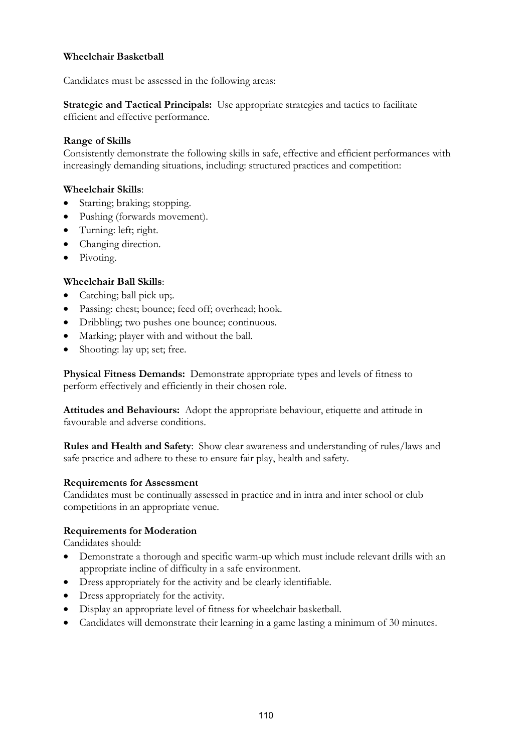**Wheelchair Basketball**

Candidates must be assessed in the following areas:

**Strategic and Tactical Principals:** Use appropriate strategies and tactics to facilitate efficient and effective performance.

**Range of Skills**
Consistently demonstrate the following skills in safe, effective and efficient performances with increasingly demanding situations, including: structured practices and competition:

**Wheelchair Skills**:

- Starting; braking; stopping.
- Pushing (forwards movement).
- Turning: left; right.
- Changing direction.
- Pivoting.

**Wheelchair Ball Skills**:

- Catching; ball pick up;.
- Passing: chest; bounce; feed off; overhead; hook.
- Dribbling; two pushes one bounce; continuous.
- Marking; player with and without the ball.
- Shooting: lay up; set; free.

**Physical Fitness Demands:** Demonstrate appropriate types and levels of fitness to perform effectively and efficiently in their chosen role.

**Attitudes and Behaviours:** Adopt the appropriate behaviour, etiquette and attitude in favourable and adverse conditions.

**Rules and Health and Safety**: Show clear awareness and understanding of rules/laws and safe practice and adhere to these to ensure fair play, health and safety.

**Requirements for Assessment**
Candidates must be continually assessed in practice and in intra and inter school or club competitions in an appropriate venue.

**Requirements for Moderation**
Candidates should:

- Demonstrate a thorough and specific warm-up which must include relevant drills with an appropriate incline of difficulty in a safe environment.
- Dress appropriately for the activity and be clearly identifiable.
- Dress appropriately for the activity.
- Display an appropriate level of fitness for wheelchair basketball.
- Candidates will demonstrate their learning in a game lasting a minimum of 30 minutes.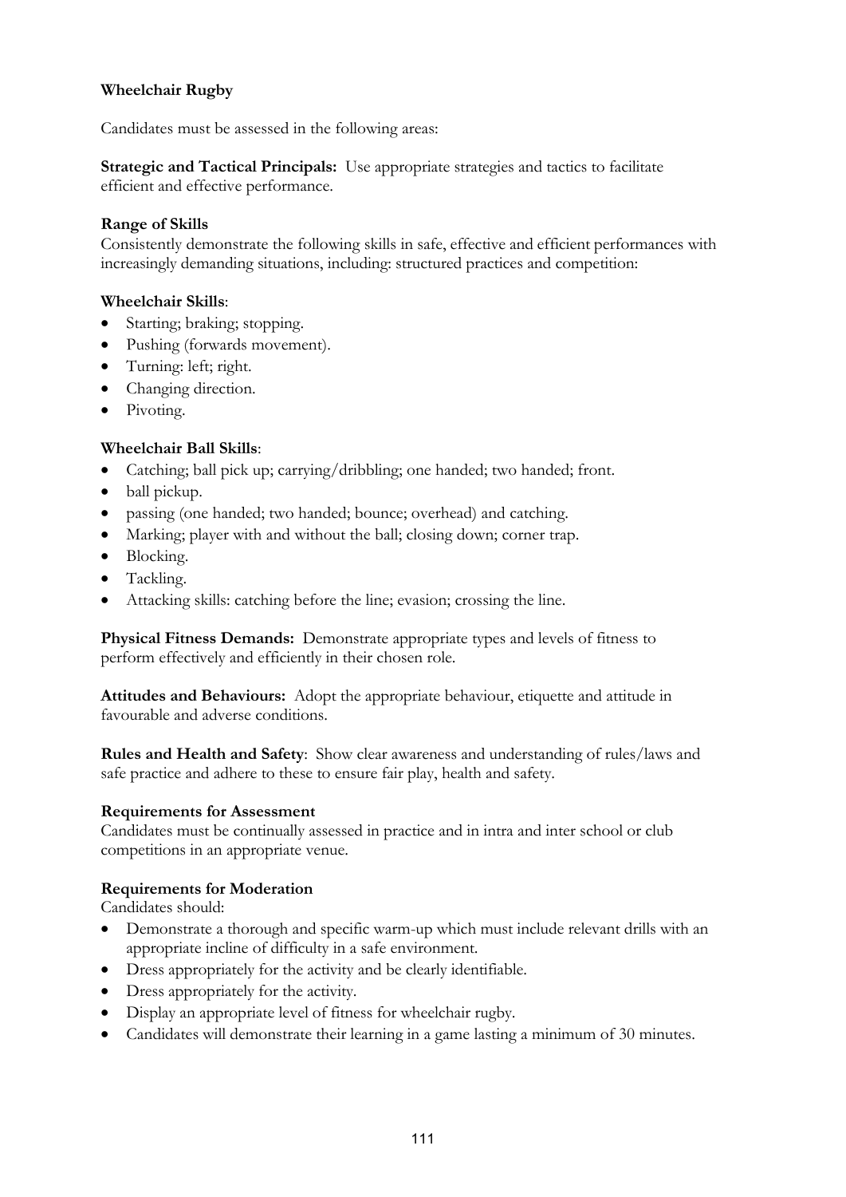**Wheelchair Rugby**

Candidates must be assessed in the following areas:

**Strategic and Tactical Principals:** Use appropriate strategies and tactics to facilitate efficient and effective performance.

**Range of Skills**
Consistently demonstrate the following skills in safe, effective and efficient performances with increasingly demanding situations, including: structured practices and competition:

**Wheelchair Skills**:

- Starting; braking; stopping.
- Pushing (forwards movement).
- Turning: left; right.
- Changing direction.
- Pivoting.

**Wheelchair Ball Skills**:

- Catching; ball pick up; carrying/dribbling; one handed; two handed; front.
- ball pickup.
- passing (one handed; two handed; bounce; overhead) and catching.
- Marking; player with and without the ball; closing down; corner trap.
- Blocking.
- Tackling.
- Attacking skills: catching before the line; evasion; crossing the line.

**Physical Fitness Demands:** Demonstrate appropriate types and levels of fitness to perform effectively and efficiently in their chosen role.

**Attitudes and Behaviours:** Adopt the appropriate behaviour, etiquette and attitude in favourable and adverse conditions.

**Rules and Health and Safety**: Show clear awareness and understanding of rules/laws and safe practice and adhere to these to ensure fair play, health and safety.

**Requirements for Assessment**
Candidates must be continually assessed in practice and in intra and inter school or club competitions in an appropriate venue.

**Requirements for Moderation**
Candidates should:

- Demonstrate a thorough and specific warm-up which must include relevant drills with an appropriate incline of difficulty in a safe environment.
- Dress appropriately for the activity and be clearly identifiable.
- Dress appropriately for the activity.
- Display an appropriate level of fitness for wheelchair rugby.
- Candidates will demonstrate their learning in a game lasting a minimum of 30 minutes.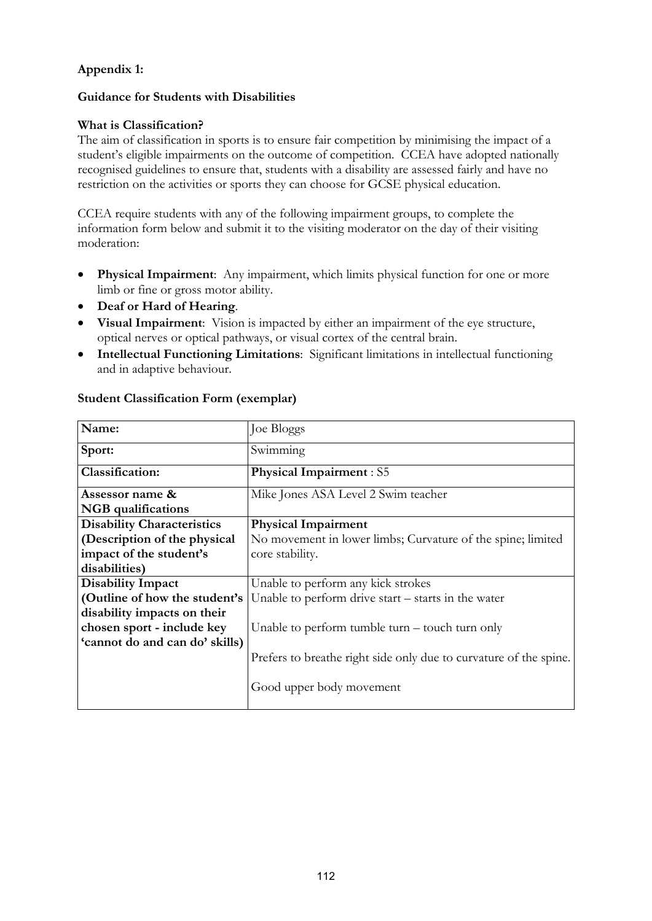**Appendix 1:**

**Guidance for Students with Disabilities**

**What is Classification?**

The aim of classification in sports is to ensure fair competition by minimising the impact of a student's eligible impairments on the outcome of competition. CCEA have adopted nationally recognised guidelines to ensure that, students with a disability are assessed fairly and have no restriction on the activities or sports they can choose for GCSE physical education.

CCEA require students with any of the following impairment groups, to complete the information form below and submit it to the visiting moderator on the day of their visiting moderation:

- **Physical Impairment**: Any impairment, which limits physical function for one or more limb or fine or gross motor ability.
- **Deaf or Hard of Hearing**.
- **Visual Impairment**: Vision is impacted by either an impairment of the eye structure, optical nerves or optical pathways, or visual cortex of the central brain.
- **Intellectual Functioning Limitations**: Significant limitations in intellectual functioning and in adaptive behaviour.

**Student Classification Form (exemplar)**

| | |
|---|---|
| **Name:** | Joe Bloggs |
| **Sport:** | Swimming |
| **Classification:** | **Physical Impairment** : S5 |
| **Assessor name & NGB qualifications** | Mike Jones ASA Level 2 Swim teacher |
| **Disability Characteristics (Description of the physical impact of the student's disabilities)** | **Physical Impairment**<br>No movement in lower limbs; Curvature of the spine; limited core stability. |
| **Disability Impact (Outline of how the student's disability impacts on their chosen sport - include key 'cannot do and can do' skills)** | Unable to perform any kick strokes<br>Unable to perform drive start – starts in the water<br><br>Unable to perform tumble turn – touch turn only<br><br>Prefers to breathe right side only due to curvature of the spine.<br><br>Good upper body movement |